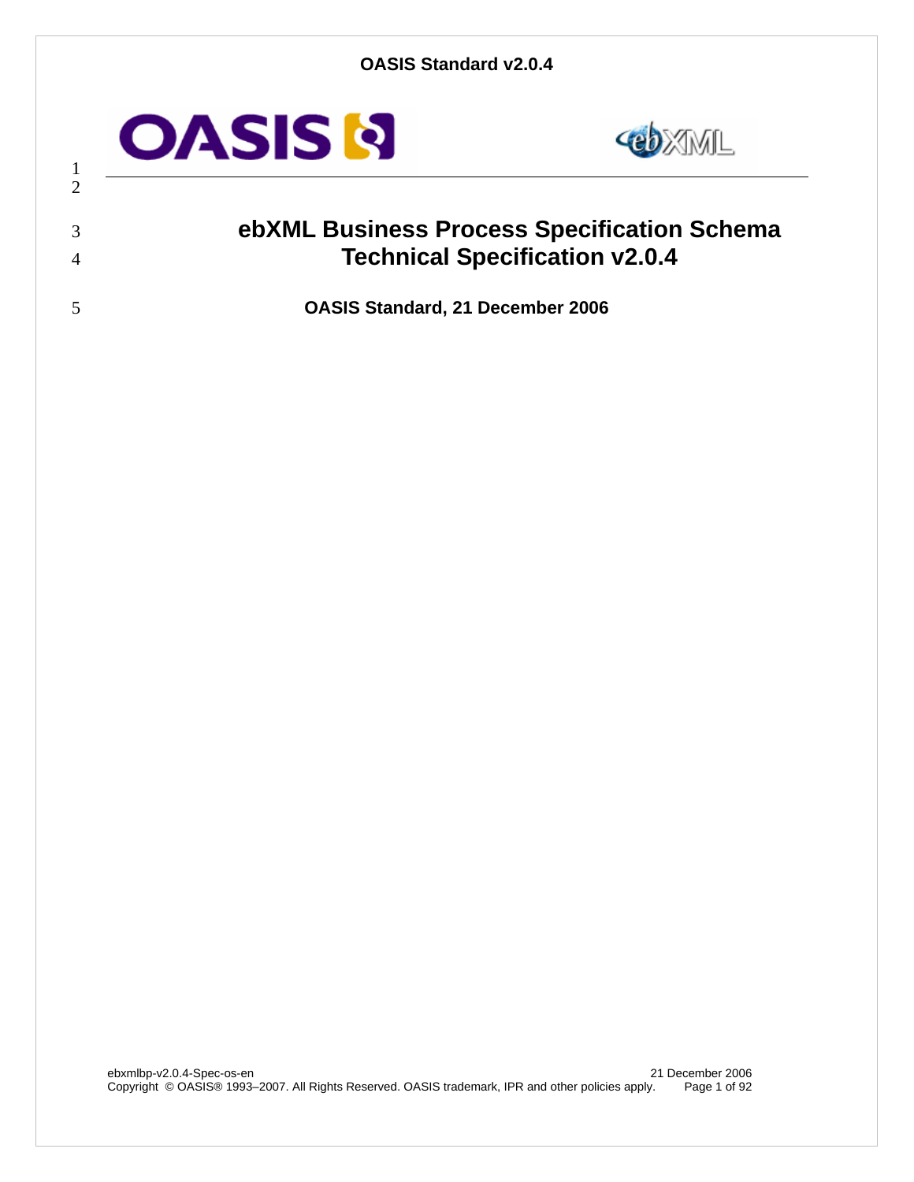# ebXML Business Process Specification Schema Technical Specification v2.0.4

**OASIS Standard, 21 December 2006**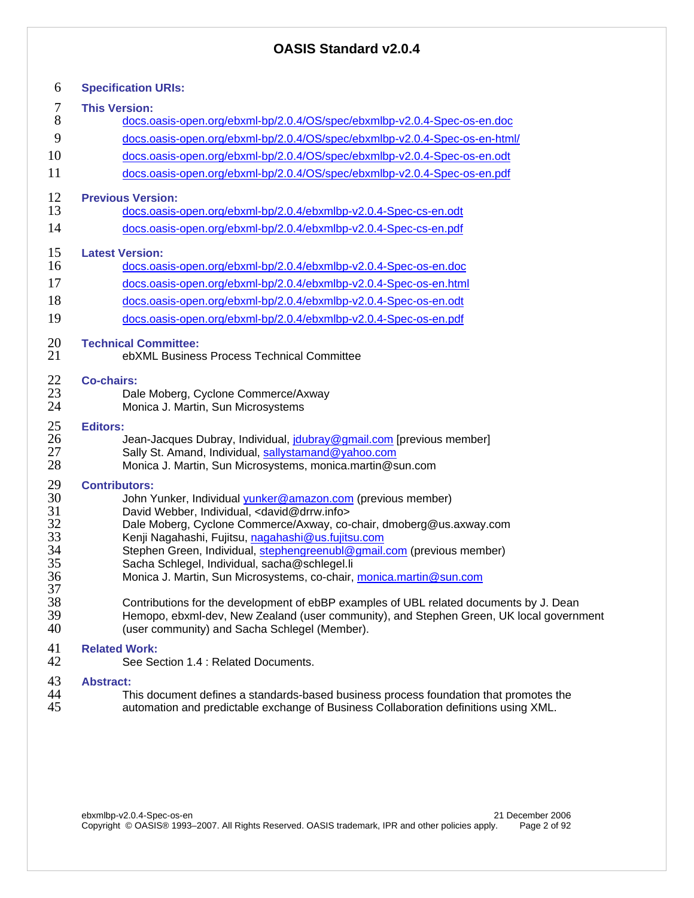# OASIS Standard v2.0.4

**Specification URIs:**

**This Version:**

docs.oasis-open.org/ebxml-bp/2.0.4/OS/spec/ebxmlbp-v2.0.4-Spec-os-en.doc

docs.oasis-open.org/ebxml-bp/2.0.4/OS/spec/ebxmlbp-v2.0.4-Spec-os-en-html/

docs.oasis-open.org/ebxml-bp/2.0.4/OS/spec/ebxmlbp-v2.0.4-Spec-os-en.odt

docs.oasis-open.org/ebxml-bp/2.0.4/OS/spec/ebxmlbp-v2.0.4-Spec-os-en.pdf

**Previous Version:**

docs.oasis-open.org/ebxml-bp/2.0.4/ebxmlbp-v2.0.4-Spec-cs-en.odt

docs.oasis-open.org/ebxml-bp/2.0.4/ebxmlbp-v2.0.4-Spec-cs-en.pdf

**Latest Version:**

docs.oasis-open.org/ebxml-bp/2.0.4/ebxmlbp-v2.0.4-Spec-os-en.doc

docs.oasis-open.org/ebxml-bp/2.0.4/ebxmlbp-v2.0.4-Spec-os-en.html

docs.oasis-open.org/ebxml-bp/2.0.4/ebxmlbp-v2.0.4-Spec-os-en.odt

docs.oasis-open.org/ebxml-bp/2.0.4/ebxmlbp-v2.0.4-Spec-os-en.pdf

**Technical Committee:**

ebXML Business Process Technical Committee

**Co-chairs:**

Dale Moberg, Cyclone Commerce/Axway
Monica J. Martin, Sun Microsystems

**Editors:**

Jean-Jacques Dubray, Individual, jdubray@gmail.com [previous member]
Sally St. Amand, Individual, sallystamand@yahoo.com
Monica J. Martin, Sun Microsystems, monica.martin@sun.com

**Contributors:**

John Yunker, Individual yunker@amazon.com (previous member)
David Webber, Individual, <david@drrw.info>
Dale Moberg, Cyclone Commerce/Axway, co-chair, dmoberg@us.axway.com
Kenji Nagahashi, Fujitsu, nagahashi@us.fujitsu.com
Stephen Green, Individual, stephengreenubl@gmail.com (previous member)
Sacha Schlegel, Individual, sacha@schlegel.li
Monica J. Martin, Sun Microsystems, co-chair, monica.martin@sun.com

Contributions for the development of ebBP examples of UBL related documents by J. Dean Hemopo, ebxml-dev, New Zealand (user community), and Stephen Green, UK local government (user community) and Sacha Schlegel (Member).

**Related Work:**

See Section 1.4 : Related Documents.

**Abstract:**

This document defines a standards-based business process foundation that promotes the automation and predictable exchange of Business Collaboration definitions using XML.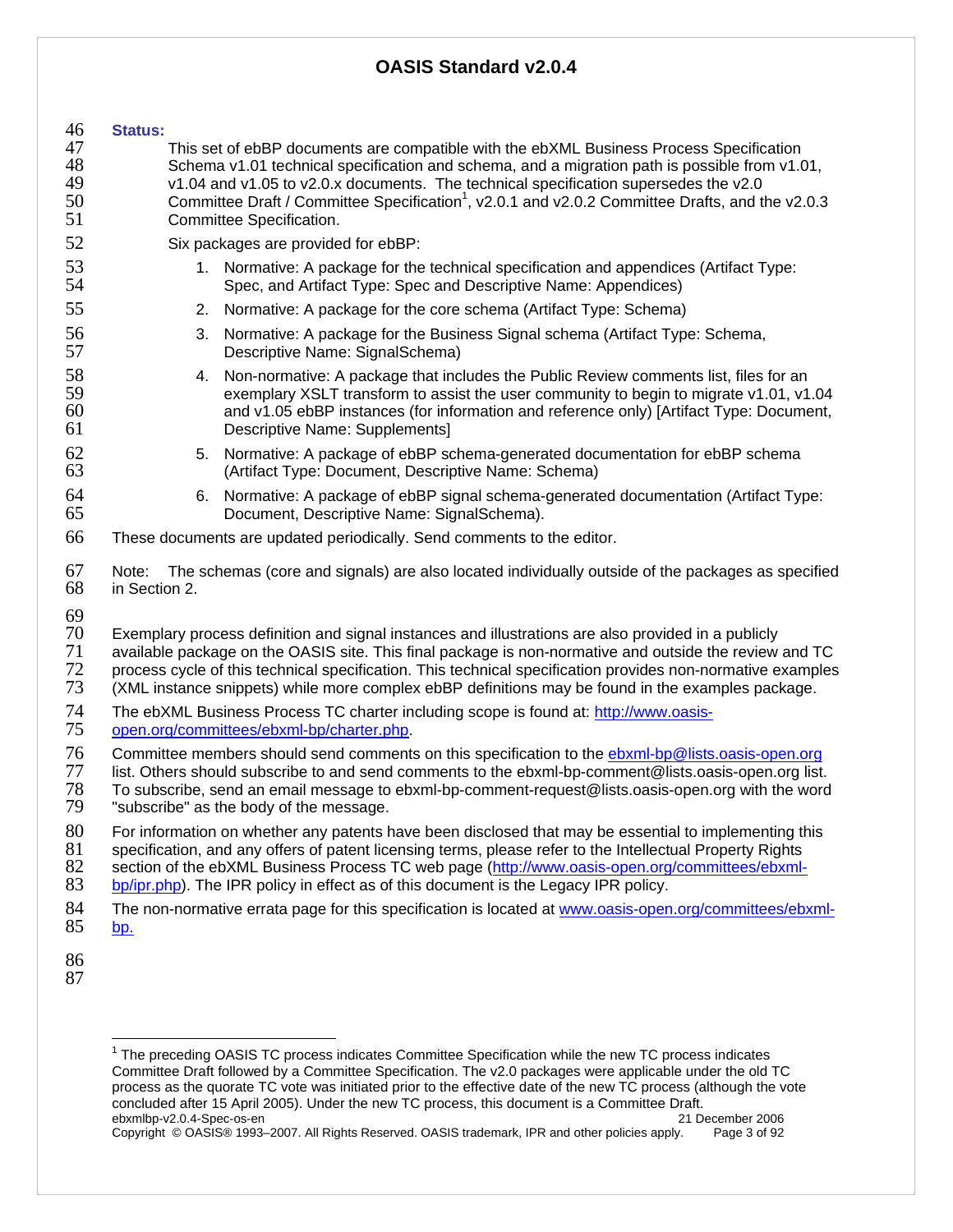**Status:**

This set of ebBP documents are compatible with the ebXML Business Process Specification Schema v1.01 technical specification and schema, and a migration path is possible from v1.01, v1.04 and v1.05 to v2.0.x documents. The technical specification supersedes the v2.0 Committee Draft / Committee Specification[1], v2.0.1 and v2.0.2 Committee Drafts, and the v2.0.3 Committee Specification.

Six packages are provided for ebBP:

1. Normative: A package for the technical specification and appendices (Artifact Type: Spec, and Artifact Type: Spec and Descriptive Name: Appendices)
2. Normative: A package for the core schema (Artifact Type: Schema)
3. Normative: A package for the Business Signal schema (Artifact Type: Schema, Descriptive Name: SignalSchema)
4. Non-normative: A package that includes the Public Review comments list, files for an exemplary XSLT transform to assist the user community to begin to migrate v1.01, v1.04 and v1.05 ebBP instances (for information and reference only) [Artifact Type: Document, Descriptive Name: Supplements]
5. Normative: A package of ebBP schema-generated documentation for ebBP schema (Artifact Type: Document, Descriptive Name: Schema)
6. Normative: A package of ebBP signal schema-generated documentation (Artifact Type: Document, Descriptive Name: SignalSchema).

These documents are updated periodically. Send comments to the editor.

Note: The schemas (core and signals) are also located individually outside of the packages as specified in Section 2.

Exemplary process definition and signal instances and illustrations are also provided in a publicly available package on the OASIS site. This final package is non-normative and outside the review and TC process cycle of this technical specification. This technical specification provides non-normative examples (XML instance snippets) while more complex ebBP definitions may be found in the examples package.

The ebXML Business Process TC charter including scope is found at: http://www.oasis-open.org/committees/ebxml-bp/charter.php.

Committee members should send comments on this specification to the ebxml-bp@lists.oasis-open.org list. Others should subscribe to and send comments to the ebxml-bp-comment@lists.oasis-open.org list. To subscribe, send an email message to ebxml-bp-comment-request@lists.oasis-open.org with the word "subscribe" as the body of the message.

For information on whether any patents have been disclosed that may be essential to implementing this specification, and any offers of patent licensing terms, please refer to the Intellectual Property Rights section of the ebXML Business Process TC web page (http://www.oasis-open.org/committees/ebxml-bp/ipr.php). The IPR policy in effect as of this document is the Legacy IPR policy.

The non-normative errata page for this specification is located at www.oasis-open.org/committees/ebxml-bp.

---

[1] The preceding OASIS TC process indicates Committee Specification while the new TC process indicates Committee Draft followed by a Committee Specification. The v2.0 packages were applicable under the old TC process as the quorate TC vote was initiated prior to the effective date of the new TC process (although the vote concluded after 15 April 2005). Under the new TC process, this document is a Committee Draft.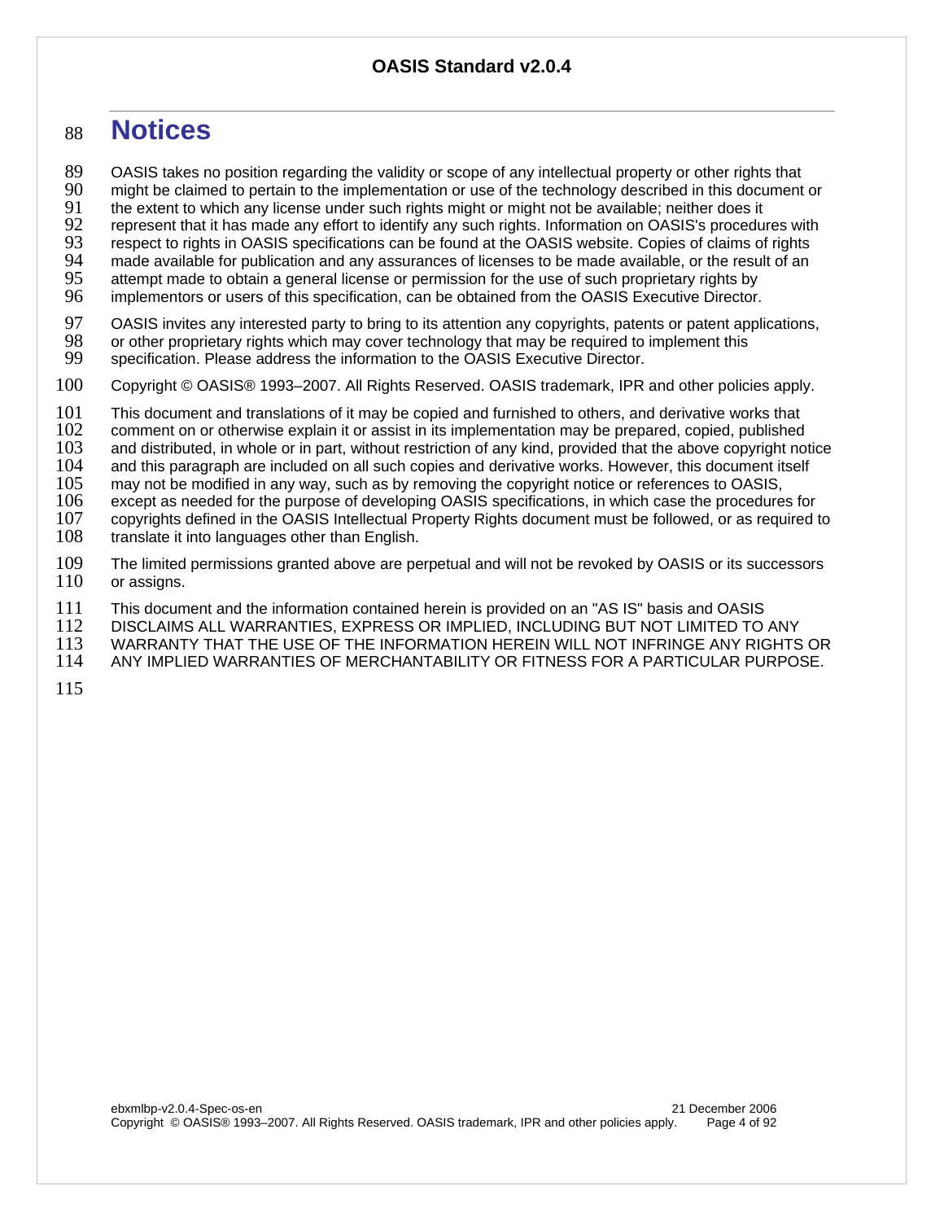# Notices

OASIS takes no position regarding the validity or scope of any intellectual property or other rights that might be claimed to pertain to the implementation or use of the technology described in this document or the extent to which any license under such rights might or might not be available; neither does it represent that it has made any effort to identify any such rights. Information on OASIS's procedures with respect to rights in OASIS specifications can be found at the OASIS website. Copies of claims of rights made available for publication and any assurances of licenses to be made available, or the result of an attempt made to obtain a general license or permission for the use of such proprietary rights by implementors or users of this specification, can be obtained from the OASIS Executive Director.

OASIS invites any interested party to bring to its attention any copyrights, patents or patent applications, or other proprietary rights which may cover technology that may be required to implement this specification. Please address the information to the OASIS Executive Director.

Copyright © OASIS® 1993–2007. All Rights Reserved. OASIS trademark, IPR and other policies apply.

This document and translations of it may be copied and furnished to others, and derivative works that comment on or otherwise explain it or assist in its implementation may be prepared, copied, published and distributed, in whole or in part, without restriction of any kind, provided that the above copyright notice and this paragraph are included on all such copies and derivative works. However, this document itself may not be modified in any way, such as by removing the copyright notice or references to OASIS, except as needed for the purpose of developing OASIS specifications, in which case the procedures for copyrights defined in the OASIS Intellectual Property Rights document must be followed, or as required to translate it into languages other than English.

The limited permissions granted above are perpetual and will not be revoked by OASIS or its successors or assigns.

This document and the information contained herein is provided on an "AS IS" basis and OASIS DISCLAIMS ALL WARRANTIES, EXPRESS OR IMPLIED, INCLUDING BUT NOT LIMITED TO ANY WARRANTY THAT THE USE OF THE INFORMATION HEREIN WILL NOT INFRINGE ANY RIGHTS OR ANY IMPLIED WARRANTIES OF MERCHANTABILITY OR FITNESS FOR A PARTICULAR PURPOSE.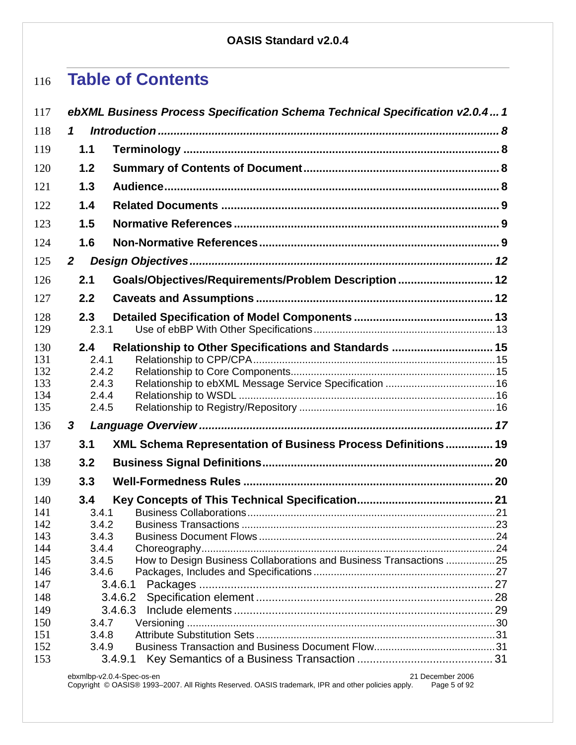# Table of Contents

*ebXML Business Process Specification Schema Technical Specification v2.0.4 ... 1*

*1 Introduction ... 8*

- 1.1 Terminology ... 8
- 1.2 Summary of Contents of Document ... 8
- 1.3 Audience ... 8
- 1.4 Related Documents ... 9
- 1.5 Normative References ... 9
- 1.6 Non-Normative References ... 9

*2 Design Objectives ... 12*

- 2.1 Goals/Objectives/Requirements/Problem Description ... 12
- 2.2 Caveats and Assumptions ... 12
- 2.3 Detailed Specification of Model Components ... 13
  - 2.3.1 Use of ebBP With Other Specifications ... 13
- 2.4 Relationship to Other Specifications and Standards ... 15
  - 2.4.1 Relationship to CPP/CPA ... 15
  - 2.4.2 Relationship to Core Components ... 15
  - 2.4.3 Relationship to ebXML Message Service Specification ... 16
  - 2.4.4 Relationship to WSDL ... 16
  - 2.4.5 Relationship to Registry/Repository ... 16

*3 Language Overview ... 17*

- 3.1 XML Schema Representation of Business Process Definitions ... 19
- 3.2 Business Signal Definitions ... 20
- 3.3 Well-Formedness Rules ... 20
- 3.4 Key Concepts of This Technical Specification ... 21
  - 3.4.1 Business Collaborations ... 21
  - 3.4.2 Business Transactions ... 23
  - 3.4.3 Business Document Flows ... 24
  - 3.4.4 Choreography ... 24
  - 3.4.5 How to Design Business Collaborations and Business Transactions ... 25
  - 3.4.6 Packages, Includes and Specifications ... 27
    - 3.4.6.1 Packages ... 27
    - 3.4.6.2 Specification element ... 28
    - 3.4.6.3 Include elements ... 29
  - 3.4.7 Versioning ... 30
  - 3.4.8 Attribute Substitution Sets ... 31
  - 3.4.9 Business Transaction and Business Document Flow ... 31
    - 3.4.9.1 Key Semantics of a Business Transaction ... 31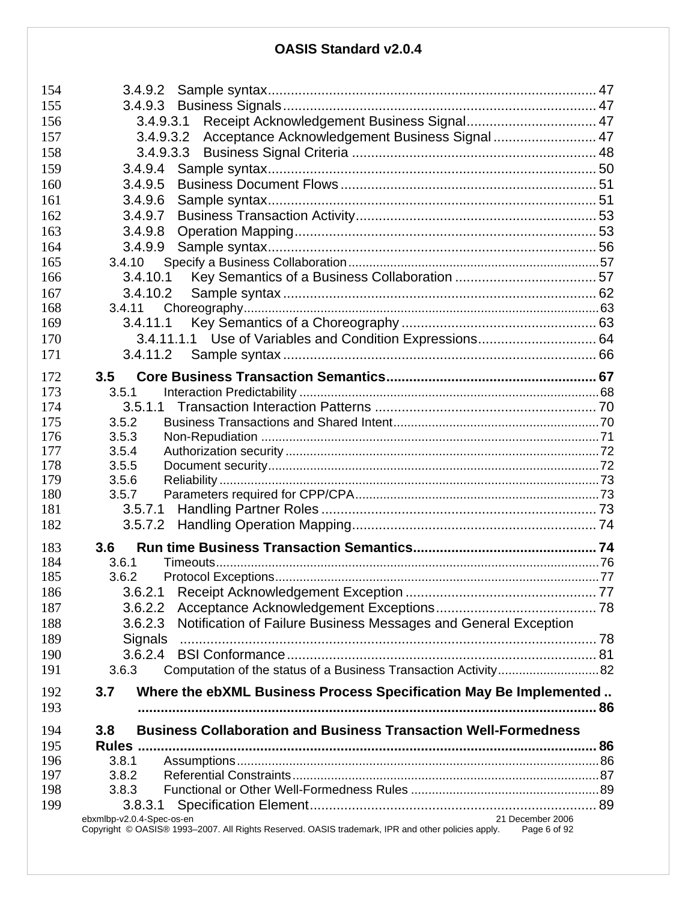3.4.9.2 Sample syntax ..... 47
3.4.9.3 Business Signals ..... 47
3.4.9.3.1 Receipt Acknowledgement Business Signal ..... 47
3.4.9.3.2 Acceptance Acknowledgement Business Signal ..... 47
3.4.9.3.3 Business Signal Criteria ..... 48
3.4.9.4 Sample syntax ..... 50
3.4.9.5 Business Document Flows ..... 51
3.4.9.6 Sample syntax ..... 51
3.4.9.7 Business Transaction Activity ..... 53
3.4.9.8 Operation Mapping ..... 53
3.4.9.9 Sample syntax ..... 56
3.4.10 Specify a Business Collaboration ..... 57
3.4.10.1 Key Semantics of a Business Collaboration ..... 57
3.4.10.2 Sample syntax ..... 62
3.4.11 Choreography ..... 63
3.4.11.1 Key Semantics of a Choreography ..... 63
3.4.11.1.1 Use of Variables and Condition Expressions ..... 64
3.4.11.2 Sample syntax ..... 66

**3.5 Core Business Transaction Semantics ..... 67**
3.5.1 Interaction Predictability ..... 68
3.5.1.1 Transaction Interaction Patterns ..... 70
3.5.2 Business Transactions and Shared Intent ..... 70
3.5.3 Non-Repudiation ..... 71
3.5.4 Authorization security ..... 72
3.5.5 Document security ..... 72
3.5.6 Reliability ..... 73
3.5.7 Parameters required for CPP/CPA ..... 73
3.5.7.1 Handling Partner Roles ..... 73
3.5.7.2 Handling Operation Mapping ..... 74

**3.6 Run time Business Transaction Semantics ..... 74**
3.6.1 Timeouts ..... 76
3.6.2 Protocol Exceptions ..... 77
3.6.2.1 Receipt Acknowledgement Exception ..... 77
3.6.2.2 Acceptance Acknowledgement Exceptions ..... 78
3.6.2.3 Notification of Failure Business Messages and General Exception Signals ..... 78
3.6.2.4 BSI Conformance ..... 81
3.6.3 Computation of the status of a Business Transaction Activity ..... 82

**3.7 Where the ebXML Business Process Specification May Be Implemented ..... 86**

**3.8 Business Collaboration and Business Transaction Well-Formedness Rules ..... 86**
3.8.1 Assumptions ..... 86
3.8.2 Referential Constraints ..... 87
3.8.3 Functional or Other Well-Formedness Rules ..... 89
3.8.3.1 Specification Element ..... 89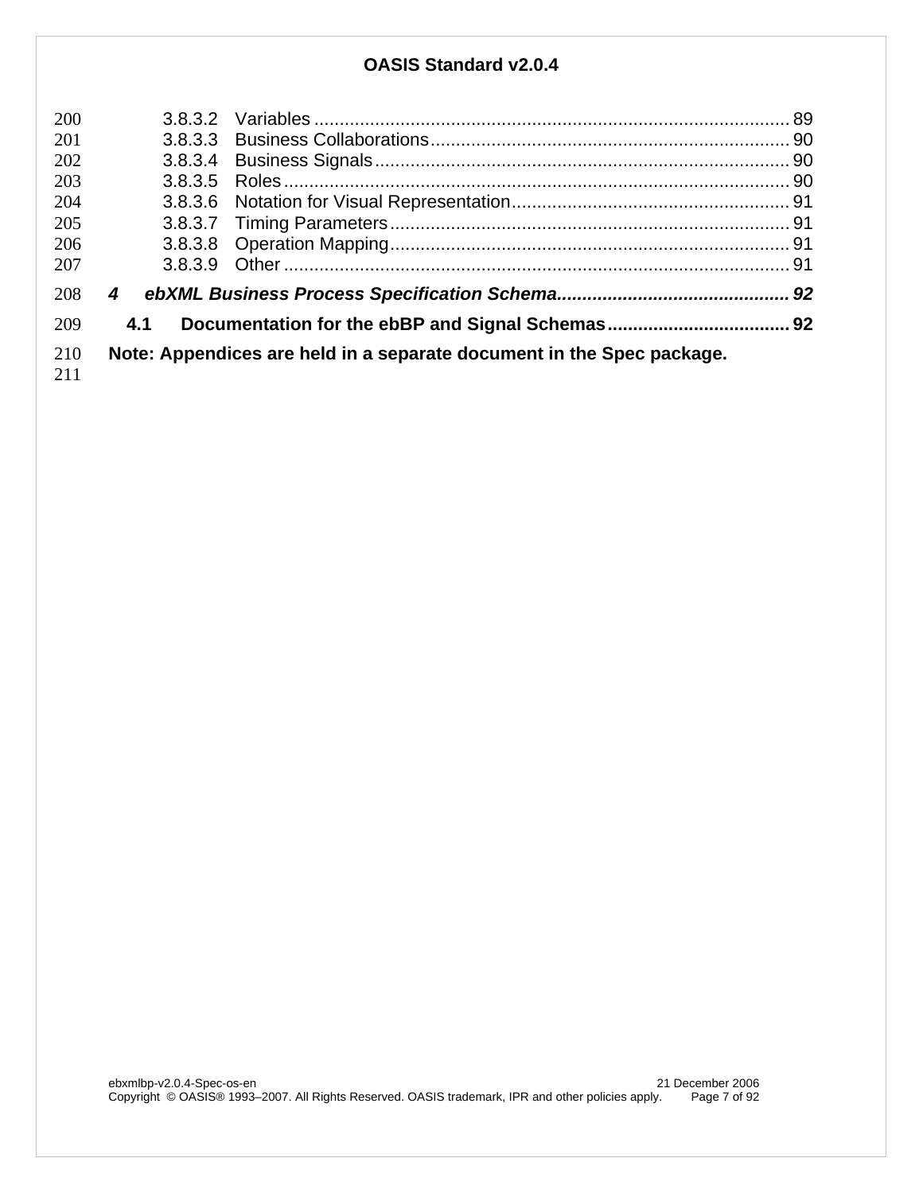3.8.3.2 Variables ............................................................................................. 89
3.8.3.3 Business Collaborations...................................................................... 90
3.8.3.4 Business Signals................................................................................. 90
3.8.3.5 Roles................................................................................................... 90
3.8.3.6 Notation for Visual Representation...................................................... 91
3.8.3.7 Timing Parameters.............................................................................. 91
3.8.3.8 Operation Mapping.............................................................................. 91
3.8.3.9 Other ................................................................................................... 91

***4 ebXML Business Process Specification Schema............................................. 92***

**4.1 Documentation for the ebBP and Signal Schemas.................................... 92**

**Note: Appendices are held in a separate document in the Spec package.**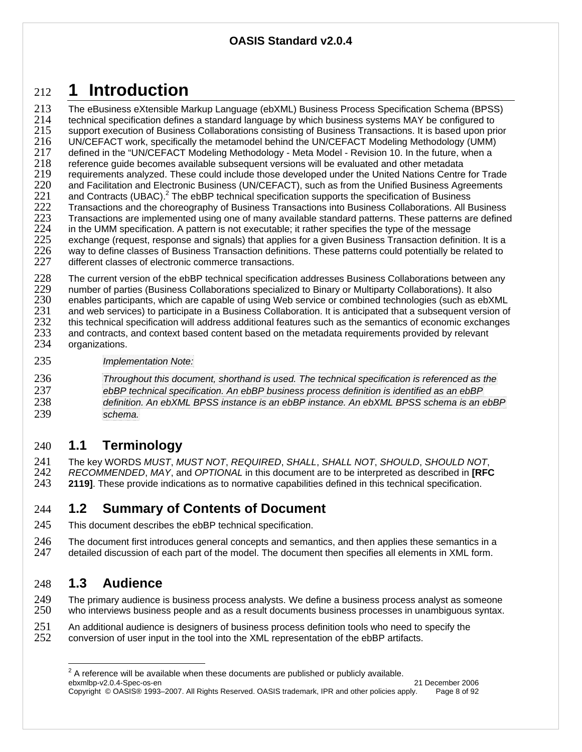# 1 Introduction

The eBusiness eXtensible Markup Language (ebXML) Business Process Specification Schema (BPSS) technical specification defines a standard language by which business systems MAY be configured to support execution of Business Collaborations consisting of Business Transactions. It is based upon prior UN/CEFACT work, specifically the metamodel behind the UN/CEFACT Modeling Methodology (UMM) defined in the "UN/CEFACT Modeling Methodology - Meta Model - Revision 10. In the future, when a reference guide becomes available subsequent versions will be evaluated and other metadata requirements analyzed. These could include those developed under the United Nations Centre for Trade and Facilitation and Electronic Business (UN/CEFACT), such as from the Unified Business Agreements and Contracts (UBAC).[2] The ebBP technical specification supports the specification of Business Transactions and the choreography of Business Transactions into Business Collaborations. All Business Transactions are implemented using one of many available standard patterns. These patterns are defined in the UMM specification. A pattern is not executable; it rather specifies the type of the message exchange (request, response and signals) that applies for a given Business Transaction definition. It is a way to define classes of Business Transaction definitions. These patterns could potentially be related to different classes of electronic commerce transactions.

The current version of the ebBP technical specification addresses Business Collaborations between any number of parties (Business Collaborations specialized to Binary or Multiparty Collaborations). It also enables participants, which are capable of using Web service or combined technologies (such as ebXML and web services) to participate in a Business Collaboration. It is anticipated that a subsequent version of this technical specification will address additional features such as the semantics of economic exchanges and contracts, and context based content based on the metadata requirements provided by relevant organizations.

> *Implementation Note:*
>
> *Throughout this document, shorthand is used. The technical specification is referenced as the ebBP technical specification. An ebBP business process definition is identified as an ebBP definition. An ebXML BPSS instance is an ebBP instance. An ebXML BPSS schema is an ebBP schema.*

## 1.1 Terminology

The key WORDS *MUST*, *MUST NOT*, *REQUIRED*, *SHALL*, *SHALL NOT*, *SHOULD*, *SHOULD NOT*, *RECOMMENDED*, *MAY*, and *OPTIONAL* in this document are to be interpreted as described in **[RFC 2119]**. These provide indications as to normative capabilities defined in this technical specification.

## 1.2 Summary of Contents of Document

This document describes the ebBP technical specification.

The document first introduces general concepts and semantics, and then applies these semantics in a detailed discussion of each part of the model. The document then specifies all elements in XML form.

## 1.3 Audience

The primary audience is business process analysts. We define a business process analyst as someone who interviews business people and as a result documents business processes in unambiguous syntax.

An additional audience is designers of business process definition tools who need to specify the conversion of user input in the tool into the XML representation of the ebBP artifacts.

---

[2] A reference will be available when these documents are published or publicly available.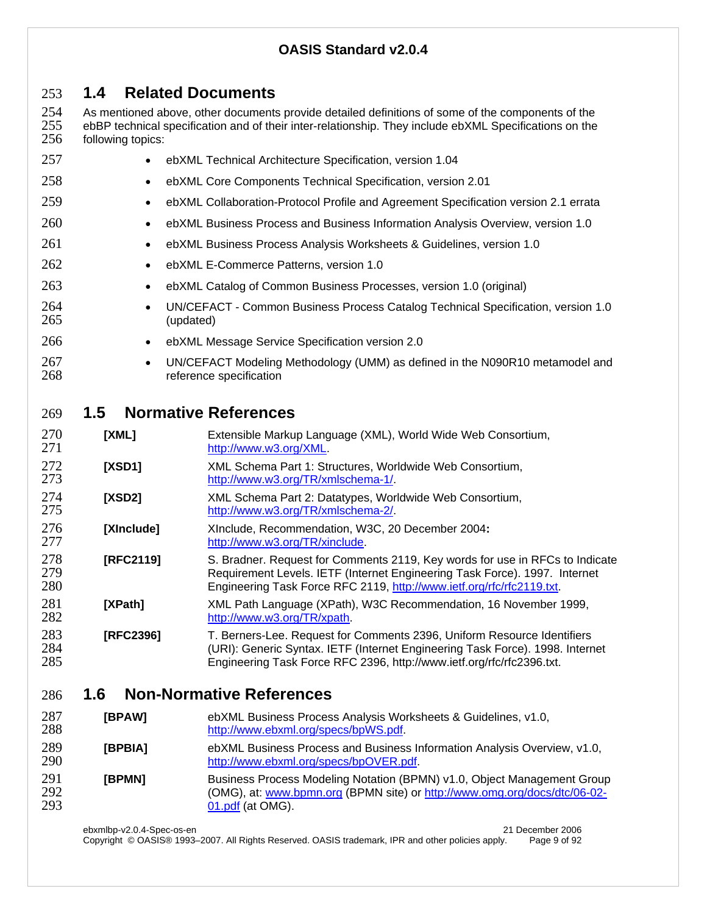## 1.4 Related Documents

As mentioned above, other documents provide detailed definitions of some of the components of the ebBP technical specification and of their inter-relationship. They include ebXML Specifications on the following topics:

- ebXML Technical Architecture Specification, version 1.04
- ebXML Core Components Technical Specification, version 2.01
- ebXML Collaboration-Protocol Profile and Agreement Specification version 2.1 errata
- ebXML Business Process and Business Information Analysis Overview, version 1.0
- ebXML Business Process Analysis Worksheets & Guidelines, version 1.0
- ebXML E-Commerce Patterns, version 1.0
- ebXML Catalog of Common Business Processes, version 1.0 (original)
- UN/CEFACT - Common Business Process Catalog Technical Specification, version 1.0 (updated)
- ebXML Message Service Specification version 2.0
- UN/CEFACT Modeling Methodology (UMM) as defined in the N090R10 metamodel and reference specification

## 1.5 Normative References

**[XML]** Extensible Markup Language (XML), World Wide Web Consortium, http://www.w3.org/XML.

**[XSD1]** XML Schema Part 1: Structures, Worldwide Web Consortium, http://www.w3.org/TR/xmlschema-1/.

**[XSD2]** XML Schema Part 2: Datatypes, Worldwide Web Consortium, http://www.w3.org/TR/xmlschema-2/.

**[XInclude]** XInclude, Recommendation, W3C, 20 December 2004**:** http://www.w3.org/TR/xinclude.

**[RFC2119]** S. Bradner. Request for Comments 2119, Key words for use in RFCs to Indicate Requirement Levels. IETF (Internet Engineering Task Force). 1997. Internet Engineering Task Force RFC 2119, http://www.ietf.org/rfc/rfc2119.txt.

**[XPath]** XML Path Language (XPath), W3C Recommendation, 16 November 1999, http://www.w3.org/TR/xpath.

**[RFC2396]** T. Berners-Lee. Request for Comments 2396, Uniform Resource Identifiers (URI): Generic Syntax. IETF (Internet Engineering Task Force). 1998. Internet Engineering Task Force RFC 2396, http://www.ietf.org/rfc/rfc2396.txt.

## 1.6 Non-Normative References

**[BPAW]** ebXML Business Process Analysis Worksheets & Guidelines, v1.0, http://www.ebxml.org/specs/bpWS.pdf.

**[BPBIA]** ebXML Business Process and Business Information Analysis Overview, v1.0, http://www.ebxml.org/specs/bpOVER.pdf.

**[BPMN]** Business Process Modeling Notation (BPMN) v1.0, Object Management Group (OMG), at: www.bpmn.org (BPMN site) or http://www.omg.org/docs/dtc/06-02-01.pdf (at OMG).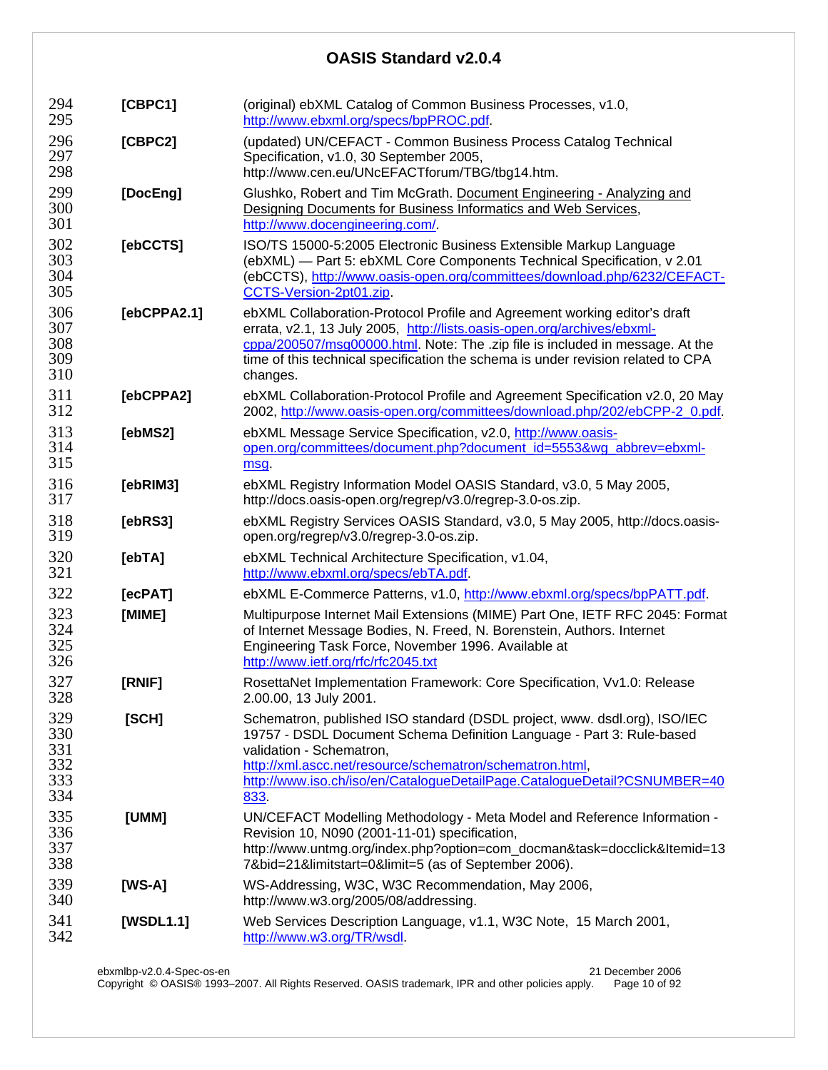| | |
|---|---|
| **[CBPC1]** | (original) ebXML Catalog of Common Business Processes, v1.0, http://www.ebxml.org/specs/bpPROC.pdf. |
| **[CBPC2]** | (updated) UN/CEFACT - Common Business Process Catalog Technical Specification, v1.0, 30 September 2005, http://www.cen.eu/UNcEFACTforum/TBG/tbg14.htm. |
| **[DocEng]** | Glushko, Robert and Tim McGrath. Document Engineering - Analyzing and Designing Documents for Business Informatics and Web Services, http://www.docengineering.com/. |
| **[ebCCTS]** | ISO/TS 15000-5:2005 Electronic Business Extensible Markup Language (ebXML) — Part 5: ebXML Core Components Technical Specification, v 2.01 (ebCCTS), http://www.oasis-open.org/committees/download.php/6232/CEFACT-CCTS-Version-2pt01.zip. |
| **[ebCPPA2.1]** | ebXML Collaboration-Protocol Profile and Agreement working editor's draft errata, v2.1, 13 July 2005, http://lists.oasis-open.org/archives/ebxml-cppa/200507/msg00000.html. Note: The .zip file is included in message. At the time of this technical specification the schema is under revision related to CPA changes. |
| **[ebCPPA2]** | ebXML Collaboration-Protocol Profile and Agreement Specification v2.0, 20 May 2002, http://www.oasis-open.org/committees/download.php/202/ebCPP-2_0.pdf. |
| **[ebMS2]** | ebXML Message Service Specification, v2.0, http://www.oasis-open.org/committees/document.php?document_id=5553&wg_abbrev=ebxml-msg. |
| **[ebRIM3]** | ebXML Registry Information Model OASIS Standard, v3.0, 5 May 2005, http://docs.oasis-open.org/regrep/v3.0/regrep-3.0-os.zip. |
| **[ebRS3]** | ebXML Registry Services OASIS Standard, v3.0, 5 May 2005, http://docs.oasis-open.org/regrep/v3.0/regrep-3.0-os.zip. |
| **[ebTA]** | ebXML Technical Architecture Specification, v1.04, http://www.ebxml.org/specs/ebTA.pdf. |
| **[ecPAT]** | ebXML E-Commerce Patterns, v1.0, http://www.ebxml.org/specs/bpPATT.pdf. |
| **[MIME]** | Multipurpose Internet Mail Extensions (MIME) Part One, IETF RFC 2045: Format of Internet Message Bodies, N. Freed, N. Borenstein, Authors. Internet Engineering Task Force, November 1996. Available at http://www.ietf.org/rfc/rfc2045.txt |
| **[RNIF]** | RosettaNet Implementation Framework: Core Specification, Vv1.0: Release 2.00.00, 13 July 2001. |
| **[SCH]** | Schematron, published ISO standard (DSDL project, www. dsdl.org), ISO/IEC 19757 - DSDL Document Schema Definition Language - Part 3: Rule-based validation - Schematron, http://xml.ascc.net/resource/schematron/schematron.html, http://www.iso.ch/iso/en/CatalogueDetailPage.CatalogueDetail?CSNUMBER=40833. |
| **[UMM]** | UN/CEFACT Modelling Methodology - Meta Model and Reference Information - Revision 10, N090 (2001-11-01) specification, http://www.untmg.org/index.php?option=com_docman&task=docclick&Itemid=137&bid=21&limitstart=0&limit=5 (as of September 2006). |
| **[WS-A]** | WS-Addressing, W3C, W3C Recommendation, May 2006, http://www.w3.org/2005/08/addressing. |
| **[WSDL1.1]** | Web Services Description Language, v1.1, W3C Note, 15 March 2001, http://www.w3.org/TR/wsdl. |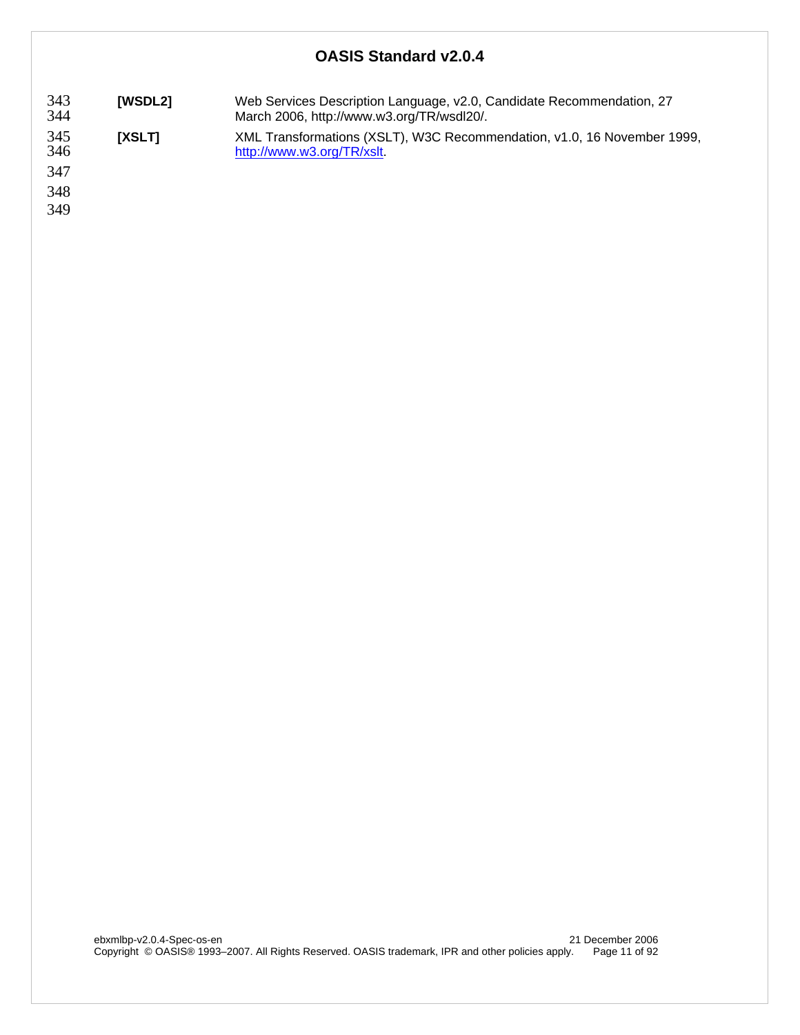**[WSDL2]** Web Services Description Language, v2.0, Candidate Recommendation, 27 March 2006, http://www.w3.org/TR/wsdl20/.

**[XSLT]** XML Transformations (XSLT), W3C Recommendation, v1.0, 16 November 1999, http://www.w3.org/TR/xslt.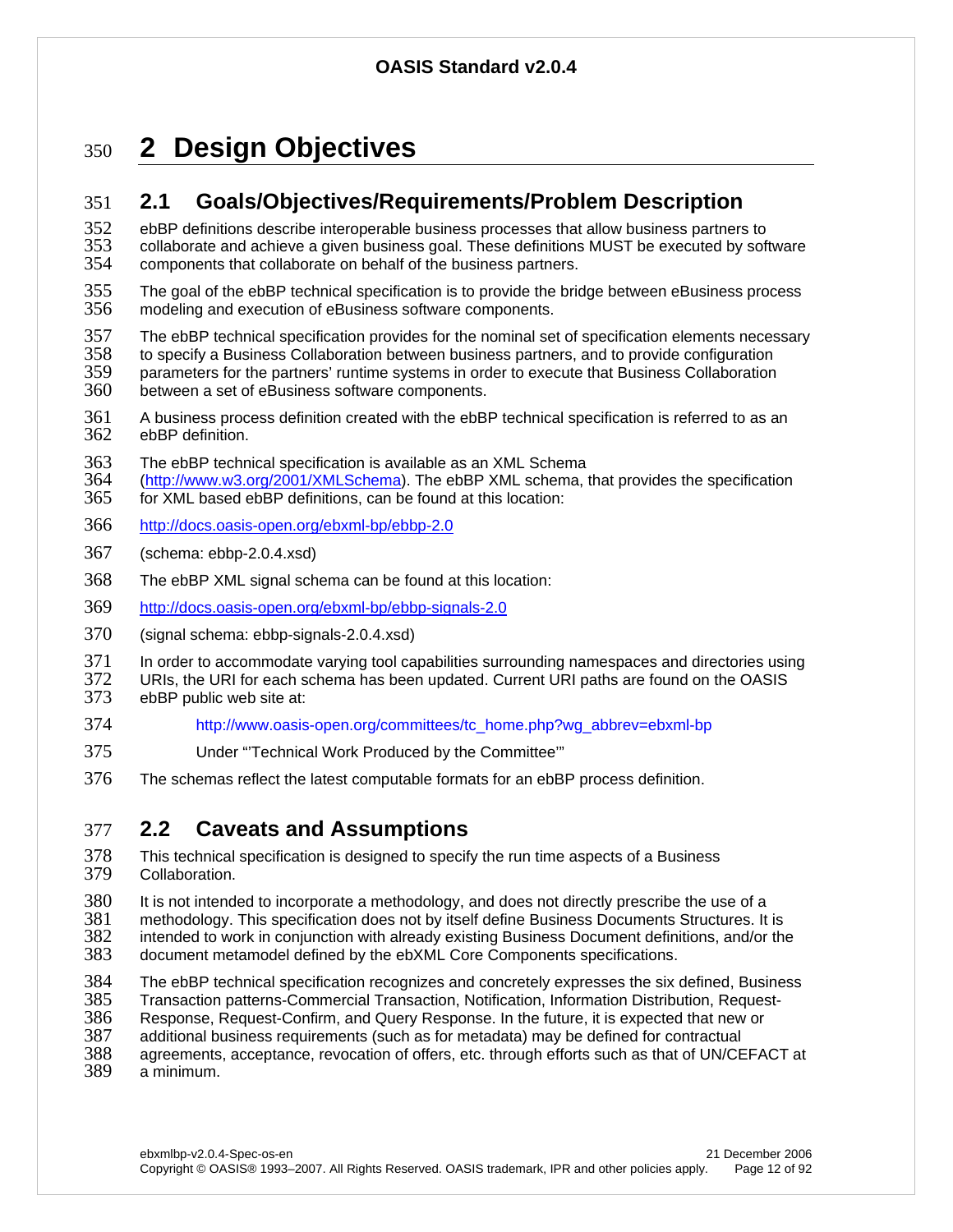# 2 Design Objectives

## 2.1 Goals/Objectives/Requirements/Problem Description

ebBP definitions describe interoperable business processes that allow business partners to collaborate and achieve a given business goal. These definitions MUST be executed by software components that collaborate on behalf of the business partners.

The goal of the ebBP technical specification is to provide the bridge between eBusiness process modeling and execution of eBusiness software components.

The ebBP technical specification provides for the nominal set of specification elements necessary to specify a Business Collaboration between business partners, and to provide configuration parameters for the partners' runtime systems in order to execute that Business Collaboration between a set of eBusiness software components.

A business process definition created with the ebBP technical specification is referred to as an ebBP definition.

The ebBP technical specification is available as an XML Schema (http://www.w3.org/2001/XMLSchema). The ebBP XML schema, that provides the specification for XML based ebBP definitions, can be found at this location:

http://docs.oasis-open.org/ebxml-bp/ebbp-2.0

(schema: ebbp-2.0.4.xsd)

The ebBP XML signal schema can be found at this location:

http://docs.oasis-open.org/ebxml-bp/ebbp-signals-2.0

(signal schema: ebbp-signals-2.0.4.xsd)

In order to accommodate varying tool capabilities surrounding namespaces and directories using URIs, the URI for each schema has been updated. Current URI paths are found on the OASIS ebBP public web site at:

> http://www.oasis-open.org/committees/tc_home.php?wg_abbrev=ebxml-bp
>
> Under "'Technical Work Produced by the Committee'"

The schemas reflect the latest computable formats for an ebBP process definition.

## 2.2 Caveats and Assumptions

This technical specification is designed to specify the run time aspects of a Business Collaboration.

It is not intended to incorporate a methodology, and does not directly prescribe the use of a methodology. This specification does not by itself define Business Documents Structures. It is intended to work in conjunction with already existing Business Document definitions, and/or the document metamodel defined by the ebXML Core Components specifications.

The ebBP technical specification recognizes and concretely expresses the six defined, Business Transaction patterns-Commercial Transaction, Notification, Information Distribution, Request-Response, Request-Confirm, and Query Response. In the future, it is expected that new or additional business requirements (such as for metadata) may be defined for contractual agreements, acceptance, revocation of offers, etc. through efforts such as that of UN/CEFACT at a minimum.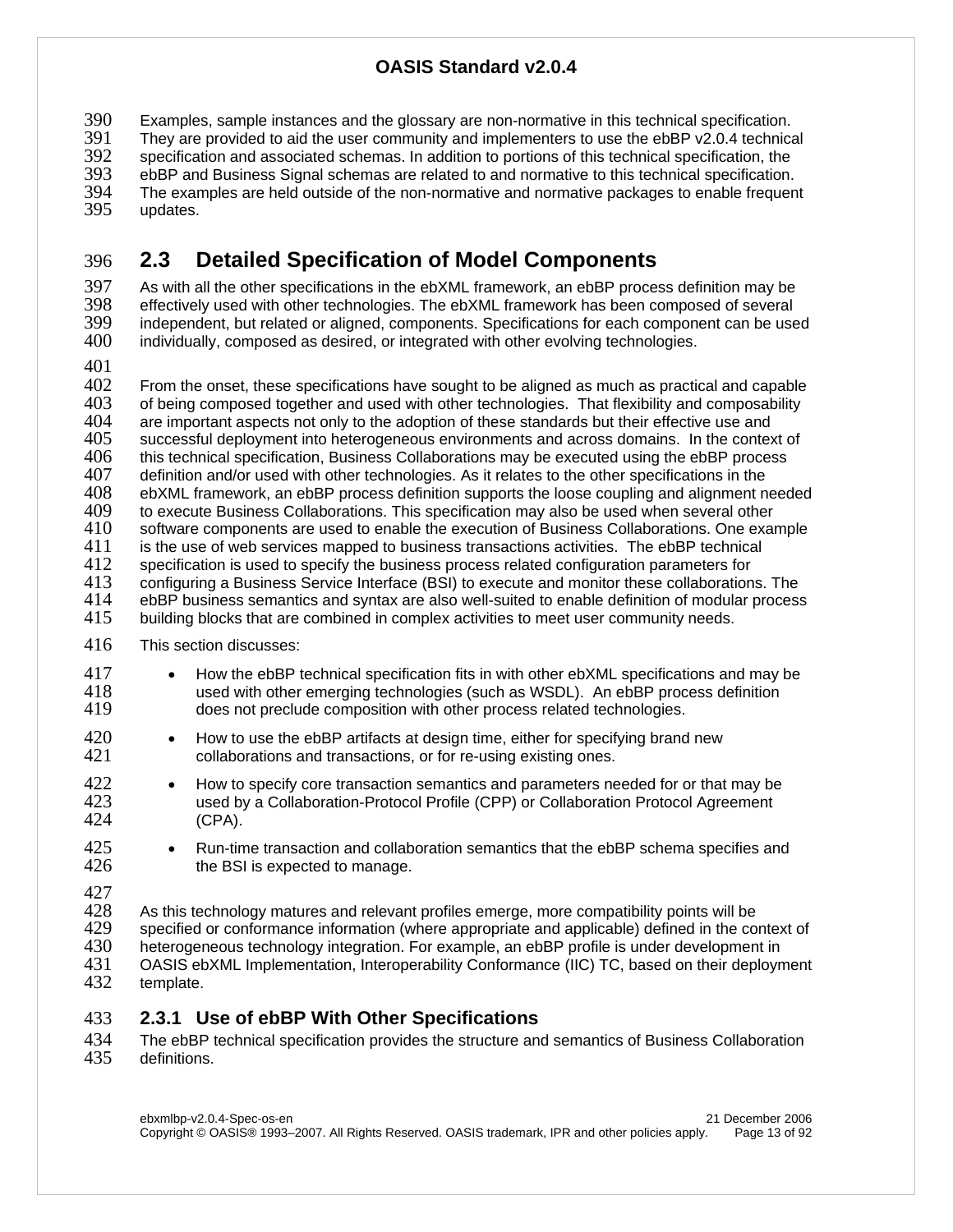Examples, sample instances and the glossary are non-normative in this technical specification. They are provided to aid the user community and implementers to use the ebBP v2.0.4 technical specification and associated schemas. In addition to portions of this technical specification, the ebBP and Business Signal schemas are related to and normative to this technical specification. The examples are held outside of the non-normative and normative packages to enable frequent updates.

## 2.3 Detailed Specification of Model Components

As with all the other specifications in the ebXML framework, an ebBP process definition may be effectively used with other technologies. The ebXML framework has been composed of several independent, but related or aligned, components. Specifications for each component can be used individually, composed as desired, or integrated with other evolving technologies.

From the onset, these specifications have sought to be aligned as much as practical and capable of being composed together and used with other technologies. That flexibility and composability are important aspects not only to the adoption of these standards but their effective use and successful deployment into heterogeneous environments and across domains. In the context of this technical specification, Business Collaborations may be executed using the ebBP process definition and/or used with other technologies. As it relates to the other specifications in the ebXML framework, an ebBP process definition supports the loose coupling and alignment needed to execute Business Collaborations. This specification may also be used when several other software components are used to enable the execution of Business Collaborations. One example is the use of web services mapped to business transactions activities. The ebBP technical specification is used to specify the business process related configuration parameters for configuring a Business Service Interface (BSI) to execute and monitor these collaborations. The ebBP business semantics and syntax are also well-suited to enable definition of modular process building blocks that are combined in complex activities to meet user community needs.

This section discusses:

- How the ebBP technical specification fits in with other ebXML specifications and may be used with other emerging technologies (such as WSDL). An ebBP process definition does not preclude composition with other process related technologies.
- How to use the ebBP artifacts at design time, either for specifying brand new collaborations and transactions, or for re-using existing ones.
- How to specify core transaction semantics and parameters needed for or that may be used by a Collaboration-Protocol Profile (CPP) or Collaboration Protocol Agreement (CPA).
- Run-time transaction and collaboration semantics that the ebBP schema specifies and the BSI is expected to manage.

As this technology matures and relevant profiles emerge, more compatibility points will be specified or conformance information (where appropriate and applicable) defined in the context of heterogeneous technology integration. For example, an ebBP profile is under development in OASIS ebXML Implementation, Interoperability Conformance (IIC) TC, based on their deployment template.

### 2.3.1 Use of ebBP With Other Specifications

The ebBP technical specification provides the structure and semantics of Business Collaboration definitions.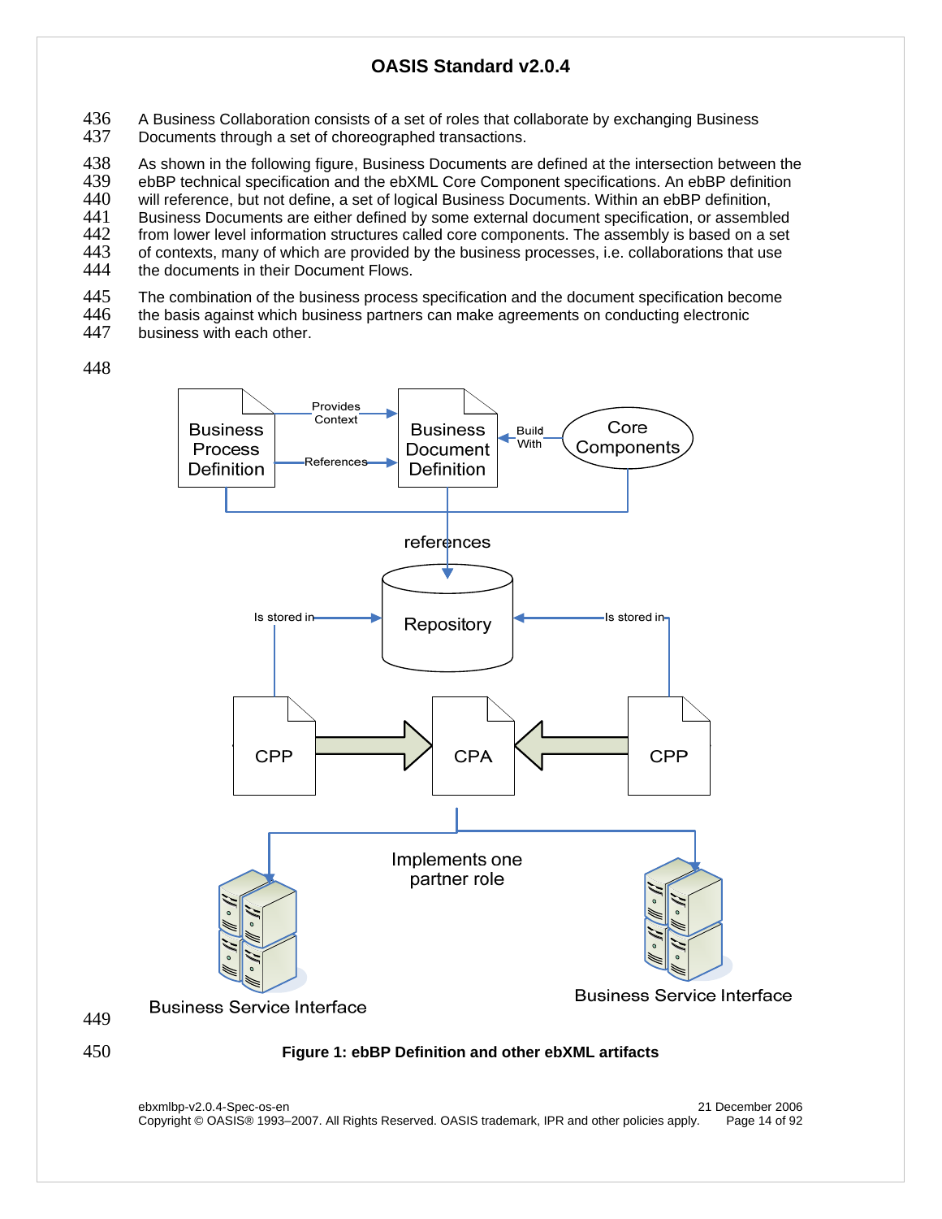A Business Collaboration consists of a set of roles that collaborate by exchanging Business Documents through a set of choreographed transactions.

As shown in the following figure, Business Documents are defined at the intersection between the ebBP technical specification and the ebXML Core Component specifications. An ebBP definition will reference, but not define, a set of logical Business Documents. Within an ebBP definition, Business Documents are either defined by some external document specification, or assembled from lower level information structures called core components. The assembly is based on a set of contexts, many of which are provided by the business processes, i.e. collaborations that use the documents in their Document Flows.

The combination of the business process specification and the document specification become the basis against which business partners can make agreements on conducting electronic business with each other.

**Figure 1: ebBP Definition and other ebXML artifacts**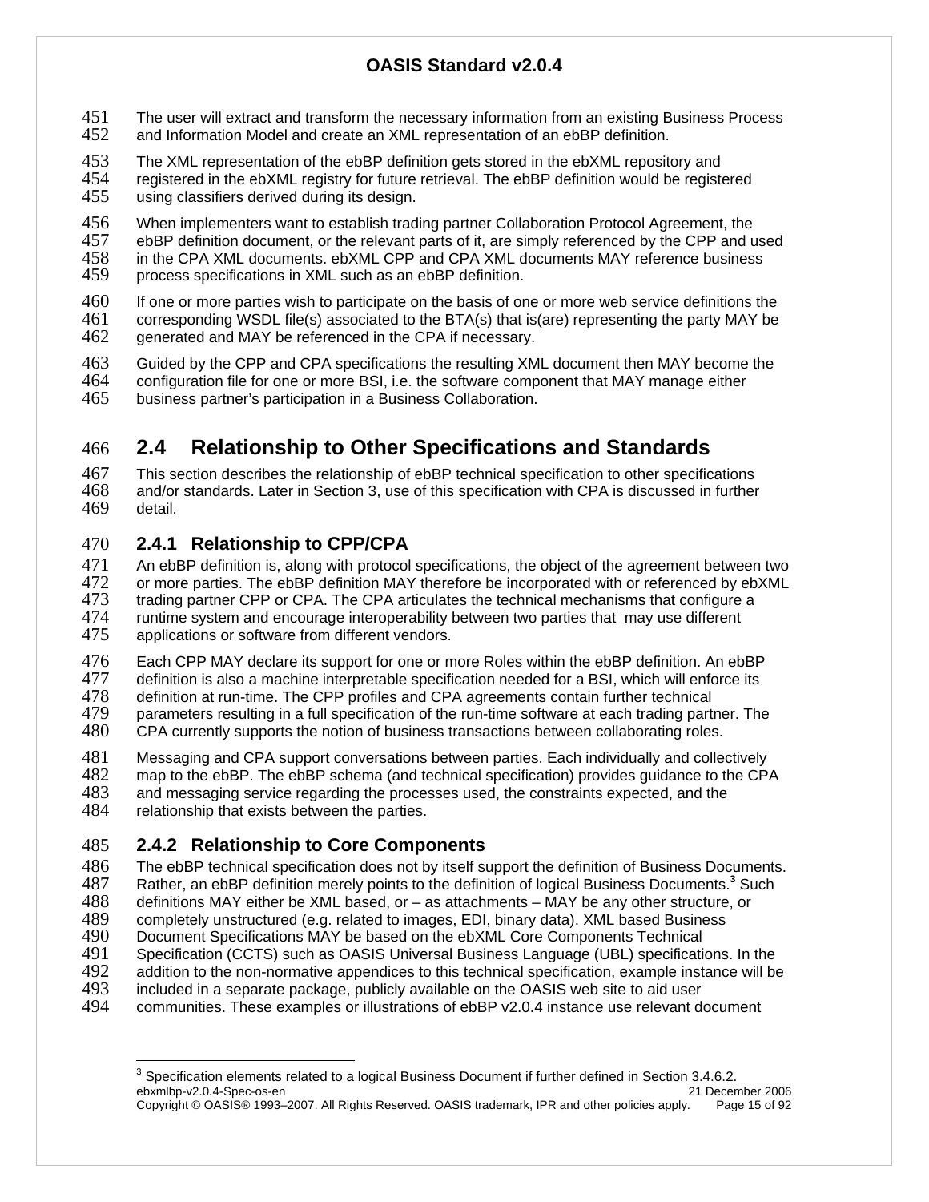The user will extract and transform the necessary information from an existing Business Process and Information Model and create an XML representation of an ebBP definition.

The XML representation of the ebBP definition gets stored in the ebXML repository and registered in the ebXML registry for future retrieval. The ebBP definition would be registered using classifiers derived during its design.

When implementers want to establish trading partner Collaboration Protocol Agreement, the ebBP definition document, or the relevant parts of it, are simply referenced by the CPP and used in the CPA XML documents. ebXML CPP and CPA XML documents MAY reference business process specifications in XML such as an ebBP definition.

If one or more parties wish to participate on the basis of one or more web service definitions the corresponding WSDL file(s) associated to the BTA(s) that is(are) representing the party MAY be generated and MAY be referenced in the CPA if necessary.

Guided by the CPP and CPA specifications the resulting XML document then MAY become the configuration file for one or more BSI, i.e. the software component that MAY manage either business partner's participation in a Business Collaboration.

## 2.4 Relationship to Other Specifications and Standards

This section describes the relationship of ebBP technical specification to other specifications and/or standards. Later in Section 3, use of this specification with CPA is discussed in further detail.

### 2.4.1 Relationship to CPP/CPA

An ebBP definition is, along with protocol specifications, the object of the agreement between two or more parties. The ebBP definition MAY therefore be incorporated with or referenced by ebXML trading partner CPP or CPA. The CPA articulates the technical mechanisms that configure a runtime system and encourage interoperability between two parties that may use different applications or software from different vendors.

Each CPP MAY declare its support for one or more Roles within the ebBP definition. An ebBP definition is also a machine interpretable specification needed for a BSI, which will enforce its definition at run-time. The CPP profiles and CPA agreements contain further technical parameters resulting in a full specification of the run-time software at each trading partner. The CPA currently supports the notion of business transactions between collaborating roles.

Messaging and CPA support conversations between parties. Each individually and collectively map to the ebBP. The ebBP schema (and technical specification) provides guidance to the CPA and messaging service regarding the processes used, the constraints expected, and the relationship that exists between the parties.

### 2.4.2 Relationship to Core Components

The ebBP technical specification does not by itself support the definition of Business Documents. Rather, an ebBP definition merely points to the definition of logical Business Documents.[3] Such definitions MAY either be XML based, or – as attachments – MAY be any other structure, or completely unstructured (e.g. related to images, EDI, binary data). XML based Business Document Specifications MAY be based on the ebXML Core Components Technical Specification (CCTS) such as OASIS Universal Business Language (UBL) specifications. In the addition to the non-normative appendices to this technical specification, example instance will be included in a separate package, publicly available on the OASIS web site to aid user communities. These examples or illustrations of ebBP v2.0.4 instance use relevant document

[3] Specification elements related to a logical Business Document if further defined in Section 3.4.6.2.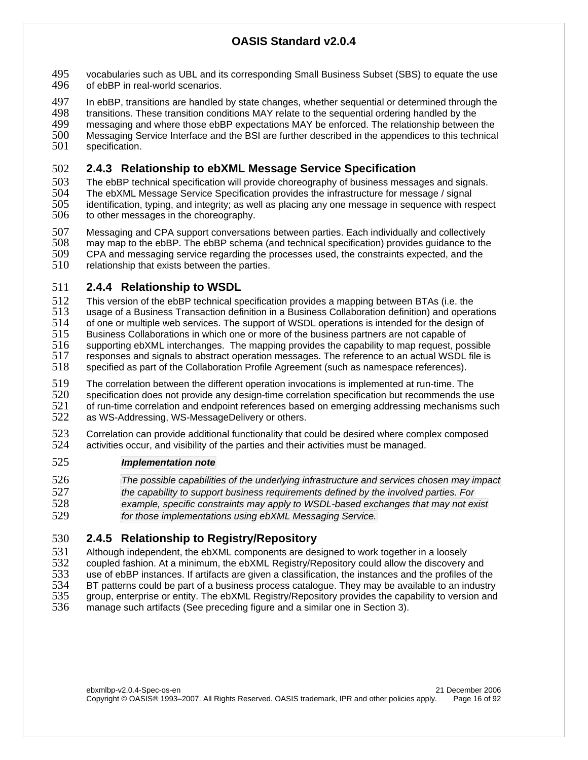vocabularies such as UBL and its corresponding Small Business Subset (SBS) to equate the use of ebBP in real-world scenarios.

In ebBP, transitions are handled by state changes, whether sequential or determined through the transitions. These transition conditions MAY relate to the sequential ordering handled by the messaging and where those ebBP expectations MAY be enforced. The relationship between the Messaging Service Interface and the BSI are further described in the appendices to this technical specification.

### 2.4.3 Relationship to ebXML Message Service Specification

The ebBP technical specification will provide choreography of business messages and signals. The ebXML Message Service Specification provides the infrastructure for message / signal identification, typing, and integrity; as well as placing any one message in sequence with respect to other messages in the choreography.

Messaging and CPA support conversations between parties. Each individually and collectively may map to the ebBP. The ebBP schema (and technical specification) provides guidance to the CPA and messaging service regarding the processes used, the constraints expected, and the relationship that exists between the parties.

### 2.4.4 Relationship to WSDL

This version of the ebBP technical specification provides a mapping between BTAs (i.e. the usage of a Business Transaction definition in a Business Collaboration definition) and operations of one or multiple web services. The support of WSDL operations is intended for the design of Business Collaborations in which one or more of the business partners are not capable of supporting ebXML interchanges. The mapping provides the capability to map request, possible responses and signals to abstract operation messages. The reference to an actual WSDL file is specified as part of the Collaboration Profile Agreement (such as namespace references).

The correlation between the different operation invocations is implemented at run-time. The specification does not provide any design-time correlation specification but recommends the use of run-time correlation and endpoint references based on emerging addressing mechanisms such as WS-Addressing, WS-MessageDelivery or others.

Correlation can provide additional functionality that could be desired where complex composed activities occur, and visibility of the parties and their activities must be managed.

> ***Implementation note***
>
> *The possible capabilities of the underlying infrastructure and services chosen may impact the capability to support business requirements defined by the involved parties. For example, specific constraints may apply to WSDL-based exchanges that may not exist for those implementations using ebXML Messaging Service.*

### 2.4.5 Relationship to Registry/Repository

Although independent, the ebXML components are designed to work together in a loosely coupled fashion. At a minimum, the ebXML Registry/Repository could allow the discovery and use of ebBP instances. If artifacts are given a classification, the instances and the profiles of the BT patterns could be part of a business process catalogue. They may be available to an industry group, enterprise or entity. The ebXML Registry/Repository provides the capability to version and manage such artifacts (See preceding figure and a similar one in Section 3).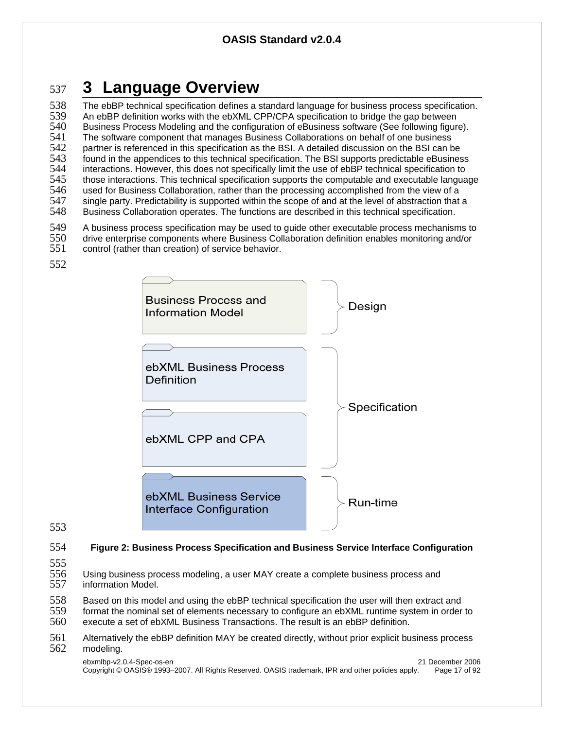# 3 Language Overview

The ebBP technical specification defines a standard language for business process specification. An ebBP definition works with the ebXML CPP/CPA specification to bridge the gap between Business Process Modeling and the configuration of eBusiness software (See following figure). The software component that manages Business Collaborations on behalf of one business partner is referenced in this specification as the BSI. A detailed discussion on the BSI can be found in the appendices to this technical specification. The BSI supports predictable eBusiness interactions. However, this does not specifically limit the use of ebBP technical specification to those interactions. This technical specification supports the computable and executable language used for Business Collaboration, rather than the processing accomplished from the view of a single party. Predictability is supported within the scope of and at the level of abstraction that a Business Collaboration operates. The functions are described in this technical specification.

A business process specification may be used to guide other executable process mechanisms to drive enterprise components where Business Collaboration definition enables monitoring and/or control (rather than creation) of service behavior.

| Layer | Phase |
| --- | --- |
| Business Process and Information Model | Design |
| ebXML Business Process Definition | Specification |
| ebXML CPP and CPA | Specification |
| ebXML Business Service Interface Configuration | Run-time |

**Figure 2: Business Process Specification and Business Service Interface Configuration**

Using business process modeling, a user MAY create a complete business process and information Model.

Based on this model and using the ebBP technical specification the user will then extract and format the nominal set of elements necessary to configure an ebXML runtime system in order to execute a set of ebXML Business Transactions. The result is an ebBP definition.

Alternatively the ebBP definition MAY be created directly, without prior explicit business process modeling.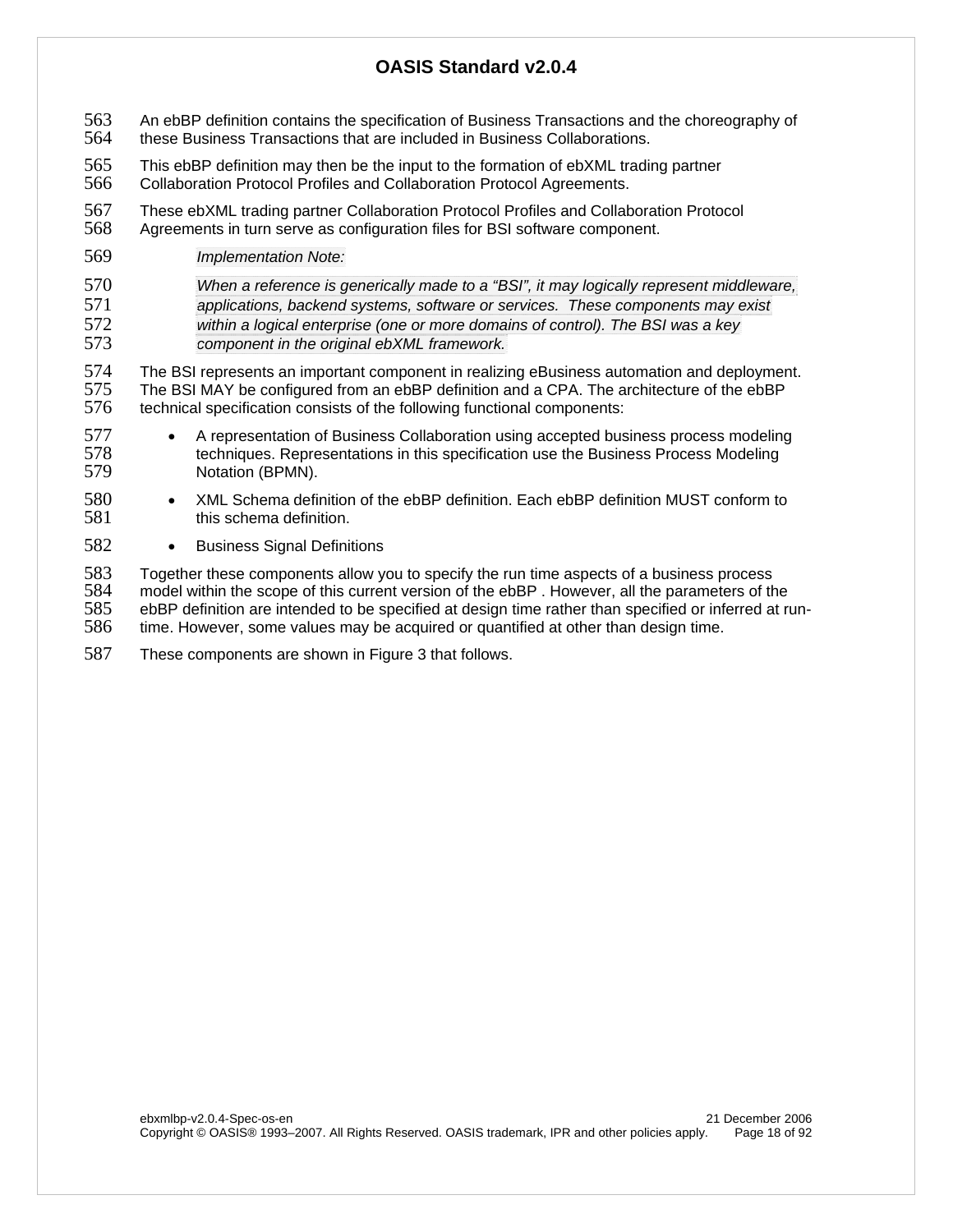An ebBP definition contains the specification of Business Transactions and the choreography of these Business Transactions that are included in Business Collaborations.

This ebBP definition may then be the input to the formation of ebXML trading partner Collaboration Protocol Profiles and Collaboration Protocol Agreements.

These ebXML trading partner Collaboration Protocol Profiles and Collaboration Protocol Agreements in turn serve as configuration files for BSI software component.

> *Implementation Note:*
>
> *When a reference is generically made to a “BSI”, it may logically represent middleware, applications, backend systems, software or services. These components may exist within a logical enterprise (one or more domains of control). The BSI was a key component in the original ebXML framework.*

The BSI represents an important component in realizing eBusiness automation and deployment. The BSI MAY be configured from an ebBP definition and a CPA. The architecture of the ebBP technical specification consists of the following functional components:

- A representation of Business Collaboration using accepted business process modeling techniques. Representations in this specification use the Business Process Modeling Notation (BPMN).
- XML Schema definition of the ebBP definition. Each ebBP definition MUST conform to this schema definition.
- Business Signal Definitions

Together these components allow you to specify the run time aspects of a business process model within the scope of this current version of the ebBP . However, all the parameters of the ebBP definition are intended to be specified at design time rather than specified or inferred at run-time. However, some values may be acquired or quantified at other than design time.

These components are shown in Figure 3 that follows.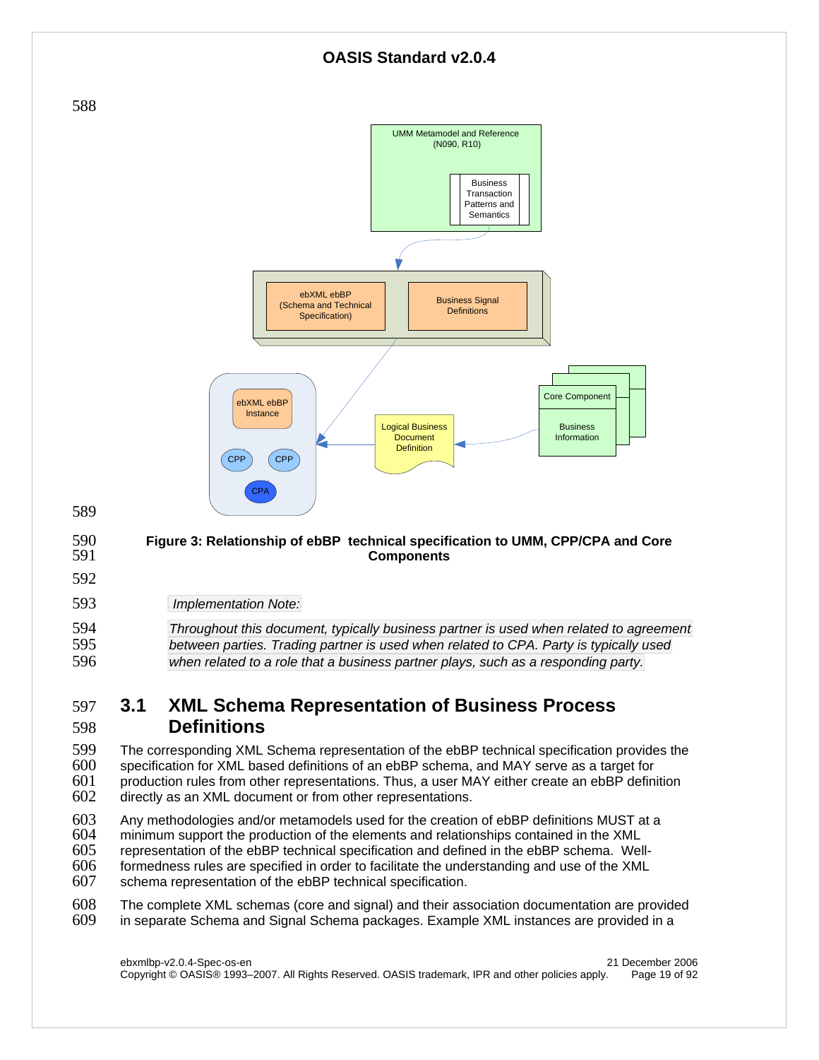Figure 3: Relationship of ebBP technical specification to UMM, CPP/CPA and Core Components

*Implementation Note:*

*Throughout this document, typically business partner is used when related to agreement between parties. Trading partner is used when related to CPA. Party is typically used when related to a role that a business partner plays, such as a responding party.*

## 3.1 XML Schema Representation of Business Process Definitions

The corresponding XML Schema representation of the ebBP technical specification provides the specification for XML based definitions of an ebBP schema, and MAY serve as a target for production rules from other representations. Thus, a user MAY either create an ebBP definition directly as an XML document or from other representations.

Any methodologies and/or metamodels used for the creation of ebBP definitions MUST at a minimum support the production of the elements and relationships contained in the XML representation of the ebBP technical specification and defined in the ebBP schema. Well-formedness rules are specified in order to facilitate the understanding and use of the XML schema representation of the ebBP technical specification.

The complete XML schemas (core and signal) and their association documentation are provided in separate Schema and Signal Schema packages. Example XML instances are provided in a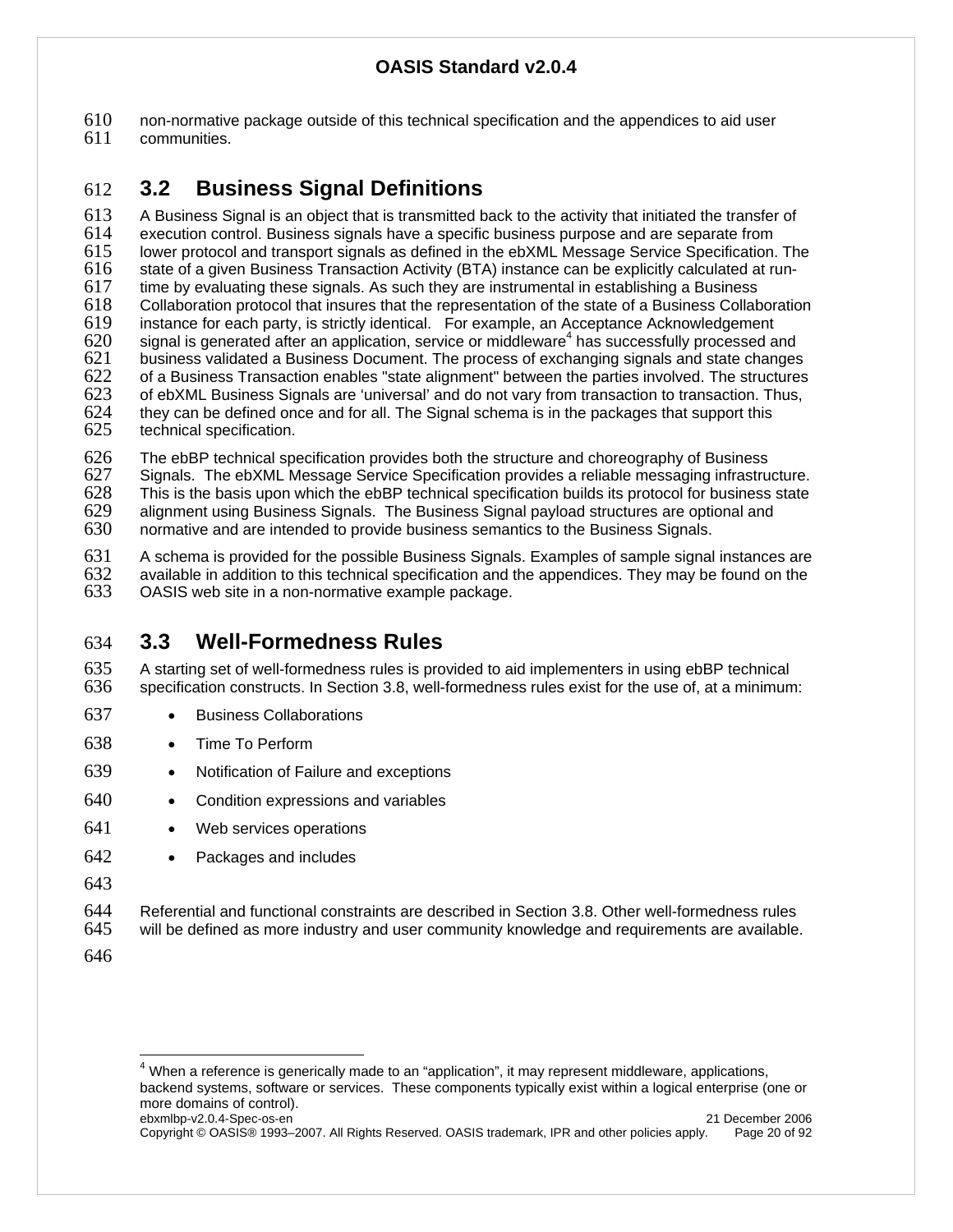non-normative package outside of this technical specification and the appendices to aid user communities.

## 3.2 Business Signal Definitions

A Business Signal is an object that is transmitted back to the activity that initiated the transfer of execution control. Business signals have a specific business purpose and are separate from lower protocol and transport signals as defined in the ebXML Message Service Specification. The state of a given Business Transaction Activity (BTA) instance can be explicitly calculated at run-time by evaluating these signals. As such they are instrumental in establishing a Business Collaboration protocol that insures that the representation of the state of a Business Collaboration instance for each party, is strictly identical. For example, an Acceptance Acknowledgement signal is generated after an application, service or middleware[4] has successfully processed and business validated a Business Document. The process of exchanging signals and state changes of a Business Transaction enables "state alignment" between the parties involved. The structures of ebXML Business Signals are 'universal' and do not vary from transaction to transaction. Thus, they can be defined once and for all. The Signal schema is in the packages that support this technical specification.

The ebBP technical specification provides both the structure and choreography of Business Signals. The ebXML Message Service Specification provides a reliable messaging infrastructure. This is the basis upon which the ebBP technical specification builds its protocol for business state alignment using Business Signals. The Business Signal payload structures are optional and normative and are intended to provide business semantics to the Business Signals.

A schema is provided for the possible Business Signals. Examples of sample signal instances are available in addition to this technical specification and the appendices. They may be found on the OASIS web site in a non-normative example package.

## 3.3 Well-Formedness Rules

A starting set of well-formedness rules is provided to aid implementers in using ebBP technical specification constructs. In Section 3.8, well-formedness rules exist for the use of, at a minimum:

- Business Collaborations
- Time To Perform
- Notification of Failure and exceptions
- Condition expressions and variables
- Web services operations
- Packages and includes

Referential and functional constraints are described in Section 3.8. Other well-formedness rules will be defined as more industry and user community knowledge and requirements are available.

[4] When a reference is generically made to an "application", it may represent middleware, applications, backend systems, software or services. These components typically exist within a logical enterprise (one or more domains of control).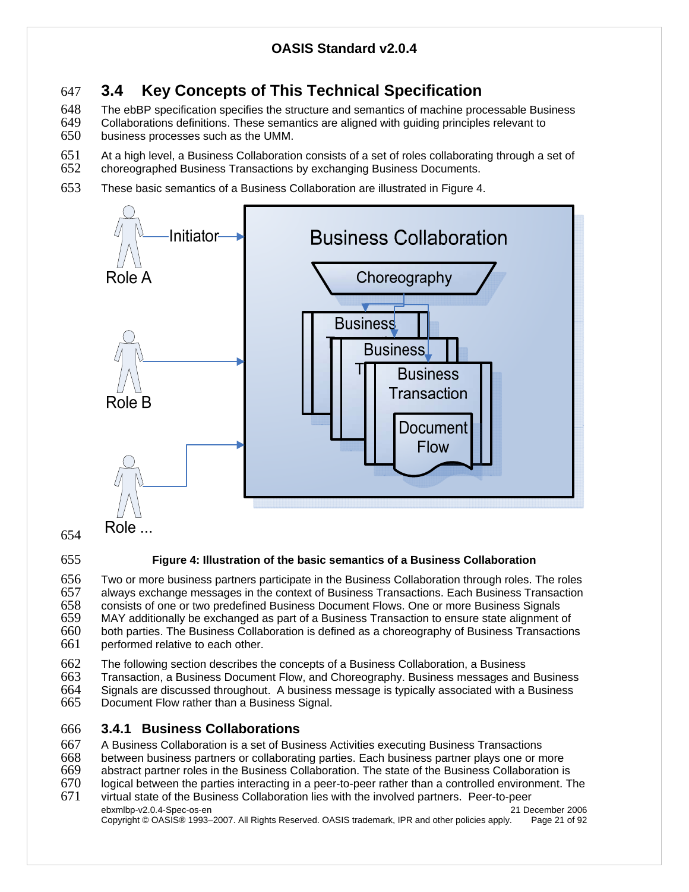## 3.4 Key Concepts of This Technical Specification

The ebBP specification specifies the structure and semantics of machine processable Business Collaborations definitions. These semantics are aligned with guiding principles relevant to business processes such as the UMM.

At a high level, a Business Collaboration consists of a set of roles collaborating through a set of choreographed Business Transactions by exchanging Business Documents.

These basic semantics of a Business Collaboration are illustrated in Figure 4.

**Figure 4: Illustration of the basic semantics of a Business Collaboration**

Two or more business partners participate in the Business Collaboration through roles. The roles always exchange messages in the context of Business Transactions. Each Business Transaction consists of one or two predefined Business Document Flows. One or more Business Signals MAY additionally be exchanged as part of a Business Transaction to ensure state alignment of both parties. The Business Collaboration is defined as a choreography of Business Transactions performed relative to each other.

The following section describes the concepts of a Business Collaboration, a Business Transaction, a Business Document Flow, and Choreography. Business messages and Business Signals are discussed throughout. A business message is typically associated with a Business Document Flow rather than a Business Signal.

### 3.4.1 Business Collaborations

A Business Collaboration is a set of Business Activities executing Business Transactions between business partners or collaborating parties. Each business partner plays one or more abstract partner roles in the Business Collaboration. The state of the Business Collaboration is logical between the parties interacting in a peer-to-peer rather than a controlled environment. The virtual state of the Business Collaboration lies with the involved partners. Peer-to-peer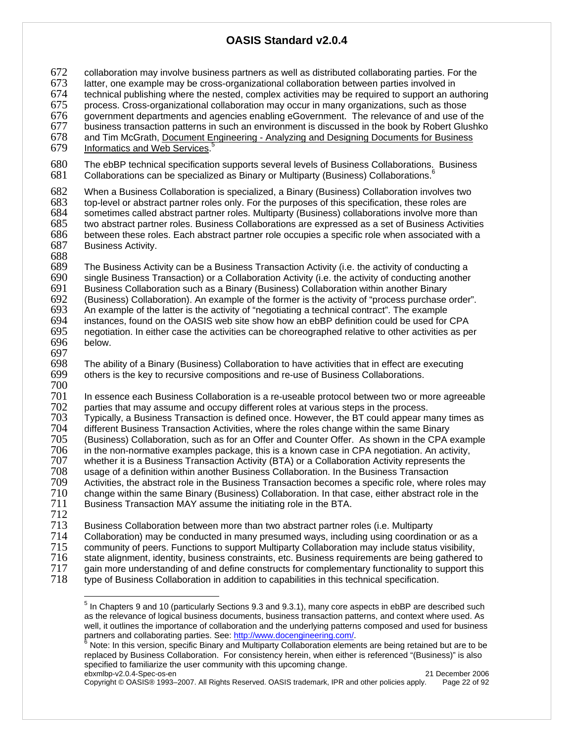collaboration may involve business partners as well as distributed collaborating parties. For the latter, one example may be cross-organizational collaboration between parties involved in technical publishing where the nested, complex activities may be required to support an authoring process. Cross-organizational collaboration may occur in many organizations, such as those government departments and agencies enabling eGovernment. The relevance of and use of the business transaction patterns in such an environment is discussed in the book by Robert Glushko and Tim McGrath, Document Engineering - Analyzing and Designing Documents for Business Informatics and Web Services.[5]

The ebBP technical specification supports several levels of Business Collaborations. Business Collaborations can be specialized as Binary or Multiparty (Business) Collaborations.[6]

When a Business Collaboration is specialized, a Binary (Business) Collaboration involves two top-level or abstract partner roles only. For the purposes of this specification, these roles are sometimes called abstract partner roles. Multiparty (Business) collaborations involve more than two abstract partner roles. Business Collaborations are expressed as a set of Business Activities between these roles. Each abstract partner role occupies a specific role when associated with a Business Activity.

The Business Activity can be a Business Transaction Activity (i.e. the activity of conducting a single Business Transaction) or a Collaboration Activity (i.e. the activity of conducting another Business Collaboration such as a Binary (Business) Collaboration within another Binary (Business) Collaboration). An example of the former is the activity of "process purchase order". An example of the latter is the activity of "negotiating a technical contract". The example instances, found on the OASIS web site show how an ebBP definition could be used for CPA negotiation. In either case the activities can be choreographed relative to other activities as per below.

The ability of a Binary (Business) Collaboration to have activities that in effect are executing others is the key to recursive compositions and re-use of Business Collaborations.

In essence each Business Collaboration is a re-useable protocol between two or more agreeable parties that may assume and occupy different roles at various steps in the process. Typically, a Business Transaction is defined once. However, the BT could appear many times as different Business Transaction Activities, where the roles change within the same Binary (Business) Collaboration, such as for an Offer and Counter Offer. As shown in the CPA example in the non-normative examples package, this is a known case in CPA negotiation. An activity, whether it is a Business Transaction Activity (BTA) or a Collaboration Activity represents the usage of a definition within another Business Collaboration. In the Business Transaction Activities, the abstract role in the Business Transaction becomes a specific role, where roles may change within the same Binary (Business) Collaboration. In that case, either abstract role in the Business Transaction MAY assume the initiating role in the BTA.

Business Collaboration between more than two abstract partner roles (i.e. Multiparty Collaboration) may be conducted in many presumed ways, including using coordination or as a community of peers. Functions to support Multiparty Collaboration may include status visibility, state alignment, identity, business constraints, etc. Business requirements are being gathered to gain more understanding of and define constructs for complementary functionality to support this type of Business Collaboration in addition to capabilities in this technical specification.

---

[5] In Chapters 9 and 10 (particularly Sections 9.3 and 9.3.1), many core aspects in ebBP are described such as the relevance of logical business documents, business transaction patterns, and context where used. As well, it outlines the importance of collaboration and the underlying patterns composed and used for business partners and collaborating parties. See: http://www.docengineering.com/.

[6] Note: In this version, specific Binary and Multiparty Collaboration elements are being retained but are to be replaced by Business Collaboration. For consistency herein, when either is referenced "(Business)" is also specified to familiarize the user community with this upcoming change.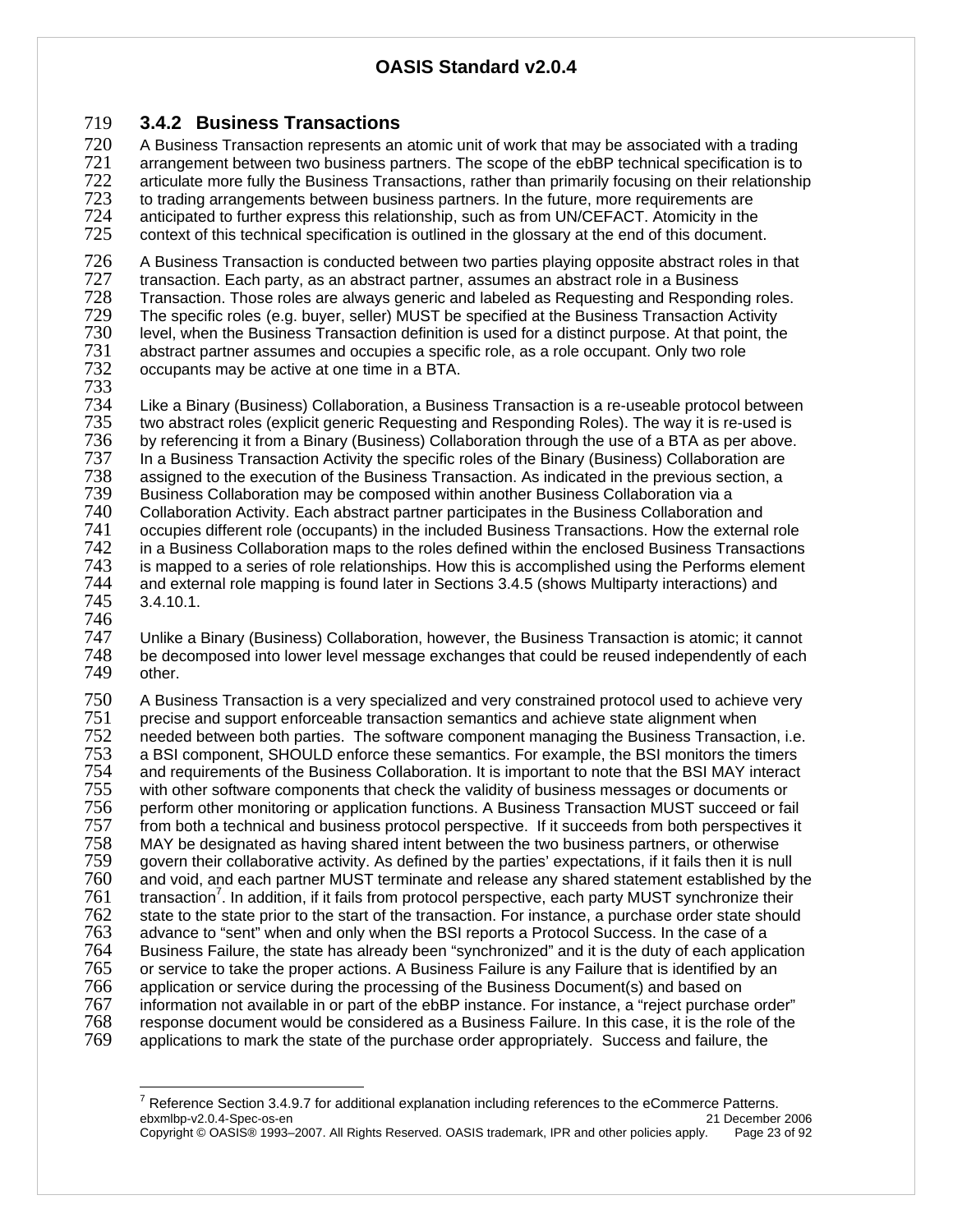### 3.4.2 Business Transactions

A Business Transaction represents an atomic unit of work that may be associated with a trading arrangement between two business partners. The scope of the ebBP technical specification is to articulate more fully the Business Transactions, rather than primarily focusing on their relationship to trading arrangements between business partners. In the future, more requirements are anticipated to further express this relationship, such as from UN/CEFACT. Atomicity in the context of this technical specification is outlined in the glossary at the end of this document.

A Business Transaction is conducted between two parties playing opposite abstract roles in that transaction. Each party, as an abstract partner, assumes an abstract role in a Business Transaction. Those roles are always generic and labeled as Requesting and Responding roles. The specific roles (e.g. buyer, seller) MUST be specified at the Business Transaction Activity level, when the Business Transaction definition is used for a distinct purpose. At that point, the abstract partner assumes and occupies a specific role, as a role occupant. Only two role occupants may be active at one time in a BTA.

Like a Binary (Business) Collaboration, a Business Transaction is a re-useable protocol between two abstract roles (explicit generic Requesting and Responding Roles). The way it is re-used is by referencing it from a Binary (Business) Collaboration through the use of a BTA as per above. In a Business Transaction Activity the specific roles of the Binary (Business) Collaboration are assigned to the execution of the Business Transaction. As indicated in the previous section, a Business Collaboration may be composed within another Business Collaboration via a Collaboration Activity. Each abstract partner participates in the Business Collaboration and occupies different role (occupants) in the included Business Transactions. How the external role in a Business Collaboration maps to the roles defined within the enclosed Business Transactions is mapped to a series of role relationships. How this is accomplished using the Performs element and external role mapping is found later in Sections 3.4.5 (shows Multiparty interactions) and 3.4.10.1.

Unlike a Binary (Business) Collaboration, however, the Business Transaction is atomic; it cannot be decomposed into lower level message exchanges that could be reused independently of each other.

A Business Transaction is a very specialized and very constrained protocol used to achieve very precise and support enforceable transaction semantics and achieve state alignment when needed between both parties. The software component managing the Business Transaction, i.e. a BSI component, SHOULD enforce these semantics. For example, the BSI monitors the timers and requirements of the Business Collaboration. It is important to note that the BSI MAY interact with other software components that check the validity of business messages or documents or perform other monitoring or application functions. A Business Transaction MUST succeed or fail from both a technical and business protocol perspective. If it succeeds from both perspectives it MAY be designated as having shared intent between the two business partners, or otherwise govern their collaborative activity. As defined by the parties' expectations, if it fails then it is null and void, and each partner MUST terminate and release any shared statement established by the transaction[7]. In addition, if it fails from protocol perspective, each party MUST synchronize their state to the state prior to the start of the transaction. For instance, a purchase order state should advance to "sent" when and only when the BSI reports a Protocol Success. In the case of a Business Failure, the state has already been "synchronized" and it is the duty of each application or service to take the proper actions. A Business Failure is any Failure that is identified by an application or service during the processing of the Business Document(s) and based on information not available in or part of the ebBP instance. For instance, a "reject purchase order" response document would be considered as a Business Failure. In this case, it is the role of the applications to mark the state of the purchase order appropriately. Success and failure, the

[7] Reference Section 3.4.9.7 for additional explanation including references to the eCommerce Patterns.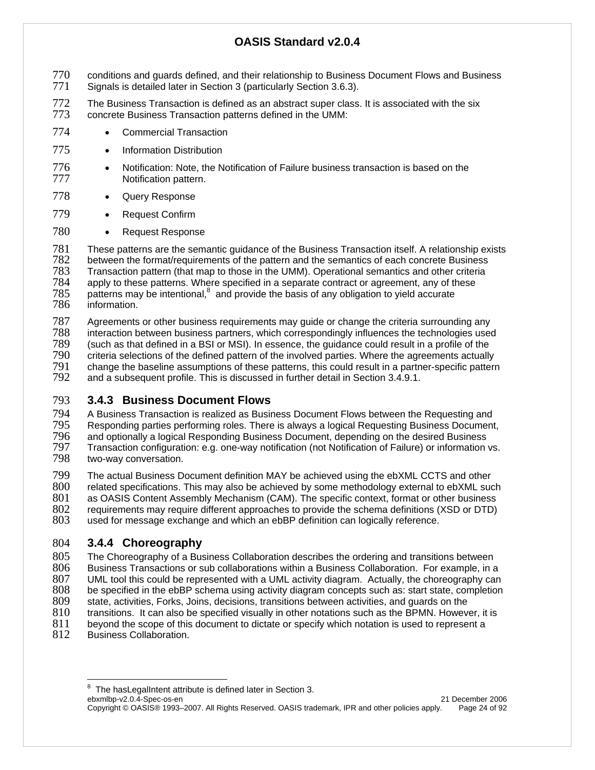conditions and guards defined, and their relationship to Business Document Flows and Business Signals is detailed later in Section 3 (particularly Section 3.6.3).

The Business Transaction is defined as an abstract super class. It is associated with the six concrete Business Transaction patterns defined in the UMM:

- Commercial Transaction
- Information Distribution
- Notification: Note, the Notification of Failure business transaction is based on the Notification pattern.
- Query Response
- Request Confirm
- Request Response

These patterns are the semantic guidance of the Business Transaction itself. A relationship exists between the format/requirements of the pattern and the semantics of each concrete Business Transaction pattern (that map to those in the UMM). Operational semantics and other criteria apply to these patterns. Where specified in a separate contract or agreement, any of these patterns may be intentional,[8] and provide the basis of any obligation to yield accurate information.

Agreements or other business requirements may guide or change the criteria surrounding any interaction between business partners, which correspondingly influences the technologies used (such as that defined in a BSI or MSI). In essence, the guidance could result in a profile of the criteria selections of the defined pattern of the involved parties. Where the agreements actually change the baseline assumptions of these patterns, this could result in a partner-specific pattern and a subsequent profile. This is discussed in further detail in Section 3.4.9.1.

### 3.4.3 Business Document Flows

A Business Transaction is realized as Business Document Flows between the Requesting and Responding parties performing roles. There is always a logical Requesting Business Document, and optionally a logical Responding Business Document, depending on the desired Business Transaction configuration: e.g. one-way notification (not Notification of Failure) or information vs. two-way conversation.

The actual Business Document definition MAY be achieved using the ebXML CCTS and other related specifications. This may also be achieved by some methodology external to ebXML such as OASIS Content Assembly Mechanism (CAM). The specific context, format or other business requirements may require different approaches to provide the schema definitions (XSD or DTD) used for message exchange and which an ebBP definition can logically reference.

### 3.4.4 Choreography

The Choreography of a Business Collaboration describes the ordering and transitions between Business Transactions or sub collaborations within a Business Collaboration. For example, in a UML tool this could be represented with a UML activity diagram. Actually, the choreography can be specified in the ebBP schema using activity diagram concepts such as: start state, completion state, activities, Forks, Joins, decisions, transitions between activities, and guards on the transitions. It can also be specified visually in other notations such as the BPMN. However, it is beyond the scope of this document to dictate or specify which notation is used to represent a Business Collaboration.

---

[8] The hasLegalIntent attribute is defined later in Section 3.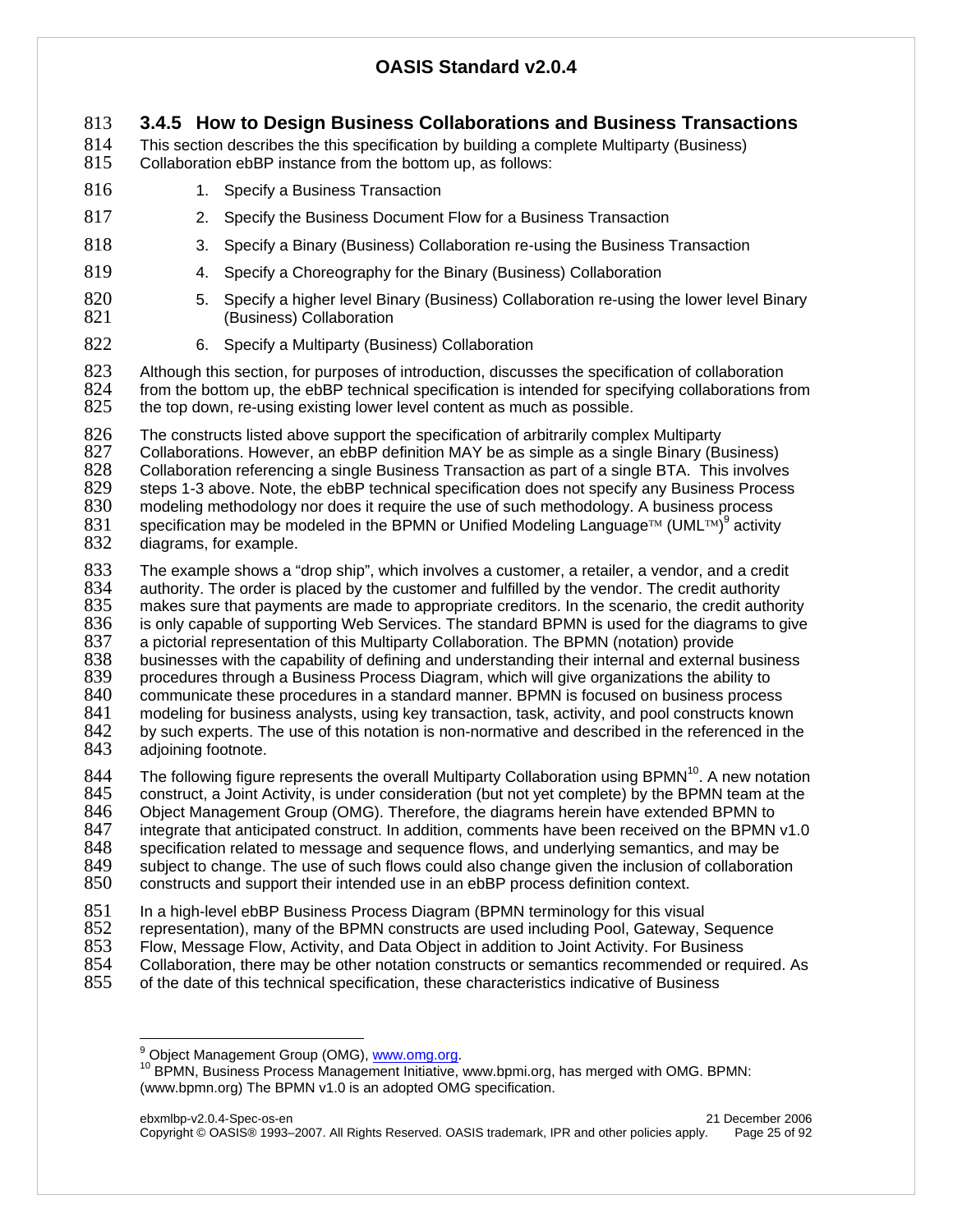### 3.4.5 How to Design Business Collaborations and Business Transactions

This section describes the this specification by building a complete Multiparty (Business) Collaboration ebBP instance from the bottom up, as follows:

1. Specify a Business Transaction
2. Specify the Business Document Flow for a Business Transaction
3. Specify a Binary (Business) Collaboration re-using the Business Transaction
4. Specify a Choreography for the Binary (Business) Collaboration
5. Specify a higher level Binary (Business) Collaboration re-using the lower level Binary (Business) Collaboration
6. Specify a Multiparty (Business) Collaboration

Although this section, for purposes of introduction, discusses the specification of collaboration from the bottom up, the ebBP technical specification is intended for specifying collaborations from the top down, re-using existing lower level content as much as possible.

The constructs listed above support the specification of arbitrarily complex Multiparty Collaborations. However, an ebBP definition MAY be as simple as a single Binary (Business) Collaboration referencing a single Business Transaction as part of a single BTA. This involves steps 1-3 above. Note, the ebBP technical specification does not specify any Business Process modeling methodology nor does it require the use of such methodology. A business process specification may be modeled in the BPMN or Unified Modeling Language™ (UML™)[9] activity diagrams, for example.

The example shows a "drop ship", which involves a customer, a retailer, a vendor, and a credit authority. The order is placed by the customer and fulfilled by the vendor. The credit authority makes sure that payments are made to appropriate creditors. In the scenario, the credit authority is only capable of supporting Web Services. The standard BPMN is used for the diagrams to give a pictorial representation of this Multiparty Collaboration. The BPMN (notation) provide businesses with the capability of defining and understanding their internal and external business procedures through a Business Process Diagram, which will give organizations the ability to communicate these procedures in a standard manner. BPMN is focused on business process modeling for business analysts, using key transaction, task, activity, and pool constructs known by such experts. The use of this notation is non-normative and described in the referenced in the adjoining footnote.

The following figure represents the overall Multiparty Collaboration using BPMN[10]. A new notation construct, a Joint Activity, is under consideration (but not yet complete) by the BPMN team at the Object Management Group (OMG). Therefore, the diagrams herein have extended BPMN to integrate that anticipated construct. In addition, comments have been received on the BPMN v1.0 specification related to message and sequence flows, and underlying semantics, and may be subject to change. The use of such flows could also change given the inclusion of collaboration constructs and support their intended use in an ebBP process definition context.

In a high-level ebBP Business Process Diagram (BPMN terminology for this visual representation), many of the BPMN constructs are used including Pool, Gateway, Sequence Flow, Message Flow, Activity, and Data Object in addition to Joint Activity. For Business Collaboration, there may be other notation constructs or semantics recommended or required. As of the date of this technical specification, these characteristics indicative of Business

---

[9] Object Management Group (OMG), www.omg.org.

[10] BPMN, Business Process Management Initiative, www.bpmi.org, has merged with OMG. BPMN: (www.bpmn.org) The BPMN v1.0 is an adopted OMG specification.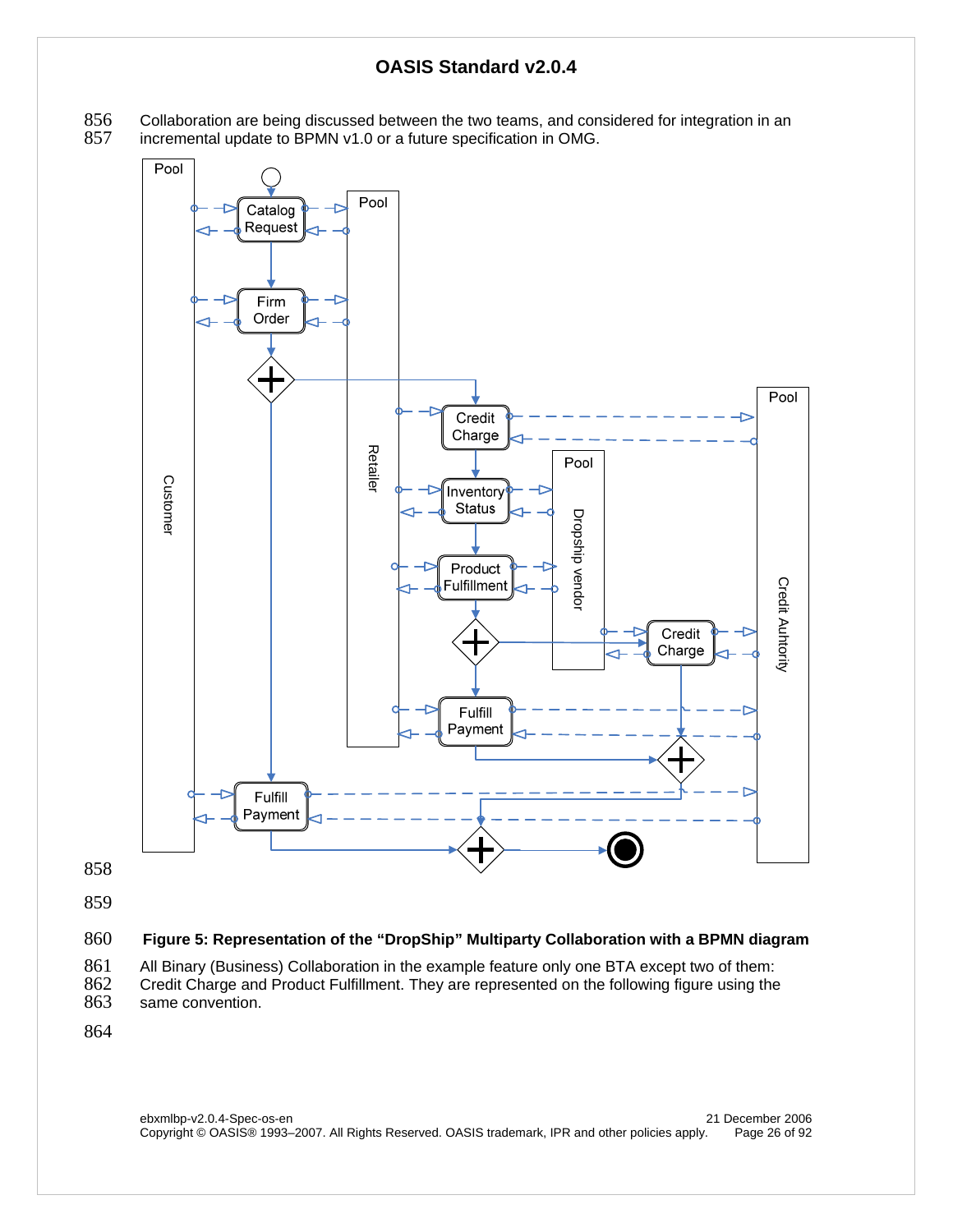Collaboration are being discussed between the two teams, and considered for integration in an incremental update to BPMN v1.0 or a future specification in OMG.

**Figure 5: Representation of the "DropShip" Multiparty Collaboration with a BPMN diagram**

All Binary (Business) Collaboration in the example feature only one BTA except two of them: Credit Charge and Product Fulfillment. They are represented on the following figure using the same convention.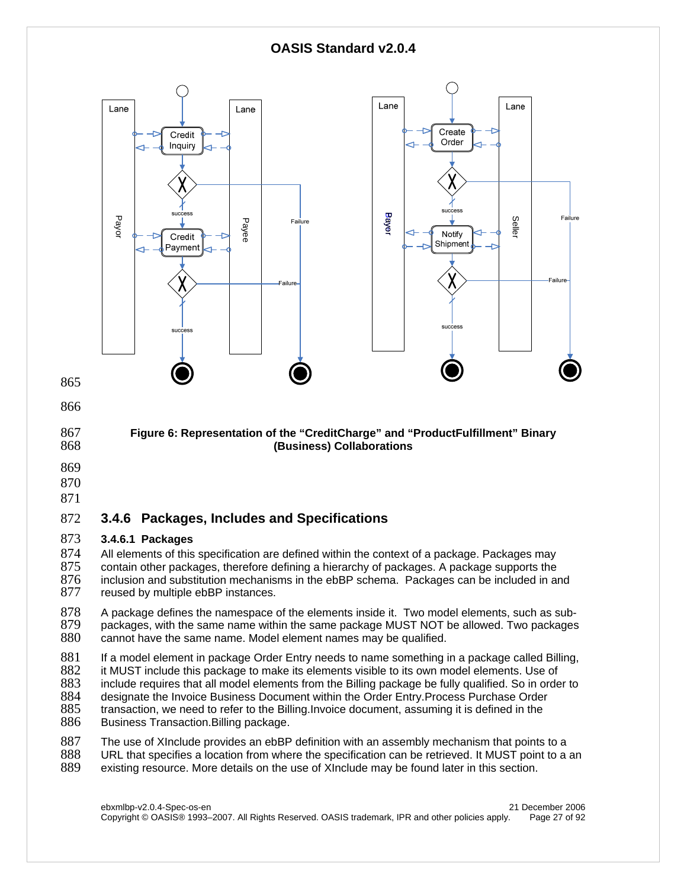Figure 6: Representation of the “CreditCharge” and “ProductFulfillment” Binary (Business) Collaborations

### 3.4.6 Packages, Includes and Specifications

#### 3.4.6.1 Packages

All elements of this specification are defined within the context of a package. Packages may contain other packages, therefore defining a hierarchy of packages. A package supports the inclusion and substitution mechanisms in the ebBP schema. Packages can be included in and reused by multiple ebBP instances.

A package defines the namespace of the elements inside it. Two model elements, such as sub-packages, with the same name within the same package MUST NOT be allowed. Two packages cannot have the same name. Model element names may be qualified.

If a model element in package Order Entry needs to name something in a package called Billing, it MUST include this package to make its elements visible to its own model elements. Use of include requires that all model elements from the Billing package be fully qualified. So in order to designate the Invoice Business Document within the Order Entry.Process Purchase Order transaction, we need to refer to the Billing.Invoice document, assuming it is defined in the Business Transaction.Billing package.

The use of XInclude provides an ebBP definition with an assembly mechanism that points to a URL that specifies a location from where the specification can be retrieved. It MUST point to a an existing resource. More details on the use of XInclude may be found later in this section.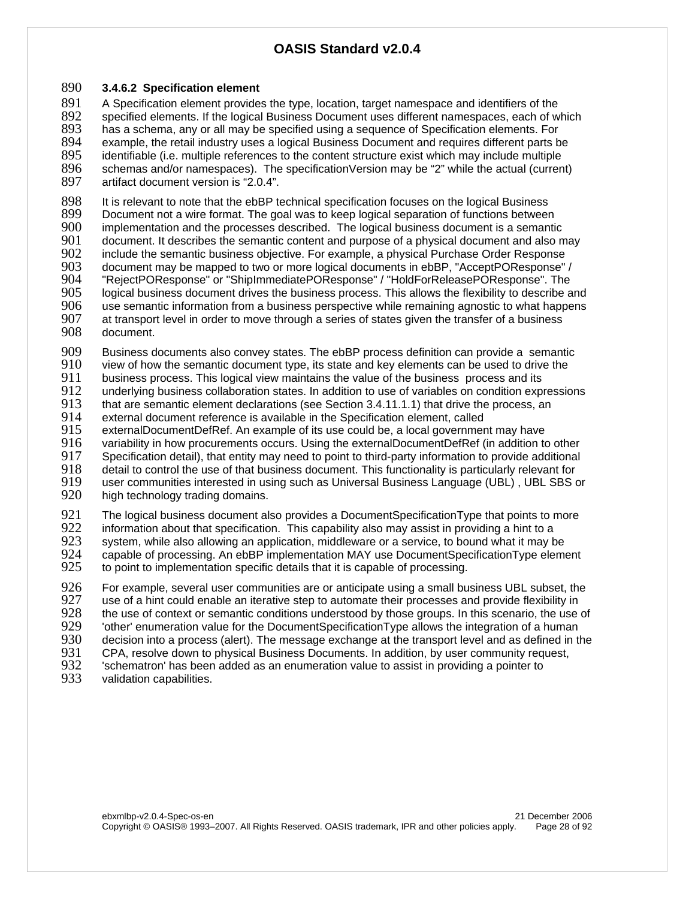#### 3.4.6.2 Specification element

A Specification element provides the type, location, target namespace and identifiers of the specified elements. If the logical Business Document uses different namespaces, each of which has a schema, any or all may be specified using a sequence of Specification elements. For example, the retail industry uses a logical Business Document and requires different parts be identifiable (i.e. multiple references to the content structure exist which may include multiple schemas and/or namespaces). The specificationVersion may be “2” while the actual (current) artifact document version is “2.0.4”.

It is relevant to note that the ebBP technical specification focuses on the logical Business Document not a wire format. The goal was to keep logical separation of functions between implementation and the processes described. The logical business document is a semantic document. It describes the semantic content and purpose of a physical document and also may include the semantic business objective. For example, a physical Purchase Order Response document may be mapped to two or more logical documents in ebBP, "AcceptPOResponse" / "RejectPOResponse" or "ShipImmediatePOResponse" / "HoldForReleasePOResponse". The logical business document drives the business process. This allows the flexibility to describe and use semantic information from a business perspective while remaining agnostic to what happens at transport level in order to move through a series of states given the transfer of a business document.

Business documents also convey states. The ebBP process definition can provide a semantic view of how the semantic document type, its state and key elements can be used to drive the business process. This logical view maintains the value of the business process and its underlying business collaboration states. In addition to use of variables on condition expressions that are semantic element declarations (see Section 3.4.11.1.1) that drive the process, an external document reference is available in the Specification element, called externalDocumentDefRef. An example of its use could be, a local government may have variability in how procurements occurs. Using the externalDocumentDefRef (in addition to other Specification detail), that entity may need to point to third-party information to provide additional detail to control the use of that business document. This functionality is particularly relevant for user communities interested in using such as Universal Business Language (UBL) , UBL SBS or high technology trading domains.

The logical business document also provides a DocumentSpecificationType that points to more information about that specification. This capability also may assist in providing a hint to a system, while also allowing an application, middleware or a service, to bound what it may be capable of processing. An ebBP implementation MAY use DocumentSpecificationType element to point to implementation specific details that it is capable of processing.

For example, several user communities are or anticipate using a small business UBL subset, the use of a hint could enable an iterative step to automate their processes and provide flexibility in the use of context or semantic conditions understood by those groups. In this scenario, the use of 'other' enumeration value for the DocumentSpecificationType allows the integration of a human decision into a process (alert). The message exchange at the transport level and as defined in the CPA, resolve down to physical Business Documents. In addition, by user community request, 'schematron' has been added as an enumeration value to assist in providing a pointer to validation capabilities.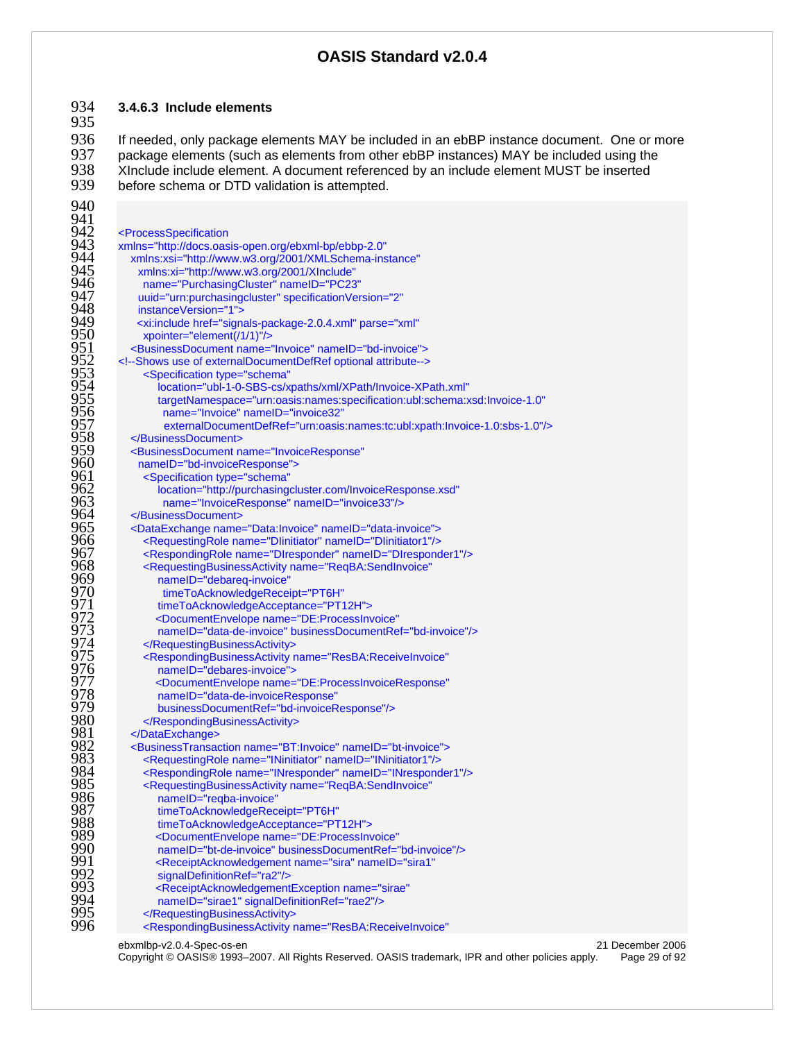#### 3.4.6.3 Include elements

If needed, only package elements MAY be included in an ebBP instance document. One or more package elements (such as elements from other ebBP instances) MAY be included using the XInclude include element. A document referenced by an include element MUST be inserted before schema or DTD validation is attempted.

```
<ProcessSpecification
xmlns="http://docs.oasis-open.org/ebxml-bp/ebbp-2.0"
   xmlns:xsi="http://www.w3.org/2001/XMLSchema-instance"
     xmlns:xi="http://www.w3.org/2001/XInclude"
      name="PurchasingCluster" nameID="PC23"
     uuid="urn:purchasingcluster" specificationVersion="2"
     instanceVersion="1">
     <xi:include href="signals-package-2.0.4.xml" parse="xml"
      xpointer="element(/1/1)"/>
   <BusinessDocument name="Invoice" nameID="bd-invoice">
<!--Shows use of externalDocumentDefRef optional attribute-->
      <Specification type="schema"
           location="ubl-1-0-SBS-cs/xpaths/xml/XPath/Invoice-XPath.xml"
           targetNamespace="urn:oasis:names:specification:ubl:schema:xsd:Invoice-1.0"
             name="Invoice" nameID="invoice32”
             externalDocumentDefRef="urn:oasis:names:tc:ubl:xpath:Invoice-1.0:sbs-1.0"/>
   </BusinessDocument>
   <BusinessDocument name="InvoiceResponse"
     nameID="bd-invoiceResponse">
      <Specification type="schema"
           location="http://purchasingcluster.com/InvoiceResponse.xsd"
             name="InvoiceResponse" nameID="invoice33"/>
   </BusinessDocument>
   <DataExchange name="Data:Invoice" nameID="data-invoice">
      <RequestingRole name="DIinitiator" nameID="DIinitiator1"/>
      <RespondingRole name="DIresponder" nameID="DIresponder1"/>
      <RequestingBusinessActivity name="ReqBA:SendInvoice"
           nameID="debareq-invoice"
             timeToAcknowledgeReceipt="PT6H"
           timeToAcknowledgeAcceptance="PT12H">
          <DocumentEnvelope name="DE:ProcessInvoice"
           nameID="data-de-invoice" businessDocumentRef="bd-invoice"/>
      </RequestingBusinessActivity>
      <RespondingBusinessActivity name="ResBA:ReceiveInvoice"
           nameID="debares-invoice">
          <DocumentEnvelope name="DE:ProcessInvoiceResponse"
           nameID="data-de-invoiceResponse"
           businessDocumentRef="bd-invoiceResponse"/>
      </RespondingBusinessActivity>
   </DataExchange>
   <BusinessTransaction name="BT:Invoice" nameID="bt-invoice">
      <RequestingRole name="INinitiator" nameID="INinitiator1"/>
      <RespondingRole name="INresponder" nameID="INresponder1"/>
      <RequestingBusinessActivity name="ReqBA:SendInvoice"
           nameID="reqba-invoice"
           timeToAcknowledgeReceipt="PT6H"
           timeToAcknowledgeAcceptance="PT12H">
          <DocumentEnvelope name="DE:ProcessInvoice"
           nameID="bt-de-invoice" businessDocumentRef="bd-invoice"/>
          <ReceiptAcknowledgement name="sira" nameID="sira1"
           signalDefinitionRef="ra2"/>
          <ReceiptAcknowledgementException name="sirae"
           nameID="sirae1" signalDefinitionRef="rae2"/>
      </RequestingBusinessActivity>
      <RespondingBusinessActivity name="ResBA:ReceiveInvoice"
```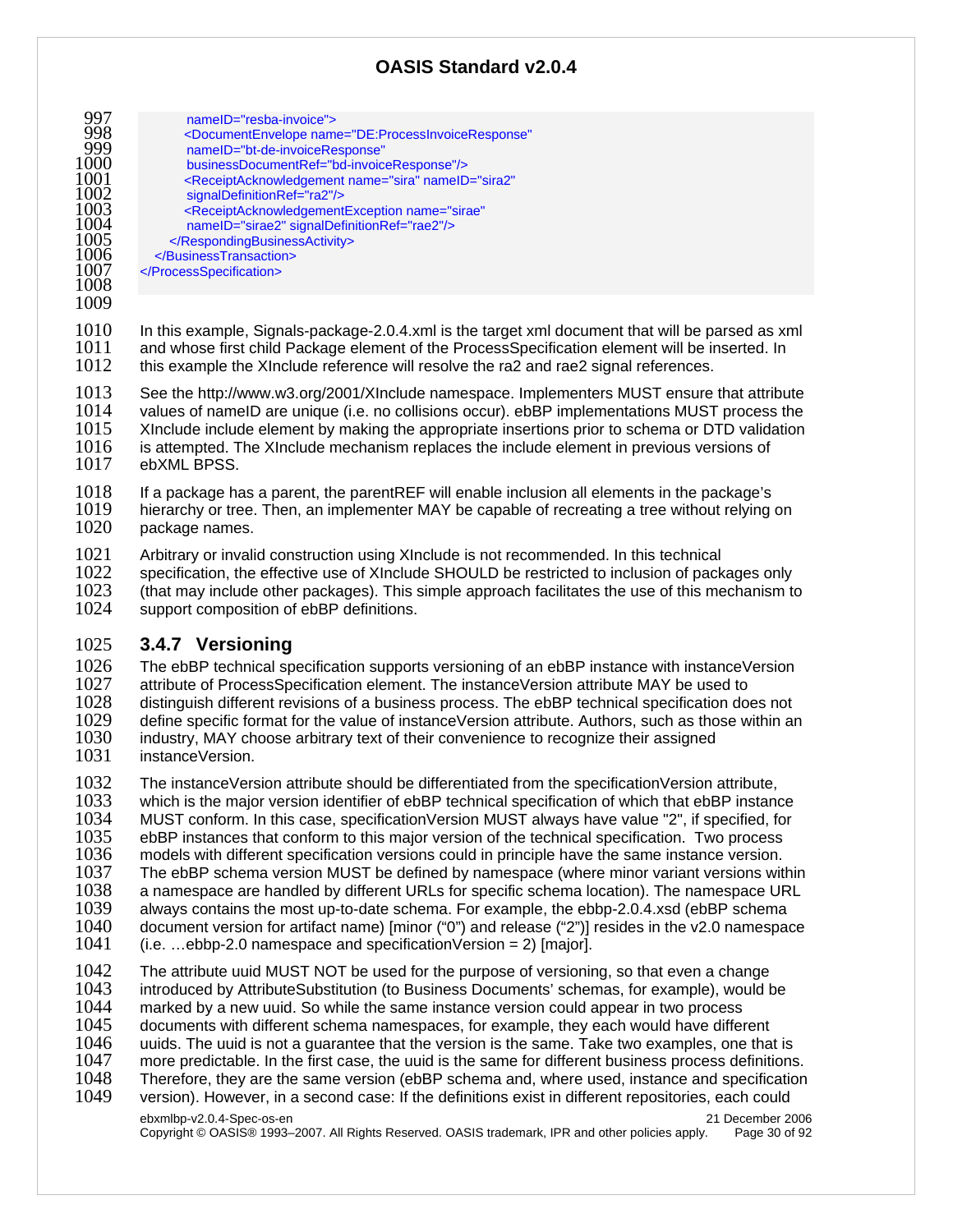```
            nameID="resba-invoice">
          <DocumentEnvelope name="DE:ProcessInvoiceResponse"
            nameID="bt-de-invoiceResponse"
            businessDocumentRef="bd-invoiceResponse"/>
          <ReceiptAcknowledgement name="sira" nameID="sira2"
            signalDefinitionRef="ra2"/>
          <ReceiptAcknowledgementException name="sirae"
            nameID="sirae2" signalDefinitionRef="rae2"/>
      </RespondingBusinessActivity>
    </BusinessTransaction>
</ProcessSpecification>
```

In this example, Signals-package-2.0.4.xml is the target xml document that will be parsed as xml and whose first child Package element of the ProcessSpecification element will be inserted. In this example the XInclude reference will resolve the ra2 and rae2 signal references.

See the http://www.w3.org/2001/XInclude namespace. Implementers MUST ensure that attribute values of nameID are unique (i.e. no collisions occur). ebBP implementations MUST process the XInclude include element by making the appropriate insertions prior to schema or DTD validation is attempted. The XInclude mechanism replaces the include element in previous versions of ebXML BPSS.

If a package has a parent, the parentREF will enable inclusion all elements in the package's hierarchy or tree. Then, an implementer MAY be capable of recreating a tree without relying on package names.

Arbitrary or invalid construction using XInclude is not recommended. In this technical specification, the effective use of XInclude SHOULD be restricted to inclusion of packages only (that may include other packages). This simple approach facilitates the use of this mechanism to support composition of ebBP definitions.

### 3.4.7 Versioning

The ebBP technical specification supports versioning of an ebBP instance with instanceVersion attribute of ProcessSpecification element. The instanceVersion attribute MAY be used to distinguish different revisions of a business process. The ebBP technical specification does not define specific format for the value of instanceVersion attribute. Authors, such as those within an industry, MAY choose arbitrary text of their convenience to recognize their assigned instanceVersion.

The instanceVersion attribute should be differentiated from the specificationVersion attribute, which is the major version identifier of ebBP technical specification of which that ebBP instance MUST conform. In this case, specificationVersion MUST always have value "2", if specified, for ebBP instances that conform to this major version of the technical specification. Two process models with different specification versions could in principle have the same instance version. The ebBP schema version MUST be defined by namespace (where minor variant versions within a namespace are handled by different URLs for specific schema location). The namespace URL always contains the most up-to-date schema. For example, the ebbp-2.0.4.xsd (ebBP schema document version for artifact name) [minor ("0") and release ("2")] resides in the v2.0 namespace (i.e. …ebbp-2.0 namespace and specificationVersion = 2) [major].

The attribute uuid MUST NOT be used for the purpose of versioning, so that even a change introduced by AttributeSubstitution (to Business Documents' schemas, for example), would be marked by a new uuid. So while the same instance version could appear in two process documents with different schema namespaces, for example, they each would have different uuids. The uuid is not a guarantee that the version is the same. Take two examples, one that is more predictable. In the first case, the uuid is the same for different business process definitions. Therefore, they are the same version (ebBP schema and, where used, instance and specification version). However, in a second case: If the definitions exist in different repositories, each could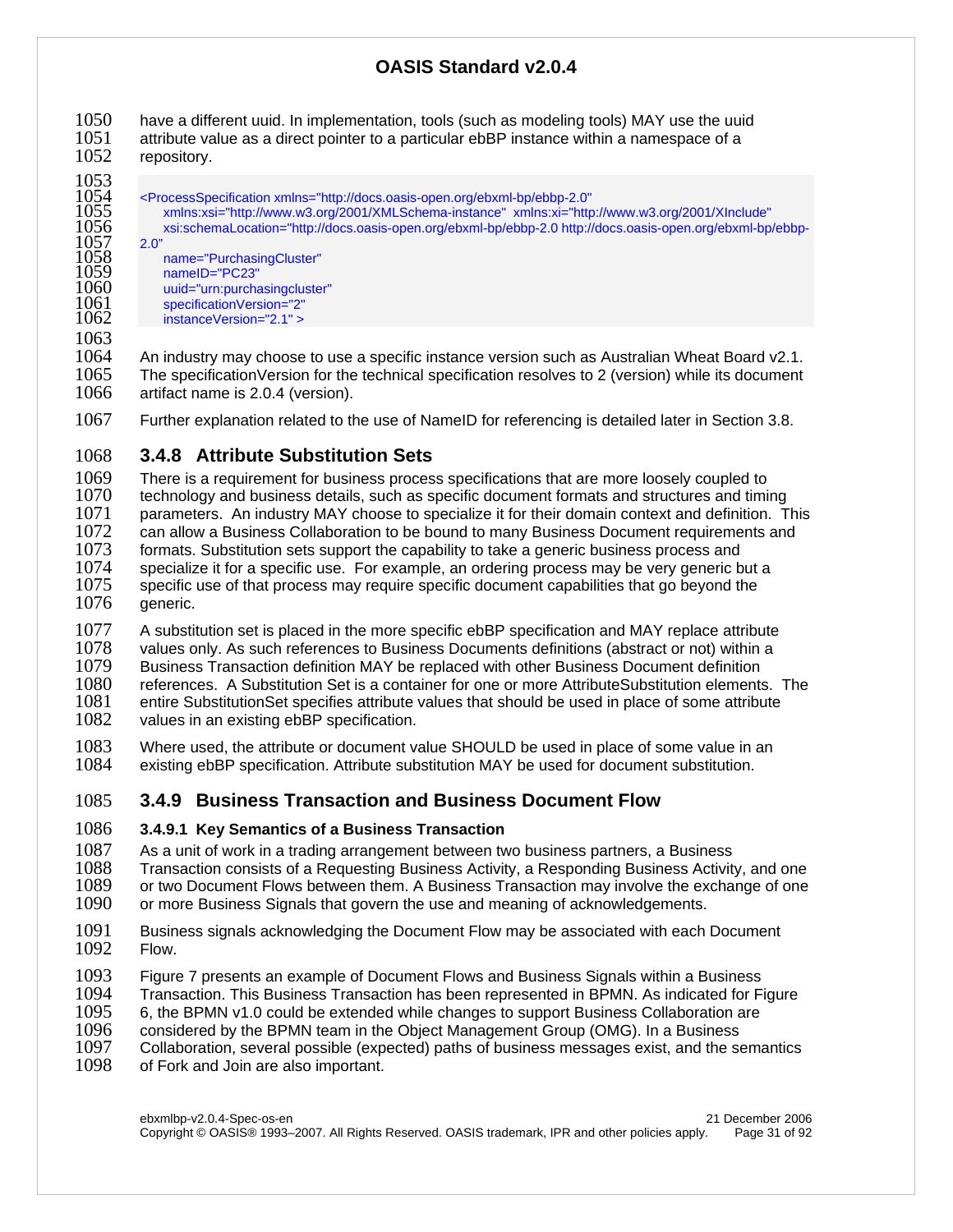have a different uuid. In implementation, tools (such as modeling tools) MAY use the uuid attribute value as a direct pointer to a particular ebBP instance within a namespace of a repository.

```
<ProcessSpecification xmlns="http://docs.oasis-open.org/ebxml-bp/ebbp-2.0"
    xmlns:xsi="http://www.w3.org/2001/XMLSchema-instance"  xmlns:xi="http://www.w3.org/2001/XInclude"
    xsi:schemaLocation="http://docs.oasis-open.org/ebxml-bp/ebbp-2.0 http://docs.oasis-open.org/ebxml-bp/ebbp-2.0"
    name="PurchasingCluster"
    nameID="PC23"
    uuid="urn:purchasingcluster"
    specificationVersion="2"
    instanceVersion="2.1" >
```

An industry may choose to use a specific instance version such as Australian Wheat Board v2.1. The specificationVersion for the technical specification resolves to 2 (version) while its document artifact name is 2.0.4 (version).

Further explanation related to the use of NameID for referencing is detailed later in Section 3.8.

### 3.4.8 Attribute Substitution Sets

There is a requirement for business process specifications that are more loosely coupled to technology and business details, such as specific document formats and structures and timing parameters. An industry MAY choose to specialize it for their domain context and definition. This can allow a Business Collaboration to be bound to many Business Document requirements and formats. Substitution sets support the capability to take a generic business process and specialize it for a specific use. For example, an ordering process may be very generic but a specific use of that process may require specific document capabilities that go beyond the generic.

A substitution set is placed in the more specific ebBP specification and MAY replace attribute values only. As such references to Business Documents definitions (abstract or not) within a Business Transaction definition MAY be replaced with other Business Document definition references. A Substitution Set is a container for one or more AttributeSubstitution elements. The entire SubstitutionSet specifies attribute values that should be used in place of some attribute values in an existing ebBP specification.

Where used, the attribute or document value SHOULD be used in place of some value in an existing ebBP specification. Attribute substitution MAY be used for document substitution.

### 3.4.9 Business Transaction and Business Document Flow

#### 3.4.9.1 Key Semantics of a Business Transaction

As a unit of work in a trading arrangement between two business partners, a Business Transaction consists of a Requesting Business Activity, a Responding Business Activity, and one or two Document Flows between them. A Business Transaction may involve the exchange of one or more Business Signals that govern the use and meaning of acknowledgements.

Business signals acknowledging the Document Flow may be associated with each Document Flow.

Figure 7 presents an example of Document Flows and Business Signals within a Business Transaction. This Business Transaction has been represented in BPMN. As indicated for Figure 6, the BPMN v1.0 could be extended while changes to support Business Collaboration are considered by the BPMN team in the Object Management Group (OMG). In a Business Collaboration, several possible (expected) paths of business messages exist, and the semantics of Fork and Join are also important.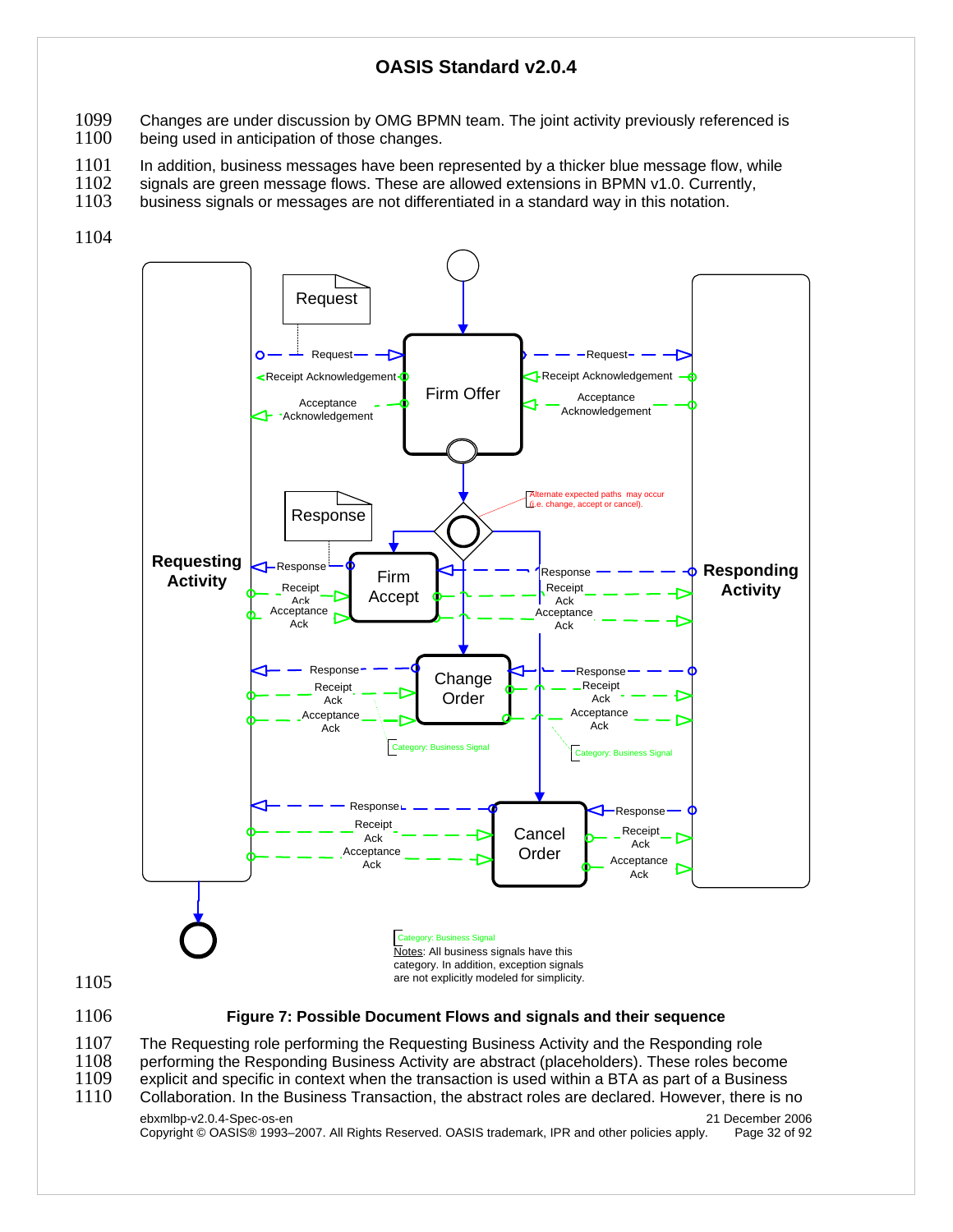Changes are under discussion by OMG BPMN team. The joint activity previously referenced is being used in anticipation of those changes.

In addition, business messages have been represented by a thicker blue message flow, while signals are green message flows. These are allowed extensions in BPMN v1.0. Currently, business signals or messages are not differentiated in a standard way in this notation.

**Figure 7: Possible Document Flows and signals and their sequence**

The Requesting role performing the Requesting Business Activity and the Responding role performing the Responding Business Activity are abstract (placeholders). These roles become explicit and specific in context when the transaction is used within a BTA as part of a Business Collaboration. In the Business Transaction, the abstract roles are declared. However, there is no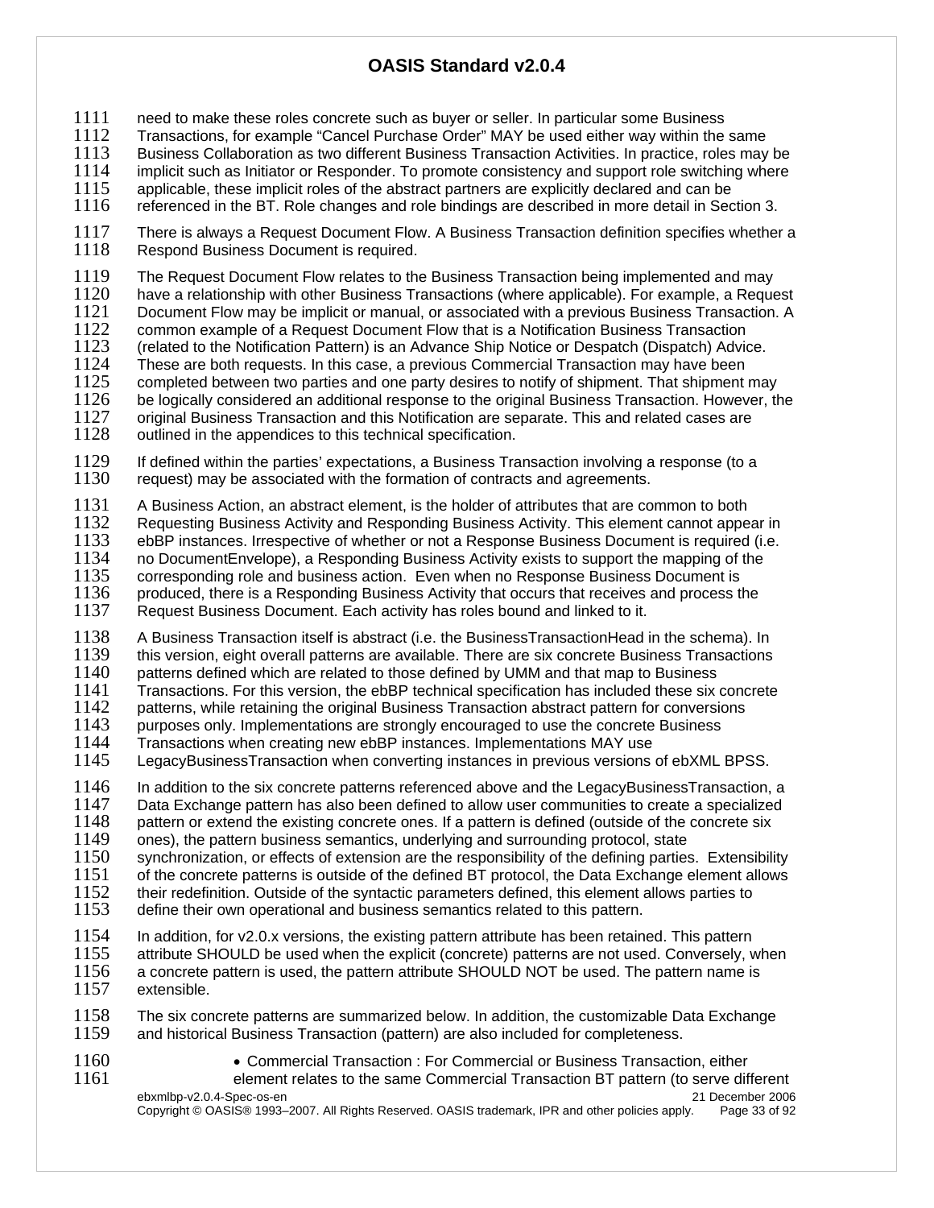need to make these roles concrete such as buyer or seller. In particular some Business Transactions, for example “Cancel Purchase Order” MAY be used either way within the same Business Collaboration as two different Business Transaction Activities. In practice, roles may be implicit such as Initiator or Responder. To promote consistency and support role switching where applicable, these implicit roles of the abstract partners are explicitly declared and can be referenced in the BT. Role changes and role bindings are described in more detail in Section 3.

There is always a Request Document Flow. A Business Transaction definition specifies whether a Respond Business Document is required.

The Request Document Flow relates to the Business Transaction being implemented and may have a relationship with other Business Transactions (where applicable). For example, a Request Document Flow may be implicit or manual, or associated with a previous Business Transaction. A common example of a Request Document Flow that is a Notification Business Transaction (related to the Notification Pattern) is an Advance Ship Notice or Despatch (Dispatch) Advice. These are both requests. In this case, a previous Commercial Transaction may have been completed between two parties and one party desires to notify of shipment. That shipment may be logically considered an additional response to the original Business Transaction. However, the original Business Transaction and this Notification are separate. This and related cases are outlined in the appendices to this technical specification.

If defined within the parties' expectations, a Business Transaction involving a response (to a request) may be associated with the formation of contracts and agreements.

A Business Action, an abstract element, is the holder of attributes that are common to both Requesting Business Activity and Responding Business Activity. This element cannot appear in ebBP instances. Irrespective of whether or not a Response Business Document is required (i.e. no DocumentEnvelope), a Responding Business Activity exists to support the mapping of the corresponding role and business action. Even when no Response Business Document is produced, there is a Responding Business Activity that occurs that receives and process the Request Business Document. Each activity has roles bound and linked to it.

A Business Transaction itself is abstract (i.e. the BusinessTransactionHead in the schema). In this version, eight overall patterns are available. There are six concrete Business Transactions patterns defined which are related to those defined by UMM and that map to Business Transactions. For this version, the ebBP technical specification has included these six concrete patterns, while retaining the original Business Transaction abstract pattern for conversions purposes only. Implementations are strongly encouraged to use the concrete Business Transactions when creating new ebBP instances. Implementations MAY use LegacyBusinessTransaction when converting instances in previous versions of ebXML BPSS.

In addition to the six concrete patterns referenced above and the LegacyBusinessTransaction, a Data Exchange pattern has also been defined to allow user communities to create a specialized pattern or extend the existing concrete ones. If a pattern is defined (outside of the concrete six ones), the pattern business semantics, underlying and surrounding protocol, state synchronization, or effects of extension are the responsibility of the defining parties. Extensibility of the concrete patterns is outside of the defined BT protocol, the Data Exchange element allows their redefinition. Outside of the syntactic parameters defined, this element allows parties to define their own operational and business semantics related to this pattern.

In addition, for v2.0.x versions, the existing pattern attribute has been retained. This pattern attribute SHOULD be used when the explicit (concrete) patterns are not used. Conversely, when a concrete pattern is used, the pattern attribute SHOULD NOT be used. The pattern name is extensible.

The six concrete patterns are summarized below. In addition, the customizable Data Exchange and historical Business Transaction (pattern) are also included for completeness.

- Commercial Transaction : For Commercial or Business Transaction, either element relates to the same Commercial Transaction BT pattern (to serve different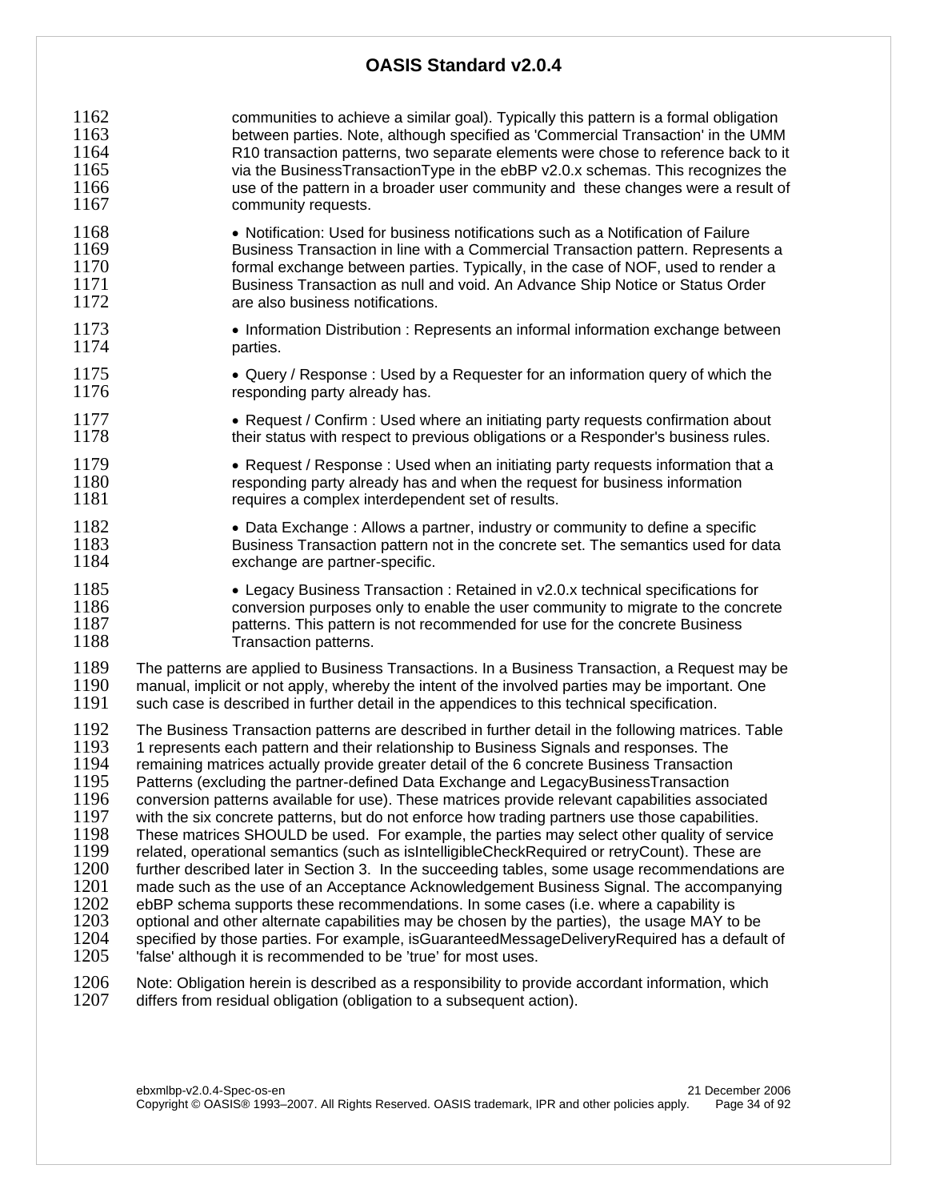communities to achieve a similar goal). Typically this pattern is a formal obligation between parties. Note, although specified as 'Commercial Transaction' in the UMM R10 transaction patterns, two separate elements were chose to reference back to it via the BusinessTransactionType in the ebBP v2.0.x schemas. This recognizes the use of the pattern in a broader user community and these changes were a result of community requests.

- Notification: Used for business notifications such as a Notification of Failure Business Transaction in line with a Commercial Transaction pattern. Represents a formal exchange between parties. Typically, in the case of NOF, used to render a Business Transaction as null and void. An Advance Ship Notice or Status Order are also business notifications.
- Information Distribution : Represents an informal information exchange between parties.
- Query / Response : Used by a Requester for an information query of which the responding party already has.
- Request / Confirm : Used where an initiating party requests confirmation about their status with respect to previous obligations or a Responder's business rules.
- Request / Response : Used when an initiating party requests information that a responding party already has and when the request for business information requires a complex interdependent set of results.
- Data Exchange : Allows a partner, industry or community to define a specific Business Transaction pattern not in the concrete set. The semantics used for data exchange are partner-specific.
- Legacy Business Transaction : Retained in v2.0.x technical specifications for conversion purposes only to enable the user community to migrate to the concrete patterns. This pattern is not recommended for use for the concrete Business Transaction patterns.

The patterns are applied to Business Transactions. In a Business Transaction, a Request may be manual, implicit or not apply, whereby the intent of the involved parties may be important. One such case is described in further detail in the appendices to this technical specification.

The Business Transaction patterns are described in further detail in the following matrices. Table 1 represents each pattern and their relationship to Business Signals and responses. The remaining matrices actually provide greater detail of the 6 concrete Business Transaction Patterns (excluding the partner-defined Data Exchange and LegacyBusinessTransaction conversion patterns available for use). These matrices provide relevant capabilities associated with the six concrete patterns, but do not enforce how trading partners use those capabilities. These matrices SHOULD be used. For example, the parties may select other quality of service related, operational semantics (such as isIntelligibleCheckRequired or retryCount). These are further described later in Section 3. In the succeeding tables, some usage recommendations are made such as the use of an Acceptance Acknowledgement Business Signal. The accompanying ebBP schema supports these recommendations. In some cases (i.e. where a capability is optional and other alternate capabilities may be chosen by the parties), the usage MAY to be specified by those parties. For example, isGuaranteedMessageDeliveryRequired has a default of 'false' although it is recommended to be 'true' for most uses.

Note: Obligation herein is described as a responsibility to provide accordant information, which differs from residual obligation (obligation to a subsequent action).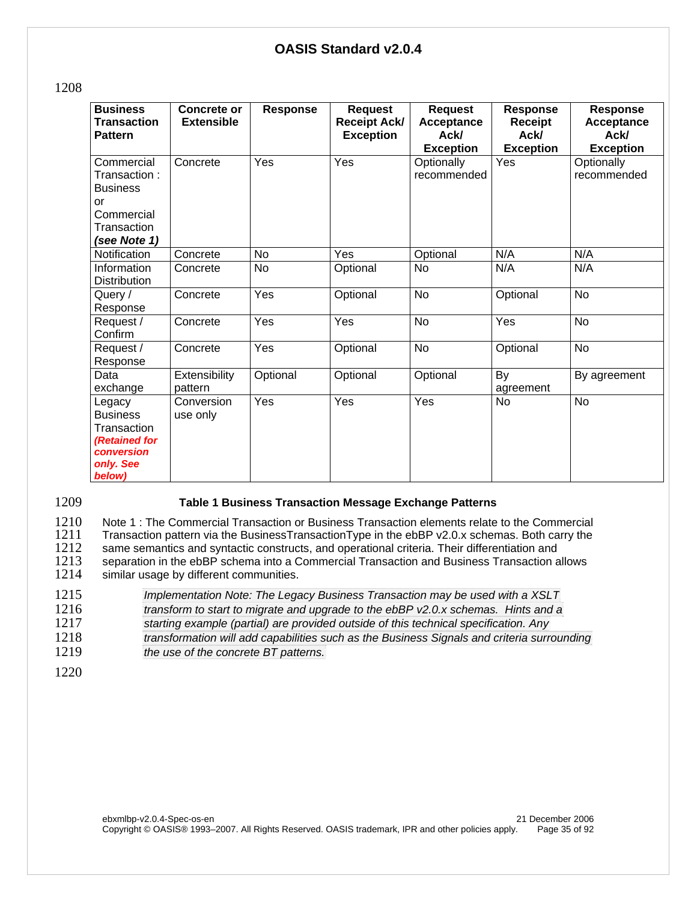| Business Transaction Pattern | Concrete or Extensible | Response | Request Receipt Ack/ Exception | Request Acceptance Ack/ Exception | Response Receipt Ack/ Exception | Response Acceptance Ack/ Exception |
|---|---|---|---|---|---|---|
| Commercial Transaction : Business or Commercial Transaction ***(see Note 1)*** | Concrete | Yes | Yes | Optionally recommended | Yes | Optionally recommended |
| Notification | Concrete | No | Yes | Optional | N/A | N/A |
| Information Distribution | Concrete | No | Optional | No | N/A | N/A |
| Query / Response | Concrete | Yes | Optional | No | Optional | No |
| Request / Confirm | Concrete | Yes | Yes | No | Yes | No |
| Request / Response | Concrete | Yes | Optional | No | Optional | No |
| Data exchange | Extensibility pattern | Optional | Optional | Optional | By agreement | By agreement |
| Legacy Business Transaction ***(Retained for conversion only. See below)*** | Conversion use only | Yes | Yes | Yes | No | No |

**Table 1 Business Transaction Message Exchange Patterns**

Note 1 : The Commercial Transaction or Business Transaction elements relate to the Commercial Transaction pattern via the BusinessTransactionType in the ebBP v2.0.x schemas. Both carry the same semantics and syntactic constructs, and operational criteria. Their differentiation and separation in the ebBP schema into a Commercial Transaction and Business Transaction allows similar usage by different communities.

> *Implementation Note: The Legacy Business Transaction may be used with a XSLT transform to start to migrate and upgrade to the ebBP v2.0.x schemas. Hints and a starting example (partial) are provided outside of this technical specification. Any transformation will add capabilities such as the Business Signals and criteria surrounding the use of the concrete BT patterns.*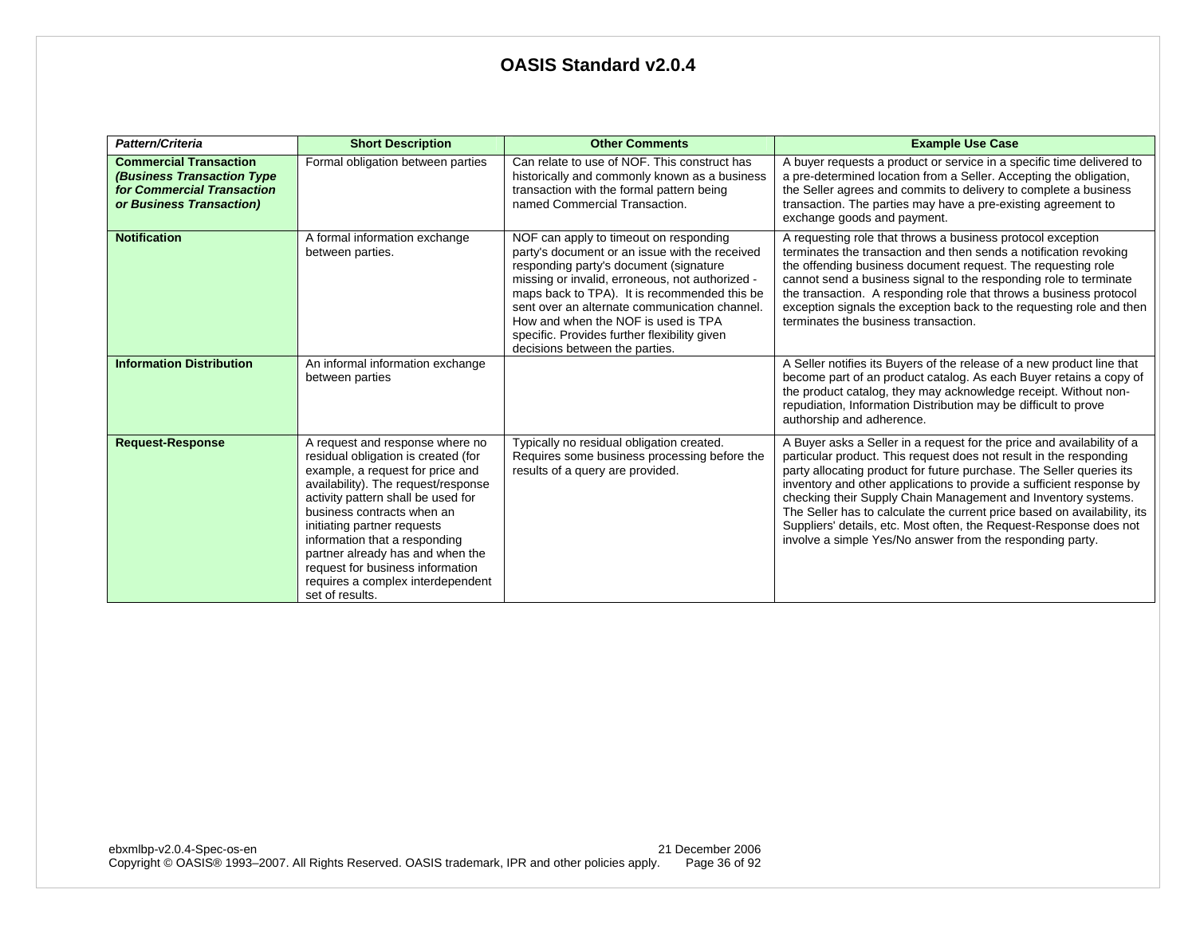| *Pattern/Criteria* | Short Description | Other Comments | Example Use Case |
|---|---|---|---|
| **Commercial Transaction *(Business Transaction Type for Commercial Transaction or Business Transaction)*** | Formal obligation between parties | Can relate to use of NOF. This construct has historically and commonly known as a business transaction with the formal pattern being named Commercial Transaction. | A buyer requests a product or service in a specific time delivered to a pre-determined location from a Seller. Accepting the obligation, the Seller agrees and commits to delivery to complete a business transaction. The parties may have a pre-existing agreement to exchange goods and payment. |
| **Notification** | A formal information exchange between parties. | NOF can apply to timeout on responding party's document or an issue with the received responding party's document (signature missing or invalid, erroneous, not authorized - maps back to TPA). It is recommended this be sent over an alternate communication channel. How and when the NOF is used is TPA specific. Provides further flexibility given decisions between the parties. | A requesting role that throws a business protocol exception terminates the transaction and then sends a notification revoking the offending business document request. The requesting role cannot send a business signal to the responding role to terminate the transaction. A responding role that throws a business protocol exception signals the exception back to the requesting role and then terminates the business transaction. |
| **Information Distribution** | An informal information exchange between parties | | A Seller notifies its Buyers of the release of a new product line that become part of an product catalog. As each Buyer retains a copy of the product catalog, they may acknowledge receipt. Without non-repudiation, Information Distribution may be difficult to prove authorship and adherence. |
| **Request-Response** | A request and response where no residual obligation is created (for example, a request for price and availability). The request/response activity pattern shall be used for business contracts when an initiating partner requests information that a responding partner already has and when the request for business information requires a complex interdependent set of results. | Typically no residual obligation created. Requires some business processing before the results of a query are provided. | A Buyer asks a Seller in a request for the price and availability of a particular product. This request does not result in the responding party allocating product for future purchase. The Seller queries its inventory and other applications to provide a sufficient response by checking their Supply Chain Management and Inventory systems. The Seller has to calculate the current price based on availability, its Suppliers' details, etc. Most often, the Request-Response does not involve a simple Yes/No answer from the responding party. |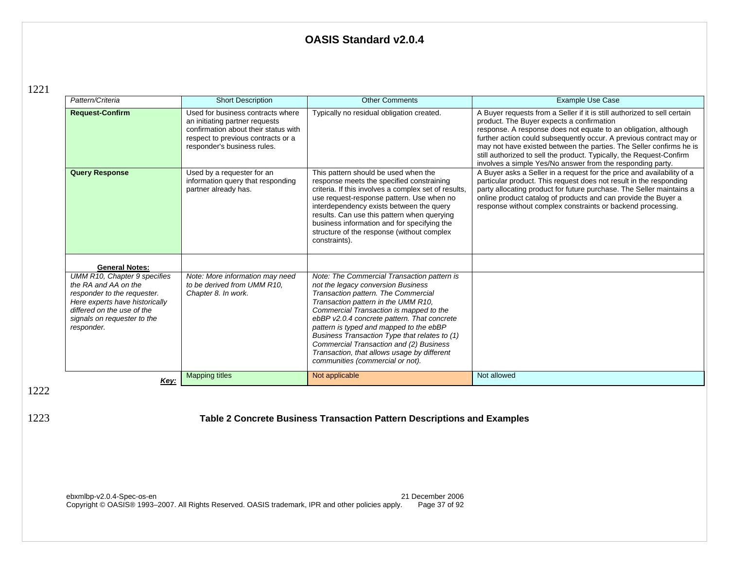| Pattern/Criteria | Short Description | Other Comments | Example Use Case |
|---|---|---|---|
| **Request-Confirm** | Used for business contracts where an initiating partner requests confirmation about their status with respect to previous contracts or a responder's business rules. | Typically no residual obligation created. | A Buyer requests from a Seller if it is still authorized to sell certain product. The Buyer expects a confirmation response. A response does not equate to an obligation, although further action could subsequently occur. A previous contract may or may not have existed between the parties. The Seller confirms he is still authorized to sell the product. Typically, the Request-Confirm involves a simple Yes/No answer from the responding party. |
| **Query Response** | Used by a requester for an information query that responding partner already has. | This pattern should be used when the response meets the specified constraining criteria. If this involves a complex set of results, use request-response pattern. Use when no interdependency exists between the query results. Can use this pattern when querying business information and for specifying the structure of the response (without complex constraints). | A Buyer asks a Seller in a request for the price and availability of a particular product. This request does not result in the responding party allocating product for future purchase. The Seller maintains a online product catalog of products and can provide the Buyer a response without complex constraints or backend processing. |
| **General Notes:** | | | |
| *UMM R10, Chapter 9 specifies the RA and AA on the responder to the requester. Here experts have historically differed on the use of the signals on requester to the responder.* | *Note: More information may need to be derived from UMM R10, Chapter 8. In work.* | *Note: The Commercial Transaction pattern is not the legacy conversion Business Transaction pattern. The Commercial Transaction pattern in the UMM R10, Commercial Transaction is mapped to the ebBP v2.0.4 concrete pattern. That concrete pattern is typed and mapped to the ebBP Business Transaction Type that relates to (1) Commercial Transaction and (2) Business Transaction, that allows usage by different communities (commercial or not).* | |
| ***Key:*** | Mapping titles | Not applicable | Not allowed |

**Table 2 Concrete Business Transaction Pattern Descriptions and Examples**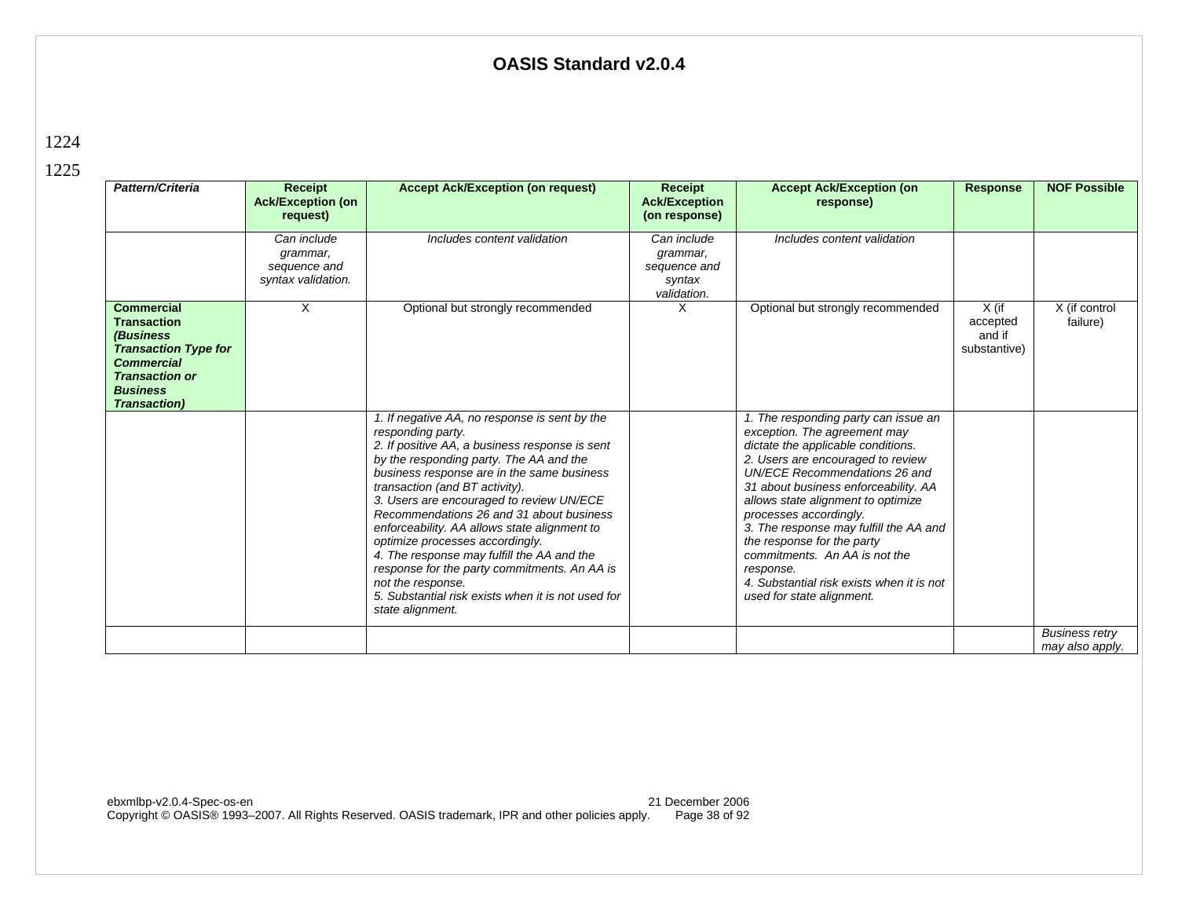1224

1225

| *Pattern/Criteria* | Receipt Ack/Exception (on request) | Accept Ack/Exception (on request) | Receipt Ack/Exception (on response) | Accept Ack/Exception (on response) | Response | NOF Possible |
|---|---|---|---|---|---|---|
| | *Can include grammar, sequence and syntax validation.* | *Includes content validation* | *Can include grammar, sequence and syntax validation.* | *Includes content validation* | | |
| **Commercial Transaction *(Business Transaction Type for Commercial Transaction or Business Transaction)*** | X | Optional but strongly recommended | X | Optional but strongly recommended | X (if accepted and if substantive) | X (if control failure) |
| | | *1. If negative AA, no response is sent by the responding party.*<br>*2. If positive AA, a business response is sent by the responding party. The AA and the business response are in the same business transaction (and BT activity).*<br>*3. Users are encouraged to review UN/ECE Recommendations 26 and 31 about business enforceability. AA allows state alignment to optimize processes accordingly.*<br>*4. The response may fulfill the AA and the response for the party commitments. An AA is not the response.*<br>*5. Substantial risk exists when it is not used for state alignment.* | | *1. The responding party can issue an exception. The agreement may dictate the applicable conditions.*<br>*2. Users are encouraged to review UN/ECE Recommendations 26 and 31 about business enforceability. AA allows state alignment to optimize processes accordingly.*<br>*3. The response may fulfill the AA and the response for the party commitments. An AA is not the response.*<br>*4. Substantial risk exists when it is not used for state alignment.* | | |
| | | | | | | *Business retry may also apply.* |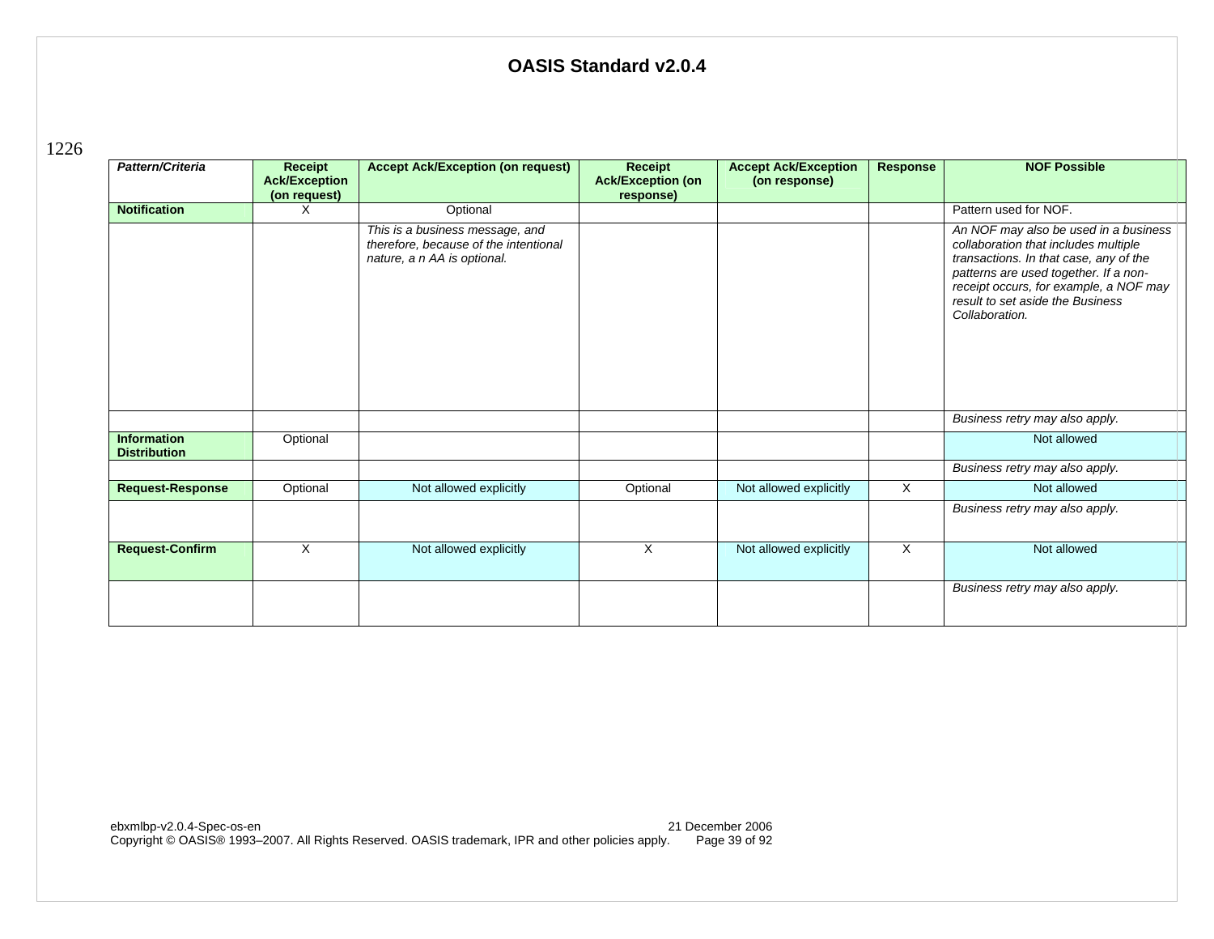1226

| Pattern/Criteria | Receipt Ack/Exception (on request) | Accept Ack/Exception (on request) | Receipt Ack/Exception (on response) | Accept Ack/Exception (on response) | Response | NOF Possible |
|---|---|---|---|---|---|---|
| **Notification** | X | Optional | | | | Pattern used for NOF. |
| | | *This is a business message, and therefore, because of the intentional nature, a n AA is optional.* | | | | *An NOF may also be used in a business collaboration that includes multiple transactions. In that case, any of the patterns are used together. If a non-receipt occurs, for example, a NOF may result to set aside the Business Collaboration.* |
| | | | | | | *Business retry may also apply.* |
| **Information Distribution** | Optional | | | | | Not allowed |
| | | | | | | *Business retry may also apply.* |
| **Request-Response** | Optional | Not allowed explicitly | Optional | Not allowed explicitly | X | Not allowed |
| | | | | | | *Business retry may also apply.* |
| **Request-Confirm** | X | Not allowed explicitly | X | Not allowed explicitly | X | Not allowed |
| | | | | | | *Business retry may also apply.* |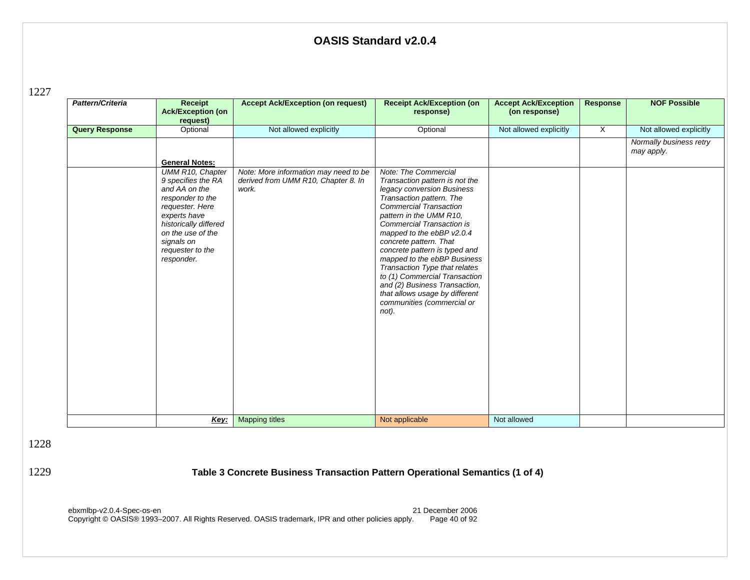1227

| *Pattern/Criteria* | **Receipt Ack/Exception (on request)** | **Accept Ack/Exception (on request)** | **Receipt Ack/Exception (on response)** | **Accept Ack/Exception (on response)** | **Response** | **NOF Possible** |
|---|---|---|---|---|---|---|
| **Query Response** | Optional | Not allowed explicitly | Optional | Not allowed explicitly | X | Not allowed explicitly |
| | **General Notes:** | | | | | *Normally business retry may apply.* |
| | *UMM R10, Chapter 9 specifies the RA and AA on the responder to the requester. Here experts have historically differed on the use of the signals on requester to the responder.* | *Note: More information may need to be derived from UMM R10, Chapter 8. In work.* | *Note: The Commercial Transaction pattern is not the legacy conversion Business Transaction pattern. The Commercial Transaction pattern in the UMM R10, Commercial Transaction is mapped to the ebBP v2.0.4 concrete pattern. That concrete pattern is typed and mapped to the ebBP Business Transaction Type that relates to (1) Commercial Transaction and (2) Business Transaction, that allows usage by different communities (commercial or not).* | | | |
| | ***Key:*** | Mapping titles | Not applicable | Not allowed | | |

1228

1229 **Table 3 Concrete Business Transaction Pattern Operational Semantics (1 of 4)**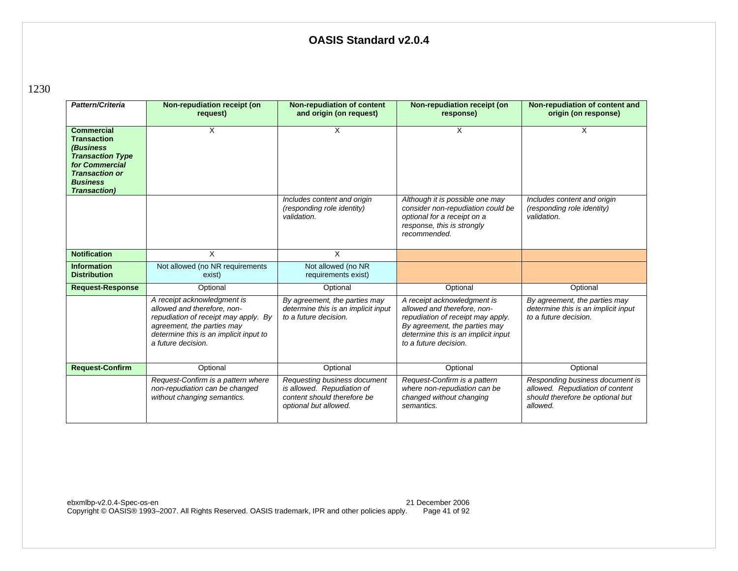1230

| *Pattern/Criteria* | Non-repudiation receipt (on request) | Non-repudiation of content and origin (on request) | Non-repudiation receipt (on response) | Non-repudiation of content and origin (on response) |
|---|---|---|---|---|
| **Commercial Transaction *(Business Transaction Type for Commercial Transaction or Business Transaction)*** | X | X | X | X |
| | | *Includes content and origin (responding role identity) validation.* | *Although it is possible one may consider non-repudiation could be optional for a receipt on a response, this is strongly recommended.* | *Includes content and origin (responding role identity) validation.* |
| **Notification** | X | X | | |
| **Information Distribution** | Not allowed (no NR requirements exist) | Not allowed (no NR requirements exist) | | |
| **Request-Response** | Optional | Optional | Optional | Optional |
| | *A receipt acknowledgment is allowed and therefore, non-repudiation of receipt may apply. By agreement, the parties may determine this is an implicit input to a future decision.* | *By agreement, the parties may determine this is an implicit input to a future decision.* | *A receipt acknowledgment is allowed and therefore, non-repudiation of receipt may apply. By agreement, the parties may determine this is an implicit input to a future decision.* | *By agreement, the parties may determine this is an implicit input to a future decision.* |
| **Request-Confirm** | Optional | Optional | Optional | Optional |
| | *Request-Confirm is a pattern where non-repudiation can be changed without changing semantics.* | *Requesting business document is allowed. Repudiation of content should therefore be optional but allowed.* | *Request-Confirm is a pattern where non-repudiation can be changed without changing semantics.* | *Responding business document is allowed. Repudiation of content should therefore be optional but allowed.* |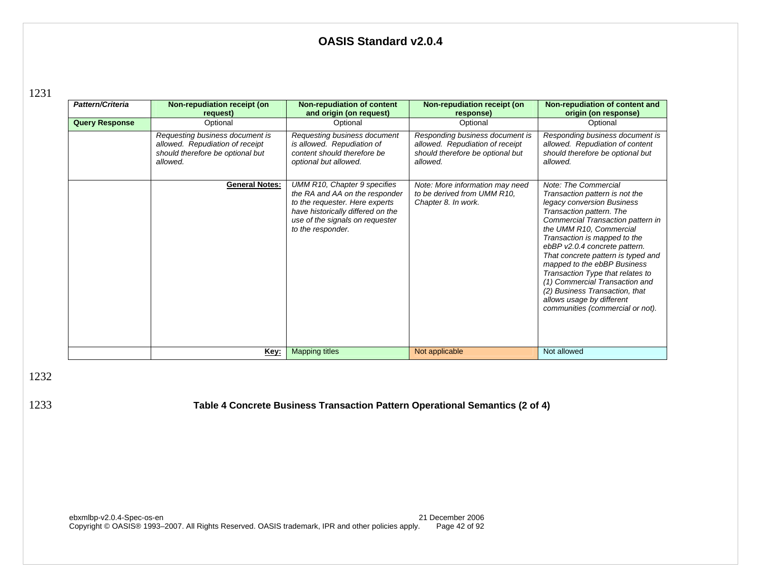| *Pattern/Criteria* | **Non-repudiation receipt (on request)** | **Non-repudiation of content and origin (on request)** | **Non-repudiation receipt (on response)** | **Non-repudiation of content and origin (on response)** |
|---|---|---|---|---|
| **Query Response** | Optional | Optional | Optional | Optional |
| | *Requesting business document is allowed. Repudiation of receipt should therefore be optional but allowed.* | *Requesting business document is allowed. Repudiation of content should therefore be optional but allowed.* | *Responding business document is allowed. Repudiation of receipt should therefore be optional but allowed.* | *Responding business document is allowed. Repudiation of content should therefore be optional but allowed.* |
| | **General Notes:** | *UMM R10, Chapter 9 specifies the RA and AA on the responder to the requester. Here experts have historically differed on the use of the signals on requester to the responder.* | *Note: More information may need to be derived from UMM R10, Chapter 8. In work.* | *Note: The Commercial Transaction pattern is not the legacy conversion Business Transaction pattern. The Commercial Transaction pattern in the UMM R10, Commercial Transaction is mapped to the ebBP v2.0.4 concrete pattern. That concrete pattern is typed and mapped to the ebBP Business Transaction Type that relates to (1) Commercial Transaction and (2) Business Transaction, that allows usage by different communities (commercial or not).* |
| | **Key:** | Mapping titles | Not applicable | Not allowed |

**Table 4 Concrete Business Transaction Pattern Operational Semantics (2 of 4)**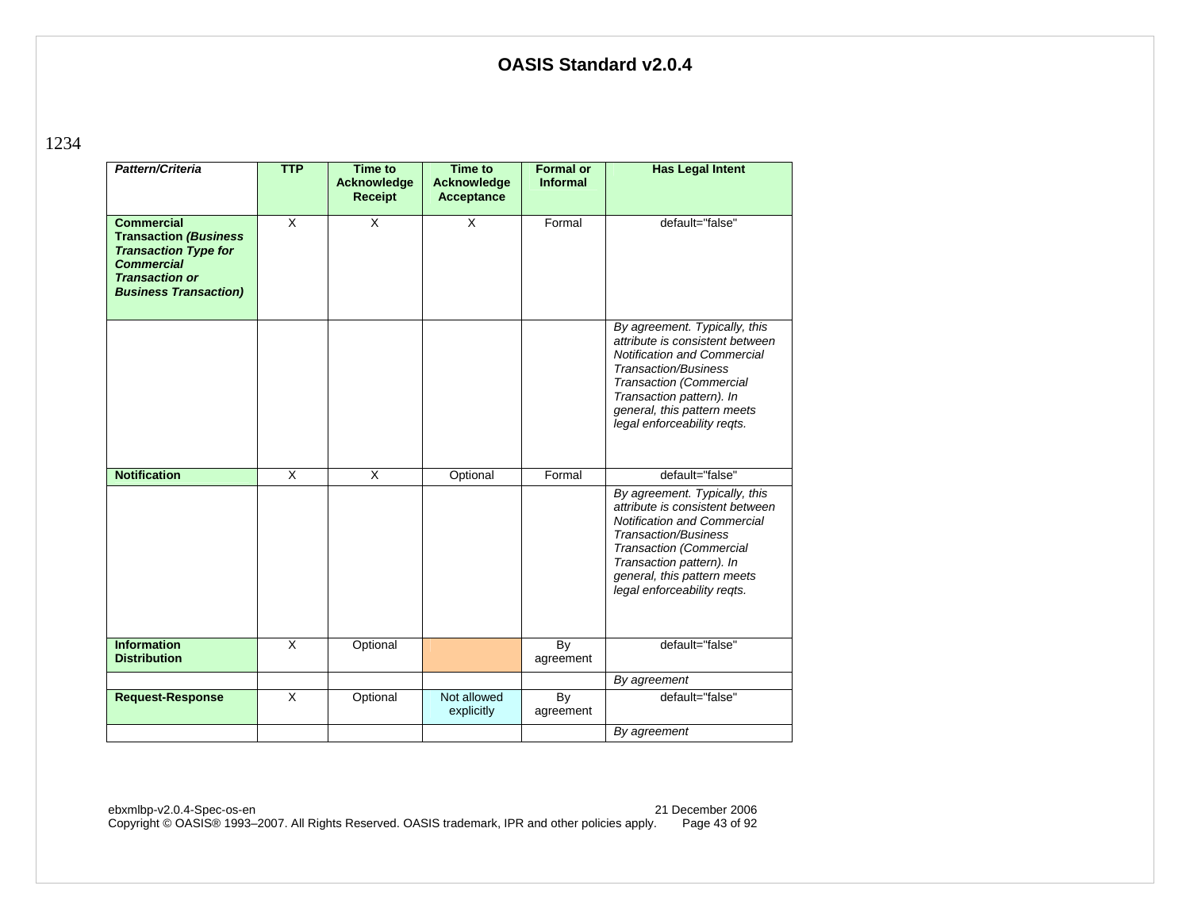1234

| *Pattern/Criteria* | TTP | Time to Acknowledge Receipt | Time to Acknowledge Acceptance | Formal or Informal | Has Legal Intent |
|---|---|---|---|---|---|
| **Commercial Transaction *(Business Transaction Type for Commercial Transaction or Business Transaction)*** | X | X | X | Formal | default="false" |
| | | | | | *By agreement. Typically, this attribute is consistent between Notification and Commercial Transaction/Business Transaction (Commercial Transaction pattern). In general, this pattern meets legal enforceability reqts.* |
| **Notification** | X | X | Optional | Formal | default="false" |
| | | | | | *By agreement. Typically, this attribute is consistent between Notification and Commercial Transaction/Business Transaction (Commercial Transaction pattern). In general, this pattern meets legal enforceability reqts.* |
| **Information Distribution** | X | Optional | | By agreement | default="false" |
| | | | | | *By agreement* |
| **Request-Response** | X | Optional | Not allowed explicitly | By agreement | default="false" |
| | | | | | *By agreement* |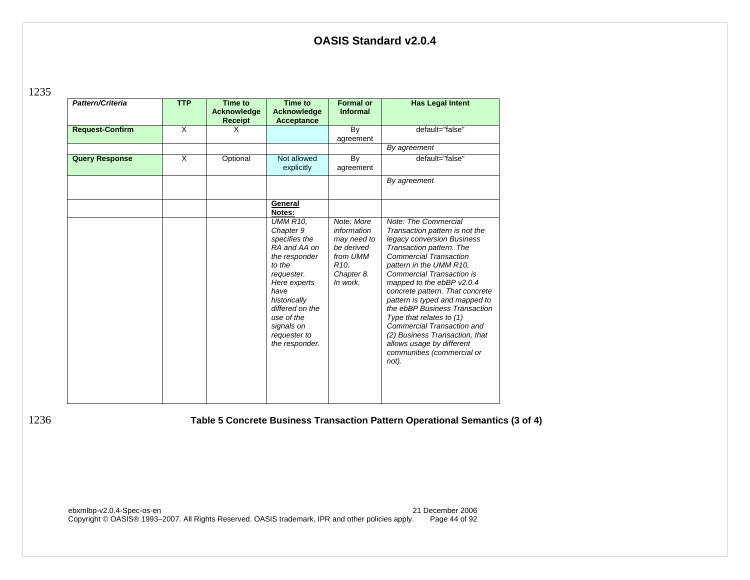1235

| *Pattern/Criteria* | TTP | Time to Acknowledge Receipt | Time to Acknowledge Acceptance | Formal or Informal | Has Legal Intent |
|---|---|---|---|---|---|
| **Request-Confirm** | X | X | | By agreement | default="false" |
| | | | | | *By agreement* |
| **Query Response** | X | Optional | Not allowed explicitly | By agreement | default="false" |
| | | | | | *By agreement* |
| | | | **General Notes:** | | |
| | | | *UMM R10, Chapter 9 specifies the RA and AA on the responder to the requester. Here experts have historically differed on the use of the signals on requester to the responder.* | *Note: More information may need to be derived from UMM R10, Chapter 8. In work.* | *Note: The Commercial Transaction pattern is not the legacy conversion Business Transaction pattern. The Commercial Transaction pattern in the UMM R10, Commercial Transaction is mapped to the ebBP v2.0.4 concrete pattern. That concrete pattern is typed and mapped to the ebBP Business Transaction Type that relates to (1) Commercial Transaction and (2) Business Transaction, that allows usage by different communities (commercial or not).* |

1236

**Table 5 Concrete Business Transaction Pattern Operational Semantics (3 of 4)**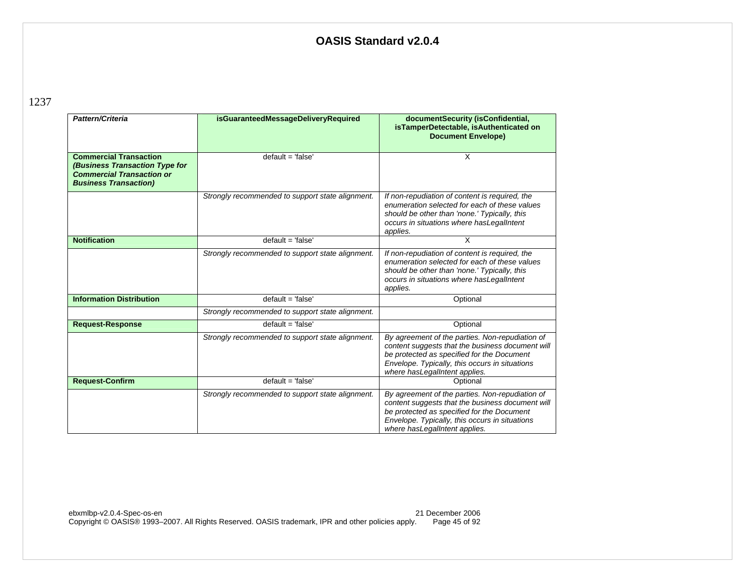1237

| *Pattern/Criteria* | **isGuaranteedMessageDeliveryRequired** | **documentSecurity (isConfidential, isTamperDetectable, isAuthenticated on Document Envelope)** |
|---|---|---|
| **Commercial Transaction *(Business Transaction Type for Commercial Transaction or Business Transaction)*** | default = 'false' | X |
| | *Strongly recommended to support state alignment.* | *If non-repudiation of content is required, the enumeration selected for each of these values should be other than 'none.' Typically, this occurs in situations where hasLegalIntent applies.* |
| **Notification** | default = 'false' | X |
| | *Strongly recommended to support state alignment.* | *If non-repudiation of content is required, the enumeration selected for each of these values should be other than 'none.' Typically, this occurs in situations where hasLegalIntent applies.* |
| **Information Distribution** | default = 'false' | Optional |
| | *Strongly recommended to support state alignment.* | |
| **Request-Response** | default = 'false' | Optional |
| | *Strongly recommended to support state alignment.* | *By agreement of the parties. Non-repudiation of content suggests that the business document will be protected as specified for the Document Envelope. Typically, this occurs in situations where hasLegalIntent applies.* |
| **Request-Confirm** | default = 'false' | Optional |
| | *Strongly recommended to support state alignment.* | *By agreement of the parties. Non-repudiation of content suggests that the business document will be protected as specified for the Document Envelope. Typically, this occurs in situations where hasLegalIntent applies.* |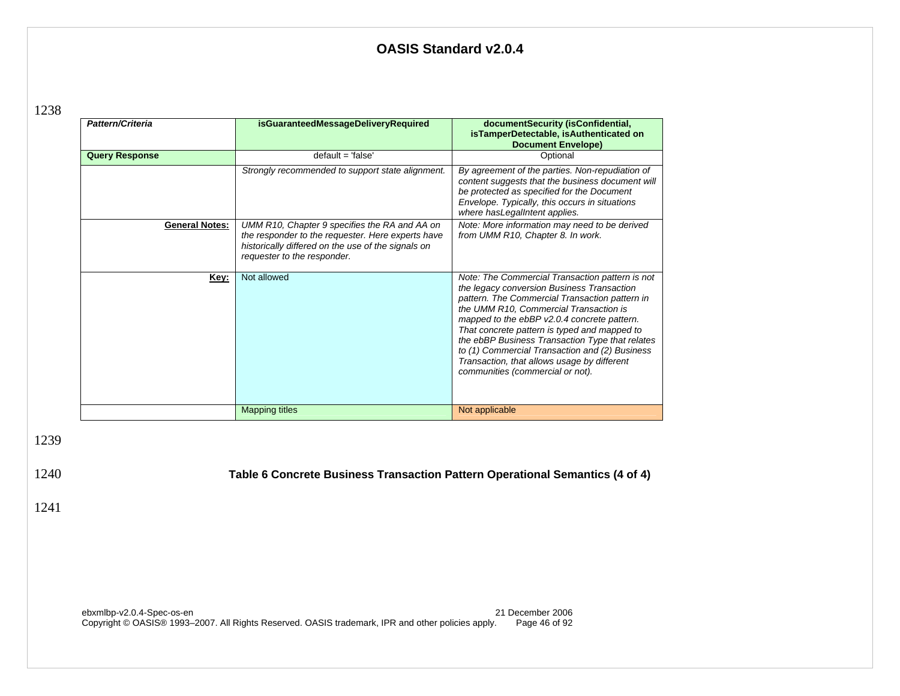| *Pattern/Criteria* | isGuaranteedMessageDeliveryRequired | documentSecurity (isConfidential, isTamperDetectable, isAuthenticated on Document Envelope) |
|---|---|---|
| **Query Response** | default = 'false' | Optional |
| | *Strongly recommended to support state alignment.* | *By agreement of the parties. Non-repudiation of content suggests that the business document will be protected as specified for the Document Envelope. Typically, this occurs in situations where hasLegalIntent applies.* |
| **General Notes:** | *UMM R10, Chapter 9 specifies the RA and AA on the responder to the requester. Here experts have historically differed on the use of the signals on requester to the responder.* | *Note: More information may need to be derived from UMM R10, Chapter 8. In work.* |
| **Key:** | Not allowed | *Note: The Commercial Transaction pattern is not the legacy conversion Business Transaction pattern. The Commercial Transaction pattern in the UMM R10, Commercial Transaction is mapped to the ebBP v2.0.4 concrete pattern. That concrete pattern is typed and mapped to the ebBP Business Transaction Type that relates to (1) Commercial Transaction and (2) Business Transaction, that allows usage by different communities (commercial or not).* |
| | Mapping titles | Not applicable |

**Table 6 Concrete Business Transaction Pattern Operational Semantics (4 of 4)**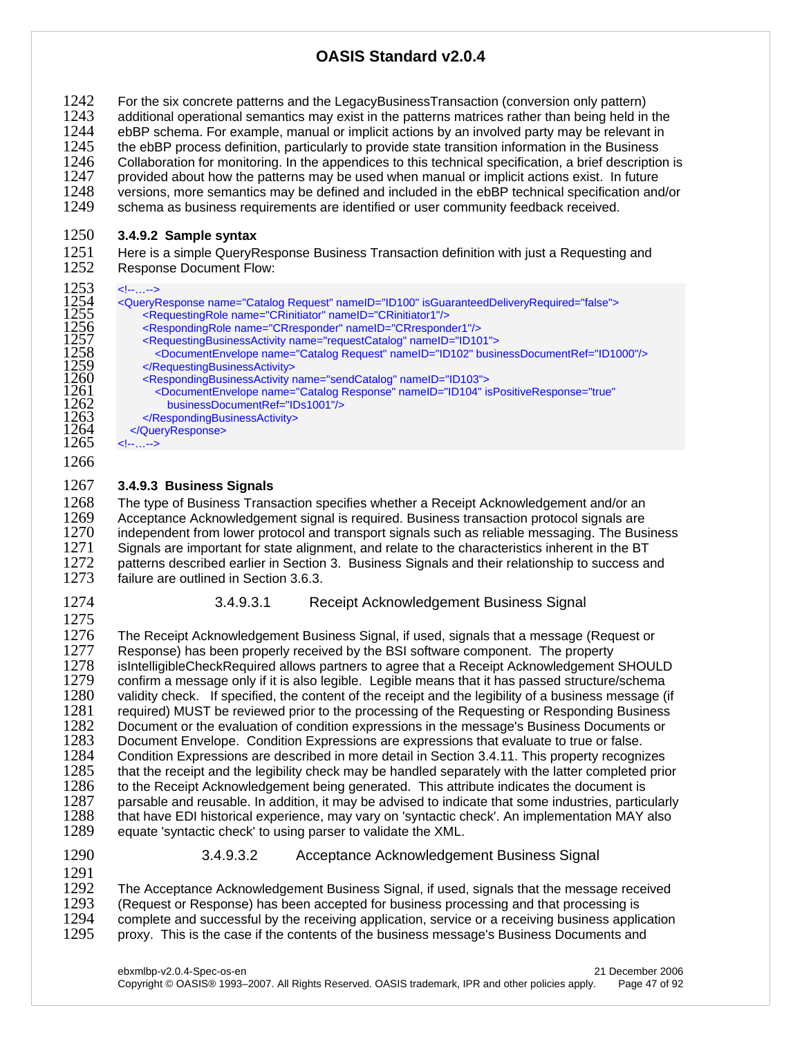For the six concrete patterns and the LegacyBusinessTransaction (conversion only pattern) additional operational semantics may exist in the patterns matrices rather than being held in the ebBP schema. For example, manual or implicit actions by an involved party may be relevant in the ebBP process definition, particularly to provide state transition information in the Business Collaboration for monitoring. In the appendices to this technical specification, a brief description is provided about how the patterns may be used when manual or implicit actions exist. In future versions, more semantics may be defined and included in the ebBP technical specification and/or schema as business requirements are identified or user community feedback received.

#### 3.4.9.2 Sample syntax

Here is a simple QueryResponse Business Transaction definition with just a Requesting and Response Document Flow:

```
<!--…-->
<QueryResponse name="Catalog Request" nameID="ID100" isGuaranteedDeliveryRequired="false">
    <RequestingRole name="CRinitiator" nameID="CRinitiator1"/>
    <RespondingRole name="CRresponder" nameID="CRresponder1"/>
    <RequestingBusinessActivity name="requestCatalog" nameID="ID101">
       <DocumentEnvelope name="Catalog Request" nameID="ID102" businessDocumentRef="ID1000"/>
    </RequestingBusinessActivity>
    <RespondingBusinessActivity name="sendCatalog" nameID="ID103">
       <DocumentEnvelope name="Catalog Response" nameID="ID104" isPositiveResponse="true"
          businessDocumentRef="IDs1001"/>
    </RespondingBusinessActivity>
  </QueryResponse>
<!--…-->
```

#### 3.4.9.3 Business Signals

The type of Business Transaction specifies whether a Receipt Acknowledgement and/or an Acceptance Acknowledgement signal is required. Business transaction protocol signals are independent from lower protocol and transport signals such as reliable messaging. The Business Signals are important for state alignment, and relate to the characteristics inherent in the BT patterns described earlier in Section 3. Business Signals and their relationship to success and failure are outlined in Section 3.6.3.

##### 3.4.9.3.1 Receipt Acknowledgement Business Signal

The Receipt Acknowledgement Business Signal, if used, signals that a message (Request or Response) has been properly received by the BSI software component. The property isIntelligibleCheckRequired allows partners to agree that a Receipt Acknowledgement SHOULD confirm a message only if it is also legible. Legible means that it has passed structure/schema validity check. If specified, the content of the receipt and the legibility of a business message (if required) MUST be reviewed prior to the processing of the Requesting or Responding Business Document or the evaluation of condition expressions in the message's Business Documents or Document Envelope. Condition Expressions are expressions that evaluate to true or false. Condition Expressions are described in more detail in Section 3.4.11. This property recognizes that the receipt and the legibility check may be handled separately with the latter completed prior to the Receipt Acknowledgement being generated. This attribute indicates the document is parsable and reusable. In addition, it may be advised to indicate that some industries, particularly that have EDI historical experience, may vary on 'syntactic check'. An implementation MAY also equate 'syntactic check' to using parser to validate the XML.

##### 3.4.9.3.2 Acceptance Acknowledgement Business Signal

The Acceptance Acknowledgement Business Signal, if used, signals that the message received (Request or Response) has been accepted for business processing and that processing is complete and successful by the receiving application, service or a receiving business application proxy. This is the case if the contents of the business message's Business Documents and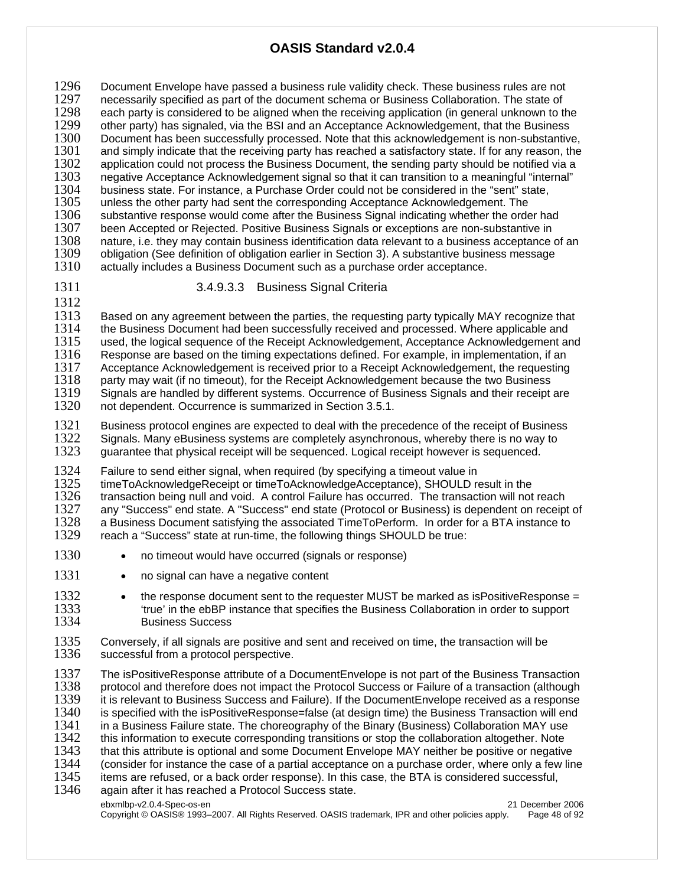Document Envelope have passed a business rule validity check. These business rules are not necessarily specified as part of the document schema or Business Collaboration. The state of each party is considered to be aligned when the receiving application (in general unknown to the other party) has signaled, via the BSI and an Acceptance Acknowledgement, that the Business Document has been successfully processed. Note that this acknowledgement is non-substantive, and simply indicate that the receiving party has reached a satisfactory state. If for any reason, the application could not process the Business Document, the sending party should be notified via a negative Acceptance Acknowledgement signal so that it can transition to a meaningful "internal" business state. For instance, a Purchase Order could not be considered in the "sent" state, unless the other party had sent the corresponding Acceptance Acknowledgement. The substantive response would come after the Business Signal indicating whether the order had been Accepted or Rejected. Positive Business Signals or exceptions are non-substantive in nature, i.e. they may contain business identification data relevant to a business acceptance of an obligation (See definition of obligation earlier in Section 3). A substantive business message actually includes a Business Document such as a purchase order acceptance.

###### 3.4.9.3.3 Business Signal Criteria

Based on any agreement between the parties, the requesting party typically MAY recognize that the Business Document had been successfully received and processed. Where applicable and used, the logical sequence of the Receipt Acknowledgement, Acceptance Acknowledgement and Response are based on the timing expectations defined. For example, in implementation, if an Acceptance Acknowledgement is received prior to a Receipt Acknowledgement, the requesting party may wait (if no timeout), for the Receipt Acknowledgement because the two Business Signals are handled by different systems. Occurrence of Business Signals and their receipt are not dependent. Occurrence is summarized in Section 3.5.1.

Business protocol engines are expected to deal with the precedence of the receipt of Business Signals. Many eBusiness systems are completely asynchronous, whereby there is no way to guarantee that physical receipt will be sequenced. Logical receipt however is sequenced.

Failure to send either signal, when required (by specifying a timeout value in timeToAcknowledgeReceipt or timeToAcknowledgeAcceptance), SHOULD result in the transaction being null and void. A control Failure has occurred. The transaction will not reach any "Success" end state. A "Success" end state (Protocol or Business) is dependent on receipt of a Business Document satisfying the associated TimeToPerform. In order for a BTA instance to reach a "Success" state at run-time, the following things SHOULD be true:

- no timeout would have occurred (signals or response)
- no signal can have a negative content
- the response document sent to the requester MUST be marked as isPositiveResponse = 'true' in the ebBP instance that specifies the Business Collaboration in order to support Business Success

Conversely, if all signals are positive and sent and received on time, the transaction will be successful from a protocol perspective.

The isPositiveResponse attribute of a DocumentEnvelope is not part of the Business Transaction protocol and therefore does not impact the Protocol Success or Failure of a transaction (although it is relevant to Business Success and Failure). If the DocumentEnvelope received as a response is specified with the isPositiveResponse=false (at design time) the Business Transaction will end in a Business Failure state. The choreography of the Binary (Business) Collaboration MAY use this information to execute corresponding transitions or stop the collaboration altogether. Note that this attribute is optional and some Document Envelope MAY neither be positive or negative (consider for instance the case of a partial acceptance on a purchase order, where only a few line items are refused, or a back order response). In this case, the BTA is considered successful, again after it has reached a Protocol Success state.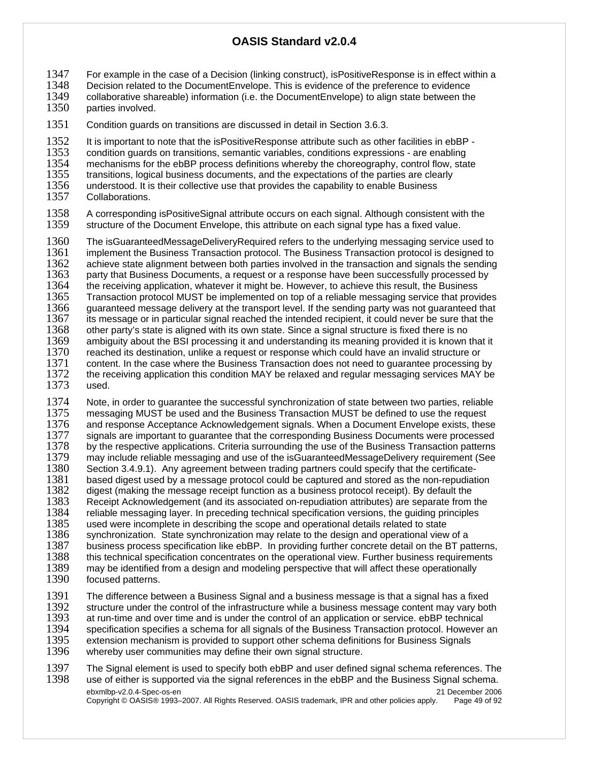For example in the case of a Decision (linking construct), isPositiveResponse is in effect within a Decision related to the DocumentEnvelope. This is evidence of the preference to evidence collaborative shareable) information (i.e. the DocumentEnvelope) to align state between the parties involved.

Condition guards on transitions are discussed in detail in Section 3.6.3.

It is important to note that the isPositiveResponse attribute such as other facilities in ebBP - condition guards on transitions, semantic variables, conditions expressions - are enabling mechanisms for the ebBP process definitions whereby the choreography, control flow, state transitions, logical business documents, and the expectations of the parties are clearly understood. It is their collective use that provides the capability to enable Business Collaborations.

A corresponding isPositiveSignal attribute occurs on each signal. Although consistent with the structure of the Document Envelope, this attribute on each signal type has a fixed value.

The isGuaranteedMessageDeliveryRequired refers to the underlying messaging service used to implement the Business Transaction protocol. The Business Transaction protocol is designed to achieve state alignment between both parties involved in the transaction and signals the sending party that Business Documents, a request or a response have been successfully processed by the receiving application, whatever it might be. However, to achieve this result, the Business Transaction protocol MUST be implemented on top of a reliable messaging service that provides guaranteed message delivery at the transport level. If the sending party was not guaranteed that its message or in particular signal reached the intended recipient, it could never be sure that the other party's state is aligned with its own state. Since a signal structure is fixed there is no ambiguity about the BSI processing it and understanding its meaning provided it is known that it reached its destination, unlike a request or response which could have an invalid structure or content. In the case where the Business Transaction does not need to guarantee processing by the receiving application this condition MAY be relaxed and regular messaging services MAY be used.

Note, in order to guarantee the successful synchronization of state between two parties, reliable messaging MUST be used and the Business Transaction MUST be defined to use the request and response Acceptance Acknowledgement signals. When a Document Envelope exists, these signals are important to guarantee that the corresponding Business Documents were processed by the respective applications. Criteria surrounding the use of the Business Transaction patterns may include reliable messaging and use of the isGuaranteedMessageDelivery requirement (See Section 3.4.9.1). Any agreement between trading partners could specify that the certificate-based digest used by a message protocol could be captured and stored as the non-repudiation digest (making the message receipt function as a business protocol receipt). By default the Receipt Acknowledgement (and its associated on-repudiation attributes) are separate from the reliable messaging layer. In preceding technical specification versions, the guiding principles used were incomplete in describing the scope and operational details related to state synchronization. State synchronization may relate to the design and operational view of a business process specification like ebBP. In providing further concrete detail on the BT patterns, this technical specification concentrates on the operational view. Further business requirements may be identified from a design and modeling perspective that will affect these operationally focused patterns.

The difference between a Business Signal and a business message is that a signal has a fixed structure under the control of the infrastructure while a business message content may vary both at run-time and over time and is under the control of an application or service. ebBP technical specification specifies a schema for all signals of the Business Transaction protocol. However an extension mechanism is provided to support other schema definitions for Business Signals whereby user communities may define their own signal structure.

The Signal element is used to specify both ebBP and user defined signal schema references. The use of either is supported via the signal references in the ebBP and the Business Signal schema.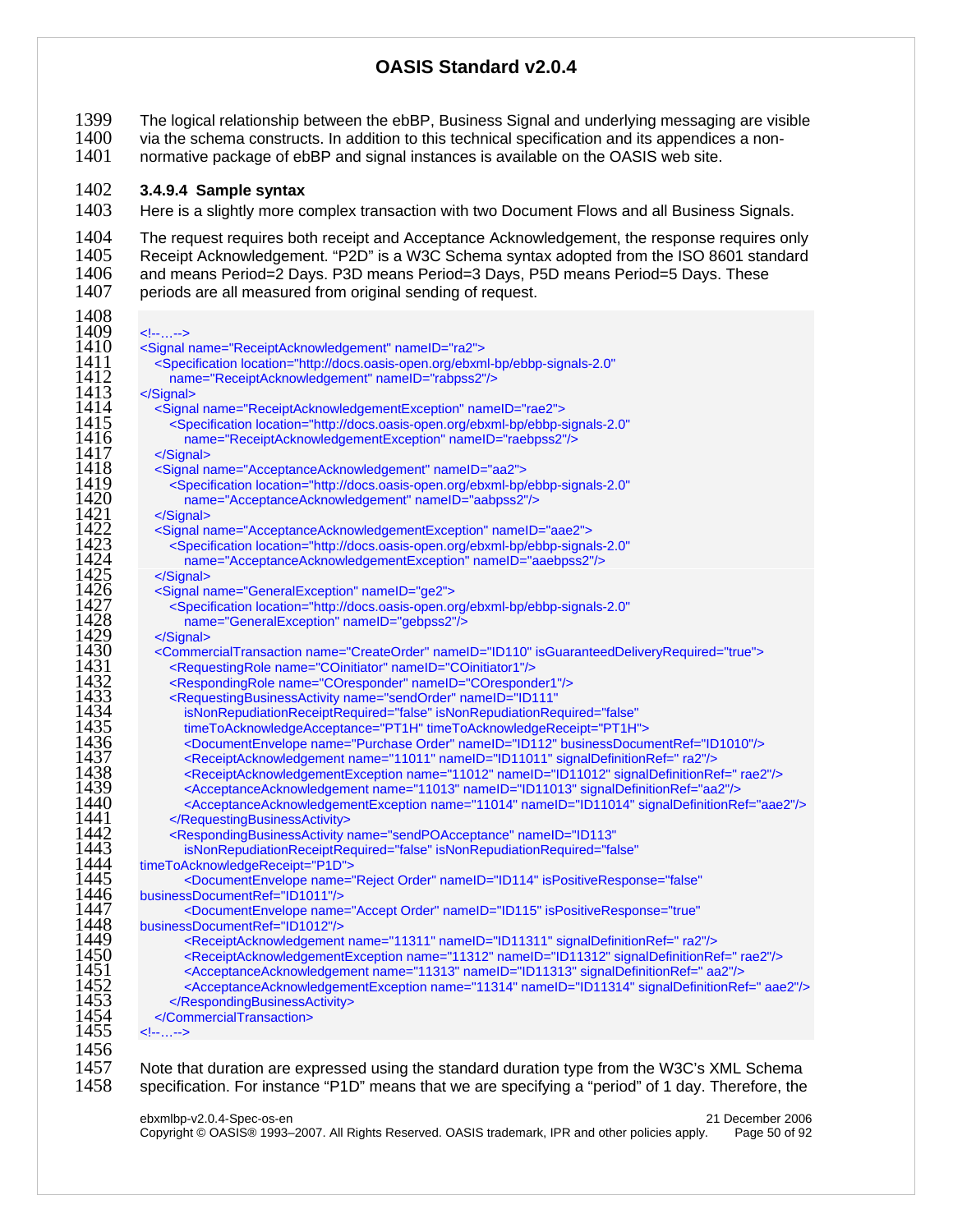The logical relationship between the ebBP, Business Signal and underlying messaging are visible via the schema constructs. In addition to this technical specification and its appendices a non-normative package of ebBP and signal instances is available on the OASIS web site.

#### 3.4.9.4 Sample syntax

Here is a slightly more complex transaction with two Document Flows and all Business Signals.

The request requires both receipt and Acceptance Acknowledgement, the response requires only Receipt Acknowledgement. "P2D" is a W3C Schema syntax adopted from the ISO 8601 standard and means Period=2 Days. P3D means Period=3 Days, P5D means Period=5 Days. These periods are all measured from original sending of request.

```
<!--…-->
<Signal name="ReceiptAcknowledgement" nameID="ra2">
   <Specification location="http://docs.oasis-open.org/ebxml-bp/ebbp-signals-2.0"
      name="ReceiptAcknowledgement" nameID="rabpss2"/>
</Signal>
   <Signal name="ReceiptAcknowledgementException" nameID="rae2">
      <Specification location="http://docs.oasis-open.org/ebxml-bp/ebbp-signals-2.0"
         name="ReceiptAcknowledgementException" nameID="raebpss2"/>
   </Signal>
   <Signal name="AcceptanceAcknowledgement" nameID="aa2">
      <Specification location="http://docs.oasis-open.org/ebxml-bp/ebbp-signals-2.0"
         name="AcceptanceAcknowledgement" nameID="aabpss2"/>
   </Signal>
   <Signal name="AcceptanceAcknowledgementException" nameID="aae2">
      <Specification location="http://docs.oasis-open.org/ebxml-bp/ebbp-signals-2.0"
         name="AcceptanceAcknowledgementException" nameID="aaebpss2"/>
   </Signal>
   <Signal name="GeneralException" nameID="ge2">
      <Specification location="http://docs.oasis-open.org/ebxml-bp/ebbp-signals-2.0"
         name="GeneralException" nameID="gebpss2"/>
   </Signal>
   <CommercialTransaction name="CreateOrder" nameID="ID110" isGuaranteedDeliveryRequired="true">
      <RequestingRole name="COinitiator" nameID="COinitiator1"/>
      <RespondingRole name="COresponder" nameID="COresponder1"/>
      <RequestingBusinessActivity name="sendOrder" nameID="ID111"
         isNonRepudiationReceiptRequired="false" isNonRepudiationRequired="false"
         timeToAcknowledgeAcceptance="PT1H" timeToAcknowledgeReceipt="PT1H">
         <DocumentEnvelope name="Purchase Order" nameID="ID112" businessDocumentRef="ID1010"/>
         <ReceiptAcknowledgement name="11011" nameID="ID11011" signalDefinitionRef=" ra2"/>
         <ReceiptAcknowledgementException name="11012" nameID="ID11012" signalDefinitionRef=" rae2"/>
         <AcceptanceAcknowledgement name="11013" nameID="ID11013" signalDefinitionRef="aa2"/>
         <AcceptanceAcknowledgementException name="11014" nameID="ID11014" signalDefinitionRef="aae2"/>
      </RequestingBusinessActivity>
      <RespondingBusinessActivity name="sendPOAcceptance" nameID="ID113"
         isNonRepudiationReceiptRequired="false" isNonRepudiationRequired="false"
timeToAcknowledgeReceipt="P1D">
         <DocumentEnvelope name="Reject Order" nameID="ID114" isPositiveResponse="false"
businessDocumentRef="ID1011"/>
         <DocumentEnvelope name="Accept Order" nameID="ID115" isPositiveResponse="true"
businessDocumentRef="ID1012"/>
         <ReceiptAcknowledgement name="11311" nameID="ID11311" signalDefinitionRef=" ra2"/>
         <ReceiptAcknowledgementException name="11312" nameID="ID11312" signalDefinitionRef=" rae2"/>
         <AcceptanceAcknowledgement name="11313" nameID="ID11313" signalDefinitionRef=" aa2"/>
         <AcceptanceAcknowledgementException name="11314" nameID="ID11314" signalDefinitionRef=" aae2"/>
      </RespondingBusinessActivity>
   </CommercialTransaction>
<!--…-->
```

Note that duration are expressed using the standard duration type from the W3C's XML Schema specification. For instance "P1D" means that we are specifying a "period" of 1 day. Therefore, the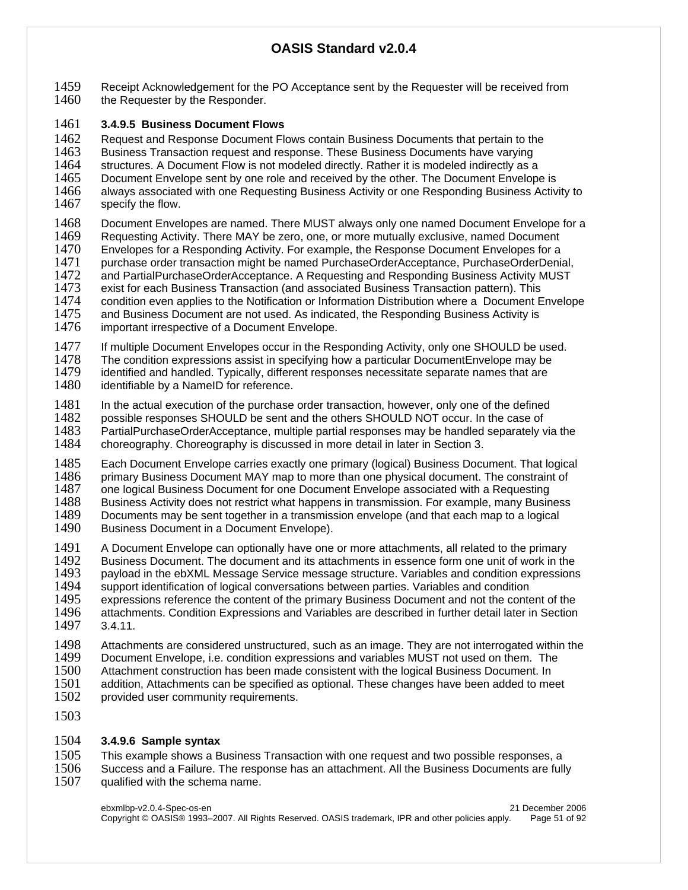Receipt Acknowledgement for the PO Acceptance sent by the Requester will be received from the Requester by the Responder.

#### 3.4.9.5 Business Document Flows

Request and Response Document Flows contain Business Documents that pertain to the Business Transaction request and response. These Business Documents have varying structures. A Document Flow is not modeled directly. Rather it is modeled indirectly as a Document Envelope sent by one role and received by the other. The Document Envelope is always associated with one Requesting Business Activity or one Responding Business Activity to specify the flow.

Document Envelopes are named. There MUST always only one named Document Envelope for a Requesting Activity. There MAY be zero, one, or more mutually exclusive, named Document Envelopes for a Responding Activity. For example, the Response Document Envelopes for a purchase order transaction might be named PurchaseOrderAcceptance, PurchaseOrderDenial, and PartialPurchaseOrderAcceptance. A Requesting and Responding Business Activity MUST exist for each Business Transaction (and associated Business Transaction pattern). This condition even applies to the Notification or Information Distribution where a Document Envelope and Business Document are not used. As indicated, the Responding Business Activity is important irrespective of a Document Envelope.

If multiple Document Envelopes occur in the Responding Activity, only one SHOULD be used. The condition expressions assist in specifying how a particular DocumentEnvelope may be identified and handled. Typically, different responses necessitate separate names that are identifiable by a NameID for reference.

In the actual execution of the purchase order transaction, however, only one of the defined possible responses SHOULD be sent and the others SHOULD NOT occur. In the case of PartialPurchaseOrderAcceptance, multiple partial responses may be handled separately via the choreography. Choreography is discussed in more detail in later in Section 3.

Each Document Envelope carries exactly one primary (logical) Business Document. That logical primary Business Document MAY map to more than one physical document. The constraint of one logical Business Document for one Document Envelope associated with a Requesting Business Activity does not restrict what happens in transmission. For example, many Business Documents may be sent together in a transmission envelope (and that each map to a logical Business Document in a Document Envelope).

A Document Envelope can optionally have one or more attachments, all related to the primary Business Document. The document and its attachments in essence form one unit of work in the payload in the ebXML Message Service message structure. Variables and condition expressions support identification of logical conversations between parties. Variables and condition expressions reference the content of the primary Business Document and not the content of the attachments. Condition Expressions and Variables are described in further detail later in Section 3.4.11.

Attachments are considered unstructured, such as an image. They are not interrogated within the Document Envelope, i.e. condition expressions and variables MUST not used on them. The Attachment construction has been made consistent with the logical Business Document. In addition, Attachments can be specified as optional. These changes have been added to meet provided user community requirements.

#### 3.4.9.6 Sample syntax

This example shows a Business Transaction with one request and two possible responses, a Success and a Failure. The response has an attachment. All the Business Documents are fully qualified with the schema name.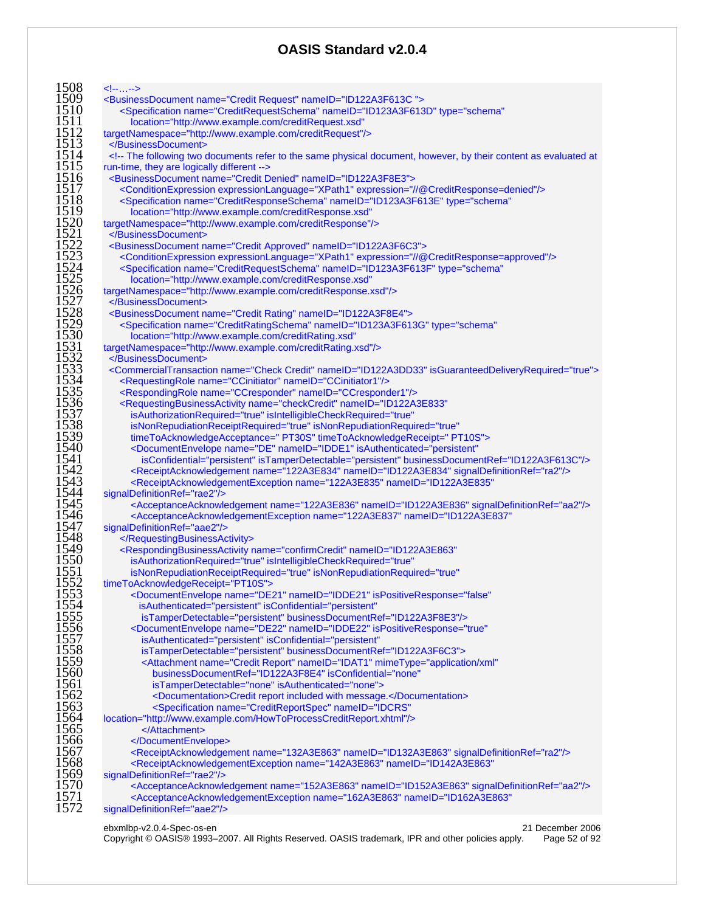```
<!--...-->
<BusinessDocument name="Credit Request" nameID="ID122A3F613C ">
    <Specification name="CreditRequestSchema" nameID="ID123A3F613D" type="schema"
      location="http://www.example.com/creditRequest.xsd"
targetNamespace="http://www.example.com/creditRequest"/>
  </BusinessDocument>
  <!-- The following two documents refer to the same physical document, however, by their content as evaluated at
run-time, they are logically different -->
  <BusinessDocument name="Credit Denied" nameID="ID122A3F8E3">
    <ConditionExpression expressionLanguage="XPath1" expression="//@CreditResponse=denied"/>
    <Specification name="CreditResponseSchema" nameID="ID123A3F613E" type="schema"
      location="http://www.example.com/creditResponse.xsd"
targetNamespace="http://www.example.com/creditResponse"/>
  </BusinessDocument>
  <BusinessDocument name="Credit Approved" nameID="ID122A3F6C3">
    <ConditionExpression expressionLanguage="XPath1" expression="//@CreditResponse=approved"/>
    <Specification name="CreditRequestSchema" nameID="ID123A3F613F" type="schema"
      location="http://www.example.com/creditResponse.xsd"
targetNamespace="http://www.example.com/creditResponse.xsd"/>
  </BusinessDocument>
  <BusinessDocument name="Credit Rating" nameID="ID122A3F8E4">
    <Specification name="CreditRatingSchema" nameID="ID123A3F613G" type="schema"
      location="http://www.example.com/creditRating.xsd"
targetNamespace="http://www.example.com/creditRating.xsd"/>
  </BusinessDocument>
  <CommercialTransaction name="Check Credit" nameID="ID122A3DD33" isGuaranteedDeliveryRequired="true">
    <RequestingRole name="CCinitiator" nameID="CCinitiator1"/>
    <RespondingRole name="CCresponder" nameID="CCresponder1"/>
    <RequestingBusinessActivity name="checkCredit" nameID="ID122A3E833"
      isAuthorizationRequired="true" isIntelligibleCheckRequired="true"
      isNonRepudiationReceiptRequired="true" isNonRepudiationRequired="true"
      timeToAcknowledgeAcceptance=" PT30S" timeToAcknowledgeReceipt=" PT10S">
      <DocumentEnvelope name="DE" nameID="IDDE1" isAuthenticated="persistent"
        isConfidential="persistent" isTamperDetectable="persistent" businessDocumentRef="ID122A3F613C"/>
      <ReceiptAcknowledgement name="122A3E834" nameID="ID122A3E834" signalDefinitionRef="ra2"/>
      <ReceiptAcknowledgementException name="122A3E835" nameID="ID122A3E835"
signalDefinitionRef="rae2"/>
      <AcceptanceAcknowledgement name="122A3E836" nameID="ID122A3E836" signalDefinitionRef="aa2"/>
      <AcceptanceAcknowledgementException name="122A3E837" nameID="ID122A3E837"
signalDefinitionRef="aae2"/>
    </RequestingBusinessActivity>
    <RespondingBusinessActivity name="confirmCredit" nameID="ID122A3E863"
      isAuthorizationRequired="true" isIntelligibleCheckRequired="true"
      isNonRepudiationReceiptRequired="true" isNonRepudiationRequired="true"
timeToAcknowledgeReceipt="PT10S">
      <DocumentEnvelope name="DE21" nameID="IDDE21" isPositiveResponse="false"
        isAuthenticated="persistent" isConfidential="persistent"
        isTamperDetectable="persistent" businessDocumentRef="ID122A3F8E3"/>
      <DocumentEnvelope name="DE22" nameID="IDDE22" isPositiveResponse="true"
        isAuthenticated="persistent" isConfidential="persistent"
        isTamperDetectable="persistent" businessDocumentRef="ID122A3F6C3">
        <Attachment name="Credit Report" nameID="IDAT1" mimeType="application/xml"
          businessDocumentRef="ID122A3F8E4" isConfidential="none"
          isTamperDetectable="none" isAuthenticated="none">
          <Documentation>Credit report included with message.</Documentation>
          <Specification name="CreditReportSpec" nameID="IDCRS"
location="http://www.example.com/HowToProcessCreditReport.xhtml"/>
        </Attachment>
      </DocumentEnvelope>
      <ReceiptAcknowledgement name="132A3E863" nameID="ID132A3E863" signalDefinitionRef="ra2"/>
      <ReceiptAcknowledgementException name="142A3E863" nameID="ID142A3E863"
signalDefinitionRef="rae2"/>
      <AcceptanceAcknowledgement name="152A3E863" nameID="ID152A3E863" signalDefinitionRef="aa2"/>
      <AcceptanceAcknowledgementException name="162A3E863" nameID="ID162A3E863"
signalDefinitionRef="aae2"/>
```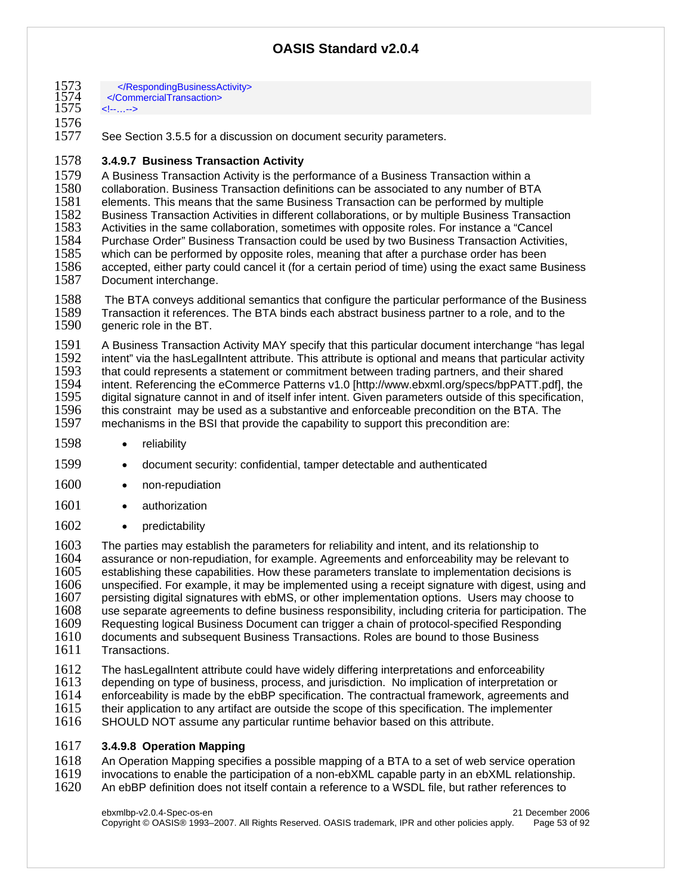```
      </RespondingBusinessActivity>
  </CommercialTransaction>
<!--…-->
```

See Section 3.5.5 for a discussion on document security parameters.

#### 3.4.9.7 Business Transaction Activity

A Business Transaction Activity is the performance of a Business Transaction within a collaboration. Business Transaction definitions can be associated to any number of BTA elements. This means that the same Business Transaction can be performed by multiple Business Transaction Activities in different collaborations, or by multiple Business Transaction Activities in the same collaboration, sometimes with opposite roles. For instance a "Cancel Purchase Order" Business Transaction could be used by two Business Transaction Activities, which can be performed by opposite roles, meaning that after a purchase order has been accepted, either party could cancel it (for a certain period of time) using the exact same Business Document interchange.

The BTA conveys additional semantics that configure the particular performance of the Business Transaction it references. The BTA binds each abstract business partner to a role, and to the generic role in the BT.

A Business Transaction Activity MAY specify that this particular document interchange "has legal intent" via the hasLegalIntent attribute. This attribute is optional and means that particular activity that could represents a statement or commitment between trading partners, and their shared intent. Referencing the eCommerce Patterns v1.0 [http://www.ebxml.org/specs/bpPATT.pdf], the digital signature cannot in and of itself infer intent. Given parameters outside of this specification, this constraint may be used as a substantive and enforceable precondition on the BTA. The mechanisms in the BSI that provide the capability to support this precondition are:

- reliability
- document security: confidential, tamper detectable and authenticated
- non-repudiation
- authorization
- predictability

The parties may establish the parameters for reliability and intent, and its relationship to assurance or non-repudiation, for example. Agreements and enforceability may be relevant to establishing these capabilities. How these parameters translate to implementation decisions is unspecified. For example, it may be implemented using a receipt signature with digest, using and persisting digital signatures with ebMS, or other implementation options. Users may choose to use separate agreements to define business responsibility, including criteria for participation. The Requesting logical Business Document can trigger a chain of protocol-specified Responding documents and subsequent Business Transactions. Roles are bound to those Business Transactions.

The hasLegalIntent attribute could have widely differing interpretations and enforceability depending on type of business, process, and jurisdiction. No implication of interpretation or enforceability is made by the ebBP specification. The contractual framework, agreements and their application to any artifact are outside the scope of this specification. The implementer SHOULD NOT assume any particular runtime behavior based on this attribute.

#### 3.4.9.8 Operation Mapping

An Operation Mapping specifies a possible mapping of a BTA to a set of web service operation invocations to enable the participation of a non-ebXML capable party in an ebXML relationship. An ebBP definition does not itself contain a reference to a WSDL file, but rather references to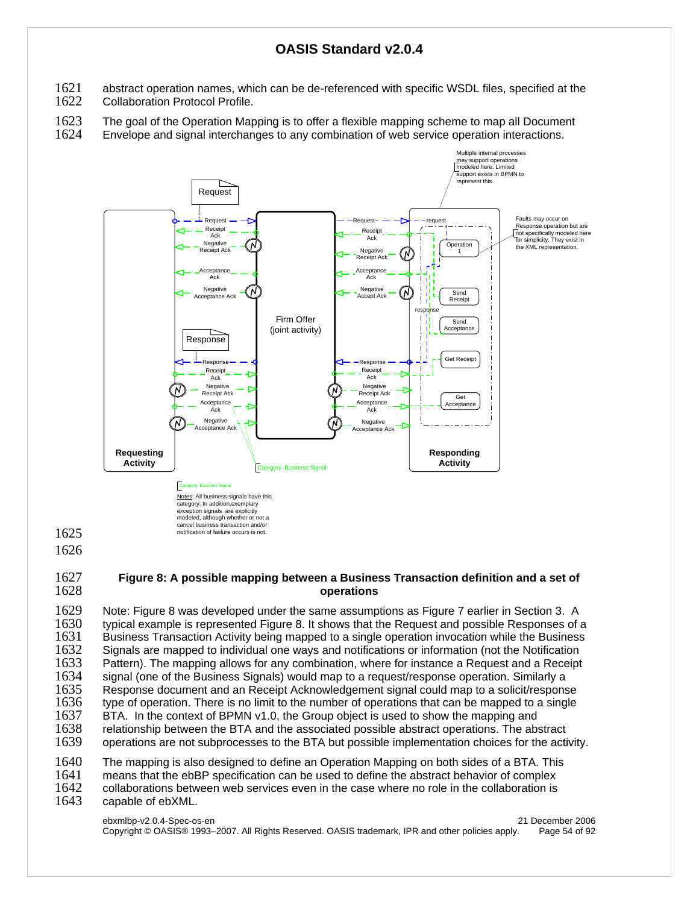abstract operation names, which can be de-referenced with specific WSDL files, specified at the Collaboration Protocol Profile.

The goal of the Operation Mapping is to offer a flexible mapping scheme to map all Document Envelope and signal interchanges to any combination of web service operation interactions.

**Figure 8: A possible mapping between a Business Transaction definition and a set of operations**

Note: Figure 8 was developed under the same assumptions as Figure 7 earlier in Section 3. A typical example is represented Figure 8. It shows that the Request and possible Responses of a Business Transaction Activity being mapped to a single operation invocation while the Business Signals are mapped to individual one ways and notifications or information (not the Notification Pattern). The mapping allows for any combination, where for instance a Request and a Receipt signal (one of the Business Signals) would map to a request/response operation. Similarly a Response document and an Receipt Acknowledgement signal could map to a solicit/response type of operation. There is no limit to the number of operations that can be mapped to a single BTA. In the context of BPMN v1.0, the Group object is used to show the mapping and relationship between the BTA and the associated possible abstract operations. The abstract operations are not subprocesses to the BTA but possible implementation choices for the activity.

The mapping is also designed to define an Operation Mapping on both sides of a BTA. This means that the ebBP specification can be used to define the abstract behavior of complex collaborations between web services even in the case where no role in the collaboration is capable of ebXML.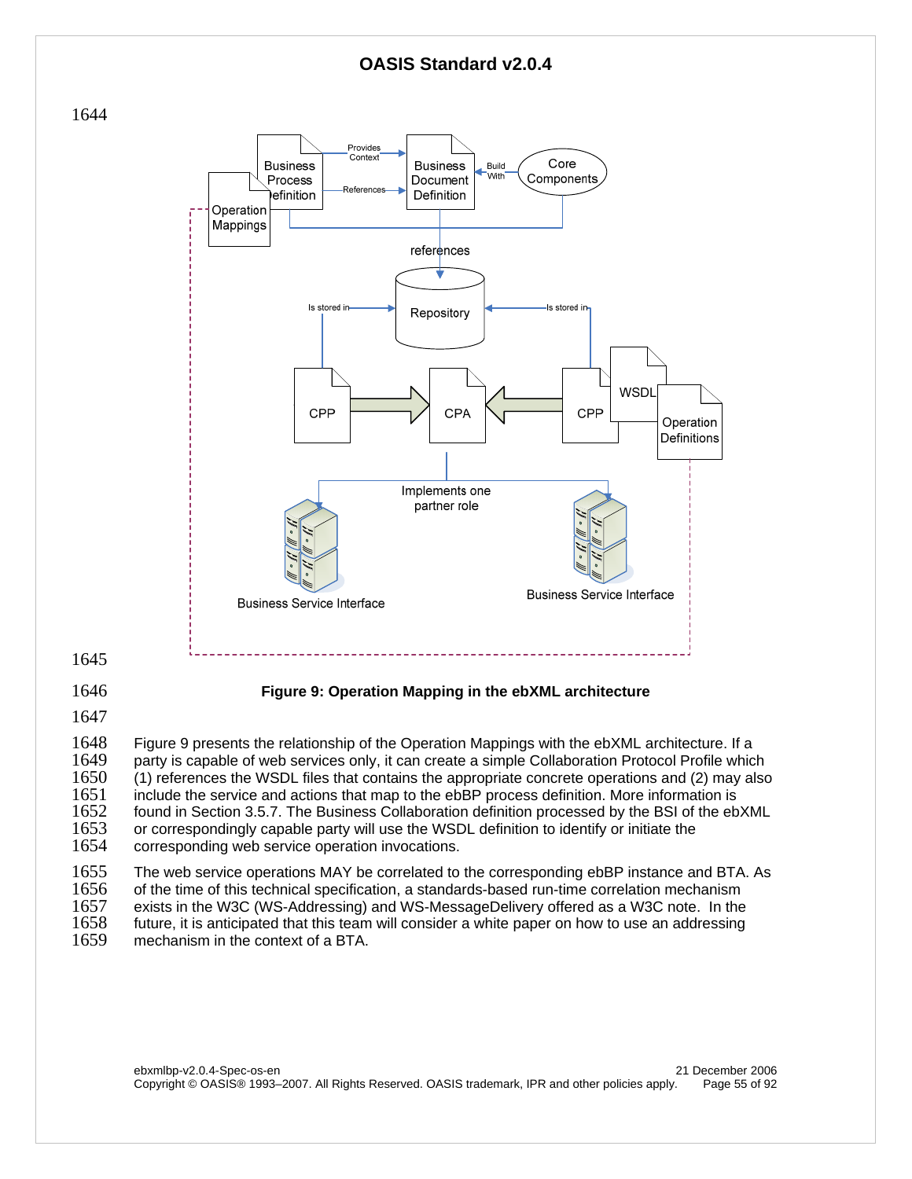**Figure 9: Operation Mapping in the ebXML architecture**

Figure 9 presents the relationship of the Operation Mappings with the ebXML architecture. If a party is capable of web services only, it can create a simple Collaboration Protocol Profile which (1) references the WSDL files that contains the appropriate concrete operations and (2) may also include the service and actions that map to the ebBP process definition. More information is found in Section 3.5.7. The Business Collaboration definition processed by the BSI of the ebXML or correspondingly capable party will use the WSDL definition to identify or initiate the corresponding web service operation invocations.

The web service operations MAY be correlated to the corresponding ebBP instance and BTA. As of the time of this technical specification, a standards-based run-time correlation mechanism exists in the W3C (WS-Addressing) and WS-MessageDelivery offered as a W3C note. In the future, it is anticipated that this team will consider a white paper on how to use an addressing mechanism in the context of a BTA.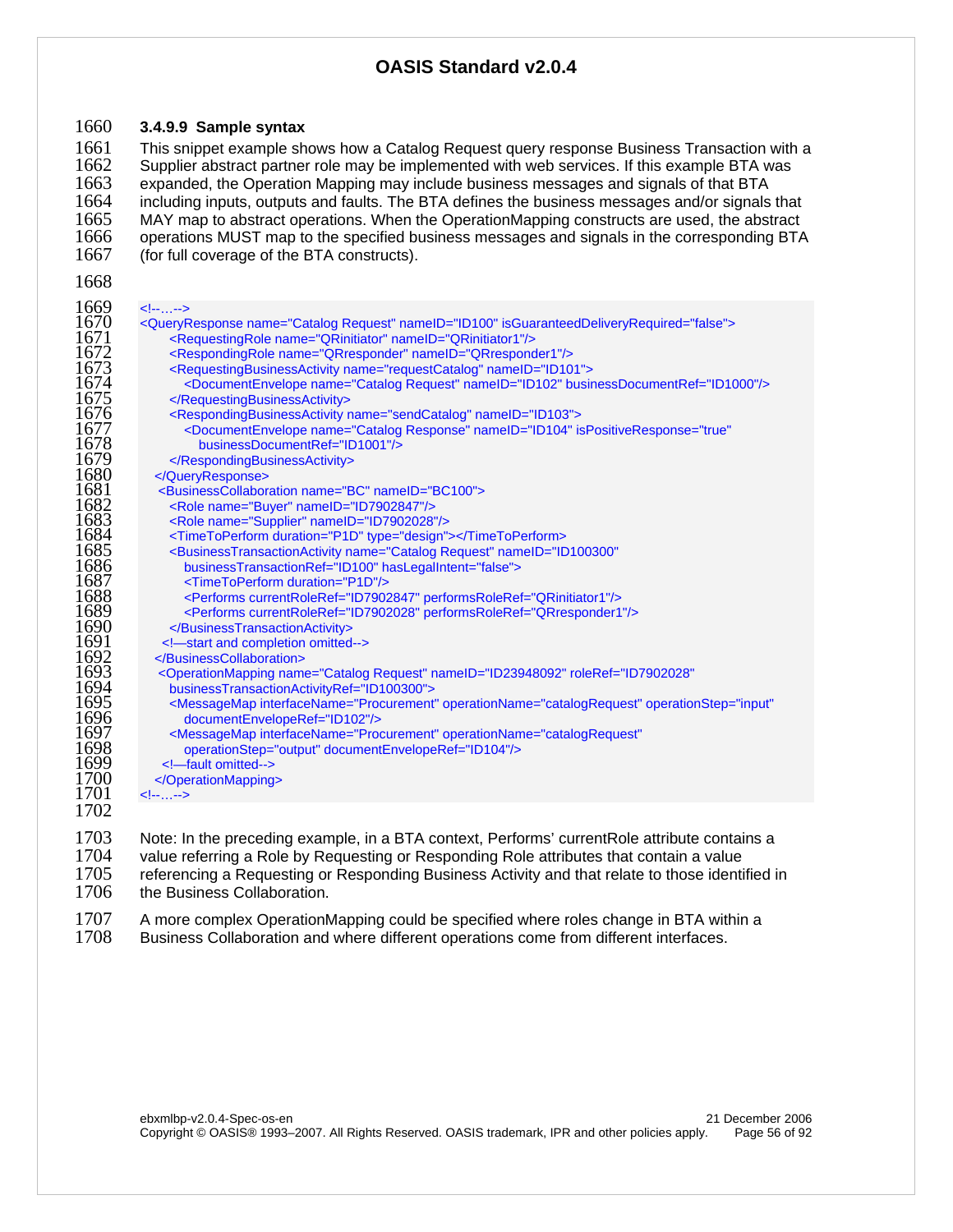#### 3.4.9.9 Sample syntax

This snippet example shows how a Catalog Request query response Business Transaction with a Supplier abstract partner role may be implemented with web services. If this example BTA was expanded, the Operation Mapping may include business messages and signals of that BTA including inputs, outputs and faults. The BTA defines the business messages and/or signals that MAY map to abstract operations. When the OperationMapping constructs are used, the abstract operations MUST map to the specified business messages and signals in the corresponding BTA (for full coverage of the BTA constructs).

```
<!--…-->
<QueryResponse name="Catalog Request" nameID="ID100" isGuaranteedDeliveryRequired="false">
      <RequestingRole name="QRinitiator" nameID="QRinitiator1"/>
      <RespondingRole name="QRresponder" nameID="QRresponder1"/>
      <RequestingBusinessActivity name="requestCatalog" nameID="ID101">
         <DocumentEnvelope name="Catalog Request" nameID="ID102" businessDocumentRef="ID1000"/>
      </RequestingBusinessActivity>
      <RespondingBusinessActivity name="sendCatalog" nameID="ID103">
         <DocumentEnvelope name="Catalog Response" nameID="ID104" isPositiveResponse="true"
            businessDocumentRef="ID1001"/>
      </RespondingBusinessActivity>
   </QueryResponse>
    <BusinessCollaboration name="BC" nameID="BC100">
      <Role name="Buyer" nameID="ID7902847"/>
      <Role name="Supplier" nameID="ID7902028"/>
      <TimeToPerform duration="P1D" type="design"></TimeToPerform>
      <BusinessTransactionActivity name="Catalog Request" nameID="ID100300"
         businessTransactionRef="ID100" hasLegalIntent="false">
         <TimeToPerform duration="P1D"/>
         <Performs currentRoleRef="ID7902847" performsRoleRef="QRinitiator1"/>
         <Performs currentRoleRef="ID7902028" performsRoleRef="QRresponder1"/>
      </BusinessTransactionActivity>
     <!—start and completion omitted-->
   </BusinessCollaboration>
    <OperationMapping name="Catalog Request" nameID="ID23948092" roleRef="ID7902028"
      businessTransactionActivityRef="ID100300">
      <MessageMap interfaceName="Procurement" operationName="catalogRequest" operationStep="input"
         documentEnvelopeRef="ID102"/>
      <MessageMap interfaceName="Procurement" operationName="catalogRequest"
         operationStep="output" documentEnvelopeRef="ID104"/>
     <!—fault omitted-->
   </OperationMapping>
<!--…-->
```

Note: In the preceding example, in a BTA context, Performs' currentRole attribute contains a value referring a Role by Requesting or Responding Role attributes that contain a value referencing a Requesting or Responding Business Activity and that relate to those identified in the Business Collaboration.

A more complex OperationMapping could be specified where roles change in BTA within a Business Collaboration and where different operations come from different interfaces.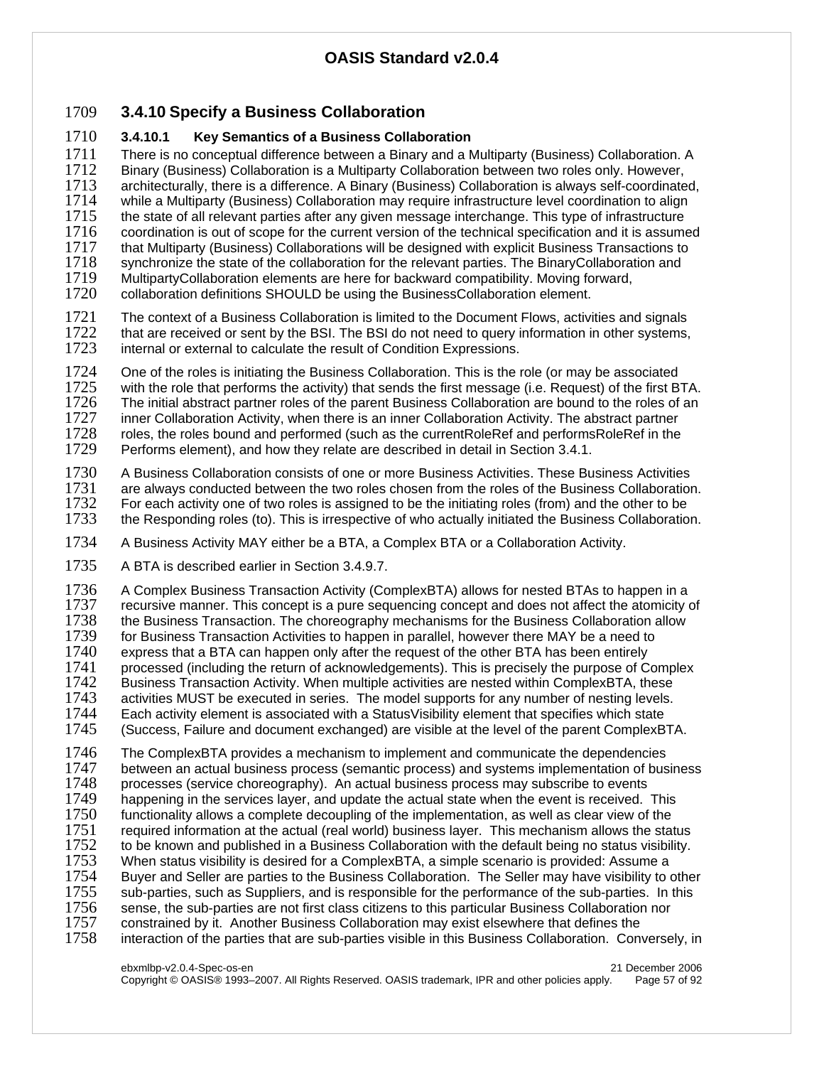### 3.4.10 Specify a Business Collaboration

#### 3.4.10.1 Key Semantics of a Business Collaboration

There is no conceptual difference between a Binary and a Multiparty (Business) Collaboration. A Binary (Business) Collaboration is a Multiparty Collaboration between two roles only. However, architecturally, there is a difference. A Binary (Business) Collaboration is always self-coordinated, while a Multiparty (Business) Collaboration may require infrastructure level coordination to align the state of all relevant parties after any given message interchange. This type of infrastructure coordination is out of scope for the current version of the technical specification and it is assumed that Multiparty (Business) Collaborations will be designed with explicit Business Transactions to synchronize the state of the collaboration for the relevant parties. The BinaryCollaboration and MultipartyCollaboration elements are here for backward compatibility. Moving forward, collaboration definitions SHOULD be using the BusinessCollaboration element.

The context of a Business Collaboration is limited to the Document Flows, activities and signals that are received or sent by the BSI. The BSI do not need to query information in other systems, internal or external to calculate the result of Condition Expressions.

One of the roles is initiating the Business Collaboration. This is the role (or may be associated with the role that performs the activity) that sends the first message (i.e. Request) of the first BTA. The initial abstract partner roles of the parent Business Collaboration are bound to the roles of an inner Collaboration Activity, when there is an inner Collaboration Activity. The abstract partner roles, the roles bound and performed (such as the currentRoleRef and performsRoleRef in the Performs element), and how they relate are described in detail in Section 3.4.1.

A Business Collaboration consists of one or more Business Activities. These Business Activities are always conducted between the two roles chosen from the roles of the Business Collaboration. For each activity one of two roles is assigned to be the initiating roles (from) and the other to be the Responding roles (to). This is irrespective of who actually initiated the Business Collaboration.

A Business Activity MAY either be a BTA, a Complex BTA or a Collaboration Activity.

A BTA is described earlier in Section 3.4.9.7.

A Complex Business Transaction Activity (ComplexBTA) allows for nested BTAs to happen in a recursive manner. This concept is a pure sequencing concept and does not affect the atomicity of the Business Transaction. The choreography mechanisms for the Business Collaboration allow for Business Transaction Activities to happen in parallel, however there MAY be a need to express that a BTA can happen only after the request of the other BTA has been entirely processed (including the return of acknowledgements). This is precisely the purpose of Complex Business Transaction Activity. When multiple activities are nested within ComplexBTA, these activities MUST be executed in series. The model supports for any number of nesting levels. Each activity element is associated with a StatusVisibility element that specifies which state (Success, Failure and document exchanged) are visible at the level of the parent ComplexBTA.

The ComplexBTA provides a mechanism to implement and communicate the dependencies between an actual business process (semantic process) and systems implementation of business processes (service choreography). An actual business process may subscribe to events happening in the services layer, and update the actual state when the event is received. This functionality allows a complete decoupling of the implementation, as well as clear view of the required information at the actual (real world) business layer. This mechanism allows the status to be known and published in a Business Collaboration with the default being no status visibility. When status visibility is desired for a ComplexBTA, a simple scenario is provided: Assume a Buyer and Seller are parties to the Business Collaboration. The Seller may have visibility to other sub-parties, such as Suppliers, and is responsible for the performance of the sub-parties. In this sense, the sub-parties are not first class citizens to this particular Business Collaboration nor constrained by it. Another Business Collaboration may exist elsewhere that defines the interaction of the parties that are sub-parties visible in this Business Collaboration. Conversely, in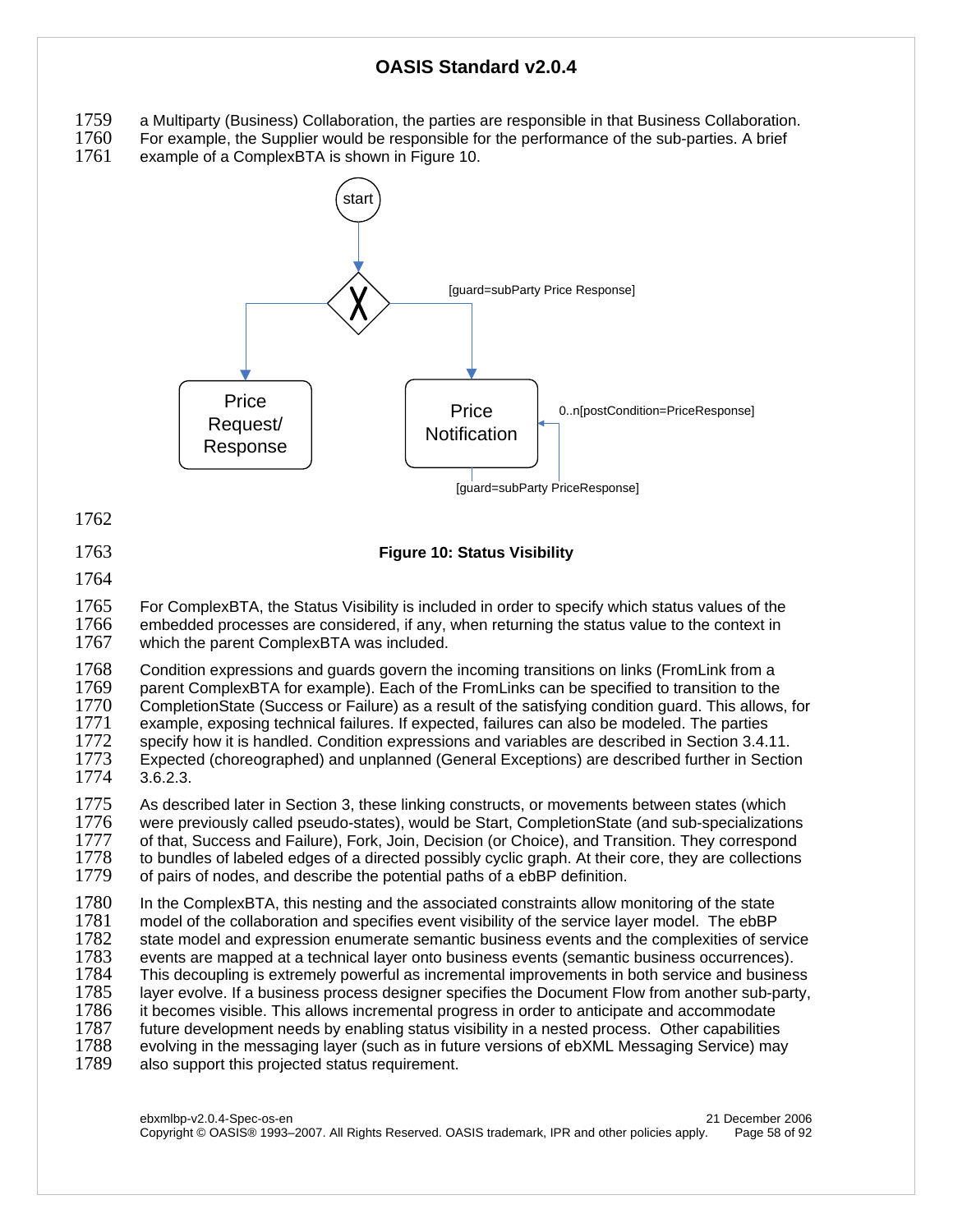a Multiparty (Business) Collaboration, the parties are responsible in that Business Collaboration. For example, the Supplier would be responsible for the performance of the sub-parties. A brief example of a ComplexBTA is shown in Figure 10.

**Figure 10: Status Visibility**

For ComplexBTA, the Status Visibility is included in order to specify which status values of the embedded processes are considered, if any, when returning the status value to the context in which the parent ComplexBTA was included.

Condition expressions and guards govern the incoming transitions on links (FromLink from a parent ComplexBTA for example). Each of the FromLinks can be specified to transition to the CompletionState (Success or Failure) as a result of the satisfying condition guard. This allows, for example, exposing technical failures. If expected, failures can also be modeled. The parties specify how it is handled. Condition expressions and variables are described in Section 3.4.11. Expected (choreographed) and unplanned (General Exceptions) are described further in Section 3.6.2.3.

As described later in Section 3, these linking constructs, or movements between states (which were previously called pseudo-states), would be Start, CompletionState (and sub-specializations of that, Success and Failure), Fork, Join, Decision (or Choice), and Transition. They correspond to bundles of labeled edges of a directed possibly cyclic graph. At their core, they are collections of pairs of nodes, and describe the potential paths of a ebBP definition.

In the ComplexBTA, this nesting and the associated constraints allow monitoring of the state model of the collaboration and specifies event visibility of the service layer model. The ebBP state model and expression enumerate semantic business events and the complexities of service events are mapped at a technical layer onto business events (semantic business occurrences). This decoupling is extremely powerful as incremental improvements in both service and business layer evolve. If a business process designer specifies the Document Flow from another sub-party, it becomes visible. This allows incremental progress in order to anticipate and accommodate future development needs by enabling status visibility in a nested process. Other capabilities evolving in the messaging layer (such as in future versions of ebXML Messaging Service) may also support this projected status requirement.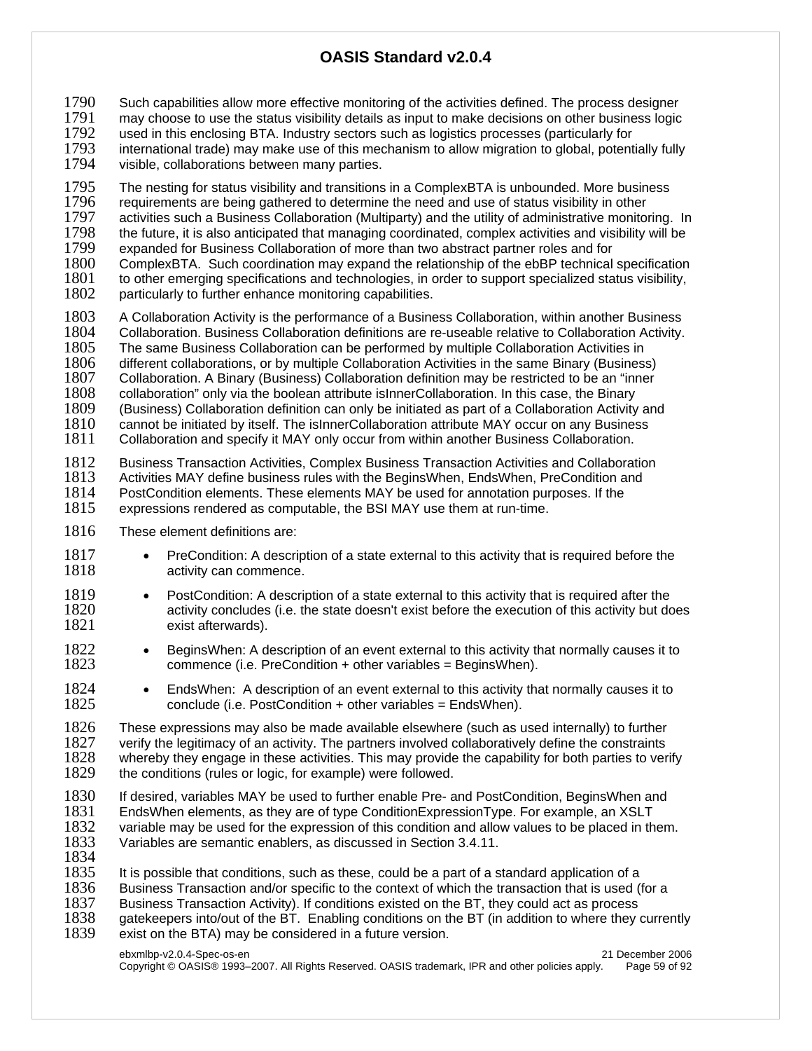Such capabilities allow more effective monitoring of the activities defined. The process designer may choose to use the status visibility details as input to make decisions on other business logic used in this enclosing BTA. Industry sectors such as logistics processes (particularly for international trade) may make use of this mechanism to allow migration to global, potentially fully visible, collaborations between many parties.

The nesting for status visibility and transitions in a ComplexBTA is unbounded. More business requirements are being gathered to determine the need and use of status visibility in other activities such a Business Collaboration (Multiparty) and the utility of administrative monitoring. In the future, it is also anticipated that managing coordinated, complex activities and visibility will be expanded for Business Collaboration of more than two abstract partner roles and for ComplexBTA. Such coordination may expand the relationship of the ebBP technical specification to other emerging specifications and technologies, in order to support specialized status visibility, particularly to further enhance monitoring capabilities.

A Collaboration Activity is the performance of a Business Collaboration, within another Business Collaboration. Business Collaboration definitions are re-useable relative to Collaboration Activity. The same Business Collaboration can be performed by multiple Collaboration Activities in different collaborations, or by multiple Collaboration Activities in the same Binary (Business) Collaboration. A Binary (Business) Collaboration definition may be restricted to be an “inner collaboration” only via the boolean attribute isInnerCollaboration. In this case, the Binary (Business) Collaboration definition can only be initiated as part of a Collaboration Activity and cannot be initiated by itself. The isInnerCollaboration attribute MAY occur on any Business Collaboration and specify it MAY only occur from within another Business Collaboration.

Business Transaction Activities, Complex Business Transaction Activities and Collaboration Activities MAY define business rules with the BeginsWhen, EndsWhen, PreCondition and PostCondition elements. These elements MAY be used for annotation purposes. If the expressions rendered as computable, the BSI MAY use them at run-time.

These element definitions are:

- PreCondition: A description of a state external to this activity that is required before the activity can commence.
- PostCondition: A description of a state external to this activity that is required after the activity concludes (i.e. the state doesn't exist before the execution of this activity but does exist afterwards).
- BeginsWhen: A description of an event external to this activity that normally causes it to commence (i.e. PreCondition + other variables = BeginsWhen).
- EndsWhen: A description of an event external to this activity that normally causes it to conclude (i.e. PostCondition + other variables = EndsWhen).

These expressions may also be made available elsewhere (such as used internally) to further verify the legitimacy of an activity. The partners involved collaboratively define the constraints whereby they engage in these activities. This may provide the capability for both parties to verify the conditions (rules or logic, for example) were followed.

If desired, variables MAY be used to further enable Pre- and PostCondition, BeginsWhen and EndsWhen elements, as they are of type ConditionExpressionType. For example, an XSLT variable may be used for the expression of this condition and allow values to be placed in them. Variables are semantic enablers, as discussed in Section 3.4.11.

It is possible that conditions, such as these, could be a part of a standard application of a Business Transaction and/or specific to the context of which the transaction that is used (for a Business Transaction Activity). If conditions existed on the BT, they could act as process gatekeepers into/out of the BT. Enabling conditions on the BT (in addition to where they currently exist on the BTA) may be considered in a future version.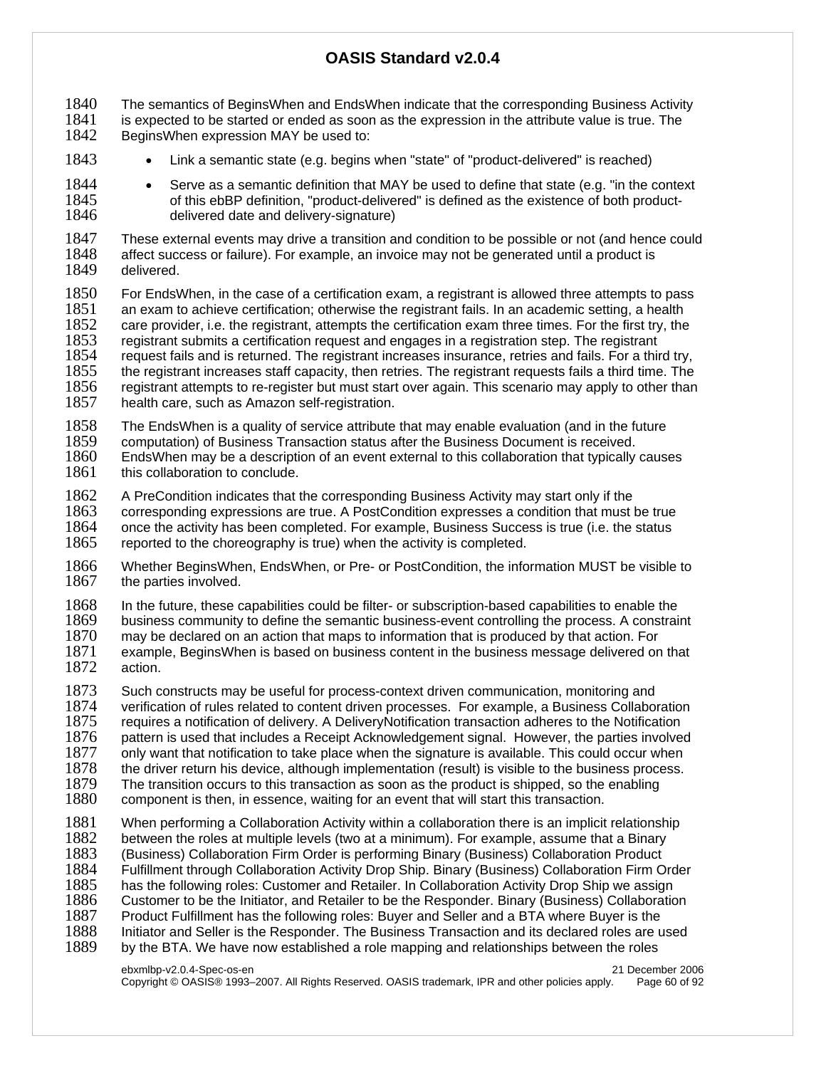The semantics of BeginsWhen and EndsWhen indicate that the corresponding Business Activity is expected to be started or ended as soon as the expression in the attribute value is true. The BeginsWhen expression MAY be used to:

- Link a semantic state (e.g. begins when "state" of "product-delivered" is reached)
- Serve as a semantic definition that MAY be used to define that state (e.g. "in the context of this ebBP definition, "product-delivered" is defined as the existence of both product-delivered date and delivery-signature)

These external events may drive a transition and condition to be possible or not (and hence could affect success or failure). For example, an invoice may not be generated until a product is delivered.

For EndsWhen, in the case of a certification exam, a registrant is allowed three attempts to pass an exam to achieve certification; otherwise the registrant fails. In an academic setting, a health care provider, i.e. the registrant, attempts the certification exam three times. For the first try, the registrant submits a certification request and engages in a registration step. The registrant request fails and is returned. The registrant increases insurance, retries and fails. For a third try, the registrant increases staff capacity, then retries. The registrant requests fails a third time. The registrant attempts to re-register but must start over again. This scenario may apply to other than health care, such as Amazon self-registration.

The EndsWhen is a quality of service attribute that may enable evaluation (and in the future computation) of Business Transaction status after the Business Document is received. EndsWhen may be a description of an event external to this collaboration that typically causes this collaboration to conclude.

A PreCondition indicates that the corresponding Business Activity may start only if the corresponding expressions are true. A PostCondition expresses a condition that must be true once the activity has been completed. For example, Business Success is true (i.e. the status reported to the choreography is true) when the activity is completed.

Whether BeginsWhen, EndsWhen, or Pre- or PostCondition, the information MUST be visible to the parties involved.

In the future, these capabilities could be filter- or subscription-based capabilities to enable the business community to define the semantic business-event controlling the process. A constraint may be declared on an action that maps to information that is produced by that action. For example, BeginsWhen is based on business content in the business message delivered on that action.

Such constructs may be useful for process-context driven communication, monitoring and verification of rules related to content driven processes. For example, a Business Collaboration requires a notification of delivery. A DeliveryNotification transaction adheres to the Notification pattern is used that includes a Receipt Acknowledgement signal. However, the parties involved only want that notification to take place when the signature is available. This could occur when the driver return his device, although implementation (result) is visible to the business process. The transition occurs to this transaction as soon as the product is shipped, so the enabling component is then, in essence, waiting for an event that will start this transaction.

When performing a Collaboration Activity within a collaboration there is an implicit relationship between the roles at multiple levels (two at a minimum). For example, assume that a Binary (Business) Collaboration Firm Order is performing Binary (Business) Collaboration Product Fulfillment through Collaboration Activity Drop Ship. Binary (Business) Collaboration Firm Order has the following roles: Customer and Retailer. In Collaboration Activity Drop Ship we assign Customer to be the Initiator, and Retailer to be the Responder. Binary (Business) Collaboration Product Fulfillment has the following roles: Buyer and Seller and a BTA where Buyer is the Initiator and Seller is the Responder. The Business Transaction and its declared roles are used by the BTA. We have now established a role mapping and relationships between the roles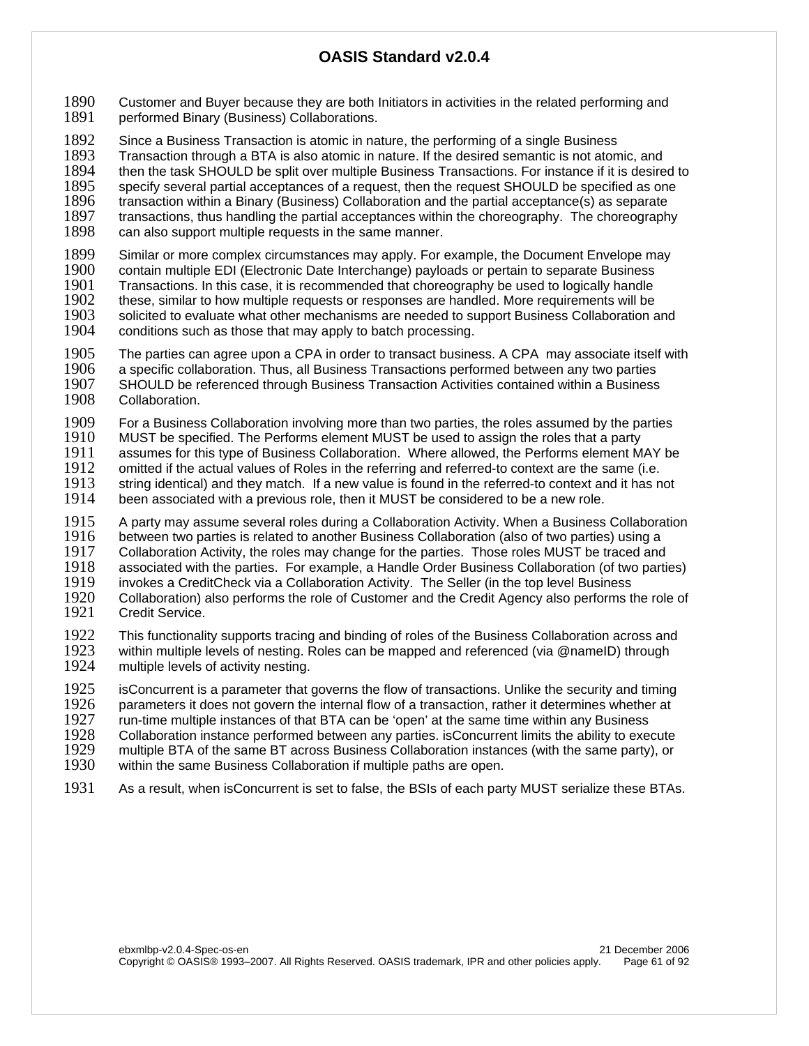Customer and Buyer because they are both Initiators in activities in the related performing and performed Binary (Business) Collaborations.

Since a Business Transaction is atomic in nature, the performing of a single Business Transaction through a BTA is also atomic in nature. If the desired semantic is not atomic, and then the task SHOULD be split over multiple Business Transactions. For instance if it is desired to specify several partial acceptances of a request, then the request SHOULD be specified as one transaction within a Binary (Business) Collaboration and the partial acceptance(s) as separate transactions, thus handling the partial acceptances within the choreography. The choreography can also support multiple requests in the same manner.

Similar or more complex circumstances may apply. For example, the Document Envelope may contain multiple EDI (Electronic Date Interchange) payloads or pertain to separate Business Transactions. In this case, it is recommended that choreography be used to logically handle these, similar to how multiple requests or responses are handled. More requirements will be solicited to evaluate what other mechanisms are needed to support Business Collaboration and conditions such as those that may apply to batch processing.

The parties can agree upon a CPA in order to transact business. A CPA may associate itself with a specific collaboration. Thus, all Business Transactions performed between any two parties SHOULD be referenced through Business Transaction Activities contained within a Business Collaboration.

For a Business Collaboration involving more than two parties, the roles assumed by the parties MUST be specified. The Performs element MUST be used to assign the roles that a party assumes for this type of Business Collaboration. Where allowed, the Performs element MAY be omitted if the actual values of Roles in the referring and referred-to context are the same (i.e. string identical) and they match. If a new value is found in the referred-to context and it has not been associated with a previous role, then it MUST be considered to be a new role.

A party may assume several roles during a Collaboration Activity. When a Business Collaboration between two parties is related to another Business Collaboration (also of two parties) using a Collaboration Activity, the roles may change for the parties. Those roles MUST be traced and associated with the parties. For example, a Handle Order Business Collaboration (of two parties) invokes a CreditCheck via a Collaboration Activity. The Seller (in the top level Business Collaboration) also performs the role of Customer and the Credit Agency also performs the role of Credit Service.

This functionality supports tracing and binding of roles of the Business Collaboration across and within multiple levels of nesting. Roles can be mapped and referenced (via @nameID) through multiple levels of activity nesting.

isConcurrent is a parameter that governs the flow of transactions. Unlike the security and timing parameters it does not govern the internal flow of a transaction, rather it determines whether at run-time multiple instances of that BTA can be 'open' at the same time within any Business Collaboration instance performed between any parties. isConcurrent limits the ability to execute multiple BTA of the same BT across Business Collaboration instances (with the same party), or within the same Business Collaboration if multiple paths are open.

As a result, when isConcurrent is set to false, the BSIs of each party MUST serialize these BTAs.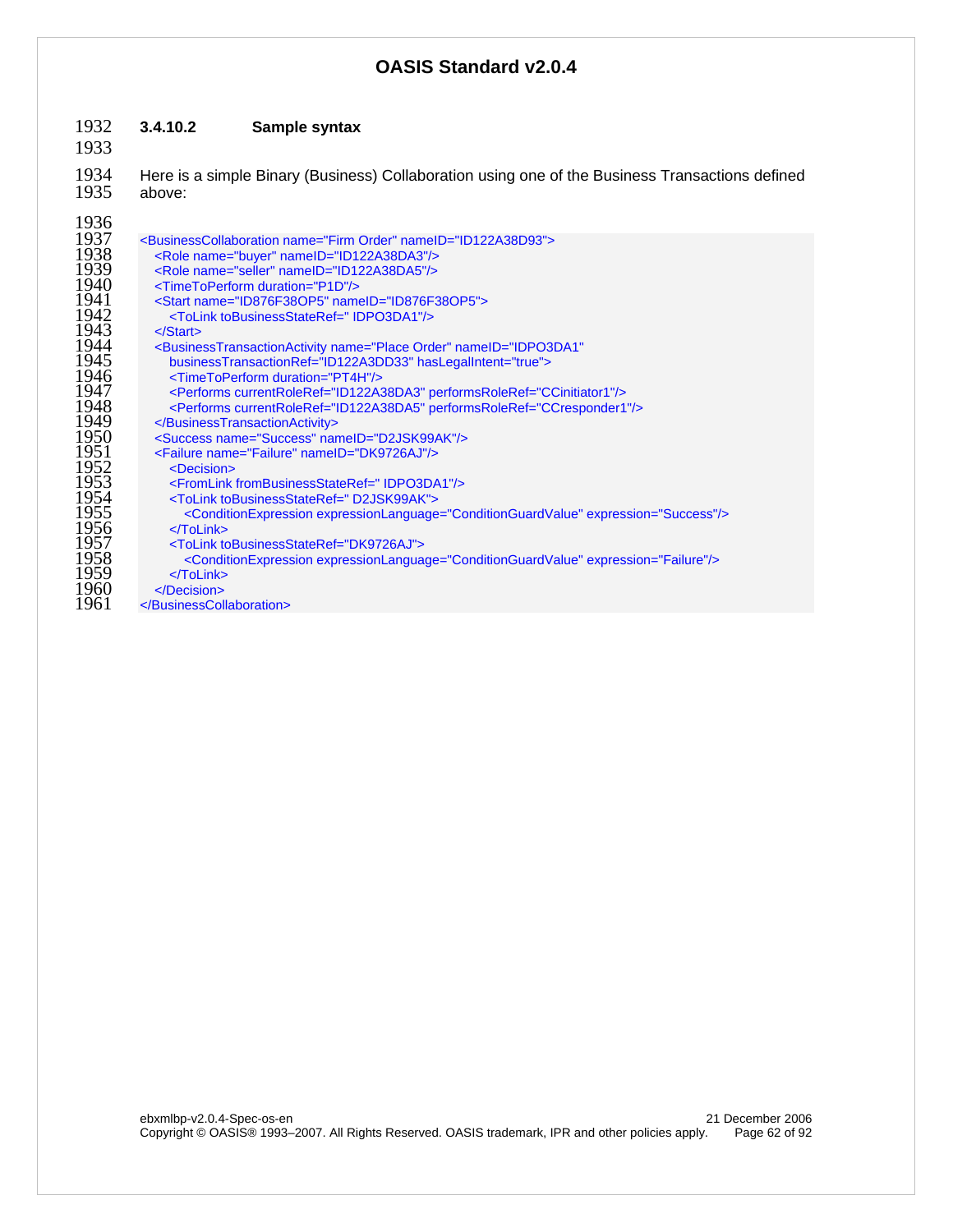#### 3.4.10.2 Sample syntax

Here is a simple Binary (Business) Collaboration using one of the Business Transactions defined above:

```
<BusinessCollaboration name="Firm Order" nameID="ID122A38D93">
  <Role name="buyer" nameID="ID122A38DA3"/>
  <Role name="seller" nameID="ID122A38DA5"/>
  <TimeToPerform duration="P1D"/>
  <Start name="ID876F38OP5" nameID="ID876F38OP5">
    <ToLink toBusinessStateRef=" IDPO3DA1"/>
  </Start>
  <BusinessTransactionActivity name="Place Order" nameID="IDPO3DA1"
    businessTransactionRef="ID122A3DD33" hasLegalIntent="true">
    <TimeToPerform duration="PT4H"/>
    <Performs currentRoleRef="ID122A38DA3" performsRoleRef="CCinitiator1"/>
    <Performs currentRoleRef="ID122A38DA5" performsRoleRef="CCresponder1"/>
  </BusinessTransactionActivity>
  <Success name="Success" nameID="D2JSK99AK"/>
  <Failure name="Failure" nameID="DK9726AJ"/>
    <Decision>
    <FromLink fromBusinessStateRef=" IDPO3DA1"/>
    <ToLink toBusinessStateRef=" D2JSK99AK">
      <ConditionExpression expressionLanguage="ConditionGuardValue" expression="Success"/>
    </ToLink>
    <ToLink toBusinessStateRef="DK9726AJ">
      <ConditionExpression expressionLanguage="ConditionGuardValue" expression="Failure"/>
    </ToLink>
  </Decision>
</BusinessCollaboration>
```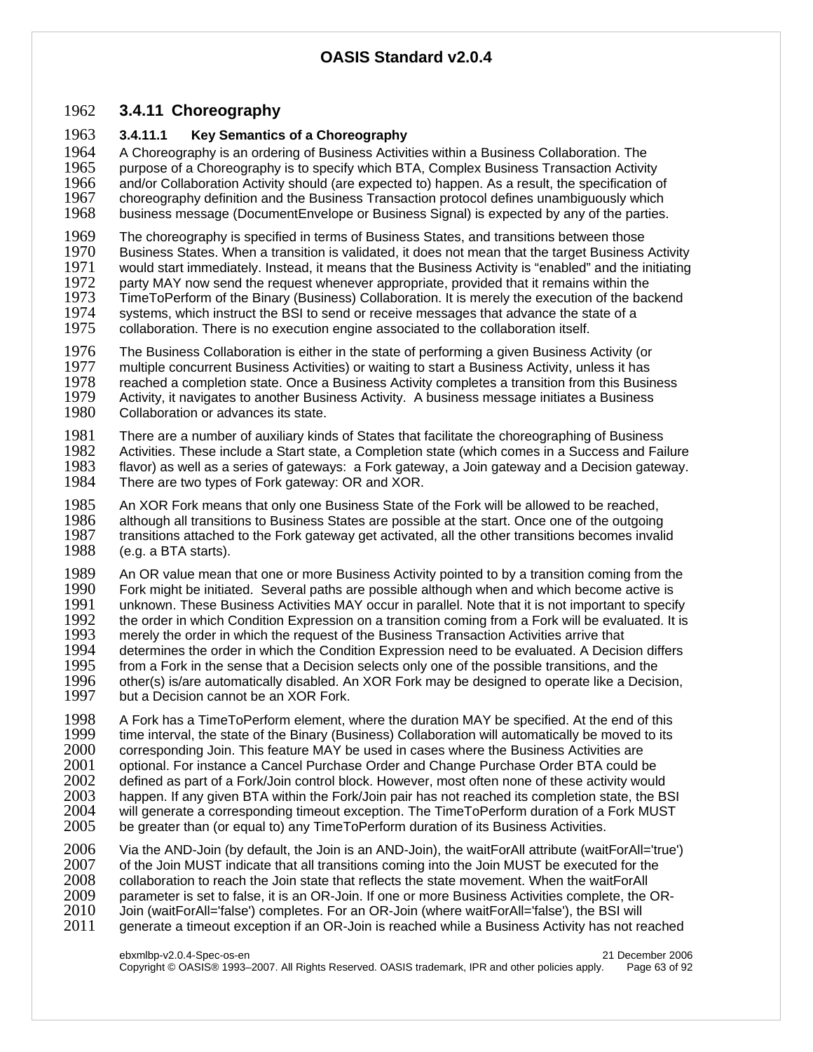### 3.4.11 Choreography

#### 3.4.11.1 Key Semantics of a Choreography

A Choreography is an ordering of Business Activities within a Business Collaboration. The purpose of a Choreography is to specify which BTA, Complex Business Transaction Activity and/or Collaboration Activity should (are expected to) happen. As a result, the specification of choreography definition and the Business Transaction protocol defines unambiguously which business message (DocumentEnvelope or Business Signal) is expected by any of the parties.

The choreography is specified in terms of Business States, and transitions between those Business States. When a transition is validated, it does not mean that the target Business Activity would start immediately. Instead, it means that the Business Activity is "enabled" and the initiating party MAY now send the request whenever appropriate, provided that it remains within the TimeToPerform of the Binary (Business) Collaboration. It is merely the execution of the backend systems, which instruct the BSI to send or receive messages that advance the state of a collaboration. There is no execution engine associated to the collaboration itself.

The Business Collaboration is either in the state of performing a given Business Activity (or multiple concurrent Business Activities) or waiting to start a Business Activity, unless it has reached a completion state. Once a Business Activity completes a transition from this Business Activity, it navigates to another Business Activity. A business message initiates a Business Collaboration or advances its state.

There are a number of auxiliary kinds of States that facilitate the choreographing of Business Activities. These include a Start state, a Completion state (which comes in a Success and Failure flavor) as well as a series of gateways: a Fork gateway, a Join gateway and a Decision gateway. There are two types of Fork gateway: OR and XOR.

An XOR Fork means that only one Business State of the Fork will be allowed to be reached, although all transitions to Business States are possible at the start. Once one of the outgoing transitions attached to the Fork gateway get activated, all the other transitions becomes invalid (e.g. a BTA starts).

An OR value mean that one or more Business Activity pointed to by a transition coming from the Fork might be initiated. Several paths are possible although when and which become active is unknown. These Business Activities MAY occur in parallel. Note that it is not important to specify the order in which Condition Expression on a transition coming from a Fork will be evaluated. It is merely the order in which the request of the Business Transaction Activities arrive that determines the order in which the Condition Expression need to be evaluated. A Decision differs from a Fork in the sense that a Decision selects only one of the possible transitions, and the other(s) is/are automatically disabled. An XOR Fork may be designed to operate like a Decision, but a Decision cannot be an XOR Fork.

A Fork has a TimeToPerform element, where the duration MAY be specified. At the end of this time interval, the state of the Binary (Business) Collaboration will automatically be moved to its corresponding Join. This feature MAY be used in cases where the Business Activities are optional. For instance a Cancel Purchase Order and Change Purchase Order BTA could be defined as part of a Fork/Join control block. However, most often none of these activity would happen. If any given BTA within the Fork/Join pair has not reached its completion state, the BSI will generate a corresponding timeout exception. The TimeToPerform duration of a Fork MUST be greater than (or equal to) any TimeToPerform duration of its Business Activities.

Via the AND-Join (by default, the Join is an AND-Join), the waitForAll attribute (waitForAll='true') of the Join MUST indicate that all transitions coming into the Join MUST be executed for the collaboration to reach the Join state that reflects the state movement. When the waitForAll parameter is set to false, it is an OR-Join. If one or more Business Activities complete, the OR-Join (waitForAll='false') completes. For an OR-Join (where waitForAll='false'), the BSI will generate a timeout exception if an OR-Join is reached while a Business Activity has not reached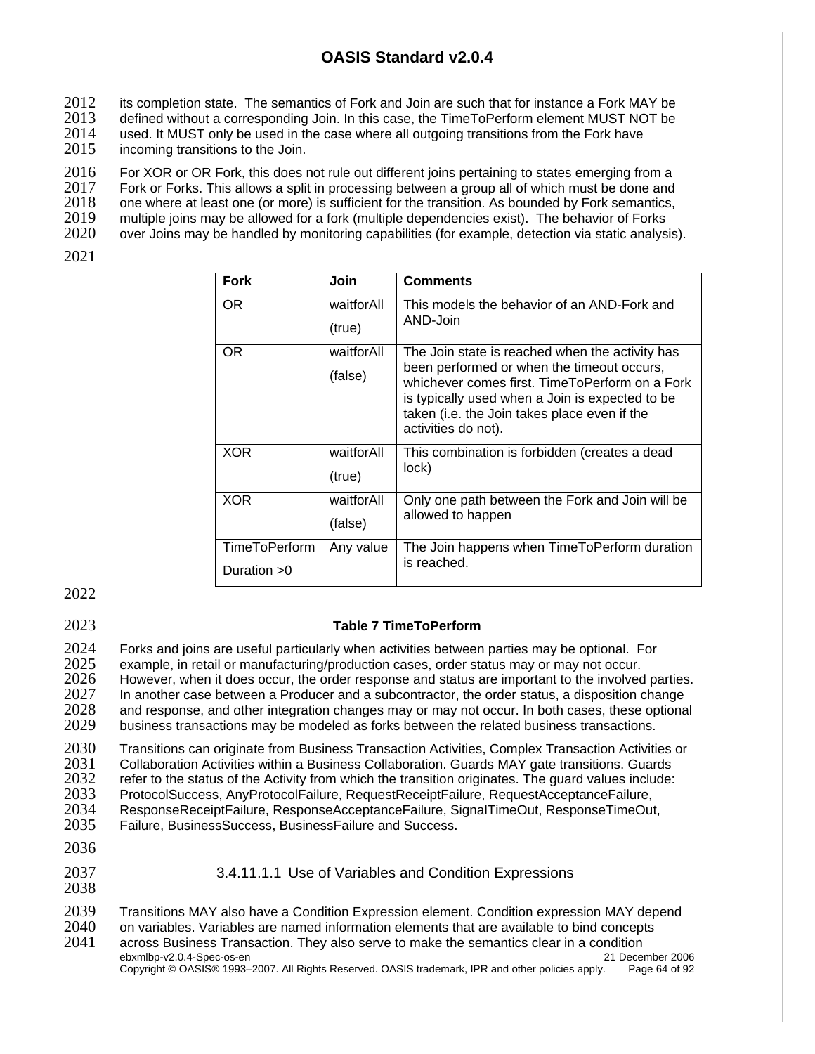its completion state. The semantics of Fork and Join are such that for instance a Fork MAY be defined without a corresponding Join. In this case, the TimeToPerform element MUST NOT be used. It MUST only be used in the case where all outgoing transitions from the Fork have incoming transitions to the Join.

For XOR or OR Fork, this does not rule out different joins pertaining to states emerging from a Fork or Forks. This allows a split in processing between a group all of which must be done and one where at least one (or more) is sufficient for the transition. As bounded by Fork semantics, multiple joins may be allowed for a fork (multiple dependencies exist). The behavior of Forks over Joins may be handled by monitoring capabilities (for example, detection via static analysis).

| Fork | Join | Comments |
|---|---|---|
| OR | waitforAll (true) | This models the behavior of an AND-Fork and AND-Join |
| OR | waitforAll (false) | The Join state is reached when the activity has been performed or when the timeout occurs, whichever comes first. TimeToPerform on a Fork is typically used when a Join is expected to be taken (i.e. the Join takes place even if the activities do not). |
| XOR | waitforAll (true) | This combination is forbidden (creates a dead lock) |
| XOR | waitforAll (false) | Only one path between the Fork and Join will be allowed to happen |
| TimeToPerform Duration >0 | Any value | The Join happens when TimeToPerform duration is reached. |

**Table 7 TimeToPerform**

Forks and joins are useful particularly when activities between parties may be optional. For example, in retail or manufacturing/production cases, order status may or may not occur. However, when it does occur, the order response and status are important to the involved parties. In another case between a Producer and a subcontractor, the order status, a disposition change and response, and other integration changes may or may not occur. In both cases, these optional business transactions may be modeled as forks between the related business transactions.

Transitions can originate from Business Transaction Activities, Complex Transaction Activities or Collaboration Activities within a Business Collaboration. Guards MAY gate transitions. Guards refer to the status of the Activity from which the transition originates. The guard values include: ProtocolSuccess, AnyProtocolFailure, RequestReceiptFailure, RequestAcceptanceFailure, ResponseReceiptFailure, ResponseAcceptanceFailure, SignalTimeOut, ResponseTimeOut, Failure, BusinessSuccess, BusinessFailure and Success.

##### 3.4.11.1.1 Use of Variables and Condition Expressions

Transitions MAY also have a Condition Expression element. Condition expression MAY depend on variables. Variables are named information elements that are available to bind concepts across Business Transaction. They also serve to make the semantics clear in a condition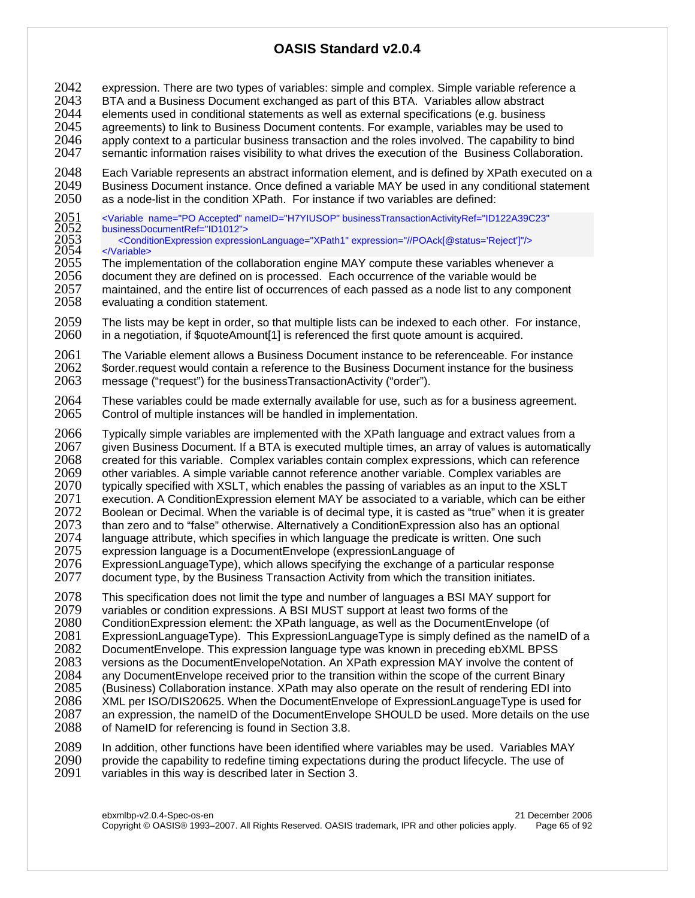expression. There are two types of variables: simple and complex. Simple variable reference a BTA and a Business Document exchanged as part of this BTA. Variables allow abstract elements used in conditional statements as well as external specifications (e.g. business agreements) to link to Business Document contents. For example, variables may be used to apply context to a particular business transaction and the roles involved. The capability to bind semantic information raises visibility to what drives the execution of the Business Collaboration.

Each Variable represents an abstract information element, and is defined by XPath executed on a Business Document instance. Once defined a variable MAY be used in any conditional statement as a node-list in the condition XPath. For instance if two variables are defined:

```
<Variable  name="PO Accepted" nameID="H7YIUSOP" businessTransactionActivityRef="ID122A39C23"
businessDocumentRef="ID1012">
    <ConditionExpression expressionLanguage="XPath1" expression="//POAck[@status='Reject']"/>
</Variable>
```

The implementation of the collaboration engine MAY compute these variables whenever a document they are defined on is processed. Each occurrence of the variable would be maintained, and the entire list of occurrences of each passed as a node list to any component evaluating a condition statement.

The lists may be kept in order, so that multiple lists can be indexed to each other. For instance, in a negotiation, if $quoteAmount[1] is referenced the first quote amount is acquired.

The Variable element allows a Business Document instance to be referenceable. For instance $order.request would contain a reference to the Business Document instance for the business message (“request”) for the businessTransactionActivity (“order”).

These variables could be made externally available for use, such as for a business agreement. Control of multiple instances will be handled in implementation.

Typically simple variables are implemented with the XPath language and extract values from a given Business Document. If a BTA is executed multiple times, an array of values is automatically created for this variable. Complex variables contain complex expressions, which can reference other variables. A simple variable cannot reference another variable. Complex variables are typically specified with XSLT, which enables the passing of variables as an input to the XSLT execution. A ConditionExpression element MAY be associated to a variable, which can be either Boolean or Decimal. When the variable is of decimal type, it is casted as “true” when it is greater than zero and to “false” otherwise. Alternatively a ConditionExpression also has an optional language attribute, which specifies in which language the predicate is written. One such expression language is a DocumentEnvelope (expressionLanguage of ExpressionLanguageType), which allows specifying the exchange of a particular response document type, by the Business Transaction Activity from which the transition initiates.

This specification does not limit the type and number of languages a BSI MAY support for variables or condition expressions. A BSI MUST support at least two forms of the ConditionExpression element: the XPath language, as well as the DocumentEnvelope (of ExpressionLanguageType). This ExpressionLanguageType is simply defined as the nameID of a DocumentEnvelope. This expression language type was known in preceding ebXML BPSS versions as the DocumentEnvelopeNotation. An XPath expression MAY involve the content of any DocumentEnvelope received prior to the transition within the scope of the current Binary (Business) Collaboration instance. XPath may also operate on the result of rendering EDI into XML per ISO/DIS20625. When the DocumentEnvelope of ExpressionLanguageType is used for an expression, the nameID of the DocumentEnvelope SHOULD be used. More details on the use of NameID for referencing is found in Section 3.8.

In addition, other functions have been identified where variables may be used. Variables MAY provide the capability to redefine timing expectations during the product lifecycle. The use of variables in this way is described later in Section 3.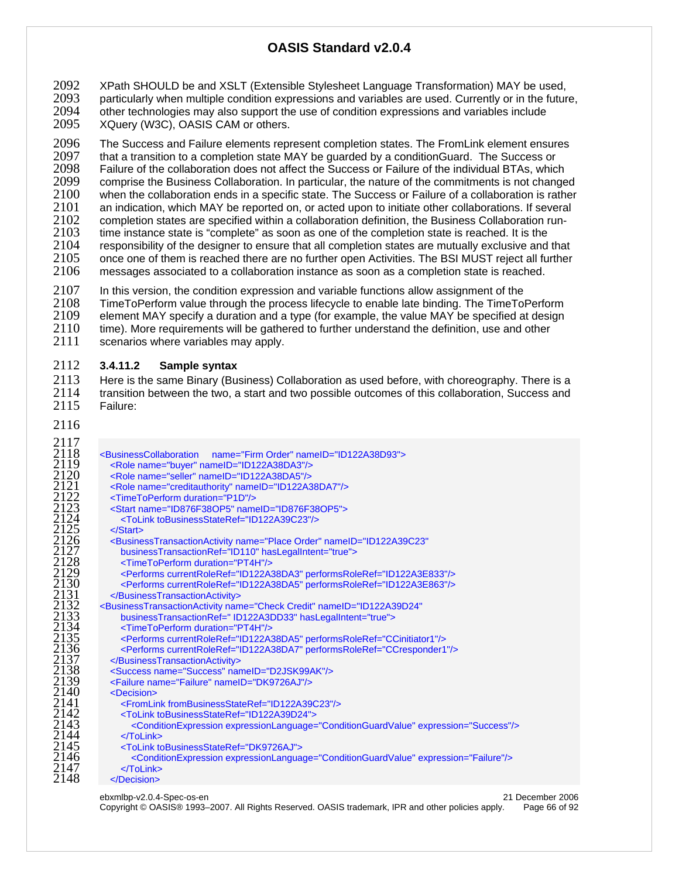XPath SHOULD be and XSLT (Extensible Stylesheet Language Transformation) MAY be used, particularly when multiple condition expressions and variables are used. Currently or in the future, other technologies may also support the use of condition expressions and variables include XQuery (W3C), OASIS CAM or others.

The Success and Failure elements represent completion states. The FromLink element ensures that a transition to a completion state MAY be guarded by a conditionGuard. The Success or Failure of the collaboration does not affect the Success or Failure of the individual BTAs, which comprise the Business Collaboration. In particular, the nature of the commitments is not changed when the collaboration ends in a specific state. The Success or Failure of a collaboration is rather an indication, which MAY be reported on, or acted upon to initiate other collaborations. If several completion states are specified within a collaboration definition, the Business Collaboration run-time instance state is "complete" as soon as one of the completion state is reached. It is the responsibility of the designer to ensure that all completion states are mutually exclusive and that once one of them is reached there are no further open Activities. The BSI MUST reject all further messages associated to a collaboration instance as soon as a completion state is reached.

In this version, the condition expression and variable functions allow assignment of the TimeToPerform value through the process lifecycle to enable late binding. The TimeToPerform element MAY specify a duration and a type (for example, the value MAY be specified at design time). More requirements will be gathered to further understand the definition, use and other scenarios where variables may apply.

#### 3.4.11.2 Sample syntax

Here is the same Binary (Business) Collaboration as used before, with choreography. There is a transition between the two, a start and two possible outcomes of this collaboration, Success and Failure:

```
<BusinessCollaboration    name="Firm Order" nameID="ID122A38D93">
  <Role name="buyer" nameID="ID122A38DA3"/>
  <Role name="seller" nameID="ID122A38DA5"/>
  <Role name="creditauthority" nameID="ID122A38DA7"/>
  <TimeToPerform duration="P1D"/>
  <Start name="ID876F38OP5" nameID="ID876F38OP5">
    <ToLink toBusinessStateRef="ID122A39C23"/>
  </Start>
  <BusinessTransactionActivity name="Place Order" nameID="ID122A39C23"
    businessTransactionRef="ID110" hasLegalIntent="true">
    <TimeToPerform duration="PT4H"/>
    <Performs currentRoleRef="ID122A38DA3" performsRoleRef="ID122A3E833"/>
    <Performs currentRoleRef="ID122A38DA5" performsRoleRef="ID122A3E863"/>
  </BusinessTransactionActivity>
<BusinessTransactionActivity name="Check Credit" nameID="ID122A39D24"
    businessTransactionRef=" ID122A3DD33" hasLegalIntent="true">
    <TimeToPerform duration="PT4H"/>
    <Performs currentRoleRef="ID122A38DA5" performsRoleRef="CCinitiator1"/>
    <Performs currentRoleRef="ID122A38DA7" performsRoleRef="CCresponder1"/>
  </BusinessTransactionActivity>
  <Success name="Success" nameID="D2JSK99AK"/>
  <Failure name="Failure" nameID="DK9726AJ"/>
  <Decision>
    <FromLink fromBusinessStateRef="ID122A39C23"/>
    <ToLink toBusinessStateRef="ID122A39D24">
      <ConditionExpression expressionLanguage="ConditionGuardValue" expression="Success"/>
    </ToLink>
    <ToLink toBusinessStateRef="DK9726AJ">
      <ConditionExpression expressionLanguage="ConditionGuardValue" expression="Failure"/>
    </ToLink>
  </Decision>
```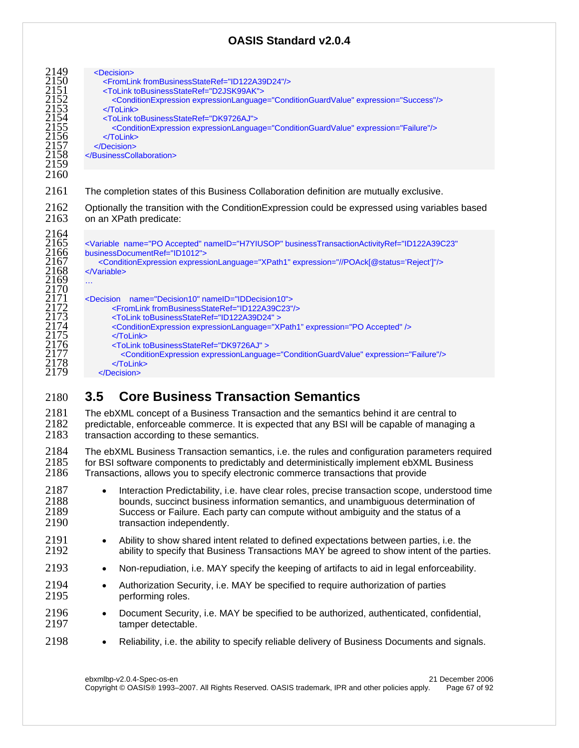```xml
    <Decision>
      <FromLink fromBusinessStateRef="ID122A39D24"/>
      <ToLink toBusinessStateRef="D2JSK99AK">
        <ConditionExpression expressionLanguage="ConditionGuardValue" expression="Success"/>
      </ToLink>
      <ToLink toBusinessStateRef="DK9726AJ">
        <ConditionExpression expressionLanguage="ConditionGuardValue" expression="Failure"/>
      </ToLink>
    </Decision>
</BusinessCollaboration>
```

The completion states of this Business Collaboration definition are mutually exclusive.

Optionally the transition with the ConditionExpression could be expressed using variables based on an XPath predicate:

```xml
<Variable  name="PO Accepted" nameID="H7YIUSOP" businessTransactionActivityRef="ID122A39C23"
businessDocumentRef="ID1012">
    <ConditionExpression expressionLanguage="XPath1" expression="//POAck[@status='Reject']"/>
</Variable>
…

<Decision    name="Decision10" nameID="IDDecision10">
        <FromLink fromBusinessStateRef="ID122A39C23"/>
        <ToLink toBusinessStateRef="ID122A39D24" >
        <ConditionExpression expressionLanguage="XPath1" expression="PO Accepted" />
        </ToLink>
        <ToLink toBusinessStateRef="DK9726AJ" >
          <ConditionExpression expressionLanguage="ConditionGuardValue" expression="Failure"/>
        </ToLink>
    </Decision>
```

## 3.5 Core Business Transaction Semantics

The ebXML concept of a Business Transaction and the semantics behind it are central to predictable, enforceable commerce. It is expected that any BSI will be capable of managing a transaction according to these semantics.

The ebXML Business Transaction semantics, i.e. the rules and configuration parameters required for BSI software components to predictably and deterministically implement ebXML Business Transactions, allows you to specify electronic commerce transactions that provide

- Interaction Predictability, i.e. have clear roles, precise transaction scope, understood time bounds, succinct business information semantics, and unambiguous determination of Success or Failure. Each party can compute without ambiguity and the status of a transaction independently.
- Ability to show shared intent related to defined expectations between parties, i.e. the ability to specify that Business Transactions MAY be agreed to show intent of the parties.
- Non-repudiation, i.e. MAY specify the keeping of artifacts to aid in legal enforceability.
- Authorization Security, i.e. MAY be specified to require authorization of parties performing roles.
- Document Security, i.e. MAY be specified to be authorized, authenticated, confidential, tamper detectable.
- Reliability, i.e. the ability to specify reliable delivery of Business Documents and signals.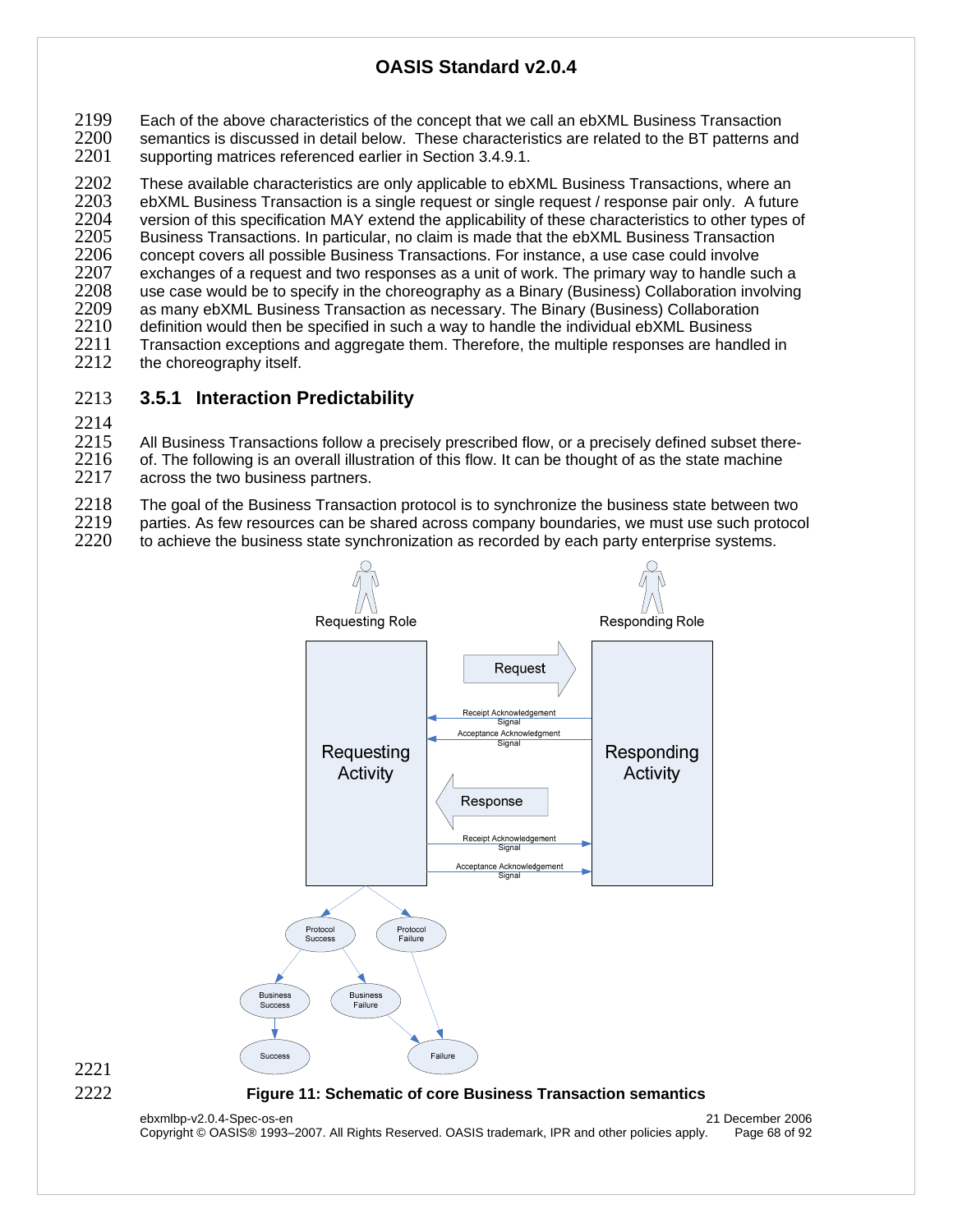Each of the above characteristics of the concept that we call an ebXML Business Transaction semantics is discussed in detail below. These characteristics are related to the BT patterns and supporting matrices referenced earlier in Section 3.4.9.1.

These available characteristics are only applicable to ebXML Business Transactions, where an ebXML Business Transaction is a single request or single request / response pair only. A future version of this specification MAY extend the applicability of these characteristics to other types of Business Transactions. In particular, no claim is made that the ebXML Business Transaction concept covers all possible Business Transactions. For instance, a use case could involve exchanges of a request and two responses as a unit of work. The primary way to handle such a use case would be to specify in the choreography as a Binary (Business) Collaboration involving as many ebXML Business Transaction as necessary. The Binary (Business) Collaboration definition would then be specified in such a way to handle the individual ebXML Business Transaction exceptions and aggregate them. Therefore, the multiple responses are handled in the choreography itself.

### 3.5.1 Interaction Predictability

All Business Transactions follow a precisely prescribed flow, or a precisely defined subset thereof. The following is an overall illustration of this flow. It can be thought of as the state machine across the two business partners.

The goal of the Business Transaction protocol is to synchronize the business state between two parties. As few resources can be shared across company boundaries, we must use such protocol to achieve the business state synchronization as recorded by each party enterprise systems.

**Figure 11: Schematic of core Business Transaction semantics**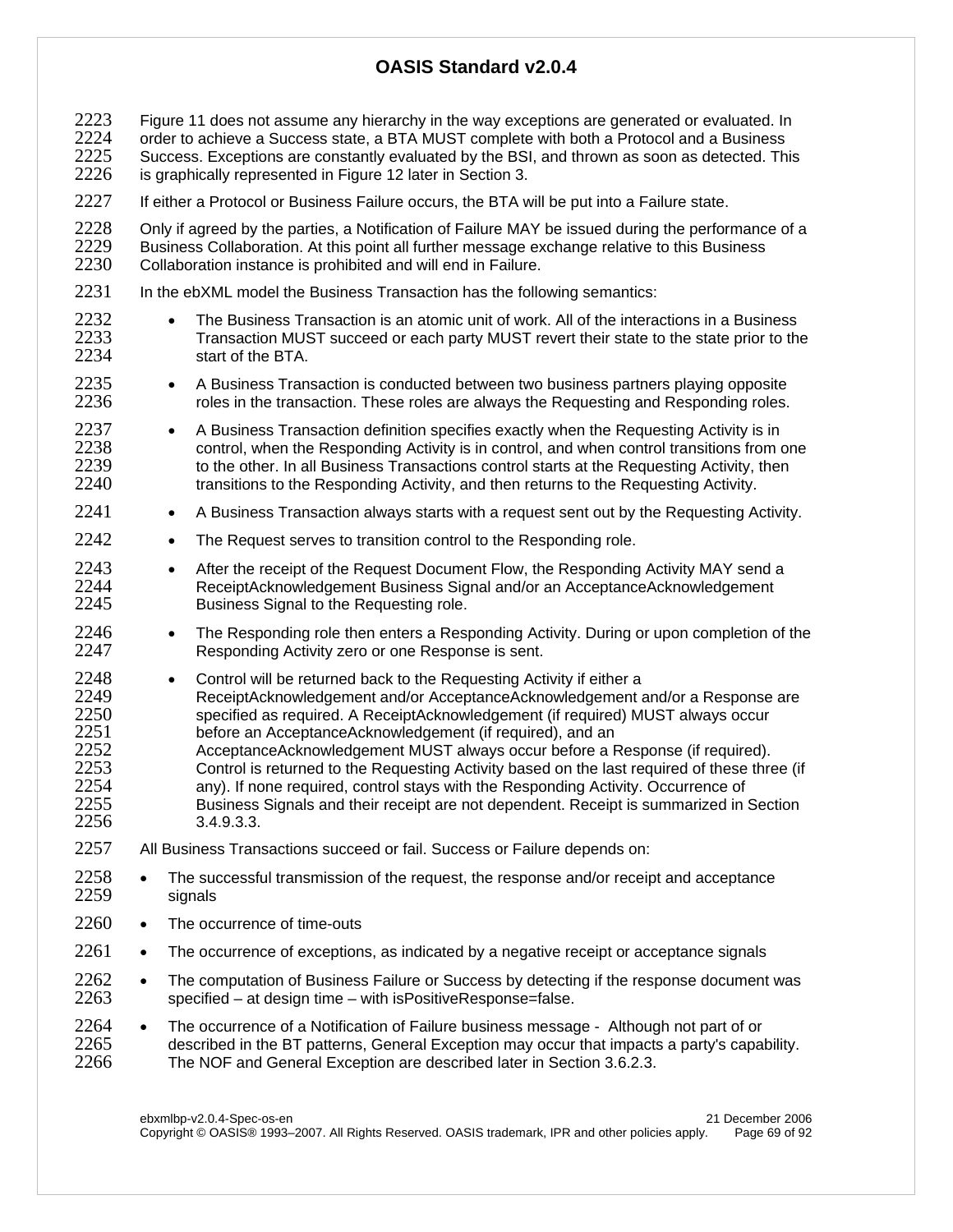Figure 11 does not assume any hierarchy in the way exceptions are generated or evaluated. In order to achieve a Success state, a BTA MUST complete with both a Protocol and a Business Success. Exceptions are constantly evaluated by the BSI, and thrown as soon as detected. This is graphically represented in Figure 12 later in Section 3.

If either a Protocol or Business Failure occurs, the BTA will be put into a Failure state.

Only if agreed by the parties, a Notification of Failure MAY be issued during the performance of a Business Collaboration. At this point all further message exchange relative to this Business Collaboration instance is prohibited and will end in Failure.

In the ebXML model the Business Transaction has the following semantics:

- The Business Transaction is an atomic unit of work. All of the interactions in a Business Transaction MUST succeed or each party MUST revert their state to the state prior to the start of the BTA.
- A Business Transaction is conducted between two business partners playing opposite roles in the transaction. These roles are always the Requesting and Responding roles.
- A Business Transaction definition specifies exactly when the Requesting Activity is in control, when the Responding Activity is in control, and when control transitions from one to the other. In all Business Transactions control starts at the Requesting Activity, then transitions to the Responding Activity, and then returns to the Requesting Activity.
- A Business Transaction always starts with a request sent out by the Requesting Activity.
- The Request serves to transition control to the Responding role.
- After the receipt of the Request Document Flow, the Responding Activity MAY send a ReceiptAcknowledgement Business Signal and/or an AcceptanceAcknowledgement Business Signal to the Requesting role.
- The Responding role then enters a Responding Activity. During or upon completion of the Responding Activity zero or one Response is sent.
- Control will be returned back to the Requesting Activity if either a ReceiptAcknowledgement and/or AcceptanceAcknowledgement and/or a Response are specified as required. A ReceiptAcknowledgement (if required) MUST always occur before an AcceptanceAcknowledgement (if required), and an AcceptanceAcknowledgement MUST always occur before a Response (if required). Control is returned to the Requesting Activity based on the last required of these three (if any). If none required, control stays with the Responding Activity. Occurrence of Business Signals and their receipt are not dependent. Receipt is summarized in Section 3.4.9.3.3.

All Business Transactions succeed or fail. Success or Failure depends on:

- The successful transmission of the request, the response and/or receipt and acceptance signals
- The occurrence of time-outs
- The occurrence of exceptions, as indicated by a negative receipt or acceptance signals
- The computation of Business Failure or Success by detecting if the response document was specified – at design time – with isPositiveResponse=false.
- The occurrence of a Notification of Failure business message - Although not part of or described in the BT patterns, General Exception may occur that impacts a party's capability. The NOF and General Exception are described later in Section 3.6.2.3.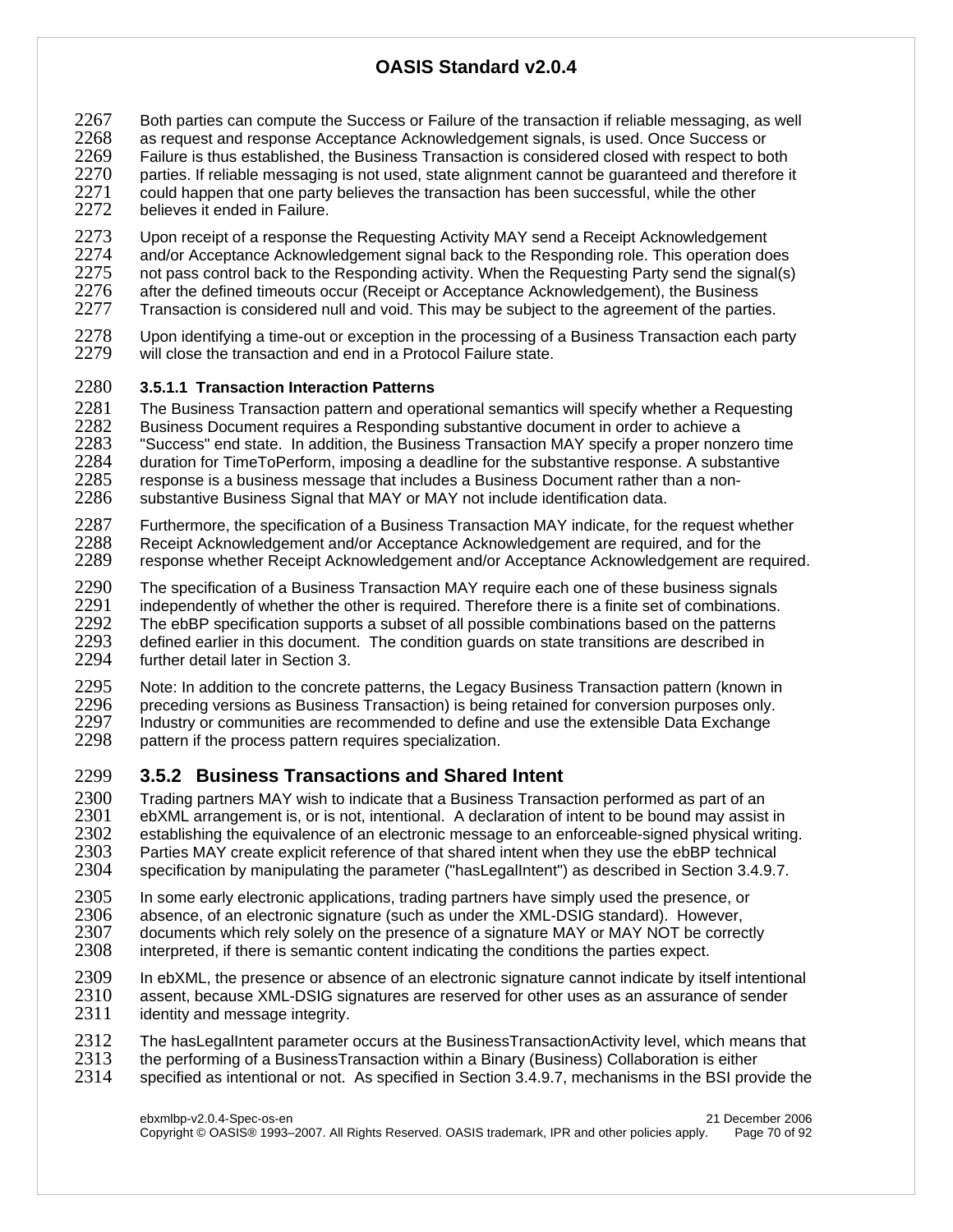Both parties can compute the Success or Failure of the transaction if reliable messaging, as well as request and response Acceptance Acknowledgement signals, is used. Once Success or Failure is thus established, the Business Transaction is considered closed with respect to both parties. If reliable messaging is not used, state alignment cannot be guaranteed and therefore it could happen that one party believes the transaction has been successful, while the other believes it ended in Failure.

Upon receipt of a response the Requesting Activity MAY send a Receipt Acknowledgement and/or Acceptance Acknowledgement signal back to the Responding role. This operation does not pass control back to the Responding activity. When the Requesting Party send the signal(s) after the defined timeouts occur (Receipt or Acceptance Acknowledgement), the Business Transaction is considered null and void. This may be subject to the agreement of the parties.

Upon identifying a time-out or exception in the processing of a Business Transaction each party will close the transaction and end in a Protocol Failure state.

#### 3.5.1.1 Transaction Interaction Patterns

The Business Transaction pattern and operational semantics will specify whether a Requesting Business Document requires a Responding substantive document in order to achieve a "Success" end state. In addition, the Business Transaction MAY specify a proper nonzero time duration for TimeToPerform, imposing a deadline for the substantive response. A substantive response is a business message that includes a Business Document rather than a non-substantive Business Signal that MAY or MAY not include identification data.

Furthermore, the specification of a Business Transaction MAY indicate, for the request whether Receipt Acknowledgement and/or Acceptance Acknowledgement are required, and for the response whether Receipt Acknowledgement and/or Acceptance Acknowledgement are required.

The specification of a Business Transaction MAY require each one of these business signals independently of whether the other is required. Therefore there is a finite set of combinations. The ebBP specification supports a subset of all possible combinations based on the patterns defined earlier in this document. The condition guards on state transitions are described in further detail later in Section 3.

Note: In addition to the concrete patterns, the Legacy Business Transaction pattern (known in preceding versions as Business Transaction) is being retained for conversion purposes only. Industry or communities are recommended to define and use the extensible Data Exchange pattern if the process pattern requires specialization.

### 3.5.2 Business Transactions and Shared Intent

Trading partners MAY wish to indicate that a Business Transaction performed as part of an ebXML arrangement is, or is not, intentional. A declaration of intent to be bound may assist in establishing the equivalence of an electronic message to an enforceable-signed physical writing. Parties MAY create explicit reference of that shared intent when they use the ebBP technical specification by manipulating the parameter ("hasLegalIntent") as described in Section 3.4.9.7.

In some early electronic applications, trading partners have simply used the presence, or absence, of an electronic signature (such as under the XML-DSIG standard). However, documents which rely solely on the presence of a signature MAY or MAY NOT be correctly interpreted, if there is semantic content indicating the conditions the parties expect.

In ebXML, the presence or absence of an electronic signature cannot indicate by itself intentional assent, because XML-DSIG signatures are reserved for other uses as an assurance of sender identity and message integrity.

The hasLegalIntent parameter occurs at the BusinessTransactionActivity level, which means that the performing of a BusinessTransaction within a Binary (Business) Collaboration is either specified as intentional or not. As specified in Section 3.4.9.7, mechanisms in the BSI provide the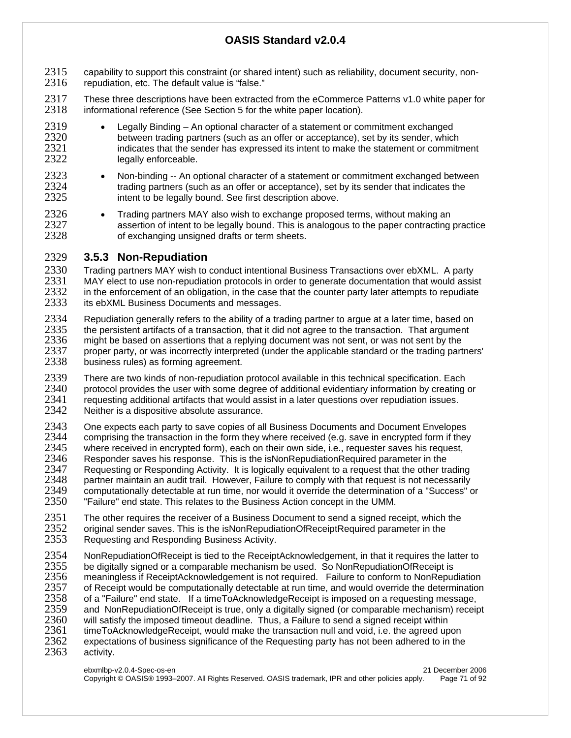capability to support this constraint (or shared intent) such as reliability, document security, non-repudiation, etc. The default value is "false."

These three descriptions have been extracted from the eCommerce Patterns v1.0 white paper for informational reference (See Section 5 for the white paper location).

- Legally Binding – An optional character of a statement or commitment exchanged between trading partners (such as an offer or acceptance), set by its sender, which indicates that the sender has expressed its intent to make the statement or commitment legally enforceable.
- Non-binding -- An optional character of a statement or commitment exchanged between trading partners (such as an offer or acceptance), set by its sender that indicates the intent to be legally bound. See first description above.
- Trading partners MAY also wish to exchange proposed terms, without making an assertion of intent to be legally bound. This is analogous to the paper contracting practice of exchanging unsigned drafts or term sheets.

### 3.5.3 Non-Repudiation

Trading partners MAY wish to conduct intentional Business Transactions over ebXML. A party MAY elect to use non-repudiation protocols in order to generate documentation that would assist in the enforcement of an obligation, in the case that the counter party later attempts to repudiate its ebXML Business Documents and messages.

Repudiation generally refers to the ability of a trading partner to argue at a later time, based on the persistent artifacts of a transaction, that it did not agree to the transaction. That argument might be based on assertions that a replying document was not sent, or was not sent by the proper party, or was incorrectly interpreted (under the applicable standard or the trading partners' business rules) as forming agreement.

There are two kinds of non-repudiation protocol available in this technical specification. Each protocol provides the user with some degree of additional evidentiary information by creating or requesting additional artifacts that would assist in a later questions over repudiation issues. Neither is a dispositive absolute assurance.

One expects each party to save copies of all Business Documents and Document Envelopes comprising the transaction in the form they where received (e.g. save in encrypted form if they where received in encrypted form), each on their own side, i.e., requester saves his request, Responder saves his response. This is the isNonRepudiationRequired parameter in the Requesting or Responding Activity. It is logically equivalent to a request that the other trading partner maintain an audit trail. However, Failure to comply with that request is not necessarily computationally detectable at run time, nor would it override the determination of a "Success" or "Failure" end state. This relates to the Business Action concept in the UMM.

The other requires the receiver of a Business Document to send a signed receipt, which the original sender saves. This is the isNonRepudiationOfReceiptRequired parameter in the Requesting and Responding Business Activity.

NonRepudiationOfReceipt is tied to the ReceiptAcknowledgement, in that it requires the latter to be digitally signed or a comparable mechanism be used. So NonRepudiationOfReceipt is meaningless if ReceiptAcknowledgement is not required. Failure to conform to NonRepudiation of Receipt would be computationally detectable at run time, and would override the determination of a "Failure" end state. If a timeToAcknowledgeReceipt is imposed on a requesting message, and NonRepudiationOfReceipt is true, only a digitally signed (or comparable mechanism) receipt will satisfy the imposed timeout deadline. Thus, a Failure to send a signed receipt within timeToAcknowledgeReceipt, would make the transaction null and void, i.e. the agreed upon expectations of business significance of the Requesting party has not been adhered to in the activity.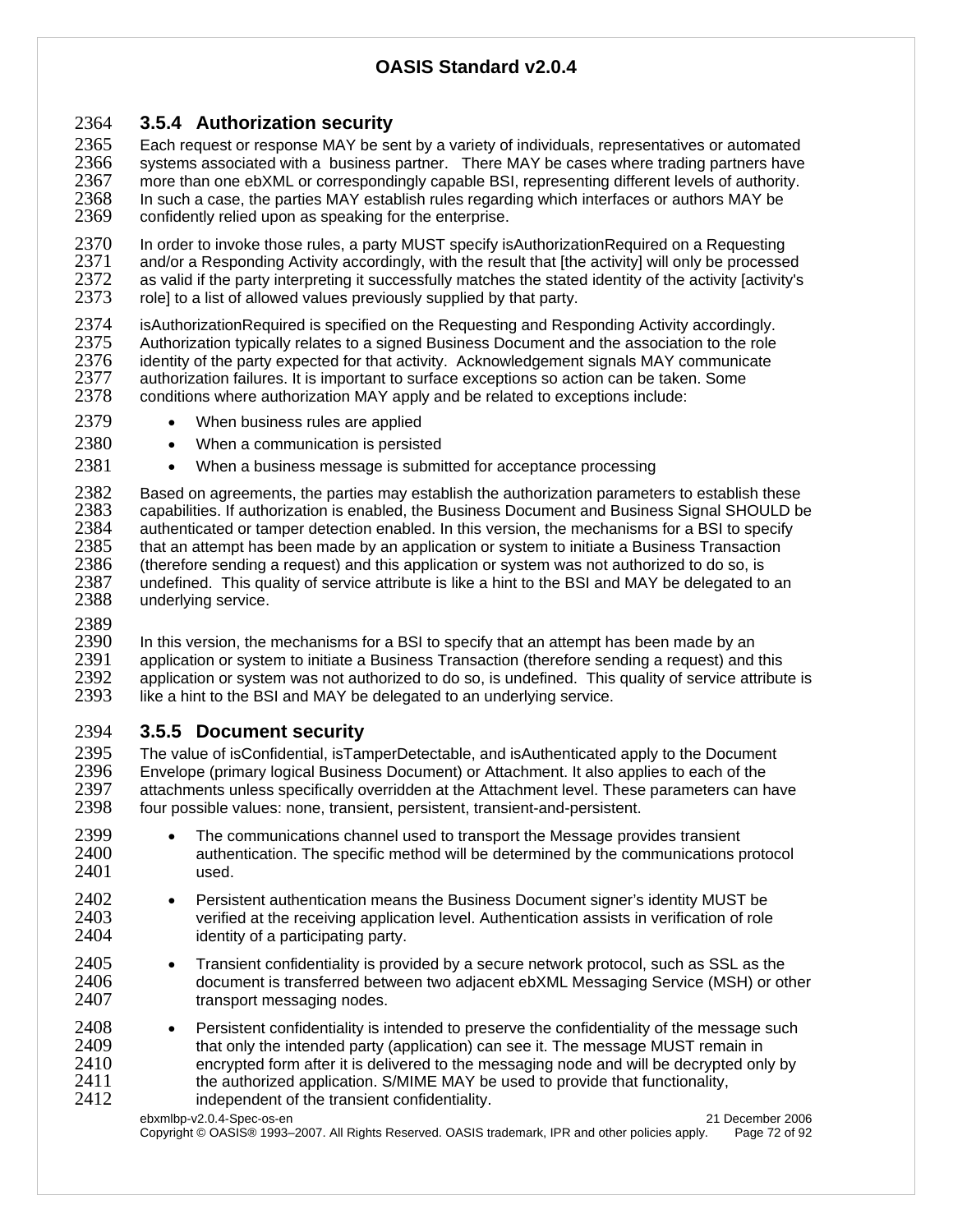### 3.5.4 Authorization security

Each request or response MAY be sent by a variety of individuals, representatives or automated systems associated with a business partner. There MAY be cases where trading partners have more than one ebXML or correspondingly capable BSI, representing different levels of authority. In such a case, the parties MAY establish rules regarding which interfaces or authors MAY be confidently relied upon as speaking for the enterprise.

In order to invoke those rules, a party MUST specify isAuthorizationRequired on a Requesting and/or a Responding Activity accordingly, with the result that [the activity] will only be processed as valid if the party interpreting it successfully matches the stated identity of the activity [activity's role] to a list of allowed values previously supplied by that party.

isAuthorizationRequired is specified on the Requesting and Responding Activity accordingly. Authorization typically relates to a signed Business Document and the association to the role identity of the party expected for that activity. Acknowledgement signals MAY communicate authorization failures. It is important to surface exceptions so action can be taken. Some conditions where authorization MAY apply and be related to exceptions include:

- When business rules are applied
- When a communication is persisted
- When a business message is submitted for acceptance processing

Based on agreements, the parties may establish the authorization parameters to establish these capabilities. If authorization is enabled, the Business Document and Business Signal SHOULD be authenticated or tamper detection enabled. In this version, the mechanisms for a BSI to specify that an attempt has been made by an application or system to initiate a Business Transaction (therefore sending a request) and this application or system was not authorized to do so, is undefined. This quality of service attribute is like a hint to the BSI and MAY be delegated to an underlying service.

In this version, the mechanisms for a BSI to specify that an attempt has been made by an application or system to initiate a Business Transaction (therefore sending a request) and this application or system was not authorized to do so, is undefined. This quality of service attribute is like a hint to the BSI and MAY be delegated to an underlying service.

### 3.5.5 Document security

The value of isConfidential, isTamperDetectable, and isAuthenticated apply to the Document Envelope (primary logical Business Document) or Attachment. It also applies to each of the attachments unless specifically overridden at the Attachment level. These parameters can have four possible values: none, transient, persistent, transient-and-persistent.

- The communications channel used to transport the Message provides transient authentication. The specific method will be determined by the communications protocol used.
- Persistent authentication means the Business Document signer's identity MUST be verified at the receiving application level. Authentication assists in verification of role identity of a participating party.
- Transient confidentiality is provided by a secure network protocol, such as SSL as the document is transferred between two adjacent ebXML Messaging Service (MSH) or other transport messaging nodes.
- Persistent confidentiality is intended to preserve the confidentiality of the message such that only the intended party (application) can see it. The message MUST remain in encrypted form after it is delivered to the messaging node and will be decrypted only by the authorized application. S/MIME MAY be used to provide that functionality, independent of the transient confidentiality.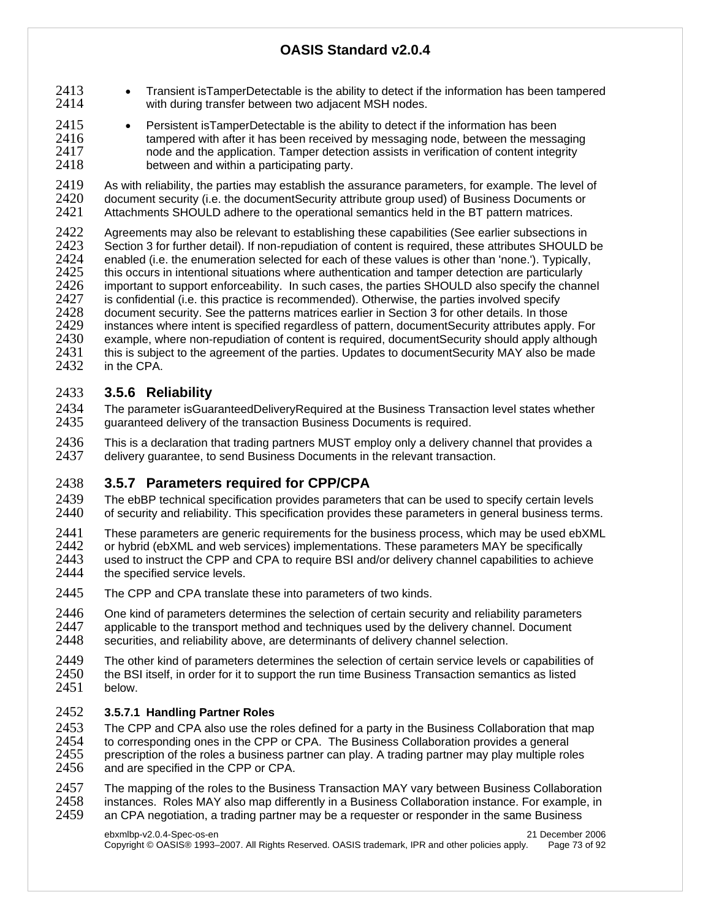- Transient isTamperDetectable is the ability to detect if the information has been tampered with during transfer between two adjacent MSH nodes.
- Persistent isTamperDetectable is the ability to detect if the information has been tampered with after it has been received by messaging node, between the messaging node and the application. Tamper detection assists in verification of content integrity between and within a participating party.

As with reliability, the parties may establish the assurance parameters, for example. The level of document security (i.e. the documentSecurity attribute group used) of Business Documents or Attachments SHOULD adhere to the operational semantics held in the BT pattern matrices.

Agreements may also be relevant to establishing these capabilities (See earlier subsections in Section 3 for further detail). If non-repudiation of content is required, these attributes SHOULD be enabled (i.e. the enumeration selected for each of these values is other than 'none.'). Typically, this occurs in intentional situations where authentication and tamper detection are particularly important to support enforceability. In such cases, the parties SHOULD also specify the channel is confidential (i.e. this practice is recommended). Otherwise, the parties involved specify document security. See the patterns matrices earlier in Section 3 for other details. In those instances where intent is specified regardless of pattern, documentSecurity attributes apply. For example, where non-repudiation of content is required, documentSecurity should apply although this is subject to the agreement of the parties. Updates to documentSecurity MAY also be made in the CPA.

### 3.5.6 Reliability

The parameter isGuaranteedDeliveryRequired at the Business Transaction level states whether guaranteed delivery of the transaction Business Documents is required.

This is a declaration that trading partners MUST employ only a delivery channel that provides a delivery guarantee, to send Business Documents in the relevant transaction.

### 3.5.7 Parameters required for CPP/CPA

The ebBP technical specification provides parameters that can be used to specify certain levels of security and reliability. This specification provides these parameters in general business terms.

These parameters are generic requirements for the business process, which may be used ebXML or hybrid (ebXML and web services) implementations. These parameters MAY be specifically used to instruct the CPP and CPA to require BSI and/or delivery channel capabilities to achieve the specified service levels.

The CPP and CPA translate these into parameters of two kinds.

One kind of parameters determines the selection of certain security and reliability parameters applicable to the transport method and techniques used by the delivery channel. Document securities, and reliability above, are determinants of delivery channel selection.

The other kind of parameters determines the selection of certain service levels or capabilities of the BSI itself, in order for it to support the run time Business Transaction semantics as listed below.

#### 3.5.7.1 Handling Partner Roles

The CPP and CPA also use the roles defined for a party in the Business Collaboration that map to corresponding ones in the CPP or CPA. The Business Collaboration provides a general prescription of the roles a business partner can play. A trading partner may play multiple roles and are specified in the CPP or CPA.

The mapping of the roles to the Business Transaction MAY vary between Business Collaboration instances. Roles MAY also map differently in a Business Collaboration instance. For example, in an CPA negotiation, a trading partner may be a requester or responder in the same Business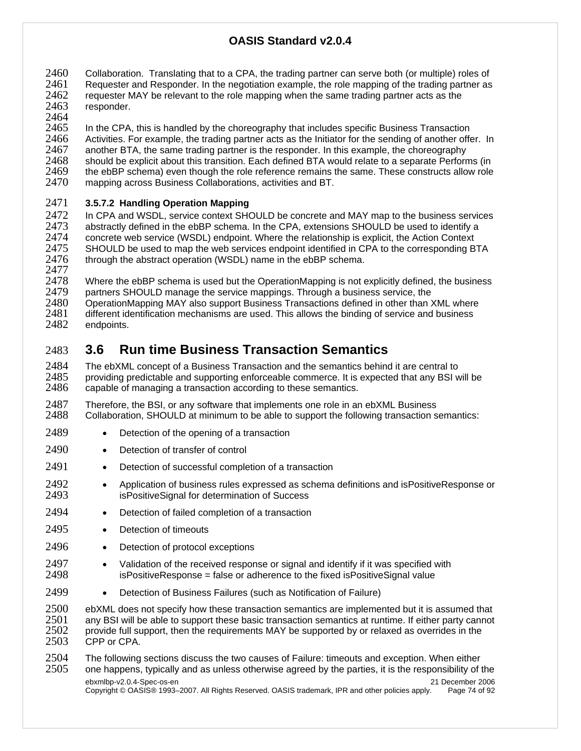Collaboration. Translating that to a CPA, the trading partner can serve both (or multiple) roles of Requester and Responder. In the negotiation example, the role mapping of the trading partner as requester MAY be relevant to the role mapping when the same trading partner acts as the responder.

In the CPA, this is handled by the choreography that includes specific Business Transaction Activities. For example, the trading partner acts as the Initiator for the sending of another offer. In another BTA, the same trading partner is the responder. In this example, the choreography should be explicit about this transition. Each defined BTA would relate to a separate Performs (in the ebBP schema) even though the role reference remains the same. These constructs allow role mapping across Business Collaborations, activities and BT.

#### 3.5.7.2 Handling Operation Mapping

In CPA and WSDL, service context SHOULD be concrete and MAY map to the business services abstractly defined in the ebBP schema. In the CPA, extensions SHOULD be used to identify a concrete web service (WSDL) endpoint. Where the relationship is explicit, the Action Context SHOULD be used to map the web services endpoint identified in CPA to the corresponding BTA through the abstract operation (WSDL) name in the ebBP schema.

Where the ebBP schema is used but the OperationMapping is not explicitly defined, the business partners SHOULD manage the service mappings. Through a business service, the OperationMapping MAY also support Business Transactions defined in other than XML where different identification mechanisms are used. This allows the binding of service and business endpoints.

## 3.6 Run time Business Transaction Semantics

The ebXML concept of a Business Transaction and the semantics behind it are central to providing predictable and supporting enforceable commerce. It is expected that any BSI will be capable of managing a transaction according to these semantics.

Therefore, the BSI, or any software that implements one role in an ebXML Business Collaboration, SHOULD at minimum to be able to support the following transaction semantics:

- Detection of the opening of a transaction
- Detection of transfer of control
- Detection of successful completion of a transaction
- Application of business rules expressed as schema definitions and isPositiveResponse or isPositiveSignal for determination of Success
- Detection of failed completion of a transaction
- Detection of timeouts
- Detection of protocol exceptions
- Validation of the received response or signal and identify if it was specified with isPositiveResponse = false or adherence to the fixed isPositiveSignal value
- Detection of Business Failures (such as Notification of Failure)

ebXML does not specify how these transaction semantics are implemented but it is assumed that any BSI will be able to support these basic transaction semantics at runtime. If either party cannot provide full support, then the requirements MAY be supported by or relaxed as overrides in the CPP or CPA.

The following sections discuss the two causes of Failure: timeouts and exception. When either one happens, typically and as unless otherwise agreed by the parties, it is the responsibility of the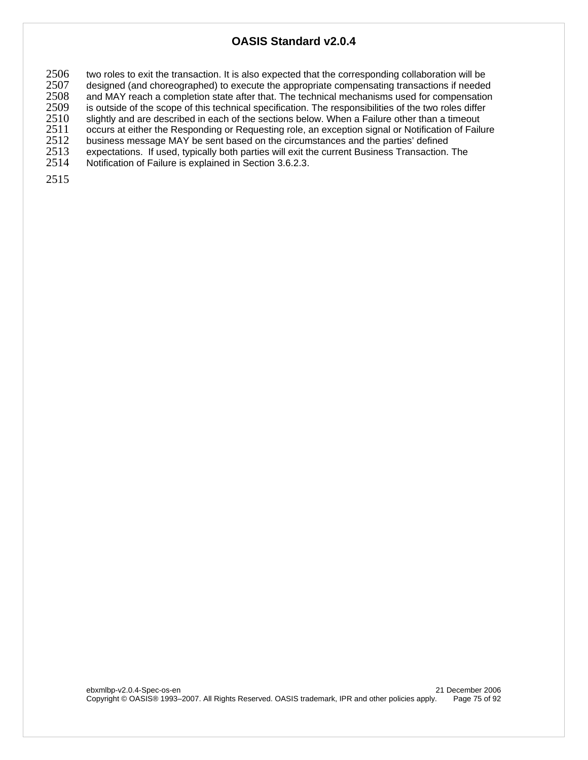two roles to exit the transaction. It is also expected that the corresponding collaboration will be designed (and choreographed) to execute the appropriate compensating transactions if needed and MAY reach a completion state after that. The technical mechanisms used for compensation is outside of the scope of this technical specification. The responsibilities of the two roles differ slightly and are described in each of the sections below. When a Failure other than a timeout occurs at either the Responding or Requesting role, an exception signal or Notification of Failure business message MAY be sent based on the circumstances and the parties' defined expectations. If used, typically both parties will exit the current Business Transaction. The Notification of Failure is explained in Section 3.6.2.3.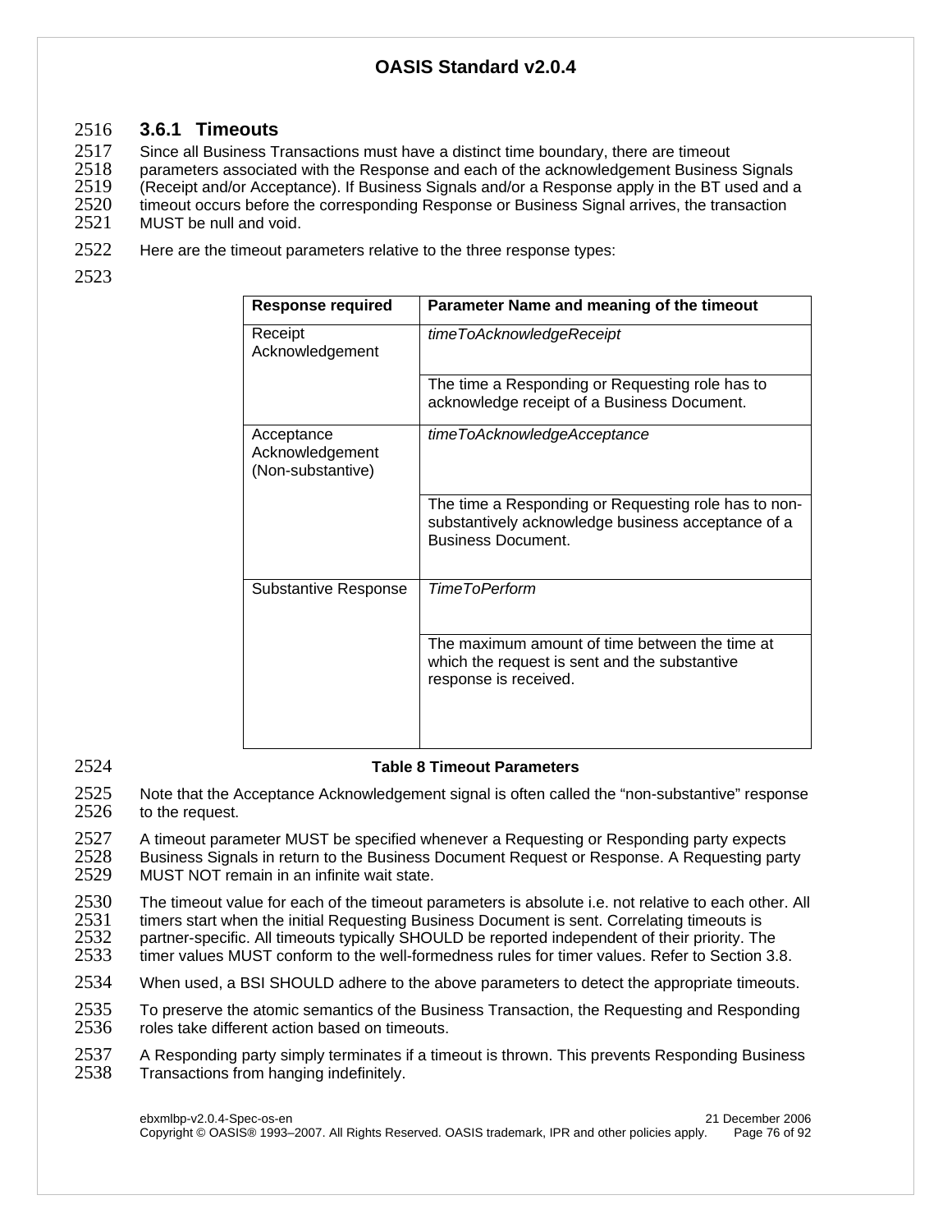### 3.6.1 Timeouts

Since all Business Transactions must have a distinct time boundary, there are timeout parameters associated with the Response and each of the acknowledgement Business Signals (Receipt and/or Acceptance). If Business Signals and/or a Response apply in the BT used and a timeout occurs before the corresponding Response or Business Signal arrives, the transaction MUST be null and void.

Here are the timeout parameters relative to the three response types:

| Response required | Parameter Name and meaning of the timeout |
| --- | --- |
| Receipt Acknowledgement | *timeToAcknowledgeReceipt* |
| | The time a Responding or Requesting role has to acknowledge receipt of a Business Document. |
| Acceptance Acknowledgement (Non-substantive) | *timeToAcknowledgeAcceptance* |
| | The time a Responding or Requesting role has to non-substantively acknowledge business acceptance of a Business Document. |
| Substantive Response | *TimeToPerform* |
| | The maximum amount of time between the time at which the request is sent and the substantive response is received. |

**Table 8 Timeout Parameters**

Note that the Acceptance Acknowledgement signal is often called the "non-substantive" response to the request.

A timeout parameter MUST be specified whenever a Requesting or Responding party expects Business Signals in return to the Business Document Request or Response. A Requesting party MUST NOT remain in an infinite wait state.

The timeout value for each of the timeout parameters is absolute i.e. not relative to each other. All timers start when the initial Requesting Business Document is sent. Correlating timeouts is partner-specific. All timeouts typically SHOULD be reported independent of their priority. The timer values MUST conform to the well-formedness rules for timer values. Refer to Section 3.8.

When used, a BSI SHOULD adhere to the above parameters to detect the appropriate timeouts.

To preserve the atomic semantics of the Business Transaction, the Requesting and Responding roles take different action based on timeouts.

A Responding party simply terminates if a timeout is thrown. This prevents Responding Business Transactions from hanging indefinitely.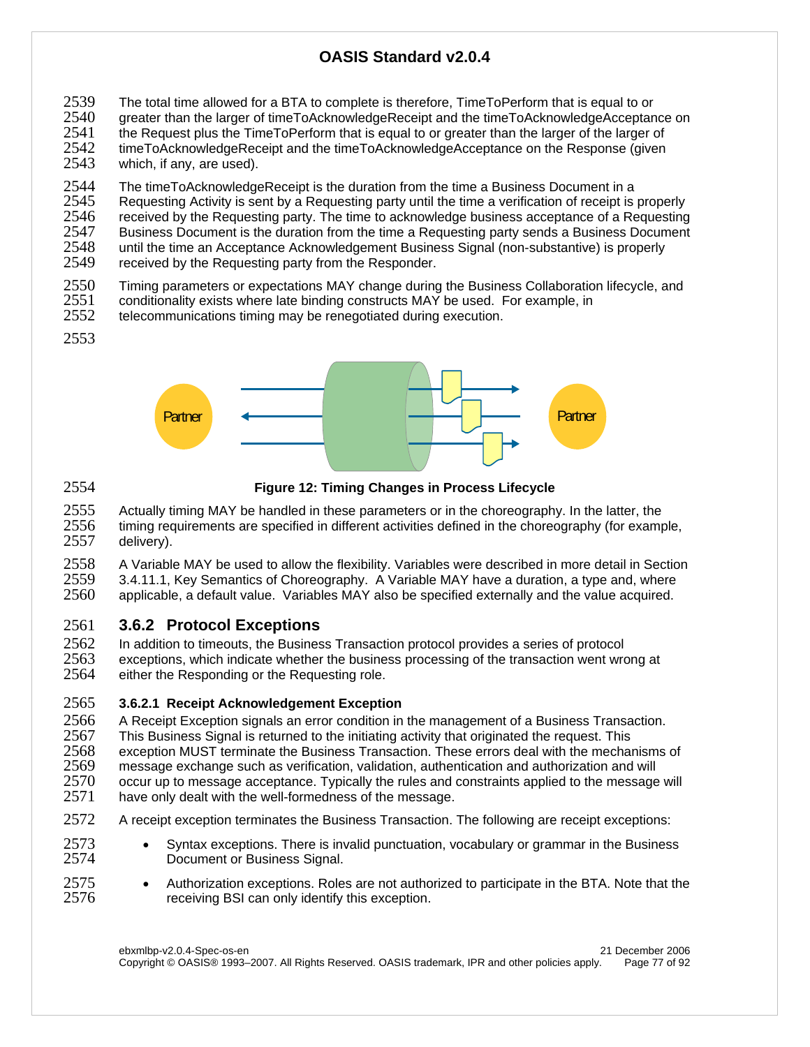The total time allowed for a BTA to complete is therefore, TimeToPerform that is equal to or greater than the larger of timeToAcknowledgeReceipt and the timeToAcknowledgeAcceptance on the Request plus the TimeToPerform that is equal to or greater than the larger of the larger of timeToAcknowledgeReceipt and the timeToAcknowledgeAcceptance on the Response (given which, if any, are used).

The timeToAcknowledgeReceipt is the duration from the time a Business Document in a Requesting Activity is sent by a Requesting party until the time a verification of receipt is properly received by the Requesting party. The time to acknowledge business acceptance of a Requesting Business Document is the duration from the time a Requesting party sends a Business Document until the time an Acceptance Acknowledgement Business Signal (non-substantive) is properly received by the Requesting party from the Responder.

Timing parameters or expectations MAY change during the Business Collaboration lifecycle, and conditionality exists where late binding constructs MAY be used. For example, in telecommunications timing may be renegotiated during execution.

**Figure 12: Timing Changes in Process Lifecycle**

Actually timing MAY be handled in these parameters or in the choreography. In the latter, the timing requirements are specified in different activities defined in the choreography (for example, delivery).

A Variable MAY be used to allow the flexibility. Variables were described in more detail in Section 3.4.11.1, Key Semantics of Choreography. A Variable MAY have a duration, a type and, where applicable, a default value. Variables MAY also be specified externally and the value acquired.

## 3.6.2 Protocol Exceptions

In addition to timeouts, the Business Transaction protocol provides a series of protocol exceptions, which indicate whether the business processing of the transaction went wrong at either the Responding or the Requesting role.

### 3.6.2.1 Receipt Acknowledgement Exception

A Receipt Exception signals an error condition in the management of a Business Transaction. This Business Signal is returned to the initiating activity that originated the request. This exception MUST terminate the Business Transaction. These errors deal with the mechanisms of message exchange such as verification, validation, authentication and authorization and will occur up to message acceptance. Typically the rules and constraints applied to the message will have only dealt with the well-formedness of the message.

A receipt exception terminates the Business Transaction. The following are receipt exceptions:

- Syntax exceptions. There is invalid punctuation, vocabulary or grammar in the Business Document or Business Signal.
- Authorization exceptions. Roles are not authorized to participate in the BTA. Note that the receiving BSI can only identify this exception.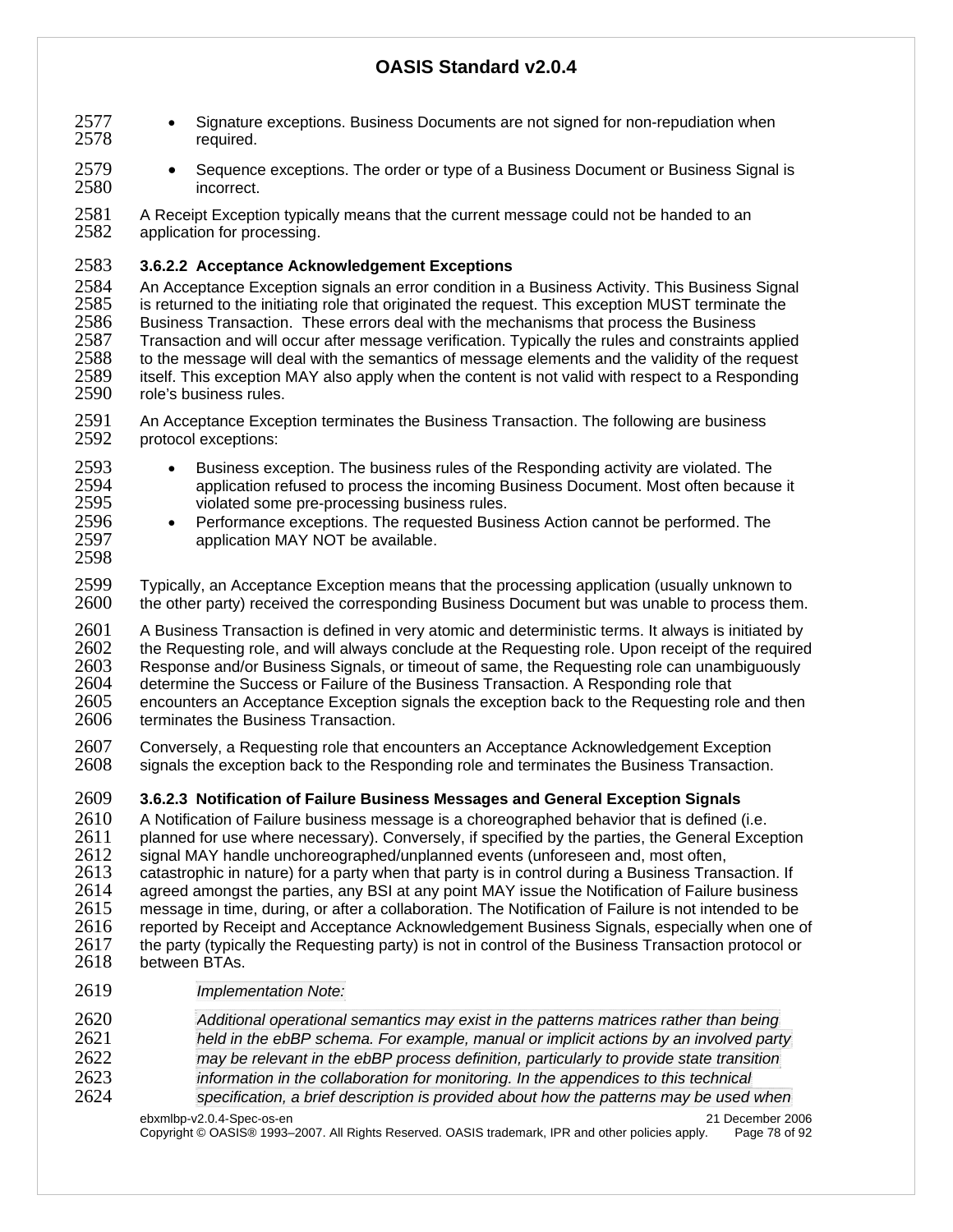- Signature exceptions. Business Documents are not signed for non-repudiation when required.
- Sequence exceptions. The order or type of a Business Document or Business Signal is incorrect.

A Receipt Exception typically means that the current message could not be handed to an application for processing.

#### 3.6.2.2 Acceptance Acknowledgement Exceptions

An Acceptance Exception signals an error condition in a Business Activity. This Business Signal is returned to the initiating role that originated the request. This exception MUST terminate the Business Transaction. These errors deal with the mechanisms that process the Business Transaction and will occur after message verification. Typically the rules and constraints applied to the message will deal with the semantics of message elements and the validity of the request itself. This exception MAY also apply when the content is not valid with respect to a Responding role's business rules.

An Acceptance Exception terminates the Business Transaction. The following are business protocol exceptions:

- Business exception. The business rules of the Responding activity are violated. The application refused to process the incoming Business Document. Most often because it violated some pre-processing business rules.
- Performance exceptions. The requested Business Action cannot be performed. The application MAY NOT be available.

Typically, an Acceptance Exception means that the processing application (usually unknown to the other party) received the corresponding Business Document but was unable to process them.

A Business Transaction is defined in very atomic and deterministic terms. It always is initiated by the Requesting role, and will always conclude at the Requesting role. Upon receipt of the required Response and/or Business Signals, or timeout of same, the Requesting role can unambiguously determine the Success or Failure of the Business Transaction. A Responding role that encounters an Acceptance Exception signals the exception back to the Requesting role and then terminates the Business Transaction.

Conversely, a Requesting role that encounters an Acceptance Acknowledgement Exception signals the exception back to the Responding role and terminates the Business Transaction.

#### 3.6.2.3 Notification of Failure Business Messages and General Exception Signals

A Notification of Failure business message is a choreographed behavior that is defined (i.e. planned for use where necessary). Conversely, if specified by the parties, the General Exception signal MAY handle unchoreographed/unplanned events (unforeseen and, most often, catastrophic in nature) for a party when that party is in control during a Business Transaction. If agreed amongst the parties, any BSI at any point MAY issue the Notification of Failure business message in time, during, or after a collaboration. The Notification of Failure is not intended to be reported by Receipt and Acceptance Acknowledgement Business Signals, especially when one of the party (typically the Requesting party) is not in control of the Business Transaction protocol or between BTAs.

> *Implementation Note:*
>
> *Additional operational semantics may exist in the patterns matrices rather than being held in the ebBP schema. For example, manual or implicit actions by an involved party may be relevant in the ebBP process definition, particularly to provide state transition information in the collaboration for monitoring. In the appendices to this technical specification, a brief description is provided about how the patterns may be used when*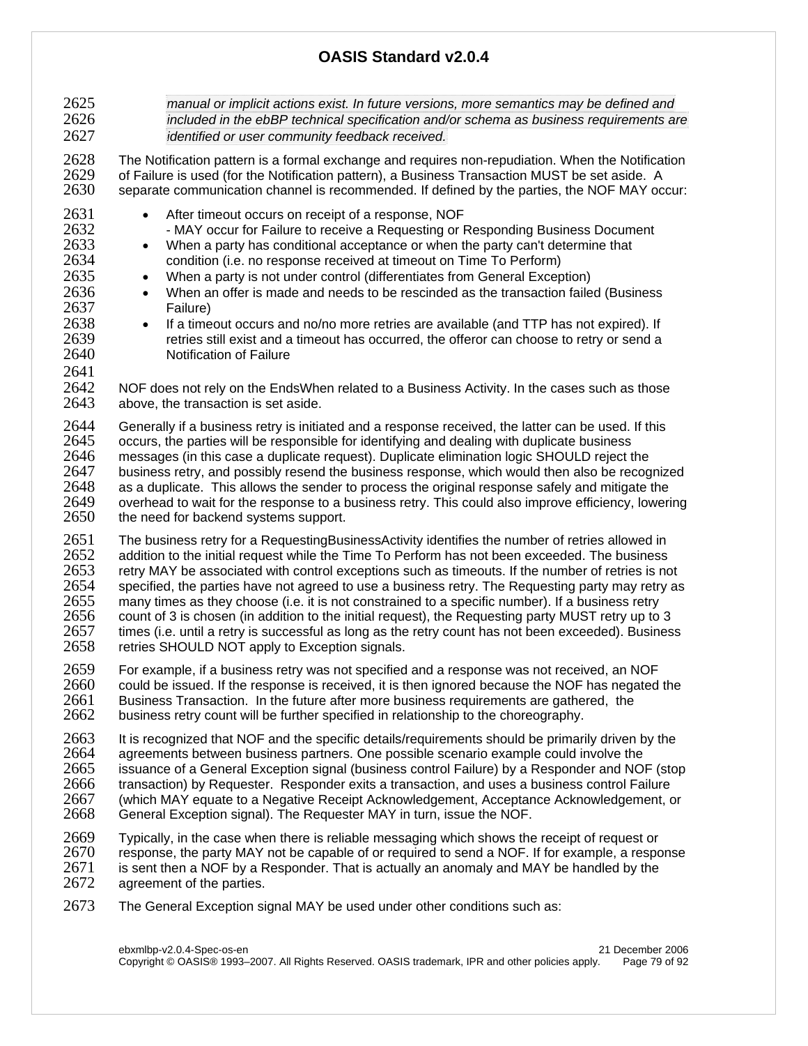*manual or implicit actions exist. In future versions, more semantics may be defined and included in the ebBP technical specification and/or schema as business requirements are identified or user community feedback received.*

The Notification pattern is a formal exchange and requires non-repudiation. When the Notification of Failure is used (for the Notification pattern), a Business Transaction MUST be set aside. A separate communication channel is recommended. If defined by the parties, the NOF MAY occur:

- After timeout occurs on receipt of a response, NOF
  - MAY occur for Failure to receive a Requesting or Responding Business Document
- When a party has conditional acceptance or when the party can't determine that condition (i.e. no response received at timeout on Time To Perform)
- When a party is not under control (differentiates from General Exception)
- When an offer is made and needs to be rescinded as the transaction failed (Business Failure)
- If a timeout occurs and no/no more retries are available (and TTP has not expired). If retries still exist and a timeout has occurred, the offeror can choose to retry or send a Notification of Failure

NOF does not rely on the EndsWhen related to a Business Activity. In the cases such as those above, the transaction is set aside.

Generally if a business retry is initiated and a response received, the latter can be used. If this occurs, the parties will be responsible for identifying and dealing with duplicate business messages (in this case a duplicate request). Duplicate elimination logic SHOULD reject the business retry, and possibly resend the business response, which would then also be recognized as a duplicate. This allows the sender to process the original response safely and mitigate the overhead to wait for the response to a business retry. This could also improve efficiency, lowering the need for backend systems support.

The business retry for a RequestingBusinessActivity identifies the number of retries allowed in addition to the initial request while the Time To Perform has not been exceeded. The business retry MAY be associated with control exceptions such as timeouts. If the number of retries is not specified, the parties have not agreed to use a business retry. The Requesting party may retry as many times as they choose (i.e. it is not constrained to a specific number). If a business retry count of 3 is chosen (in addition to the initial request), the Requesting party MUST retry up to 3 times (i.e. until a retry is successful as long as the retry count has not been exceeded). Business retries SHOULD NOT apply to Exception signals.

For example, if a business retry was not specified and a response was not received, an NOF could be issued. If the response is received, it is then ignored because the NOF has negated the Business Transaction. In the future after more business requirements are gathered, the business retry count will be further specified in relationship to the choreography.

It is recognized that NOF and the specific details/requirements should be primarily driven by the agreements between business partners. One possible scenario example could involve the issuance of a General Exception signal (business control Failure) by a Responder and NOF (stop transaction) by Requester. Responder exits a transaction, and uses a business control Failure (which MAY equate to a Negative Receipt Acknowledgement, Acceptance Acknowledgement, or General Exception signal). The Requester MAY in turn, issue the NOF.

Typically, in the case when there is reliable messaging which shows the receipt of request or response, the party MAY not be capable of or required to send a NOF. If for example, a response is sent then a NOF by a Responder. That is actually an anomaly and MAY be handled by the agreement of the parties.

The General Exception signal MAY be used under other conditions such as: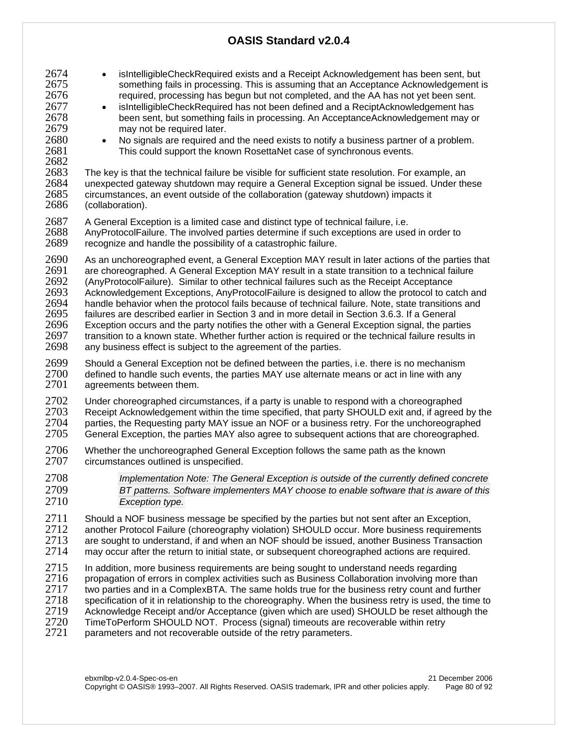- isIntelligibleCheckRequired exists and a Receipt Acknowledgement has been sent, but something fails in processing. This is assuming that an Acceptance Acknowledgement is required, processing has begun but not completed, and the AA has not yet been sent.
- isIntelligibleCheckRequired has not been defined and a ReciptAcknowledgement has been sent, but something fails in processing. An AcceptanceAcknowledgement may or may not be required later.
- No signals are required and the need exists to notify a business partner of a problem. This could support the known RosettaNet case of synchronous events.

The key is that the technical failure be visible for sufficient state resolution. For example, an unexpected gateway shutdown may require a General Exception signal be issued. Under these circumstances, an event outside of the collaboration (gateway shutdown) impacts it (collaboration).

A General Exception is a limited case and distinct type of technical failure, i.e. AnyProtocolFailure. The involved parties determine if such exceptions are used in order to recognize and handle the possibility of a catastrophic failure.

As an unchoreographed event, a General Exception MAY result in later actions of the parties that are choreographed. A General Exception MAY result in a state transition to a technical failure (AnyProtocolFailure). Similar to other technical failures such as the Receipt Acceptance Acknowledgement Exceptions, AnyProtocolFailure is designed to allow the protocol to catch and handle behavior when the protocol fails because of technical failure. Note, state transitions and failures are described earlier in Section 3 and in more detail in Section 3.6.3. If a General Exception occurs and the party notifies the other with a General Exception signal, the parties transition to a known state. Whether further action is required or the technical failure results in any business effect is subject to the agreement of the parties.

Should a General Exception not be defined between the parties, i.e. there is no mechanism defined to handle such events, the parties MAY use alternate means or act in line with any agreements between them.

Under choreographed circumstances, if a party is unable to respond with a choreographed Receipt Acknowledgement within the time specified, that party SHOULD exit and, if agreed by the parties, the Requesting party MAY issue an NOF or a business retry. For the unchoreographed General Exception, the parties MAY also agree to subsequent actions that are choreographed.

Whether the unchoreographed General Exception follows the same path as the known circumstances outlined is unspecified.

> *Implementation Note: The General Exception is outside of the currently defined concrete BT patterns. Software implementers MAY choose to enable software that is aware of this Exception type.*

Should a NOF business message be specified by the parties but not sent after an Exception, another Protocol Failure (choreography violation) SHOULD occur. More business requirements are sought to understand, if and when an NOF should be issued, another Business Transaction may occur after the return to initial state, or subsequent choreographed actions are required.

In addition, more business requirements are being sought to understand needs regarding propagation of errors in complex activities such as Business Collaboration involving more than two parties and in a ComplexBTA. The same holds true for the business retry count and further specification of it in relationship to the choreography. When the business retry is used, the time to Acknowledge Receipt and/or Acceptance (given which are used) SHOULD be reset although the TimeToPerform SHOULD NOT. Process (signal) timeouts are recoverable within retry parameters and not recoverable outside of the retry parameters.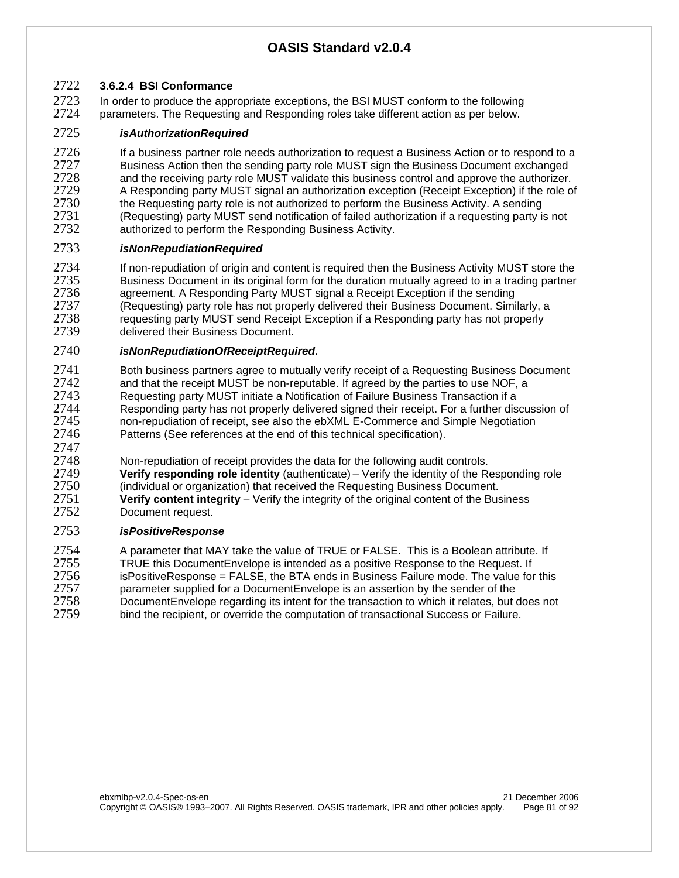#### 3.6.2.4 BSI Conformance

In order to produce the appropriate exceptions, the BSI MUST conform to the following parameters. The Requesting and Responding roles take different action as per below.

***isAuthorizationRequired***

If a business partner role needs authorization to request a Business Action or to respond to a Business Action then the sending party role MUST sign the Business Document exchanged and the receiving party role MUST validate this business control and approve the authorizer. A Responding party MUST signal an authorization exception (Receipt Exception) if the role of the Requesting party role is not authorized to perform the Business Activity. A sending (Requesting) party MUST send notification of failed authorization if a requesting party is not authorized to perform the Responding Business Activity.

***isNonRepudiationRequired***

If non-repudiation of origin and content is required then the Business Activity MUST store the Business Document in its original form for the duration mutually agreed to in a trading partner agreement. A Responding Party MUST signal a Receipt Exception if the sending (Requesting) party role has not properly delivered their Business Document. Similarly, a requesting party MUST send Receipt Exception if a Responding party has not properly delivered their Business Document.

***isNonRepudiationOfReceiptRequired*.**

Both business partners agree to mutually verify receipt of a Requesting Business Document and that the receipt MUST be non-reputable. If agreed by the parties to use NOF, a Requesting party MUST initiate a Notification of Failure Business Transaction if a Responding party has not properly delivered signed their receipt. For a further discussion of non-repudiation of receipt, see also the ebXML E-Commerce and Simple Negotiation Patterns (See references at the end of this technical specification).

Non-repudiation of receipt provides the data for the following audit controls.
**Verify responding role identity** (authenticate) – Verify the identity of the Responding role (individual or organization) that received the Requesting Business Document.
**Verify content integrity** – Verify the integrity of the original content of the Business Document request.

***isPositiveResponse***

A parameter that MAY take the value of TRUE or FALSE. This is a Boolean attribute. If TRUE this DocumentEnvelope is intended as a positive Response to the Request. If isPositiveResponse = FALSE, the BTA ends in Business Failure mode. The value for this parameter supplied for a DocumentEnvelope is an assertion by the sender of the DocumentEnvelope regarding its intent for the transaction to which it relates, but does not bind the recipient, or override the computation of transactional Success or Failure.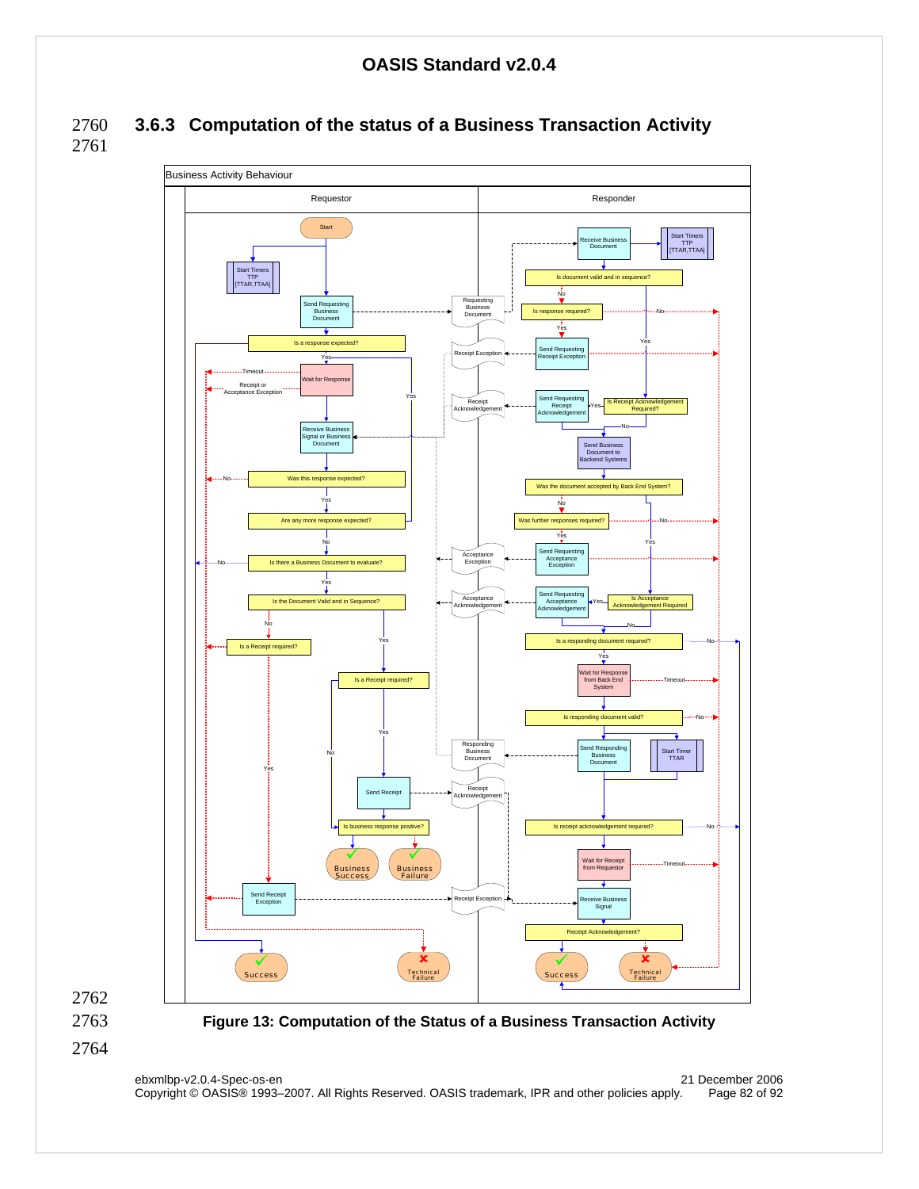### 3.6.3 Computation of the status of a Business Transaction Activity

Business Activity Behaviour

| Requestor | Responder |
|---|---|

Start; Start Timers TTP [TTAR,TTAA]; Send Requesting Business Document; Is a response expected?; Wait for Response; Receipt or Acceptance Exception; Timeout; Receive Business Signal or Business Document; Was this response expected?; Are any more response expected?; Is there a Business Document to evaluate?; Is the Document Valid and in Sequence?; Is a Receipt required?; Is a Receipt required?; Send Receipt; Is business response positive?; Business Success; Business Failure; Send Receipt Exception; Success; Technical Failure

Requesting Business Document; Receipt Exception; Receipt Acknowledgement; Acceptance Exception; Acceptance Acknowledgement; Responding Business Document; Receipt Acknowledgement; Receipt Exception

Receive Business Document; Start Timers TTP [TTAR,TTAA]; Is document valid and in sequence?; Is response required?; Send Requesting Receipt Exception; Send Requesting Receipt Acknowledgement; Is Receipt Acknowledgement Required?; Send Business Document to Backend Systems; Was the document accepted by Back End System?; Was further responses required?; Send Requesting Acceptance Exception; Send Requesting Acceptance Acknowledgement; Is Acceptance Acknowledgement Required; Is a responding document required?; Wait for Response from Back End System; Is responding document valid?; Send Responding Business Document; Start Timer TTAR; Is receipt acknowledgement required?; Wait for Receipt from Requestor; Receive Business Signal; Receipt Acknowledgement?; Success; Technical Failure

**Figure 13: Computation of the Status of a Business Transaction Activity**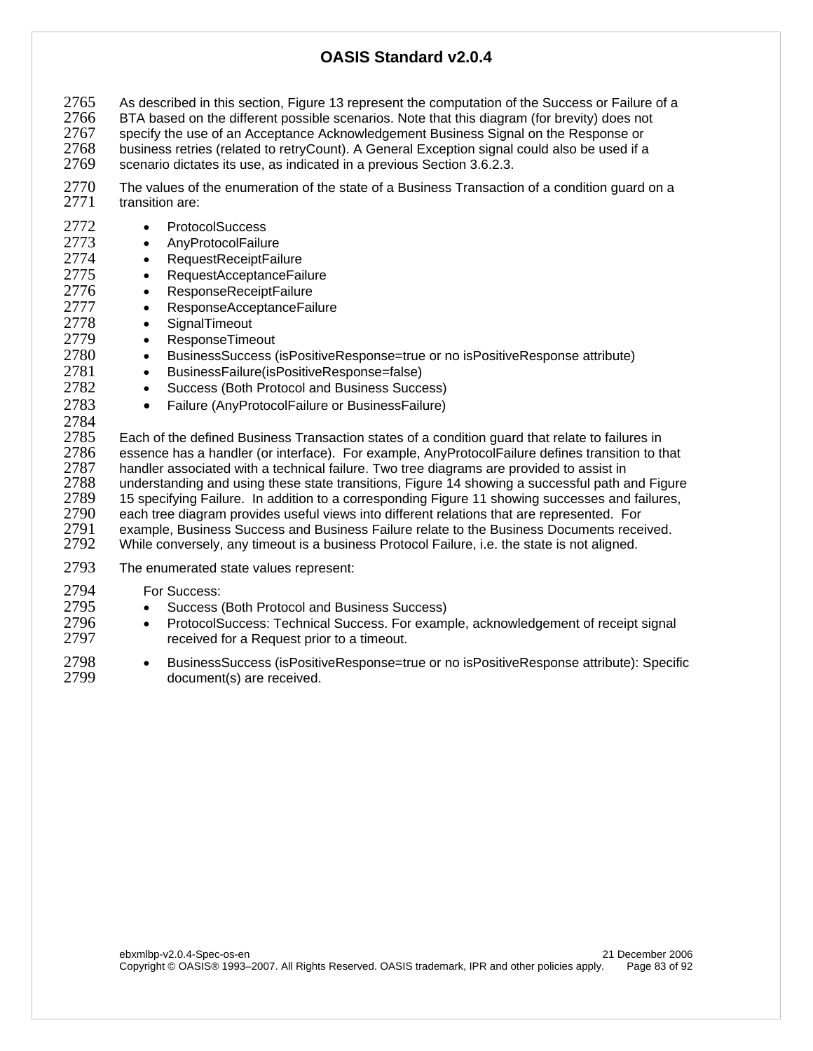As described in this section, Figure 13 represent the computation of the Success or Failure of a BTA based on the different possible scenarios. Note that this diagram (for brevity) does not specify the use of an Acceptance Acknowledgement Business Signal on the Response or business retries (related to retryCount). A General Exception signal could also be used if a scenario dictates its use, as indicated in a previous Section 3.6.2.3.

The values of the enumeration of the state of a Business Transaction of a condition guard on a transition are:

- ProtocolSuccess
- AnyProtocolFailure
- RequestReceiptFailure
- RequestAcceptanceFailure
- ResponseReceiptFailure
- ResponseAcceptanceFailure
- SignalTimeout
- ResponseTimeout
- BusinessSuccess (isPositiveResponse=true or no isPositiveResponse attribute)
- BusinessFailure(isPositiveResponse=false)
- Success (Both Protocol and Business Success)
- Failure (AnyProtocolFailure or BusinessFailure)

Each of the defined Business Transaction states of a condition guard that relate to failures in essence has a handler (or interface). For example, AnyProtocolFailure defines transition to that handler associated with a technical failure. Two tree diagrams are provided to assist in understanding and using these state transitions, Figure 14 showing a successful path and Figure 15 specifying Failure. In addition to a corresponding Figure 11 showing successes and failures, each tree diagram provides useful views into different relations that are represented. For example, Business Success and Business Failure relate to the Business Documents received. While conversely, any timeout is a business Protocol Failure, i.e. the state is not aligned.

The enumerated state values represent:

For Success:

- Success (Both Protocol and Business Success)
- ProtocolSuccess: Technical Success. For example, acknowledgement of receipt signal received for a Request prior to a timeout.
- BusinessSuccess (isPositiveResponse=true or no isPositiveResponse attribute): Specific document(s) are received.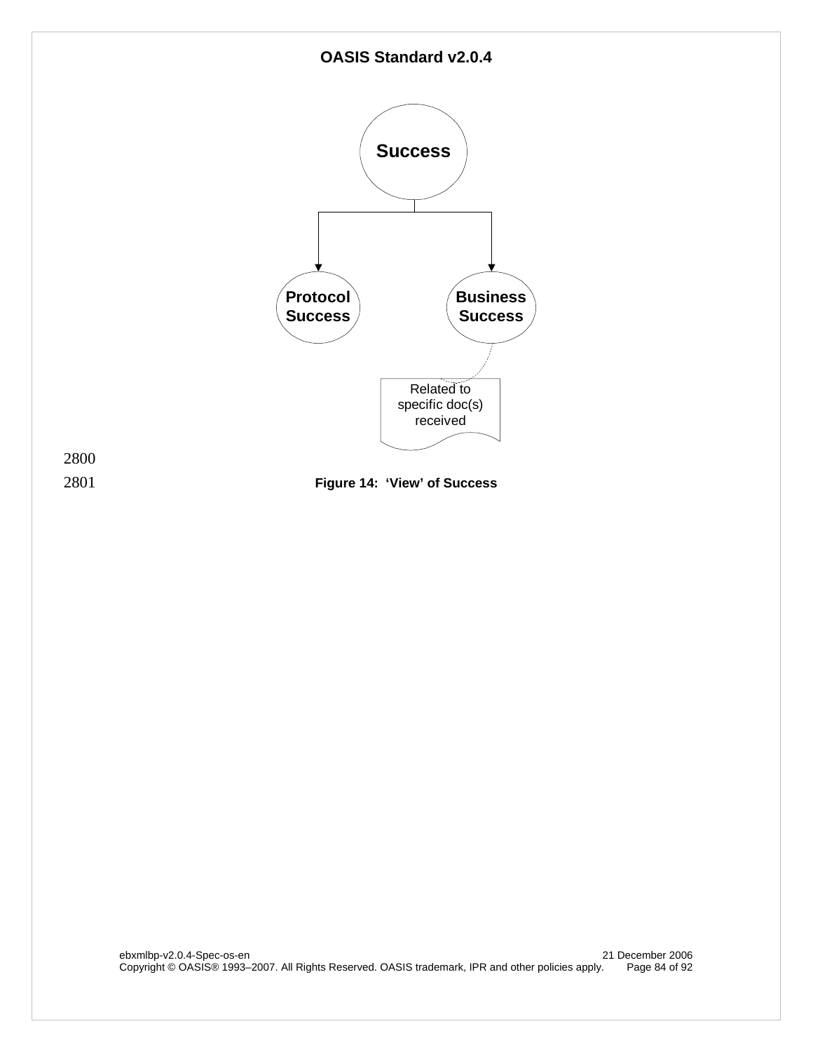Success

Protocol Success

Business Success

Related to specific doc(s) received

2800

2801 **Figure 14: 'View' of Success**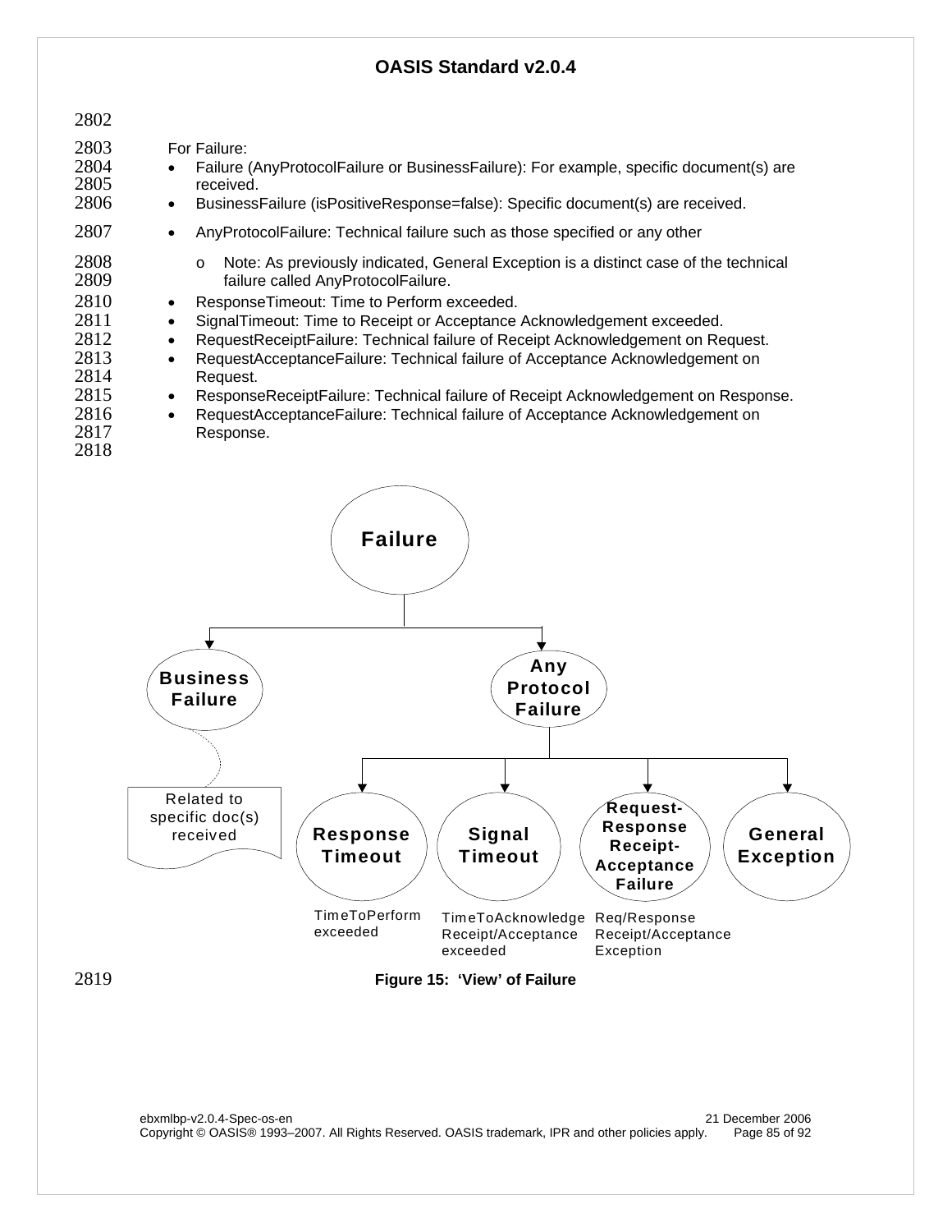For Failure:

- Failure (AnyProtocolFailure or BusinessFailure): For example, specific document(s) are received.
- BusinessFailure (isPositiveResponse=false): Specific document(s) are received.
- AnyProtocolFailure: Technical failure such as those specified or any other
  - Note: As previously indicated, General Exception is a distinct case of the technical failure called AnyProtocolFailure.
- ResponseTimeout: Time to Perform exceeded.
- SignalTimeout: Time to Receipt or Acceptance Acknowledgement exceeded.
- RequestReceiptFailure: Technical failure of Receipt Acknowledgement on Request.
- RequestAcceptanceFailure: Technical failure of Acceptance Acknowledgement on Request.
- ResponseReceiptFailure: Technical failure of Receipt Acknowledgement on Response.
- RequestAcceptanceFailure: Technical failure of Acceptance Acknowledgement on Response.

Failure

Business Failure — Related to specific doc(s) received

Any Protocol Failure

Response Timeout — TimeToPerform exceeded

Signal Timeout — TimeToAcknowledge Receipt/Acceptance exceeded

Request-Response Receipt-Acceptance Failure — Req/Response Receipt/Acceptance Exception

General Exception

**Figure 15: 'View' of Failure**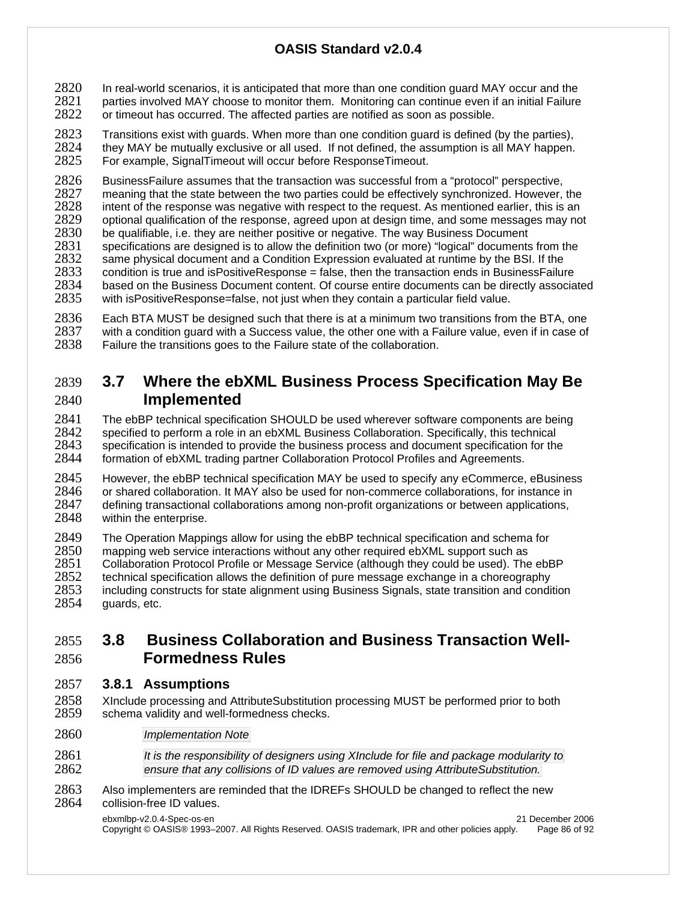In real-world scenarios, it is anticipated that more than one condition guard MAY occur and the parties involved MAY choose to monitor them. Monitoring can continue even if an initial Failure or timeout has occurred. The affected parties are notified as soon as possible.

Transitions exist with guards. When more than one condition guard is defined (by the parties), they MAY be mutually exclusive or all used. If not defined, the assumption is all MAY happen. For example, SignalTimeout will occur before ResponseTimeout.

BusinessFailure assumes that the transaction was successful from a "protocol" perspective, meaning that the state between the two parties could be effectively synchronized. However, the intent of the response was negative with respect to the request. As mentioned earlier, this is an optional qualification of the response, agreed upon at design time, and some messages may not be qualifiable, i.e. they are neither positive or negative. The way Business Document specifications are designed is to allow the definition two (or more) "logical" documents from the same physical document and a Condition Expression evaluated at runtime by the BSI. If the condition is true and isPositiveResponse = false, then the transaction ends in BusinessFailure based on the Business Document content. Of course entire documents can be directly associated with isPositiveResponse=false, not just when they contain a particular field value.

Each BTA MUST be designed such that there is at a minimum two transitions from the BTA, one with a condition guard with a Success value, the other one with a Failure value, even if in case of Failure the transitions goes to the Failure state of the collaboration.

## 3.7 Where the ebXML Business Process Specification May Be Implemented

The ebBP technical specification SHOULD be used wherever software components are being specified to perform a role in an ebXML Business Collaboration. Specifically, this technical specification is intended to provide the business process and document specification for the formation of ebXML trading partner Collaboration Protocol Profiles and Agreements.

However, the ebBP technical specification MAY be used to specify any eCommerce, eBusiness or shared collaboration. It MAY also be used for non-commerce collaborations, for instance in defining transactional collaborations among non-profit organizations or between applications, within the enterprise.

The Operation Mappings allow for using the ebBP technical specification and schema for mapping web service interactions without any other required ebXML support such as Collaboration Protocol Profile or Message Service (although they could be used). The ebBP technical specification allows the definition of pure message exchange in a choreography including constructs for state alignment using Business Signals, state transition and condition guards, etc.

## 3.8 Business Collaboration and Business Transaction Well-Formedness Rules

### 3.8.1 Assumptions

XInclude processing and AttributeSubstitution processing MUST be performed prior to both schema validity and well-formedness checks.

> *Implementation Note*
>
> *It is the responsibility of designers using XInclude for file and package modularity to ensure that any collisions of ID values are removed using AttributeSubstitution.*

Also implementers are reminded that the IDREFs SHOULD be changed to reflect the new collision-free ID values.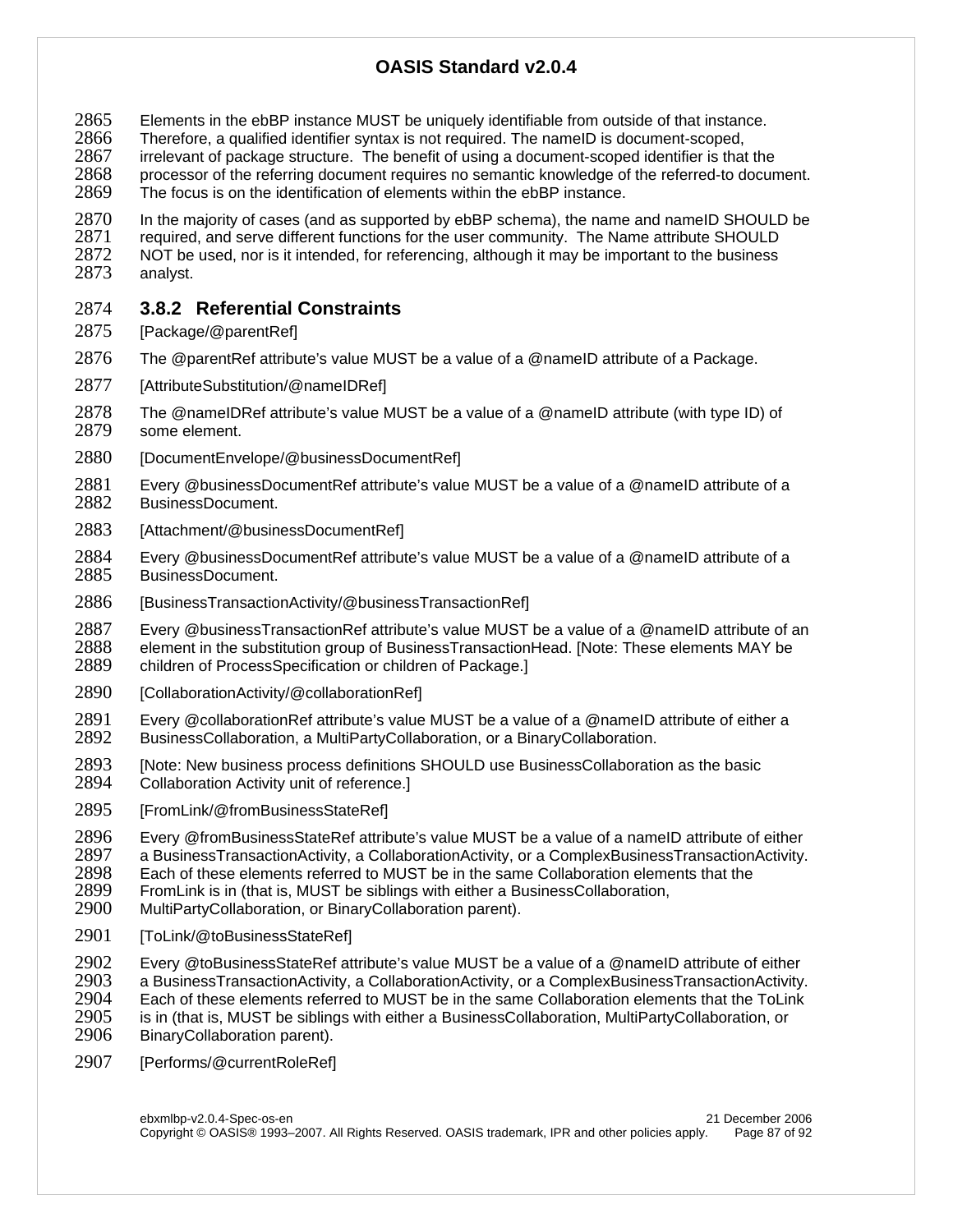Elements in the ebBP instance MUST be uniquely identifiable from outside of that instance. Therefore, a qualified identifier syntax is not required. The nameID is document-scoped, irrelevant of package structure. The benefit of using a document-scoped identifier is that the processor of the referring document requires no semantic knowledge of the referred-to document. The focus is on the identification of elements within the ebBP instance.

In the majority of cases (and as supported by ebBP schema), the name and nameID SHOULD be required, and serve different functions for the user community. The Name attribute SHOULD NOT be used, nor is it intended, for referencing, although it may be important to the business analyst.

### 3.8.2 Referential Constraints

[Package/@parentRef]

The @parentRef attribute's value MUST be a value of a @nameID attribute of a Package.

[AttributeSubstitution/@nameIDRef]

The @nameIDRef attribute's value MUST be a value of a @nameID attribute (with type ID) of some element.

[DocumentEnvelope/@businessDocumentRef]

Every @businessDocumentRef attribute's value MUST be a value of a @nameID attribute of a BusinessDocument.

[Attachment/@businessDocumentRef]

Every @businessDocumentRef attribute's value MUST be a value of a @nameID attribute of a BusinessDocument.

[BusinessTransactionActivity/@businessTransactionRef]

Every @businessTransactionRef attribute's value MUST be a value of a @nameID attribute of an element in the substitution group of BusinessTransactionHead. [Note: These elements MAY be children of ProcessSpecification or children of Package.]

[CollaborationActivity/@collaborationRef]

Every @collaborationRef attribute's value MUST be a value of a @nameID attribute of either a BusinessCollaboration, a MultiPartyCollaboration, or a BinaryCollaboration.

[Note: New business process definitions SHOULD use BusinessCollaboration as the basic Collaboration Activity unit of reference.]

[FromLink/@fromBusinessStateRef]

Every @fromBusinessStateRef attribute's value MUST be a value of a nameID attribute of either a BusinessTransactionActivity, a CollaborationActivity, or a ComplexBusinessTransactionActivity. Each of these elements referred to MUST be in the same Collaboration elements that the FromLink is in (that is, MUST be siblings with either a BusinessCollaboration, MultiPartyCollaboration, or BinaryCollaboration parent).

[ToLink/@toBusinessStateRef]

Every @toBusinessStateRef attribute's value MUST be a value of a @nameID attribute of either a BusinessTransactionActivity, a CollaborationActivity, or a ComplexBusinessTransactionActivity. Each of these elements referred to MUST be in the same Collaboration elements that the ToLink is in (that is, MUST be siblings with either a BusinessCollaboration, MultiPartyCollaboration, or BinaryCollaboration parent).

[Performs/@currentRoleRef]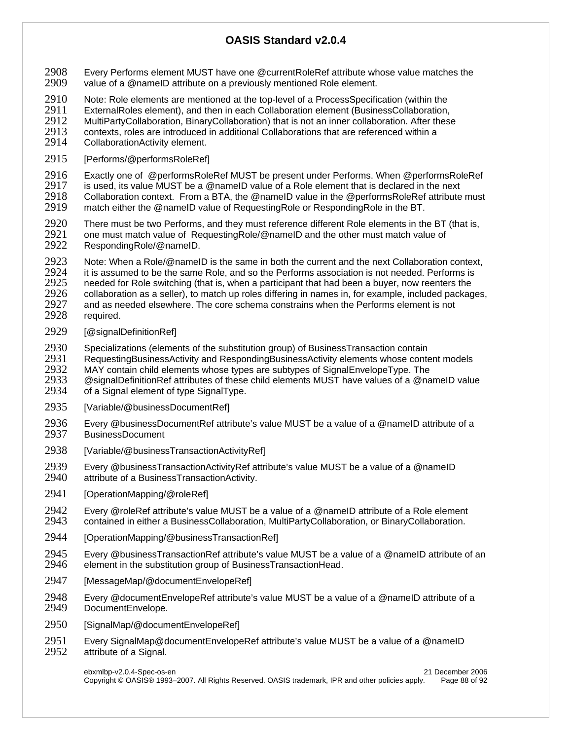Every Performs element MUST have one @currentRoleRef attribute whose value matches the value of a @nameID attribute on a previously mentioned Role element.

Note: Role elements are mentioned at the top-level of a ProcessSpecification (within the ExternalRoles element), and then in each Collaboration element (BusinessCollaboration, MultiPartyCollaboration, BinaryCollaboration) that is not an inner collaboration. After these contexts, roles are introduced in additional Collaborations that are referenced within a CollaborationActivity element.

[Performs/@performsRoleRef]

Exactly one of @performsRoleRef MUST be present under Performs. When @performsRoleRef is used, its value MUST be a @nameID value of a Role element that is declared in the next Collaboration context. From a BTA, the @nameID value in the @performsRoleRef attribute must match either the @nameID value of RequestingRole or RespondingRole in the BT.

There must be two Performs, and they must reference different Role elements in the BT (that is, one must match value of RequestingRole/@nameID and the other must match value of RespondingRole/@nameID.

Note: When a Role/@nameID is the same in both the current and the next Collaboration context, it is assumed to be the same Role, and so the Performs association is not needed. Performs is needed for Role switching (that is, when a participant that had been a buyer, now reenters the collaboration as a seller), to match up roles differing in names in, for example, included packages, and as needed elsewhere. The core schema constrains when the Performs element is not required.

[@signalDefinitionRef]

Specializations (elements of the substitution group) of BusinessTransaction contain RequestingBusinessActivity and RespondingBusinessActivity elements whose content models MAY contain child elements whose types are subtypes of SignalEnvelopeType. The @signalDefinitionRef attributes of these child elements MUST have values of a @nameID value of a Signal element of type SignalType.

[Variable/@businessDocumentRef]

Every @businessDocumentRef attribute's value MUST be a value of a @nameID attribute of a BusinessDocument

[Variable/@businessTransactionActivityRef]

Every @businessTransactionActivityRef attribute's value MUST be a value of a @nameID attribute of a BusinessTransactionActivity.

[OperationMapping/@roleRef]

Every @roleRef attribute's value MUST be a value of a @nameID attribute of a Role element contained in either a BusinessCollaboration, MultiPartyCollaboration, or BinaryCollaboration.

[OperationMapping/@businessTransactionRef]

Every @businessTransactionRef attribute's value MUST be a value of a @nameID attribute of an element in the substitution group of BusinessTransactionHead.

[MessageMap/@documentEnvelopeRef]

Every @documentEnvelopeRef attribute's value MUST be a value of a @nameID attribute of a DocumentEnvelope.

[SignalMap/@documentEnvelopeRef]

Every SignalMap@documentEnvelopeRef attribute's value MUST be a value of a @nameID attribute of a Signal.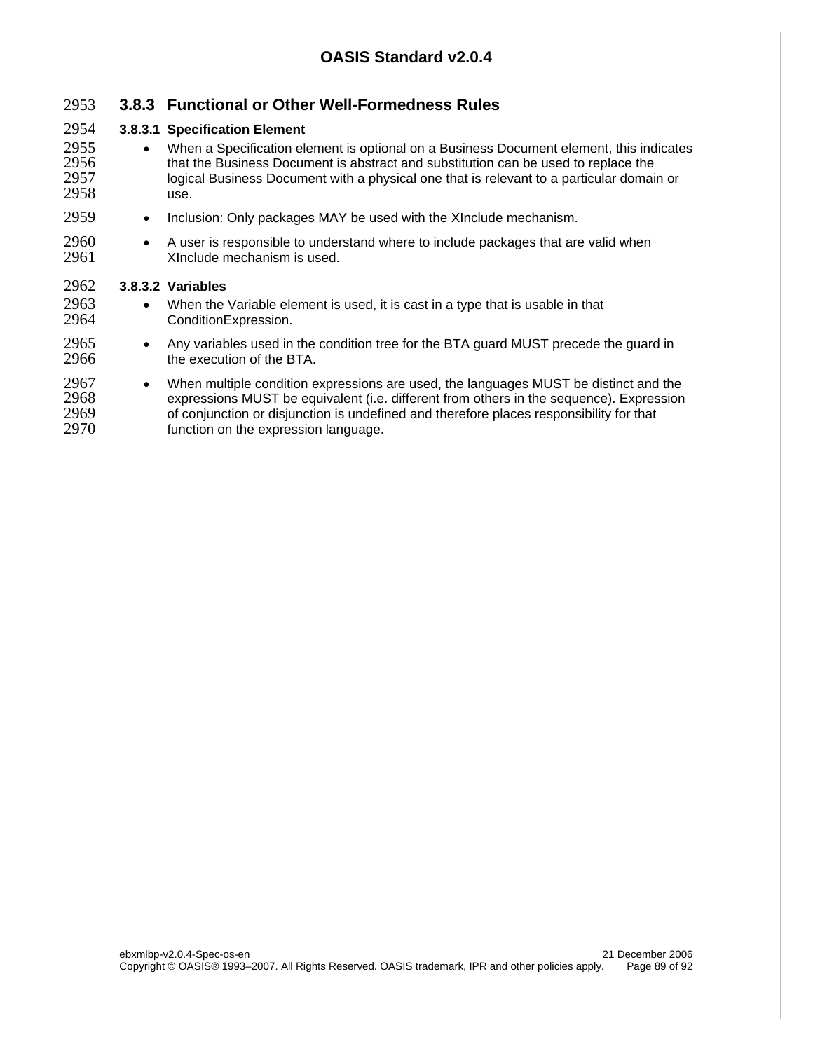### 3.8.3 Functional or Other Well-Formedness Rules

#### 3.8.3.1 Specification Element

- When a Specification element is optional on a Business Document element, this indicates that the Business Document is abstract and substitution can be used to replace the logical Business Document with a physical one that is relevant to a particular domain or use.
- Inclusion: Only packages MAY be used with the XInclude mechanism.
- A user is responsible to understand where to include packages that are valid when XInclude mechanism is used.

#### 3.8.3.2 Variables

- When the Variable element is used, it is cast in a type that is usable in that ConditionExpression.
- Any variables used in the condition tree for the BTA guard MUST precede the guard in the execution of the BTA.
- When multiple condition expressions are used, the languages MUST be distinct and the expressions MUST be equivalent (i.e. different from others in the sequence). Expression of conjunction or disjunction is undefined and therefore places responsibility for that function on the expression language.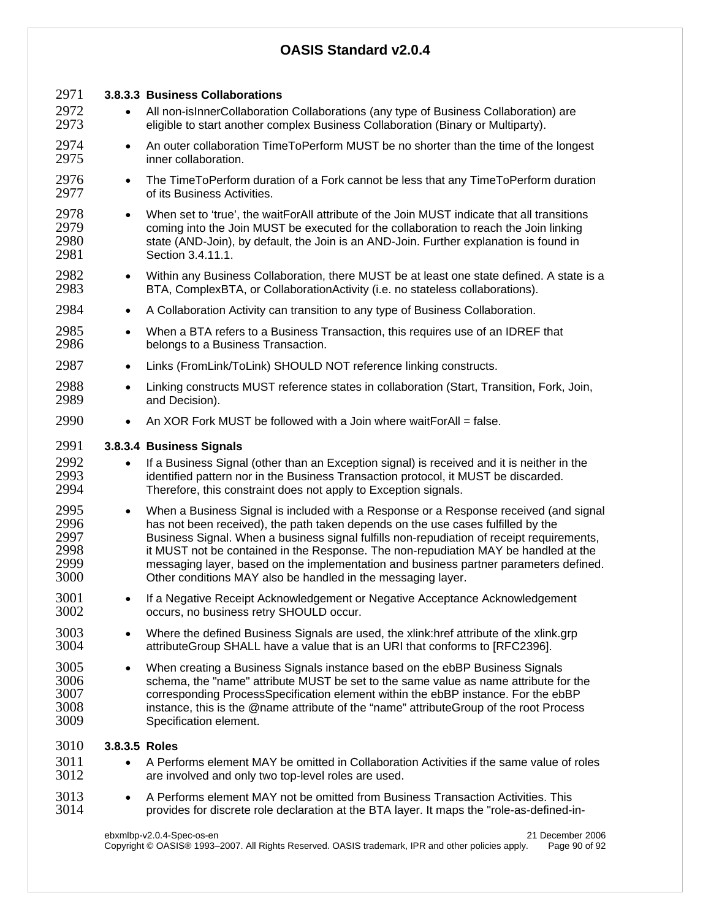#### 3.8.3.3 Business Collaborations

- All non-isInnerCollaboration Collaborations (any type of Business Collaboration) are eligible to start another complex Business Collaboration (Binary or Multiparty).
- An outer collaboration TimeToPerform MUST be no shorter than the time of the longest inner collaboration.
- The TimeToPerform duration of a Fork cannot be less that any TimeToPerform duration of its Business Activities.
- When set to 'true', the waitForAll attribute of the Join MUST indicate that all transitions coming into the Join MUST be executed for the collaboration to reach the Join linking state (AND-Join), by default, the Join is an AND-Join. Further explanation is found in Section 3.4.11.1.
- Within any Business Collaboration, there MUST be at least one state defined. A state is a BTA, ComplexBTA, or CollaborationActivity (i.e. no stateless collaborations).
- A Collaboration Activity can transition to any type of Business Collaboration.
- When a BTA refers to a Business Transaction, this requires use of an IDREF that belongs to a Business Transaction.
- Links (FromLink/ToLink) SHOULD NOT reference linking constructs.
- Linking constructs MUST reference states in collaboration (Start, Transition, Fork, Join, and Decision).
- An XOR Fork MUST be followed with a Join where waitForAll = false.

#### 3.8.3.4 Business Signals

- If a Business Signal (other than an Exception signal) is received and it is neither in the identified pattern nor in the Business Transaction protocol, it MUST be discarded. Therefore, this constraint does not apply to Exception signals.
- When a Business Signal is included with a Response or a Response received (and signal has not been received), the path taken depends on the use cases fulfilled by the Business Signal. When a business signal fulfills non-repudiation of receipt requirements, it MUST not be contained in the Response. The non-repudiation MAY be handled at the messaging layer, based on the implementation and business partner parameters defined. Other conditions MAY also be handled in the messaging layer.
- If a Negative Receipt Acknowledgement or Negative Acceptance Acknowledgement occurs, no business retry SHOULD occur.
- Where the defined Business Signals are used, the xlink:href attribute of the xlink.grp attributeGroup SHALL have a value that is an URI that conforms to [RFC2396].
- When creating a Business Signals instance based on the ebBP Business Signals schema, the "name" attribute MUST be set to the same value as name attribute for the corresponding ProcessSpecification element within the ebBP instance. For the ebBP instance, this is the @name attribute of the "name" attributeGroup of the root Process Specification element.

#### 3.8.3.5 Roles

- A Performs element MAY be omitted in Collaboration Activities if the same value of roles are involved and only two top-level roles are used.
- A Performs element MAY not be omitted from Business Transaction Activities. This provides for discrete role declaration at the BTA layer. It maps the "role-as-defined-in-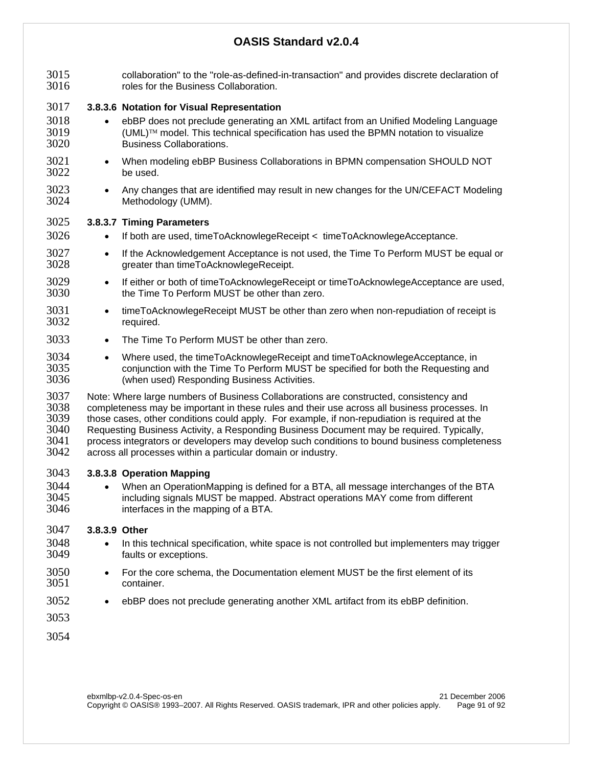collaboration" to the "role-as-defined-in-transaction" and provides discrete declaration of roles for the Business Collaboration.

#### 3.8.3.6 Notation for Visual Representation

- ebBP does not preclude generating an XML artifact from an Unified Modeling Language (UML)™ model. This technical specification has used the BPMN notation to visualize Business Collaborations.
- When modeling ebBP Business Collaborations in BPMN compensation SHOULD NOT be used.
- Any changes that are identified may result in new changes for the UN/CEFACT Modeling Methodology (UMM).

#### 3.8.3.7 Timing Parameters

- If both are used, timeToAcknowlegeReceipt < timeToAcknowlegeAcceptance.
- If the Acknowledgement Acceptance is not used, the Time To Perform MUST be equal or greater than timeToAcknowlegeReceipt.
- If either or both of timeToAcknowlegeReceipt or timeToAcknowlegeAcceptance are used, the Time To Perform MUST be other than zero.
- timeToAcknowlegeReceipt MUST be other than zero when non-repudiation of receipt is required.
- The Time To Perform MUST be other than zero.
- Where used, the timeToAcknowlegeReceipt and timeToAcknowlegeAcceptance, in conjunction with the Time To Perform MUST be specified for both the Requesting and (when used) Responding Business Activities.

Note: Where large numbers of Business Collaborations are constructed, consistency and completeness may be important in these rules and their use across all business processes. In those cases, other conditions could apply. For example, if non-repudiation is required at the Requesting Business Activity, a Responding Business Document may be required. Typically, process integrators or developers may develop such conditions to bound business completeness across all processes within a particular domain or industry.

#### 3.8.3.8 Operation Mapping

- When an OperationMapping is defined for a BTA, all message interchanges of the BTA including signals MUST be mapped. Abstract operations MAY come from different interfaces in the mapping of a BTA.

#### 3.8.3.9 Other

- In this technical specification, white space is not controlled but implementers may trigger faults or exceptions.
- For the core schema, the Documentation element MUST be the first element of its container.
- ebBP does not preclude generating another XML artifact from its ebBP definition.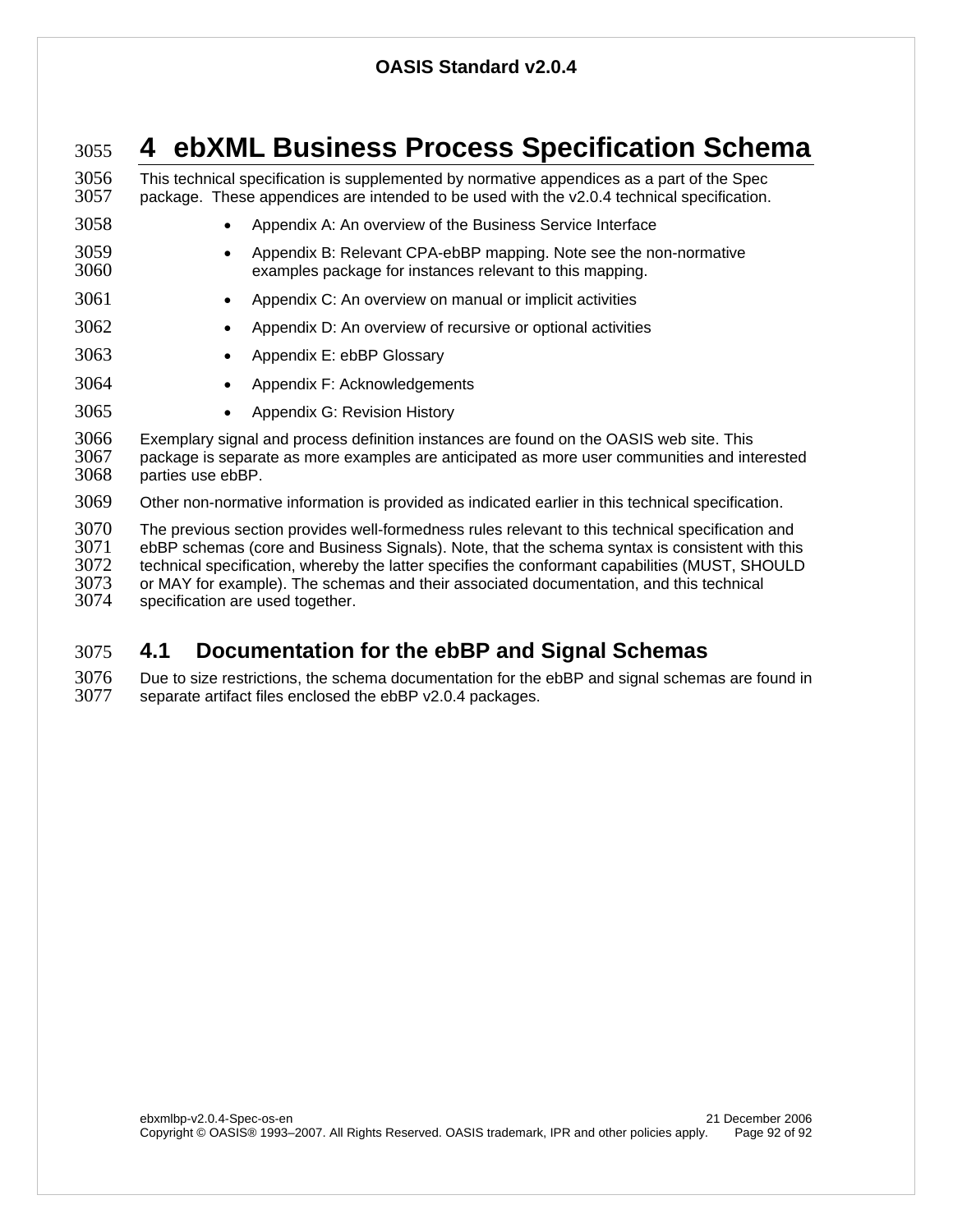# 4 ebXML Business Process Specification Schema

This technical specification is supplemented by normative appendices as a part of the Spec package. These appendices are intended to be used with the v2.0.4 technical specification.

- Appendix A: An overview of the Business Service Interface
- Appendix B: Relevant CPA-ebBP mapping. Note see the non-normative examples package for instances relevant to this mapping.
- Appendix C: An overview on manual or implicit activities
- Appendix D: An overview of recursive or optional activities
- Appendix E: ebBP Glossary
- Appendix F: Acknowledgements
- Appendix G: Revision History

Exemplary signal and process definition instances are found on the OASIS web site. This package is separate as more examples are anticipated as more user communities and interested parties use ebBP.

Other non-normative information is provided as indicated earlier in this technical specification.

The previous section provides well-formedness rules relevant to this technical specification and ebBP schemas (core and Business Signals). Note, that the schema syntax is consistent with this technical specification, whereby the latter specifies the conformant capabilities (MUST, SHOULD or MAY for example). The schemas and their associated documentation, and this technical specification are used together.

## 4.1 Documentation for the ebBP and Signal Schemas

Due to size restrictions, the schema documentation for the ebBP and signal schemas are found in separate artifact files enclosed the ebBP v2.0.4 packages.